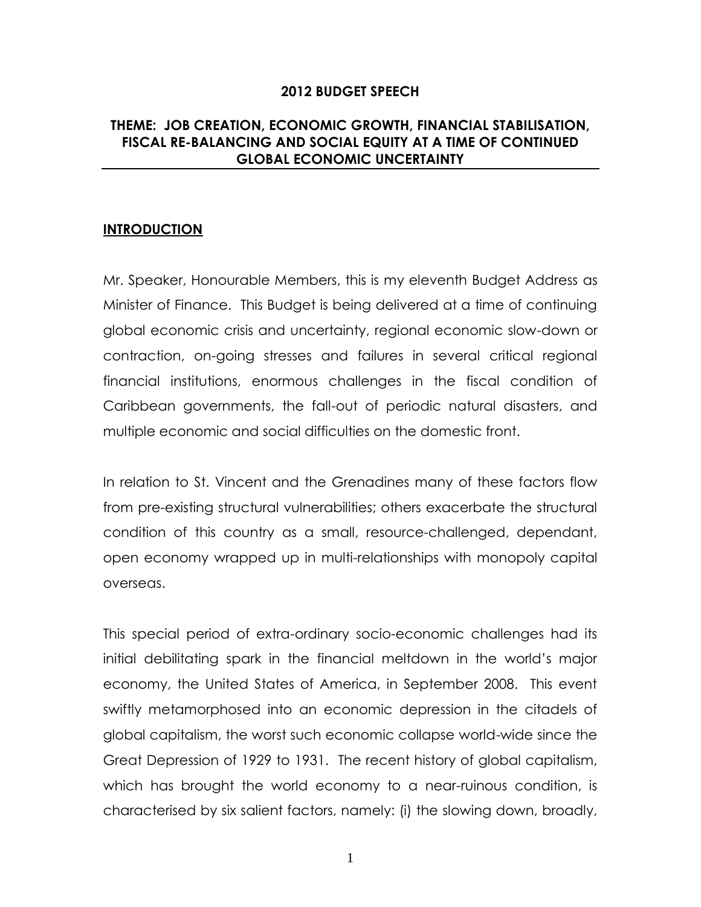# 2012 BUDGET SPEECH

## THEME: JOB CREATION, ECONOMIC GROWTH, FINANCIAL STABILISATION, FISCAL RE-BALANCING AND SOCIAL EQUITY AT A TIME OF CONTINUED GLOBAL ECONOMIC UNCERTAINTY

## INTRODUCTION

Mr. Speaker, Honourable Members, this is my eleventh Budget Address as Minister of Finance. This Budget is being delivered at a time of continuing global economic crisis and uncertainty, regional economic slow-down or contraction, on-going stresses and failures in several critical regional financial institutions, enormous challenges in the fiscal condition of Caribbean governments, the fall-out of periodic natural disasters, and multiple economic and social difficulties on the domestic front.

In relation to St. Vincent and the Grenadines many of these factors flow from pre-existing structural vulnerabilities; others exacerbate the structural condition of this country as a small, resource-challenged, dependant, open economy wrapped up in multi-relationships with monopoly capital overseas.

This special period of extra-ordinary socio-economic challenges had its initial debilitating spark in the financial meltdown in the world's major economy, the United States of America, in September 2008. This event swiftly metamorphosed into an economic depression in the citadels of global capitalism, the worst such economic collapse world-wide since the Great Depression of 1929 to 1931. The recent history of global capitalism, which has brought the world economy to a near-ruinous condition, is characterised by six salient factors, namely: (i) the slowing down, broadly,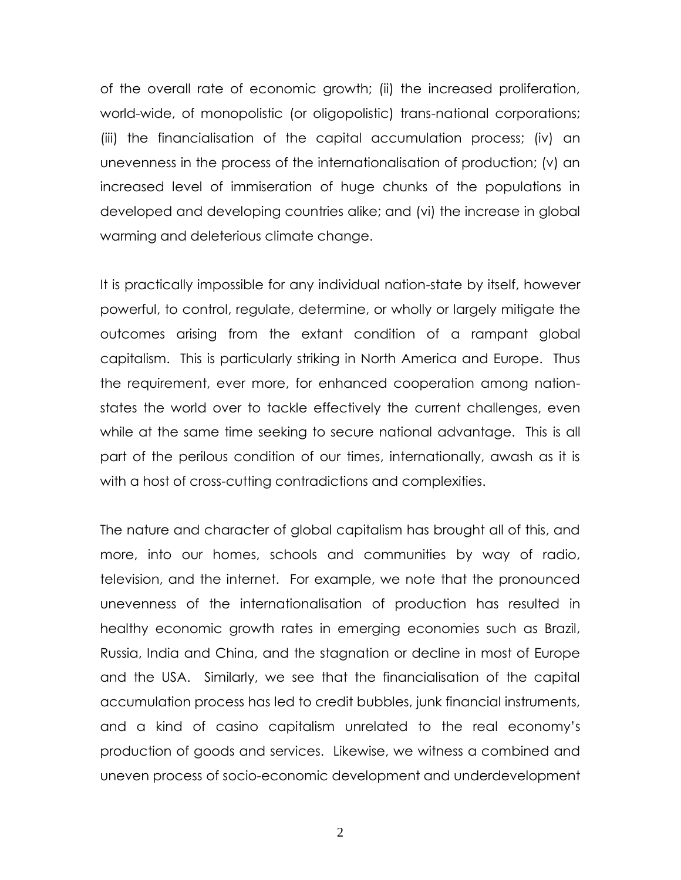of the overall rate of economic growth; (ii) the increased proliferation, world-wide, of monopolistic (or oligopolistic) trans-national corporations; (iii) the financialisation of the capital accumulation process; (iv) an unevenness in the process of the internationalisation of production; (v) an increased level of immiseration of huge chunks of the populations in developed and developing countries alike; and (vi) the increase in global warming and deleterious climate change.

It is practically impossible for any individual nation-state by itself, however powerful, to control, regulate, determine, or wholly or largely mitigate the outcomes arising from the extant condition of a rampant global capitalism. This is particularly striking in North America and Europe. Thus the requirement, ever more, for enhanced cooperation among nation-states the world over to tackle effectively the current challenges, even while at the same time seeking to secure national advantage. This is all part of the perilous condition of our times, internationally, awash as it is with a host of cross-cutting contradictions and complexities.

The nature and character of global capitalism has brought all of this, and more, into our homes, schools and communities by way of radio, television, and the internet. For example, we note that the pronounced unevenness of the internationalisation of production has resulted in healthy economic growth rates in emerging economies such as Brazil, Russia, India and China, and the stagnation or decline in most of Europe and the USA. Similarly, we see that the financialisation of the capital accumulation process has led to credit bubbles, junk financial instruments, and a kind of casino capitalism unrelated to the real economy's production of goods and services. Likewise, we witness a combined and uneven process of socio-economic development and underdevelopment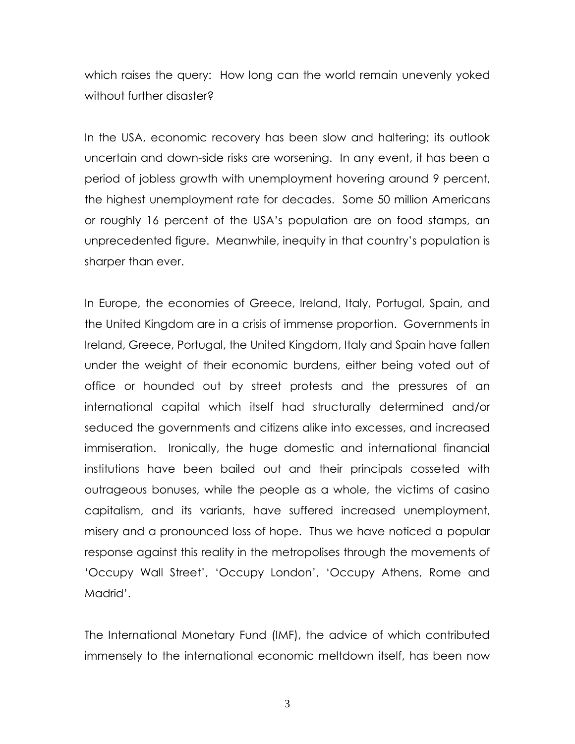which raises the query: How long can the world remain unevenly yoked without further disaster?

In the USA, economic recovery has been slow and haltering; its outlook uncertain and down-side risks are worsening. In any event, it has been a period of jobless growth with unemployment hovering around 9 percent, the highest unemployment rate for decades. Some 50 million Americans or roughly 16 percent of the USA's population are on food stamps, an unprecedented figure. Meanwhile, inequity in that country's population is sharper than ever.

In Europe, the economies of Greece, Ireland, Italy, Portugal, Spain, and the United Kingdom are in a crisis of immense proportion. Governments in Ireland, Greece, Portugal, the United Kingdom, Italy and Spain have fallen under the weight of their economic burdens, either being voted out of office or hounded out by street protests and the pressures of an international capital which itself had structurally determined and/or seduced the governments and citizens alike into excesses, and increased immiseration. Ironically, the huge domestic and international financial institutions have been bailed out and their principals cosseted with outrageous bonuses, while the people as a whole, the victims of casino capitalism, and its variants, have suffered increased unemployment, misery and a pronounced loss of hope. Thus we have noticed a popular response against this reality in the metropolises through the movements of 'Occupy Wall Street', 'Occupy London', 'Occupy Athens, Rome and Madrid'.

The International Monetary Fund (IMF), the advice of which contributed immensely to the international economic meltdown itself, has been now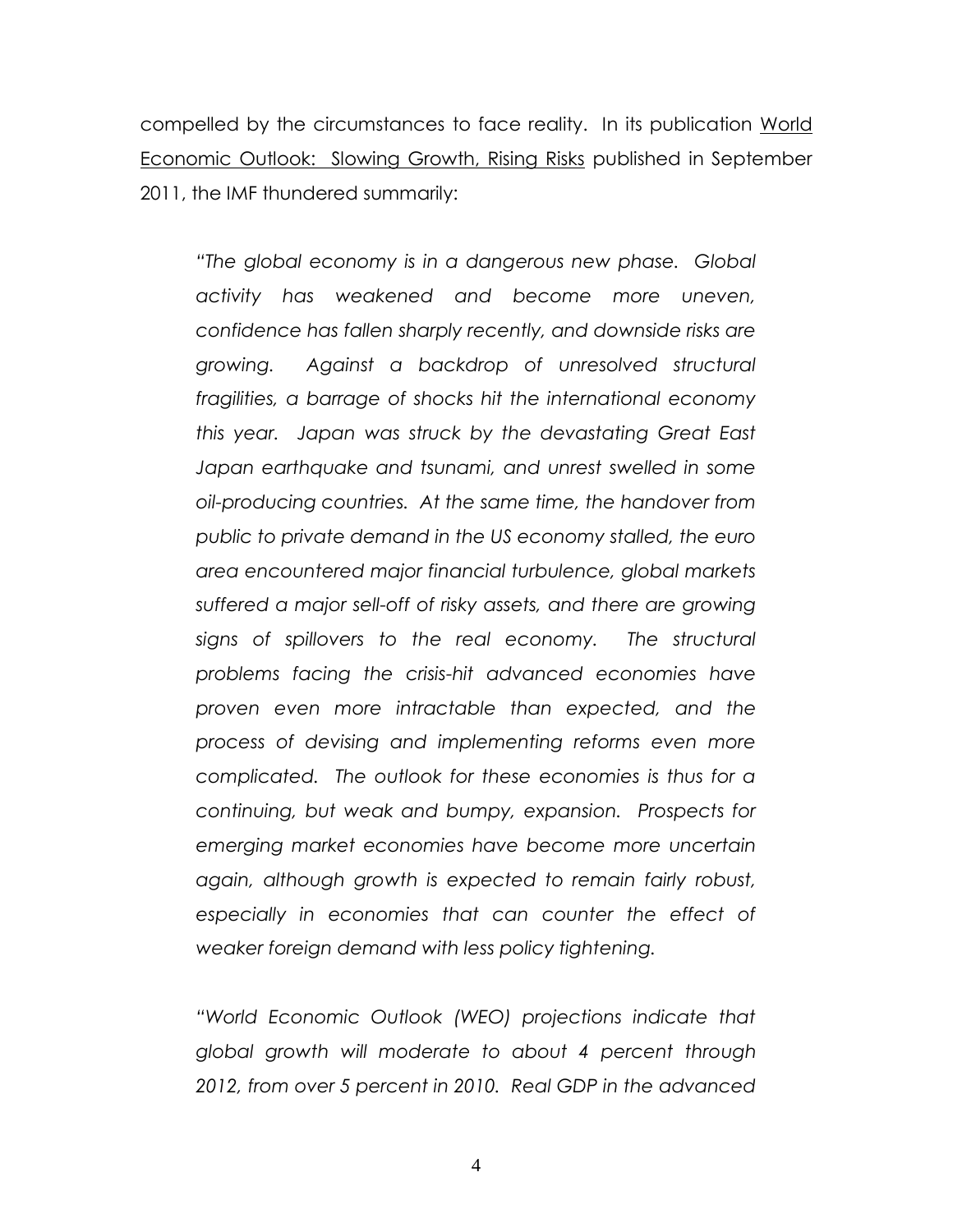compelled by the circumstances to face reality. In its publication <u>World Economic Outlook: Slowing Growth, Rising Risks</u> published in September 2011, the IMF thundered summarily:

> *"The global economy is in a dangerous new phase. Global activity has weakened and become more uneven, confidence has fallen sharply recently, and downside risks are growing. Against a backdrop of unresolved structural fragilities, a barrage of shocks hit the international economy this year. Japan was struck by the devastating Great East Japan earthquake and tsunami, and unrest swelled in some oil-producing countries. At the same time, the handover from public to private demand in the US economy stalled, the euro area encountered major financial turbulence, global markets suffered a major sell-off of risky assets, and there are growing signs of spillovers to the real economy. The structural problems facing the crisis-hit advanced economies have proven even more intractable than expected, and the process of devising and implementing reforms even more complicated. The outlook for these economies is thus for a continuing, but weak and bumpy, expansion. Prospects for emerging market economies have become more uncertain again, although growth is expected to remain fairly robust, especially in economies that can counter the effect of weaker foreign demand with less policy tightening.*
>
> *"World Economic Outlook (WEO) projections indicate that global growth will moderate to about 4 percent through 2012, from over 5 percent in 2010. Real GDP in the advanced*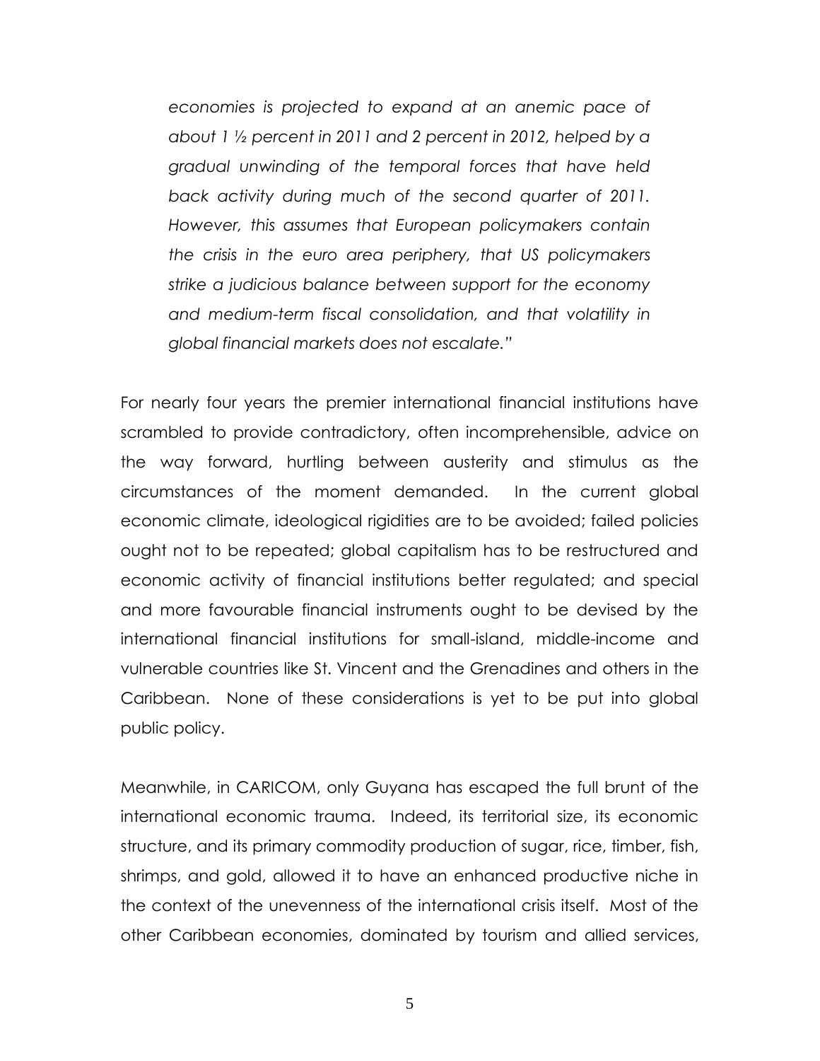*economies is projected to expand at an anemic pace of about 1 ½ percent in 2011 and 2 percent in 2012, helped by a gradual unwinding of the temporal forces that have held back activity during much of the second quarter of 2011. However, this assumes that European policymakers contain the crisis in the euro area periphery, that US policymakers strike a judicious balance between support for the economy and medium-term fiscal consolidation, and that volatility in global financial markets does not escalate."*

For nearly four years the premier international financial institutions have scrambled to provide contradictory, often incomprehensible, advice on the way forward, hurtling between austerity and stimulus as the circumstances of the moment demanded. In the current global economic climate, ideological rigidities are to be avoided; failed policies ought not to be repeated; global capitalism has to be restructured and economic activity of financial institutions better regulated; and special and more favourable financial instruments ought to be devised by the international financial institutions for small-island, middle-income and vulnerable countries like St. Vincent and the Grenadines and others in the Caribbean. None of these considerations is yet to be put into global public policy.

Meanwhile, in CARICOM, only Guyana has escaped the full brunt of the international economic trauma. Indeed, its territorial size, its economic structure, and its primary commodity production of sugar, rice, timber, fish, shrimps, and gold, allowed it to have an enhanced productive niche in the context of the unevenness of the international crisis itself. Most of the other Caribbean economies, dominated by tourism and allied services,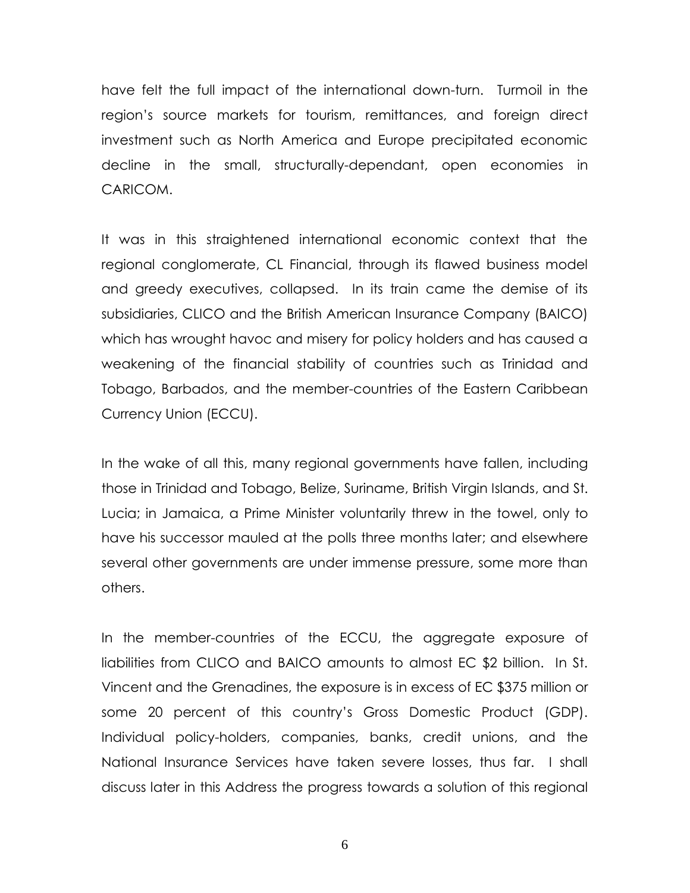have felt the full impact of the international down-turn. Turmoil in the region's source markets for tourism, remittances, and foreign direct investment such as North America and Europe precipitated economic decline in the small, structurally-dependant, open economies in CARICOM.

It was in this straightened international economic context that the regional conglomerate, CL Financial, through its flawed business model and greedy executives, collapsed. In its train came the demise of its subsidiaries, CLICO and the British American Insurance Company (BAICO) which has wrought havoc and misery for policy holders and has caused a weakening of the financial stability of countries such as Trinidad and Tobago, Barbados, and the member-countries of the Eastern Caribbean Currency Union (ECCU).

In the wake of all this, many regional governments have fallen, including those in Trinidad and Tobago, Belize, Suriname, British Virgin Islands, and St. Lucia; in Jamaica, a Prime Minister voluntarily threw in the towel, only to have his successor mauled at the polls three months later; and elsewhere several other governments are under immense pressure, some more than others.

In the member-countries of the ECCU, the aggregate exposure of liabilities from CLICO and BAICO amounts to almost EC $2 billion. In St. Vincent and the Grenadines, the exposure is in excess of EC $375 million or some 20 percent of this country's Gross Domestic Product (GDP). Individual policy-holders, companies, banks, credit unions, and the National Insurance Services have taken severe losses, thus far. I shall discuss later in this Address the progress towards a solution of this regional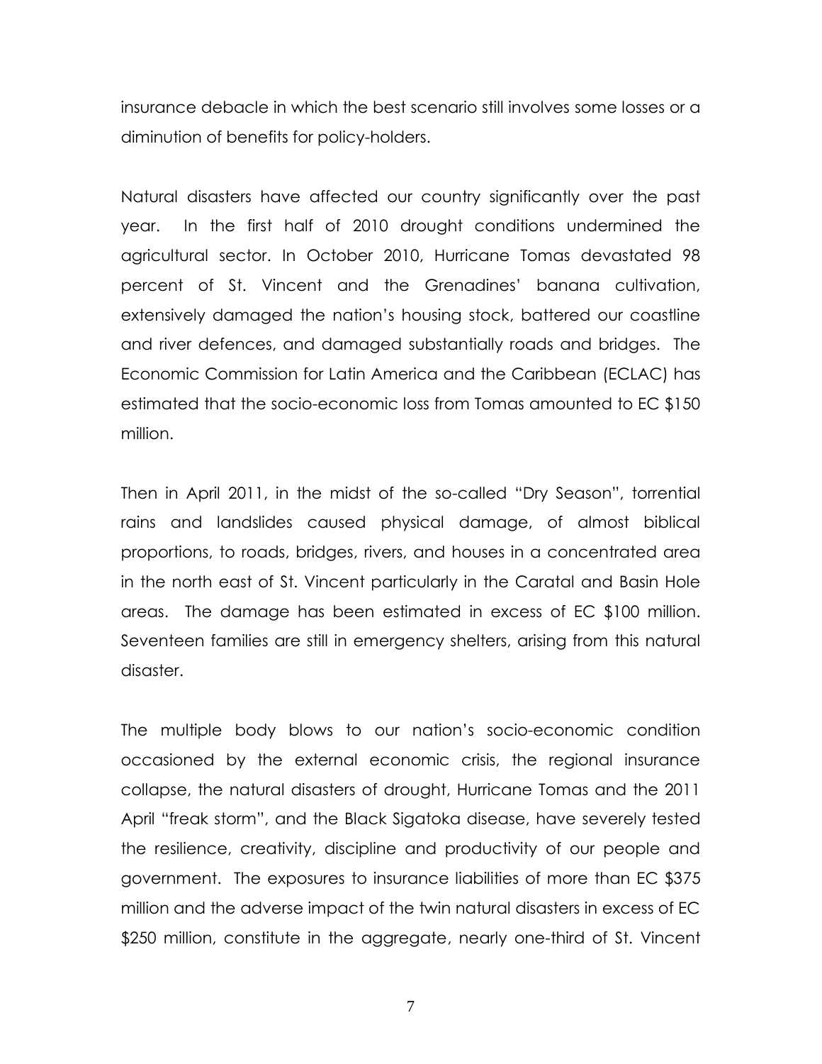insurance debacle in which the best scenario still involves some losses or a diminution of benefits for policy-holders.

Natural disasters have affected our country significantly over the past year. In the first half of 2010 drought conditions undermined the agricultural sector. In October 2010, Hurricane Tomas devastated 98 percent of St. Vincent and the Grenadines' banana cultivation, extensively damaged the nation's housing stock, battered our coastline and river defences, and damaged substantially roads and bridges. The Economic Commission for Latin America and the Caribbean (ECLAC) has estimated that the socio-economic loss from Tomas amounted to EC $150 million.

Then in April 2011, in the midst of the so-called "Dry Season", torrential rains and landslides caused physical damage, of almost biblical proportions, to roads, bridges, rivers, and houses in a concentrated area in the north east of St. Vincent particularly in the Caratal and Basin Hole areas. The damage has been estimated in excess of EC $100 million. Seventeen families are still in emergency shelters, arising from this natural disaster.

The multiple body blows to our nation's socio-economic condition occasioned by the external economic crisis, the regional insurance collapse, the natural disasters of drought, Hurricane Tomas and the 2011 April "freak storm", and the Black Sigatoka disease, have severely tested the resilience, creativity, discipline and productivity of our people and government. The exposures to insurance liabilities of more than EC $375 million and the adverse impact of the twin natural disasters in excess of EC $250 million, constitute in the aggregate, nearly one-third of St. Vincent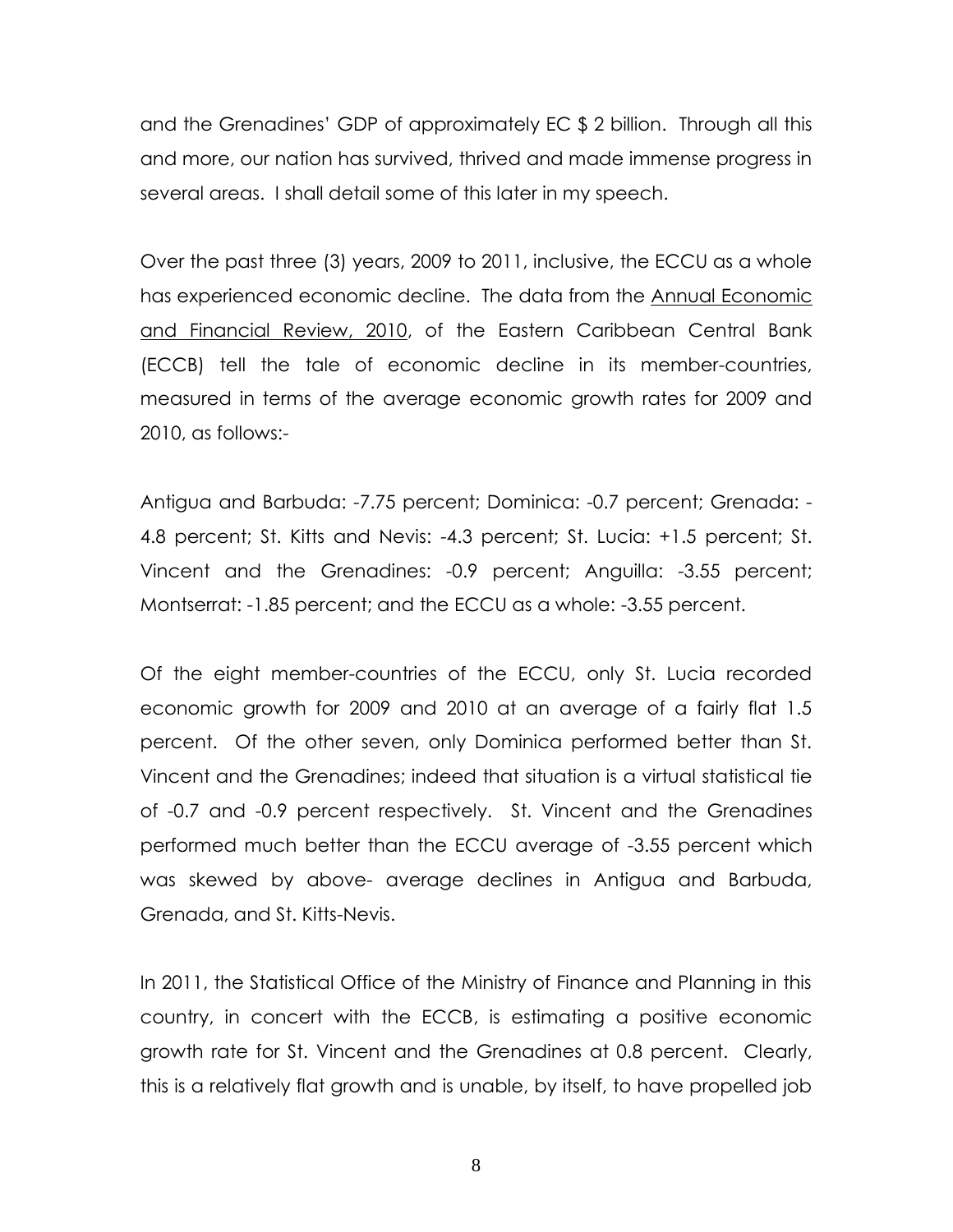and the Grenadines' GDP of approximately EC $ 2 billion. Through all this and more, our nation has survived, thrived and made immense progress in several areas. I shall detail some of this later in my speech.

Over the past three (3) years, 2009 to 2011, inclusive, the ECCU as a whole has experienced economic decline. The data from the Annual Economic and Financial Review, 2010, of the Eastern Caribbean Central Bank (ECCB) tell the tale of economic decline in its member-countries, measured in terms of the average economic growth rates for 2009 and 2010, as follows:-

Antigua and Barbuda: -7.75 percent; Dominica: -0.7 percent; Grenada: -4.8 percent; St. Kitts and Nevis: -4.3 percent; St. Lucia: +1.5 percent; St. Vincent and the Grenadines: -0.9 percent; Anguilla: -3.55 percent; Montserrat: -1.85 percent; and the ECCU as a whole: -3.55 percent.

Of the eight member-countries of the ECCU, only St. Lucia recorded economic growth for 2009 and 2010 at an average of a fairly flat 1.5 percent. Of the other seven, only Dominica performed better than St. Vincent and the Grenadines; indeed that situation is a virtual statistical tie of -0.7 and -0.9 percent respectively. St. Vincent and the Grenadines performed much better than the ECCU average of -3.55 percent which was skewed by above- average declines in Antigua and Barbuda, Grenada, and St. Kitts-Nevis.

In 2011, the Statistical Office of the Ministry of Finance and Planning in this country, in concert with the ECCB, is estimating a positive economic growth rate for St. Vincent and the Grenadines at 0.8 percent. Clearly, this is a relatively flat growth and is unable, by itself, to have propelled job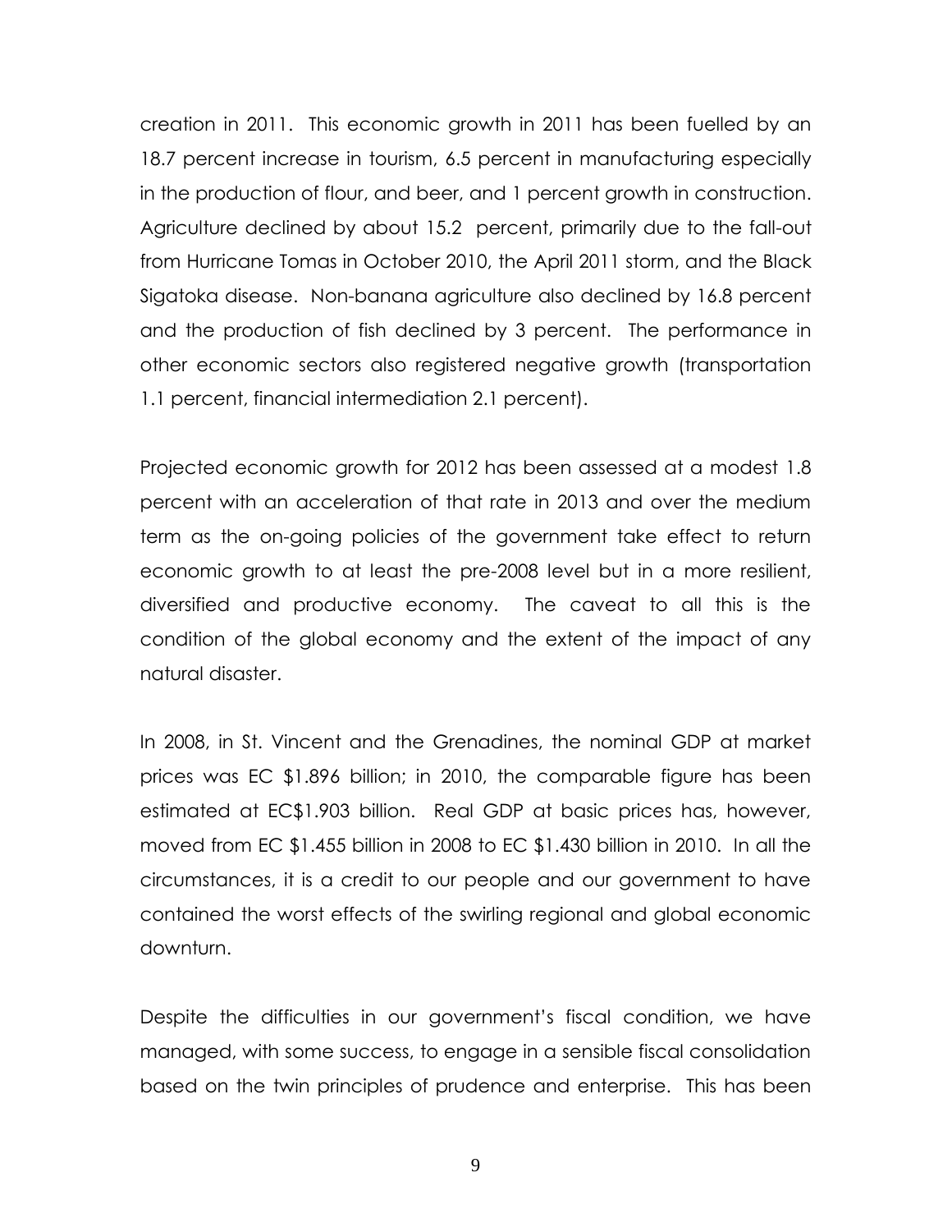creation in 2011. This economic growth in 2011 has been fuelled by an 18.7 percent increase in tourism, 6.5 percent in manufacturing especially in the production of flour, and beer, and 1 percent growth in construction. Agriculture declined by about 15.2 percent, primarily due to the fall-out from Hurricane Tomas in October 2010, the April 2011 storm, and the Black Sigatoka disease. Non-banana agriculture also declined by 16.8 percent and the production of fish declined by 3 percent. The performance in other economic sectors also registered negative growth (transportation 1.1 percent, financial intermediation 2.1 percent).

Projected economic growth for 2012 has been assessed at a modest 1.8 percent with an acceleration of that rate in 2013 and over the medium term as the on-going policies of the government take effect to return economic growth to at least the pre-2008 level but in a more resilient, diversified and productive economy. The caveat to all this is the condition of the global economy and the extent of the impact of any natural disaster.

In 2008, in St. Vincent and the Grenadines, the nominal GDP at market prices was EC $1.896 billion; in 2010, the comparable figure has been estimated at EC$1.903 billion. Real GDP at basic prices has, however, moved from EC $1.455 billion in 2008 to EC $1.430 billion in 2010. In all the circumstances, it is a credit to our people and our government to have contained the worst effects of the swirling regional and global economic downturn.

Despite the difficulties in our government's fiscal condition, we have managed, with some success, to engage in a sensible fiscal consolidation based on the twin principles of prudence and enterprise. This has been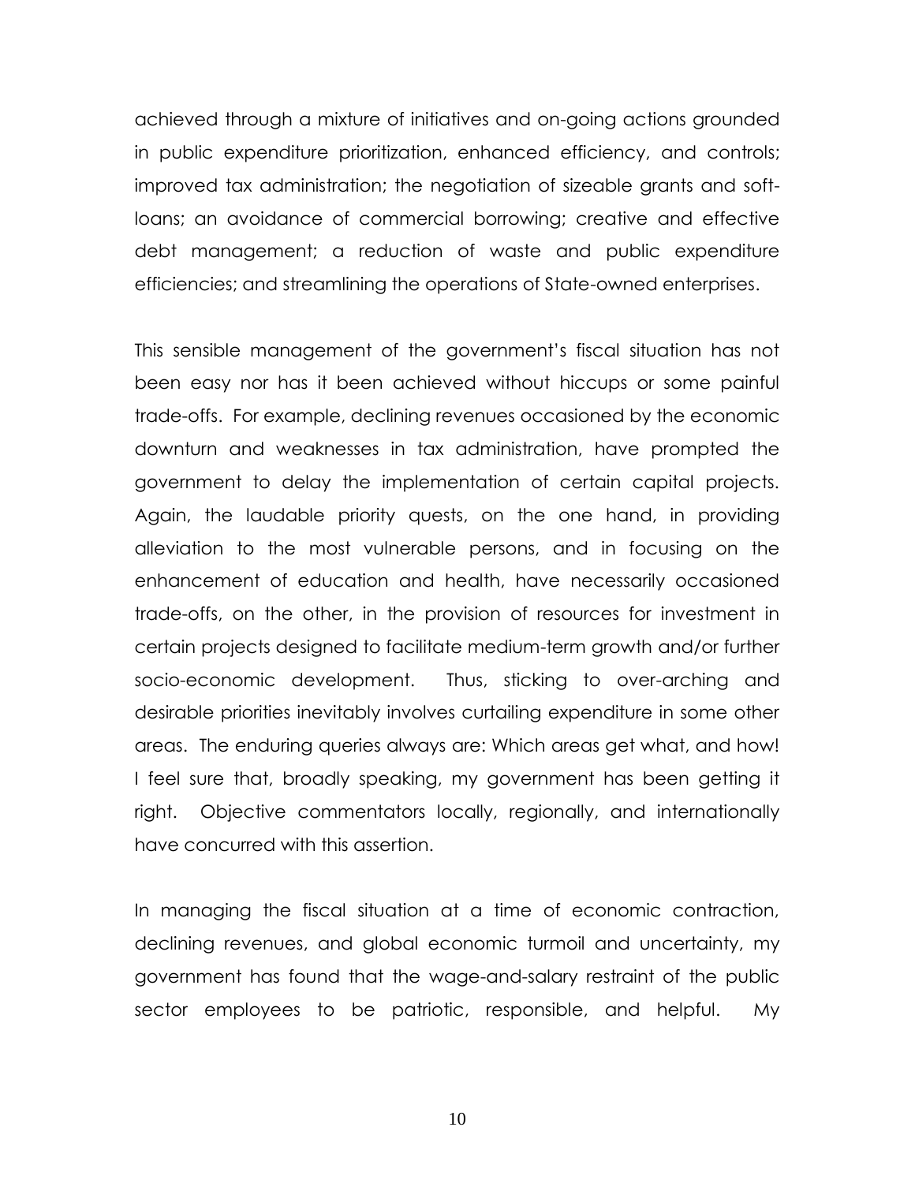achieved through a mixture of initiatives and on-going actions grounded in public expenditure prioritization, enhanced efficiency, and controls; improved tax administration; the negotiation of sizeable grants and soft-loans; an avoidance of commercial borrowing; creative and effective debt management; a reduction of waste and public expenditure efficiencies; and streamlining the operations of State-owned enterprises.

This sensible management of the government's fiscal situation has not been easy nor has it been achieved without hiccups or some painful trade-offs. For example, declining revenues occasioned by the economic downturn and weaknesses in tax administration, have prompted the government to delay the implementation of certain capital projects. Again, the laudable priority quests, on the one hand, in providing alleviation to the most vulnerable persons, and in focusing on the enhancement of education and health, have necessarily occasioned trade-offs, on the other, in the provision of resources for investment in certain projects designed to facilitate medium-term growth and/or further socio-economic development. Thus, sticking to over-arching and desirable priorities inevitably involves curtailing expenditure in some other areas. The enduring queries always are: Which areas get what, and how! I feel sure that, broadly speaking, my government has been getting it right. Objective commentators locally, regionally, and internationally have concurred with this assertion.

In managing the fiscal situation at a time of economic contraction, declining revenues, and global economic turmoil and uncertainty, my government has found that the wage-and-salary restraint of the public sector employees to be patriotic, responsible, and helpful. My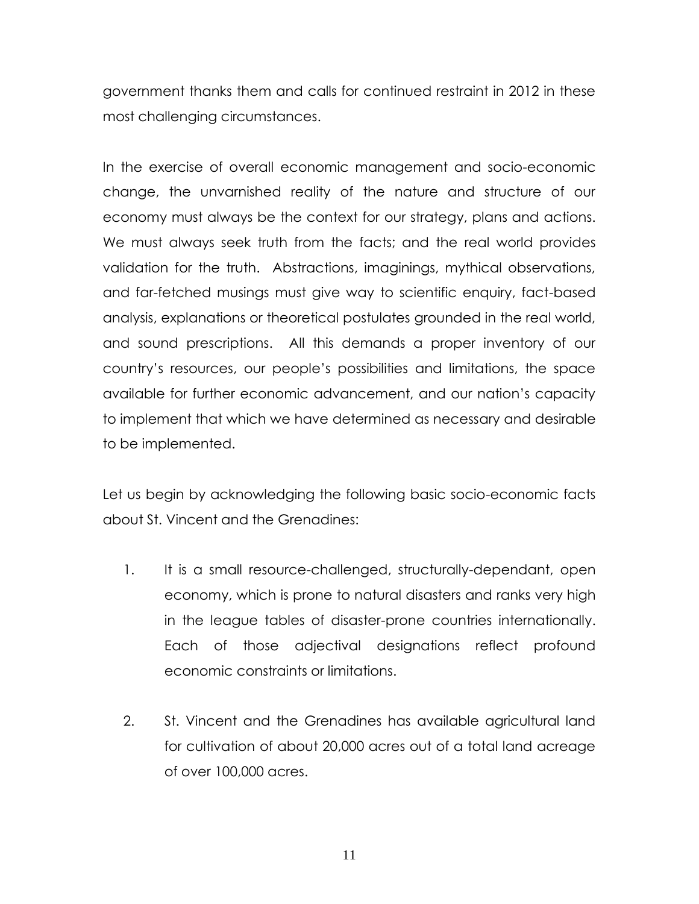government thanks them and calls for continued restraint in 2012 in these most challenging circumstances.

In the exercise of overall economic management and socio-economic change, the unvarnished reality of the nature and structure of our economy must always be the context for our strategy, plans and actions. We must always seek truth from the facts; and the real world provides validation for the truth. Abstractions, imaginings, mythical observations, and far-fetched musings must give way to scientific enquiry, fact-based analysis, explanations or theoretical postulates grounded in the real world, and sound prescriptions. All this demands a proper inventory of our country's resources, our people's possibilities and limitations, the space available for further economic advancement, and our nation's capacity to implement that which we have determined as necessary and desirable to be implemented.

Let us begin by acknowledging the following basic socio-economic facts about St. Vincent and the Grenadines:

1. It is a small resource-challenged, structurally-dependant, open economy, which is prone to natural disasters and ranks very high in the league tables of disaster-prone countries internationally. Each of those adjectival designations reflect profound economic constraints or limitations.

2. St. Vincent and the Grenadines has available agricultural land for cultivation of about 20,000 acres out of a total land acreage of over 100,000 acres.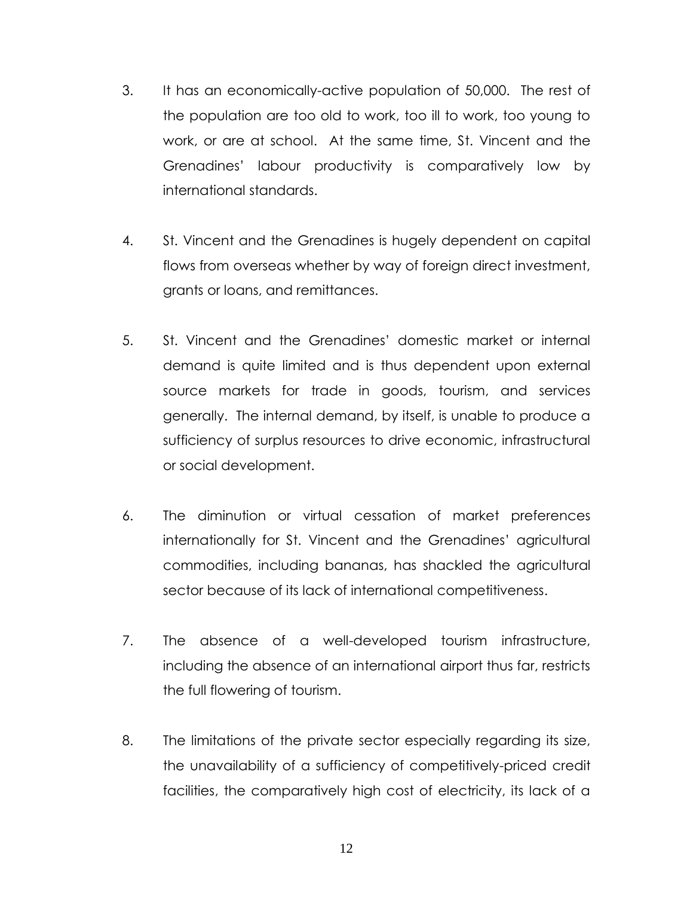3. It has an economically-active population of 50,000. The rest of the population are too old to work, too ill to work, too young to work, or are at school. At the same time, St. Vincent and the Grenadines' labour productivity is comparatively low by international standards.

4. St. Vincent and the Grenadines is hugely dependent on capital flows from overseas whether by way of foreign direct investment, grants or loans, and remittances.

5. St. Vincent and the Grenadines' domestic market or internal demand is quite limited and is thus dependent upon external source markets for trade in goods, tourism, and services generally. The internal demand, by itself, is unable to produce a sufficiency of surplus resources to drive economic, infrastructural or social development.

6. The diminution or virtual cessation of market preferences internationally for St. Vincent and the Grenadines' agricultural commodities, including bananas, has shackled the agricultural sector because of its lack of international competitiveness.

7. The absence of a well-developed tourism infrastructure, including the absence of an international airport thus far, restricts the full flowering of tourism.

8. The limitations of the private sector especially regarding its size, the unavailability of a sufficiency of competitively-priced credit facilities, the comparatively high cost of electricity, its lack of a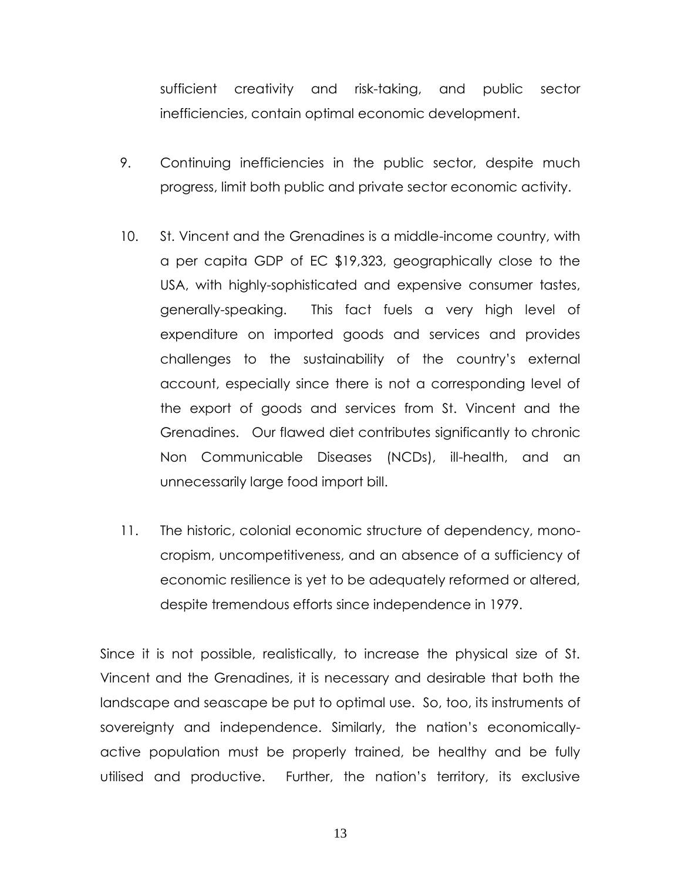sufficient creativity and risk-taking, and public sector inefficiencies, contain optimal economic development.

9. Continuing inefficiencies in the public sector, despite much progress, limit both public and private sector economic activity.

10. St. Vincent and the Grenadines is a middle-income country, with a per capita GDP of EC $19,323, geographically close to the USA, with highly-sophisticated and expensive consumer tastes, generally-speaking. This fact fuels a very high level of expenditure on imported goods and services and provides challenges to the sustainability of the country's external account, especially since there is not a corresponding level of the export of goods and services from St. Vincent and the Grenadines. Our flawed diet contributes significantly to chronic Non Communicable Diseases (NCDs), ill-health, and an unnecessarily large food import bill.

11. The historic, colonial economic structure of dependency, mono-cropism, uncompetitiveness, and an absence of a sufficiency of economic resilience is yet to be adequately reformed or altered, despite tremendous efforts since independence in 1979.

Since it is not possible, realistically, to increase the physical size of St. Vincent and the Grenadines, it is necessary and desirable that both the landscape and seascape be put to optimal use. So, too, its instruments of sovereignty and independence. Similarly, the nation's economically-active population must be properly trained, be healthy and be fully utilised and productive. Further, the nation's territory, its exclusive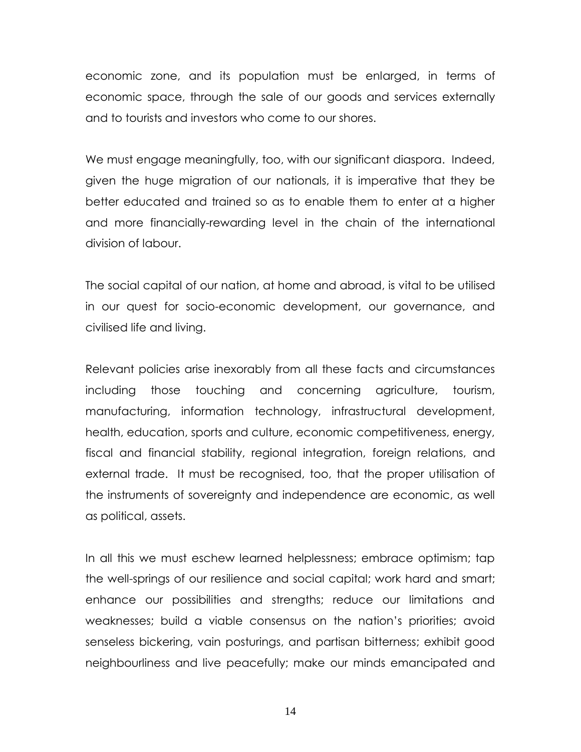economic zone, and its population must be enlarged, in terms of economic space, through the sale of our goods and services externally and to tourists and investors who come to our shores.

We must engage meaningfully, too, with our significant diaspora. Indeed, given the huge migration of our nationals, it is imperative that they be better educated and trained so as to enable them to enter at a higher and more financially-rewarding level in the chain of the international division of labour.

The social capital of our nation, at home and abroad, is vital to be utilised in our quest for socio-economic development, our governance, and civilised life and living.

Relevant policies arise inexorably from all these facts and circumstances including those touching and concerning agriculture, tourism, manufacturing, information technology, infrastructural development, health, education, sports and culture, economic competitiveness, energy, fiscal and financial stability, regional integration, foreign relations, and external trade. It must be recognised, too, that the proper utilisation of the instruments of sovereignty and independence are economic, as well as political, assets.

In all this we must eschew learned helplessness; embrace optimism; tap the well-springs of our resilience and social capital; work hard and smart; enhance our possibilities and strengths; reduce our limitations and weaknesses; build a viable consensus on the nation's priorities; avoid senseless bickering, vain posturings, and partisan bitterness; exhibit good neighbourliness and live peacefully; make our minds emancipated and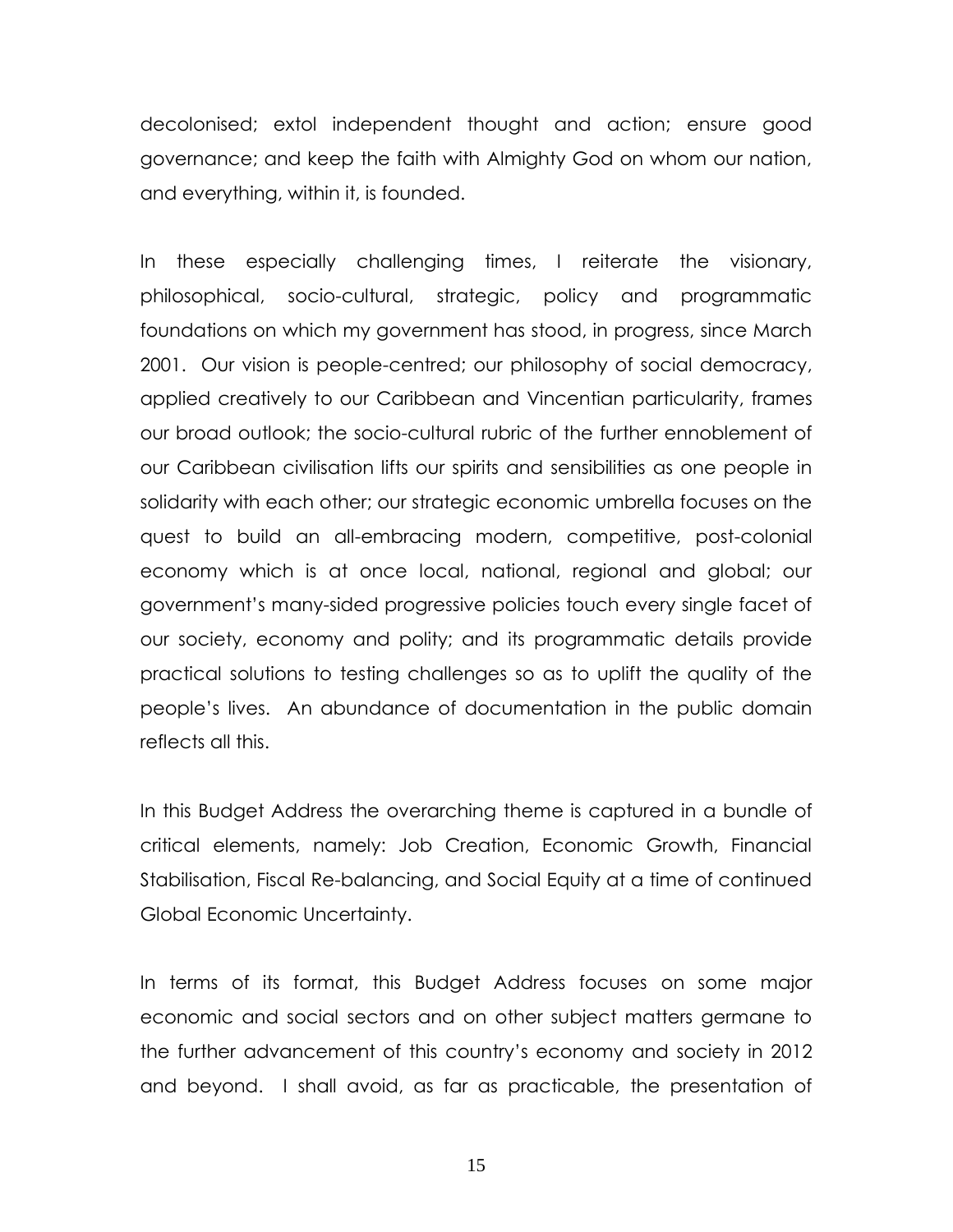decolonised; extol independent thought and action; ensure good governance; and keep the faith with Almighty God on whom our nation, and everything, within it, is founded.

In these especially challenging times, I reiterate the visionary, philosophical, socio-cultural, strategic, policy and programmatic foundations on which my government has stood, in progress, since March 2001. Our vision is people-centred; our philosophy of social democracy, applied creatively to our Caribbean and Vincentian particularity, frames our broad outlook; the socio-cultural rubric of the further ennoblement of our Caribbean civilisation lifts our spirits and sensibilities as one people in solidarity with each other; our strategic economic umbrella focuses on the quest to build an all-embracing modern, competitive, post-colonial economy which is at once local, national, regional and global; our government's many-sided progressive policies touch every single facet of our society, economy and polity; and its programmatic details provide practical solutions to testing challenges so as to uplift the quality of the people's lives. An abundance of documentation in the public domain reflects all this.

In this Budget Address the overarching theme is captured in a bundle of critical elements, namely: Job Creation, Economic Growth, Financial Stabilisation, Fiscal Re-balancing, and Social Equity at a time of continued Global Economic Uncertainty.

In terms of its format, this Budget Address focuses on some major economic and social sectors and on other subject matters germane to the further advancement of this country's economy and society in 2012 and beyond. I shall avoid, as far as practicable, the presentation of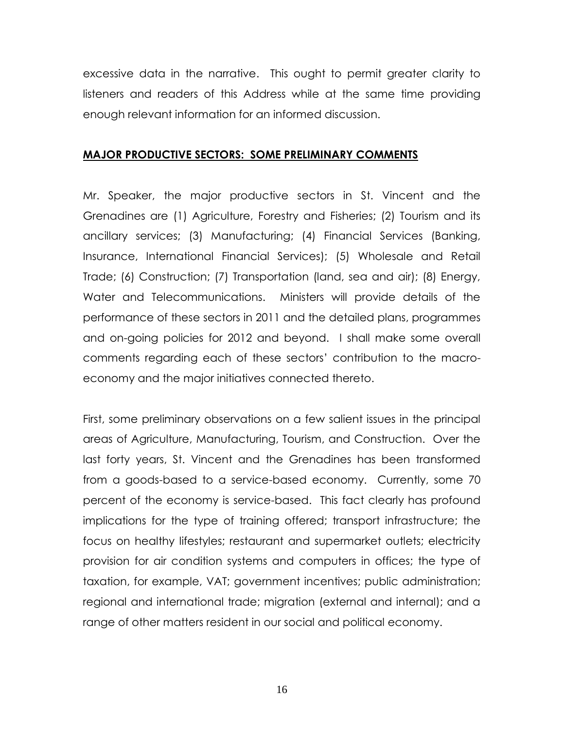excessive data in the narrative. This ought to permit greater clarity to listeners and readers of this Address while at the same time providing enough relevant information for an informed discussion.

## MAJOR PRODUCTIVE SECTORS: SOME PRELIMINARY COMMENTS

Mr. Speaker, the major productive sectors in St. Vincent and the Grenadines are (1) Agriculture, Forestry and Fisheries; (2) Tourism and its ancillary services; (3) Manufacturing; (4) Financial Services (Banking, Insurance, International Financial Services); (5) Wholesale and Retail Trade; (6) Construction; (7) Transportation (land, sea and air); (8) Energy, Water and Telecommunications. Ministers will provide details of the performance of these sectors in 2011 and the detailed plans, programmes and on-going policies for 2012 and beyond. I shall make some overall comments regarding each of these sectors' contribution to the macro-economy and the major initiatives connected thereto.

First, some preliminary observations on a few salient issues in the principal areas of Agriculture, Manufacturing, Tourism, and Construction. Over the last forty years, St. Vincent and the Grenadines has been transformed from a goods-based to a service-based economy. Currently, some 70 percent of the economy is service-based. This fact clearly has profound implications for the type of training offered; transport infrastructure; the focus on healthy lifestyles; restaurant and supermarket outlets; electricity provision for air condition systems and computers in offices; the type of taxation, for example, VAT; government incentives; public administration; regional and international trade; migration (external and internal); and a range of other matters resident in our social and political economy.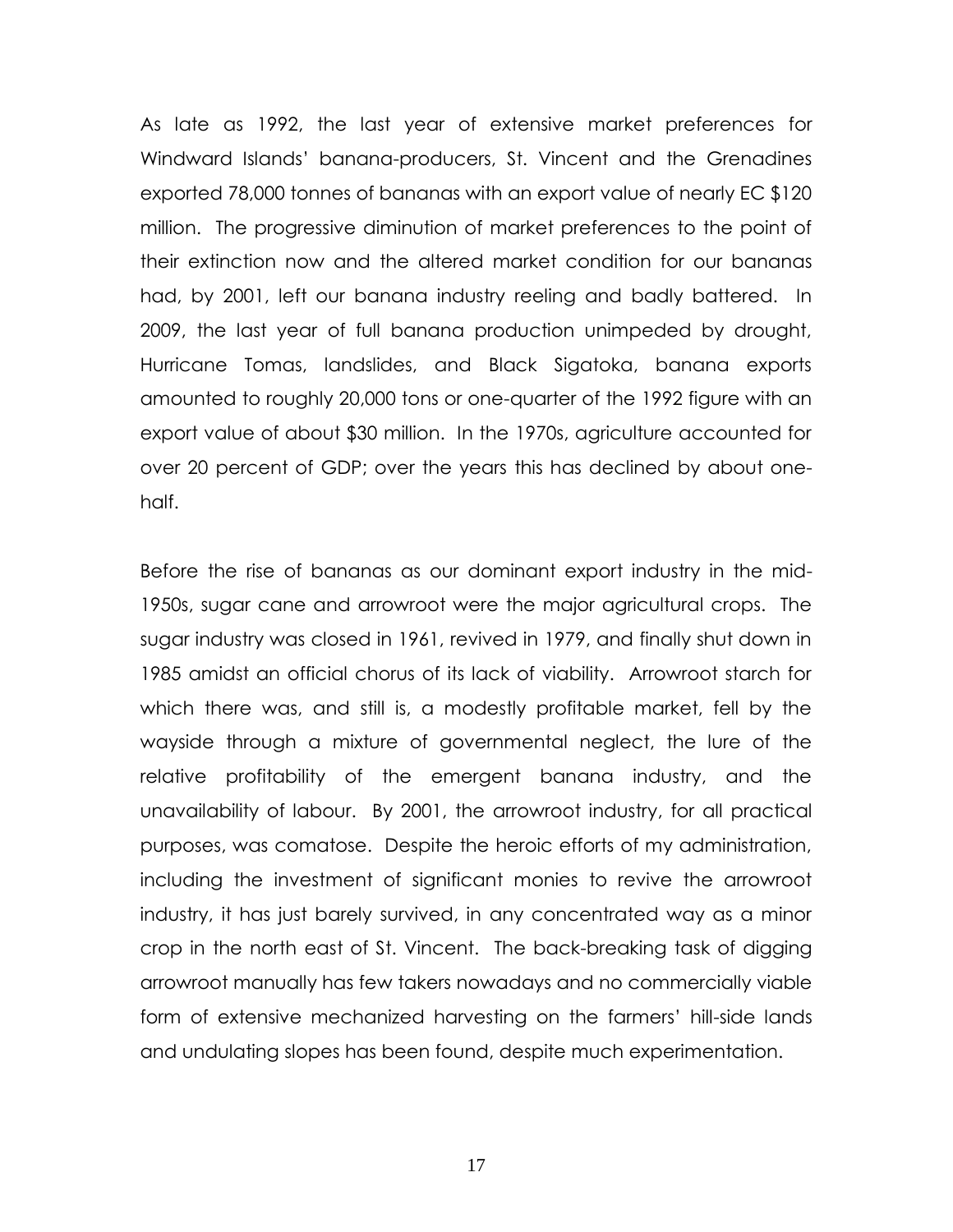As late as 1992, the last year of extensive market preferences for Windward Islands' banana-producers, St. Vincent and the Grenadines exported 78,000 tonnes of bananas with an export value of nearly EC $120 million. The progressive diminution of market preferences to the point of their extinction now and the altered market condition for our bananas had, by 2001, left our banana industry reeling and badly battered. In 2009, the last year of full banana production unimpeded by drought, Hurricane Tomas, landslides, and Black Sigatoka, banana exports amounted to roughly 20,000 tons or one-quarter of the 1992 figure with an export value of about $30 million. In the 1970s, agriculture accounted for over 20 percent of GDP; over the years this has declined by about one-half.

Before the rise of bananas as our dominant export industry in the mid-1950s, sugar cane and arrowroot were the major agricultural crops. The sugar industry was closed in 1961, revived in 1979, and finally shut down in 1985 amidst an official chorus of its lack of viability. Arrowroot starch for which there was, and still is, a modestly profitable market, fell by the wayside through a mixture of governmental neglect, the lure of the relative profitability of the emergent banana industry, and the unavailability of labour. By 2001, the arrowroot industry, for all practical purposes, was comatose. Despite the heroic efforts of my administration, including the investment of significant monies to revive the arrowroot industry, it has just barely survived, in any concentrated way as a minor crop in the north east of St. Vincent. The back-breaking task of digging arrowroot manually has few takers nowadays and no commercially viable form of extensive mechanized harvesting on the farmers' hill-side lands and undulating slopes has been found, despite much experimentation.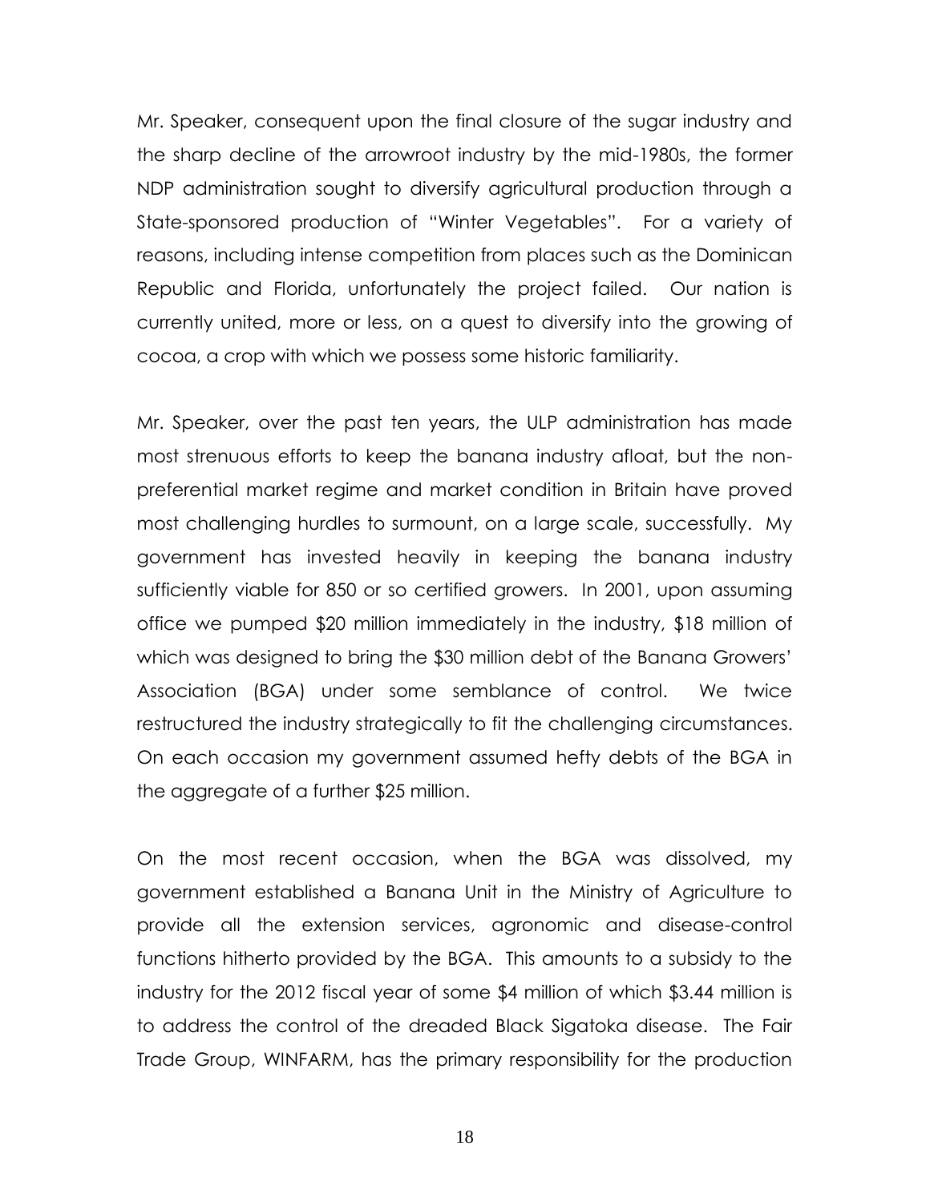Mr. Speaker, consequent upon the final closure of the sugar industry and the sharp decline of the arrowroot industry by the mid-1980s, the former NDP administration sought to diversify agricultural production through a State-sponsored production of "Winter Vegetables". For a variety of reasons, including intense competition from places such as the Dominican Republic and Florida, unfortunately the project failed. Our nation is currently united, more or less, on a quest to diversify into the growing of cocoa, a crop with which we possess some historic familiarity.

Mr. Speaker, over the past ten years, the ULP administration has made most strenuous efforts to keep the banana industry afloat, but the non-preferential market regime and market condition in Britain have proved most challenging hurdles to surmount, on a large scale, successfully. My government has invested heavily in keeping the banana industry sufficiently viable for 850 or so certified growers. In 2001, upon assuming office we pumped $20 million immediately in the industry, $18 million of which was designed to bring the $30 million debt of the Banana Growers' Association (BGA) under some semblance of control. We twice restructured the industry strategically to fit the challenging circumstances. On each occasion my government assumed hefty debts of the BGA in the aggregate of a further $25 million.

On the most recent occasion, when the BGA was dissolved, my government established a Banana Unit in the Ministry of Agriculture to provide all the extension services, agronomic and disease-control functions hitherto provided by the BGA. This amounts to a subsidy to the industry for the 2012 fiscal year of some $4 million of which $3.44 million is to address the control of the dreaded Black Sigatoka disease. The Fair Trade Group, WINFARM, has the primary responsibility for the production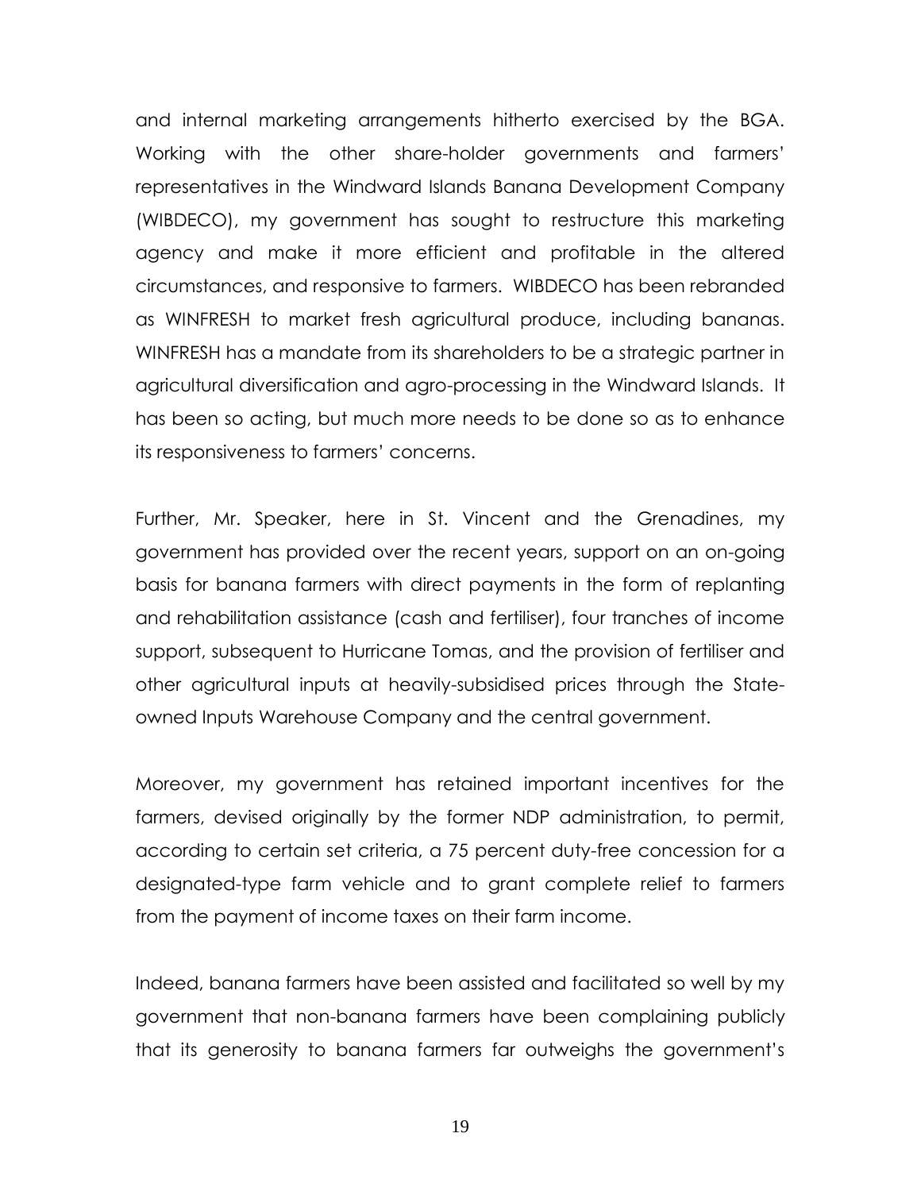and internal marketing arrangements hitherto exercised by the BGA. Working with the other share-holder governments and farmers' representatives in the Windward Islands Banana Development Company (WIBDECO), my government has sought to restructure this marketing agency and make it more efficient and profitable in the altered circumstances, and responsive to farmers. WIBDECO has been rebranded as WINFRESH to market fresh agricultural produce, including bananas. WINFRESH has a mandate from its shareholders to be a strategic partner in agricultural diversification and agro-processing in the Windward Islands. It has been so acting, but much more needs to be done so as to enhance its responsiveness to farmers' concerns.

Further, Mr. Speaker, here in St. Vincent and the Grenadines, my government has provided over the recent years, support on an on-going basis for banana farmers with direct payments in the form of replanting and rehabilitation assistance (cash and fertiliser), four tranches of income support, subsequent to Hurricane Tomas, and the provision of fertiliser and other agricultural inputs at heavily-subsidised prices through the State-owned Inputs Warehouse Company and the central government.

Moreover, my government has retained important incentives for the farmers, devised originally by the former NDP administration, to permit, according to certain set criteria, a 75 percent duty-free concession for a designated-type farm vehicle and to grant complete relief to farmers from the payment of income taxes on their farm income.

Indeed, banana farmers have been assisted and facilitated so well by my government that non-banana farmers have been complaining publicly that its generosity to banana farmers far outweighs the government's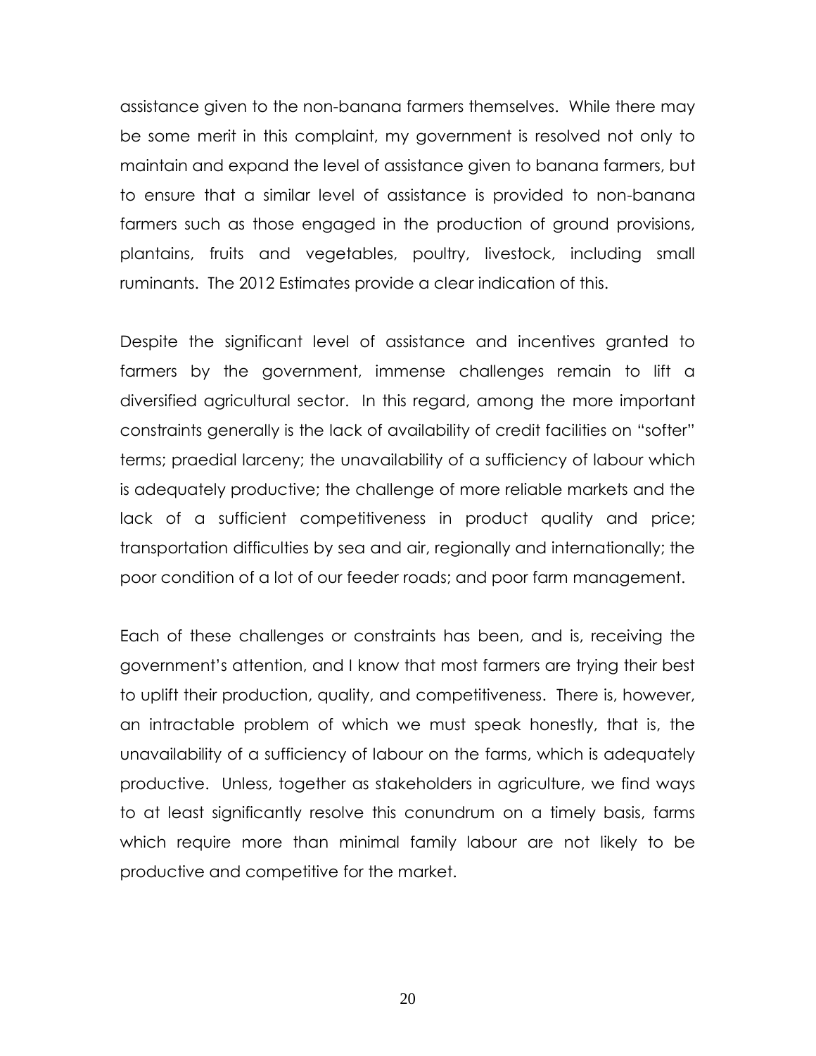assistance given to the non-banana farmers themselves. While there may be some merit in this complaint, my government is resolved not only to maintain and expand the level of assistance given to banana farmers, but to ensure that a similar level of assistance is provided to non-banana farmers such as those engaged in the production of ground provisions, plantains, fruits and vegetables, poultry, livestock, including small ruminants. The 2012 Estimates provide a clear indication of this.

Despite the significant level of assistance and incentives granted to farmers by the government, immense challenges remain to lift a diversified agricultural sector. In this regard, among the more important constraints generally is the lack of availability of credit facilities on "softer" terms; praedial larceny; the unavailability of a sufficiency of labour which is adequately productive; the challenge of more reliable markets and the lack of a sufficient competitiveness in product quality and price; transportation difficulties by sea and air, regionally and internationally; the poor condition of a lot of our feeder roads; and poor farm management.

Each of these challenges or constraints has been, and is, receiving the government's attention, and I know that most farmers are trying their best to uplift their production, quality, and competitiveness. There is, however, an intractable problem of which we must speak honestly, that is, the unavailability of a sufficiency of labour on the farms, which is adequately productive. Unless, together as stakeholders in agriculture, we find ways to at least significantly resolve this conundrum on a timely basis, farms which require more than minimal family labour are not likely to be productive and competitive for the market.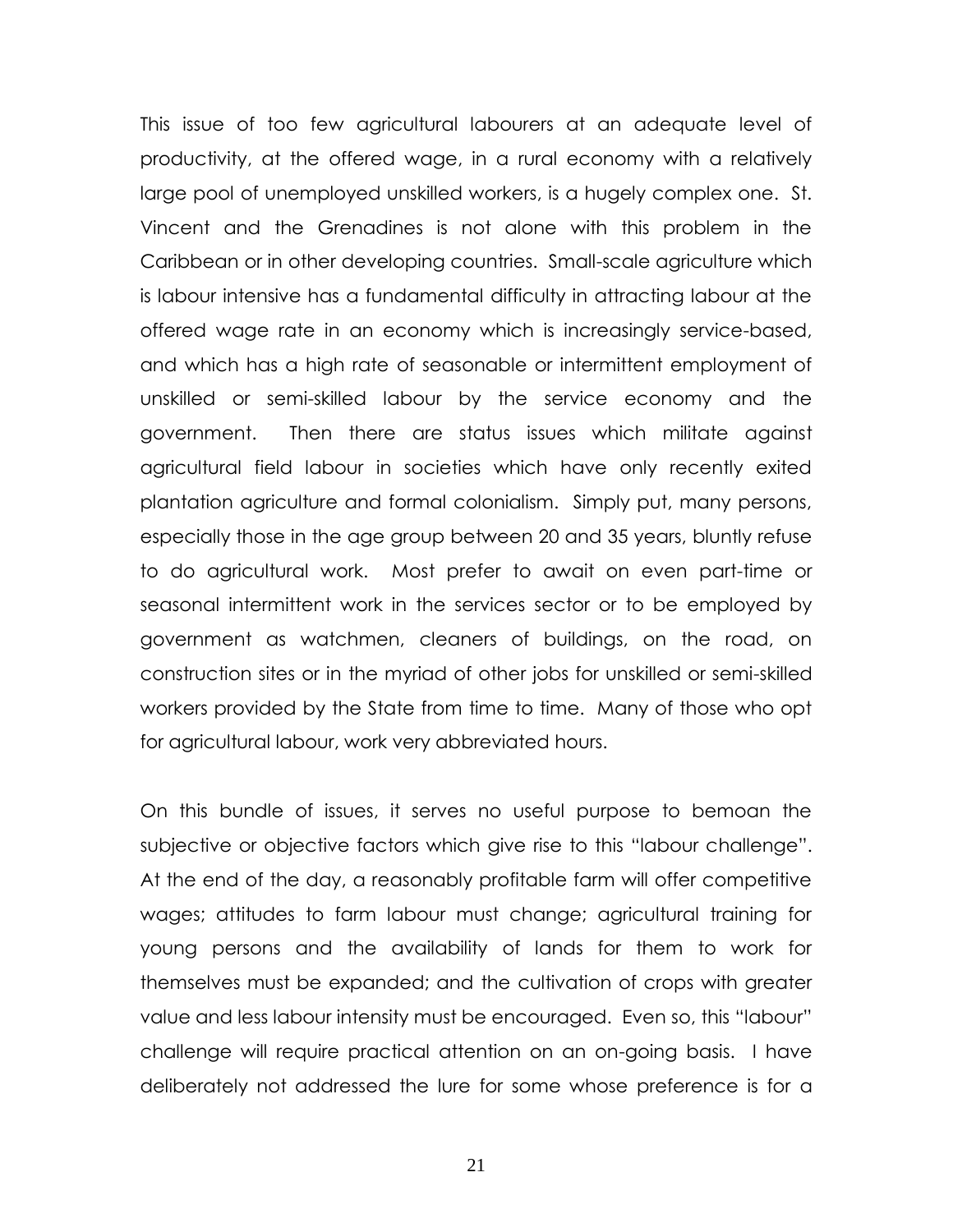This issue of too few agricultural labourers at an adequate level of productivity, at the offered wage, in a rural economy with a relatively large pool of unemployed unskilled workers, is a hugely complex one. St. Vincent and the Grenadines is not alone with this problem in the Caribbean or in other developing countries. Small-scale agriculture which is labour intensive has a fundamental difficulty in attracting labour at the offered wage rate in an economy which is increasingly service-based, and which has a high rate of seasonable or intermittent employment of unskilled or semi-skilled labour by the service economy and the government. Then there are status issues which militate against agricultural field labour in societies which have only recently exited plantation agriculture and formal colonialism. Simply put, many persons, especially those in the age group between 20 and 35 years, bluntly refuse to do agricultural work. Most prefer to await on even part-time or seasonal intermittent work in the services sector or to be employed by government as watchmen, cleaners of buildings, on the road, on construction sites or in the myriad of other jobs for unskilled or semi-skilled workers provided by the State from time to time. Many of those who opt for agricultural labour, work very abbreviated hours.

On this bundle of issues, it serves no useful purpose to bemoan the subjective or objective factors which give rise to this "labour challenge". At the end of the day, a reasonably profitable farm will offer competitive wages; attitudes to farm labour must change; agricultural training for young persons and the availability of lands for them to work for themselves must be expanded; and the cultivation of crops with greater value and less labour intensity must be encouraged. Even so, this "labour" challenge will require practical attention on an on-going basis. I have deliberately not addressed the lure for some whose preference is for a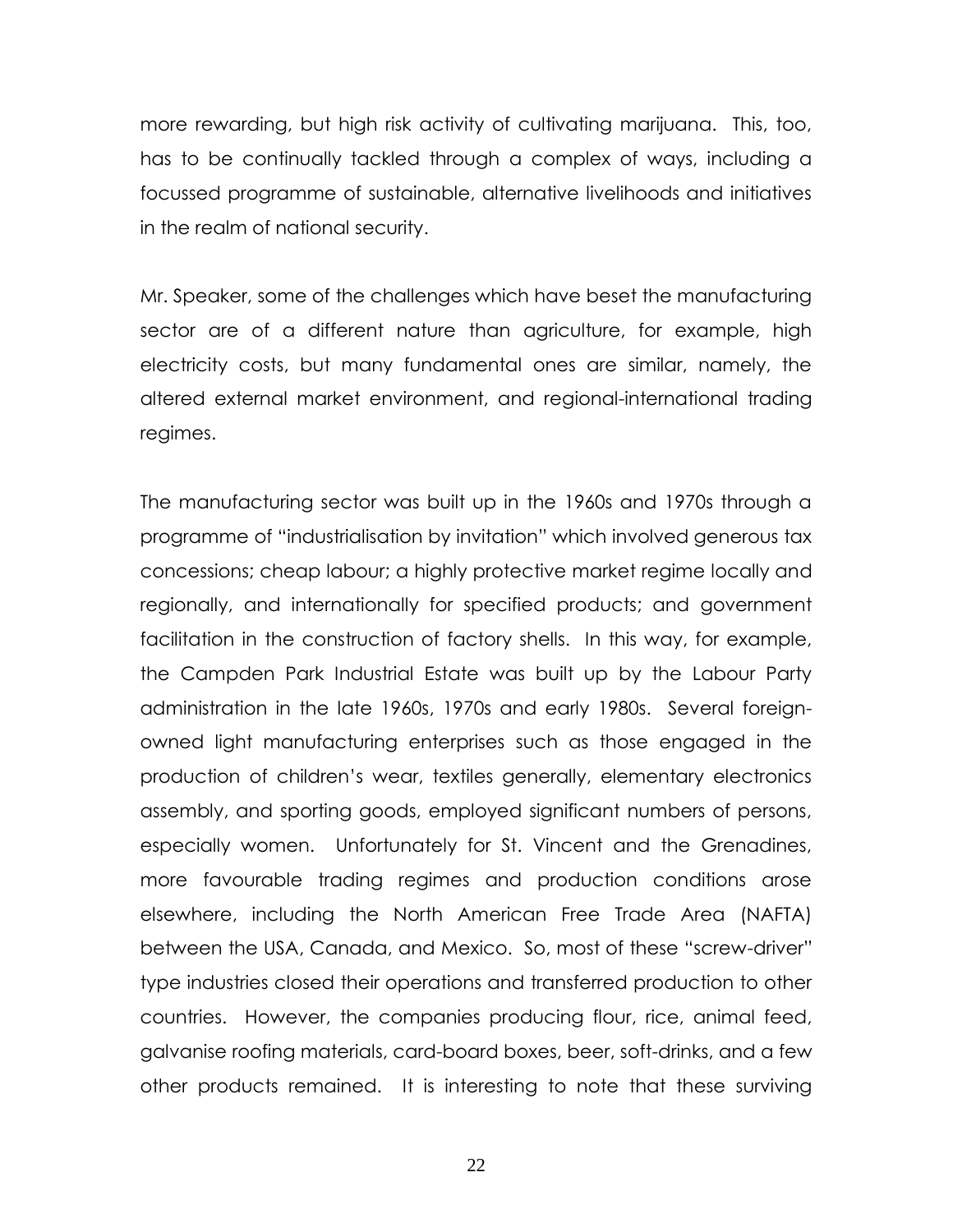more rewarding, but high risk activity of cultivating marijuana. This, too, has to be continually tackled through a complex of ways, including a focussed programme of sustainable, alternative livelihoods and initiatives in the realm of national security.

Mr. Speaker, some of the challenges which have beset the manufacturing sector are of a different nature than agriculture, for example, high electricity costs, but many fundamental ones are similar, namely, the altered external market environment, and regional-international trading regimes.

The manufacturing sector was built up in the 1960s and 1970s through a programme of "industrialisation by invitation" which involved generous tax concessions; cheap labour; a highly protective market regime locally and regionally, and internationally for specified products; and government facilitation in the construction of factory shells. In this way, for example, the Campden Park Industrial Estate was built up by the Labour Party administration in the late 1960s, 1970s and early 1980s. Several foreign-owned light manufacturing enterprises such as those engaged in the production of children's wear, textiles generally, elementary electronics assembly, and sporting goods, employed significant numbers of persons, especially women. Unfortunately for St. Vincent and the Grenadines, more favourable trading regimes and production conditions arose elsewhere, including the North American Free Trade Area (NAFTA) between the USA, Canada, and Mexico. So, most of these "screw-driver" type industries closed their operations and transferred production to other countries. However, the companies producing flour, rice, animal feed, galvanise roofing materials, card-board boxes, beer, soft-drinks, and a few other products remained. It is interesting to note that these surviving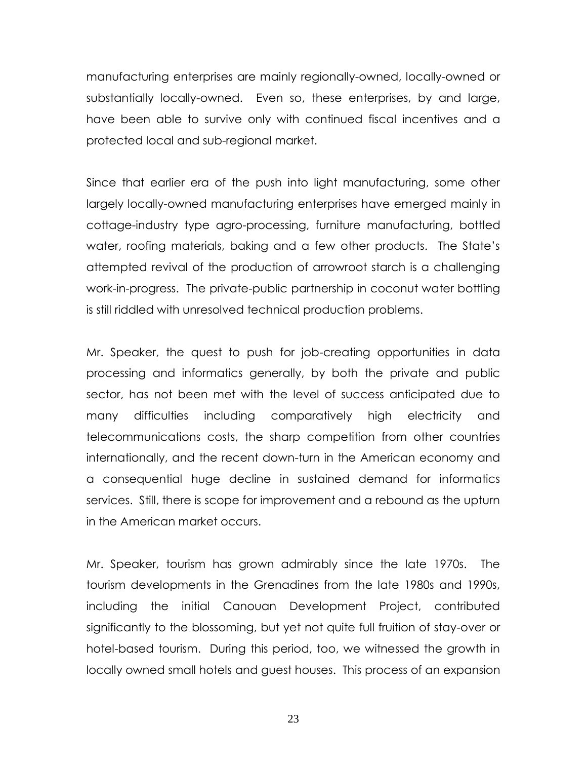manufacturing enterprises are mainly regionally-owned, locally-owned or substantially locally-owned. Even so, these enterprises, by and large, have been able to survive only with continued fiscal incentives and a protected local and sub-regional market.

Since that earlier era of the push into light manufacturing, some other largely locally-owned manufacturing enterprises have emerged mainly in cottage-industry type agro-processing, furniture manufacturing, bottled water, roofing materials, baking and a few other products. The State's attempted revival of the production of arrowroot starch is a challenging work-in-progress. The private-public partnership in coconut water bottling is still riddled with unresolved technical production problems.

Mr. Speaker, the quest to push for job-creating opportunities in data processing and informatics generally, by both the private and public sector, has not been met with the level of success anticipated due to many difficulties including comparatively high electricity and telecommunications costs, the sharp competition from other countries internationally, and the recent down-turn in the American economy and a consequential huge decline in sustained demand for informatics services. Still, there is scope for improvement and a rebound as the upturn in the American market occurs.

Mr. Speaker, tourism has grown admirably since the late 1970s. The tourism developments in the Grenadines from the late 1980s and 1990s, including the initial Canouan Development Project, contributed significantly to the blossoming, but yet not quite full fruition of stay-over or hotel-based tourism. During this period, too, we witnessed the growth in locally owned small hotels and guest houses. This process of an expansion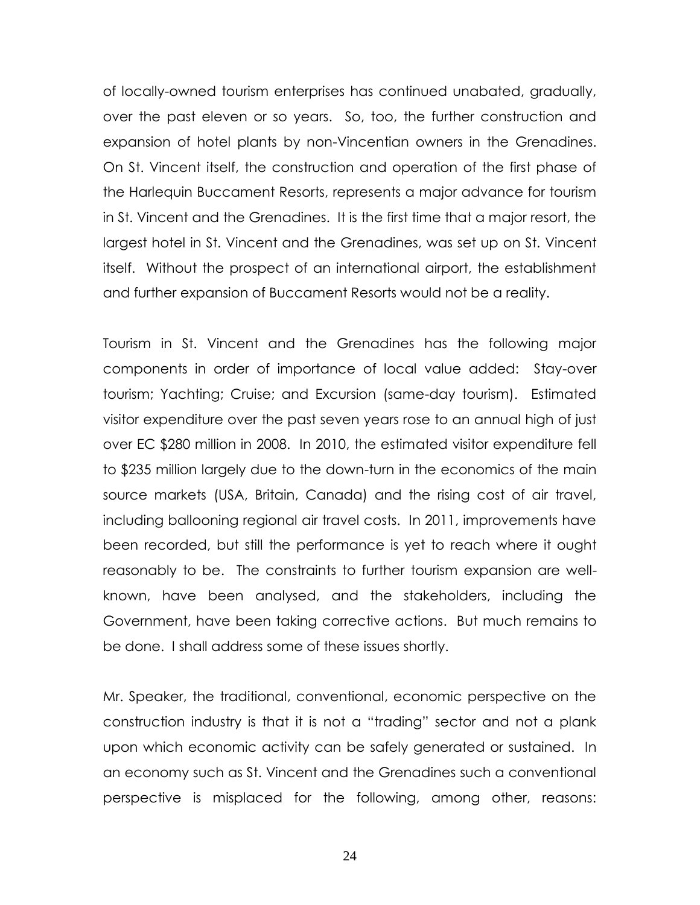of locally-owned tourism enterprises has continued unabated, gradually, over the past eleven or so years. So, too, the further construction and expansion of hotel plants by non-Vincentian owners in the Grenadines. On St. Vincent itself, the construction and operation of the first phase of the Harlequin Buccament Resorts, represents a major advance for tourism in St. Vincent and the Grenadines. It is the first time that a major resort, the largest hotel in St. Vincent and the Grenadines, was set up on St. Vincent itself. Without the prospect of an international airport, the establishment and further expansion of Buccament Resorts would not be a reality.

Tourism in St. Vincent and the Grenadines has the following major components in order of importance of local value added: Stay-over tourism; Yachting; Cruise; and Excursion (same-day tourism). Estimated visitor expenditure over the past seven years rose to an annual high of just over EC $280 million in 2008. In 2010, the estimated visitor expenditure fell to $235 million largely due to the down-turn in the economics of the main source markets (USA, Britain, Canada) and the rising cost of air travel, including ballooning regional air travel costs. In 2011, improvements have been recorded, but still the performance is yet to reach where it ought reasonably to be. The constraints to further tourism expansion are well-known, have been analysed, and the stakeholders, including the Government, have been taking corrective actions. But much remains to be done. I shall address some of these issues shortly.

Mr. Speaker, the traditional, conventional, economic perspective on the construction industry is that it is not a "trading" sector and not a plank upon which economic activity can be safely generated or sustained. In an economy such as St. Vincent and the Grenadines such a conventional perspective is misplaced for the following, among other, reasons: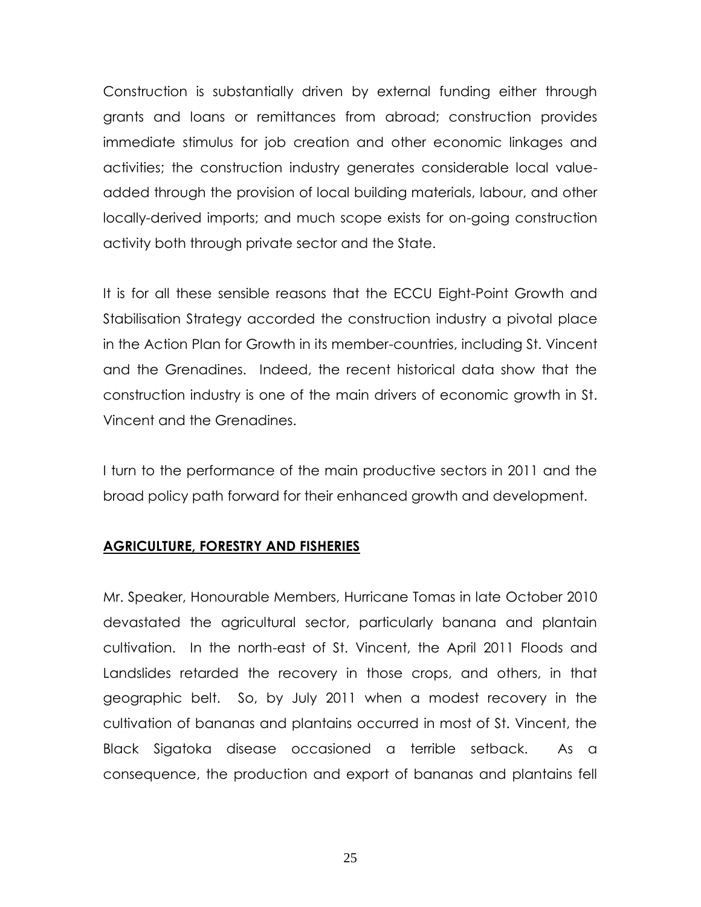Construction is substantially driven by external funding either through grants and loans or remittances from abroad; construction provides immediate stimulus for job creation and other economic linkages and activities; the construction industry generates considerable local value-added through the provision of local building materials, labour, and other locally-derived imports; and much scope exists for on-going construction activity both through private sector and the State.

It is for all these sensible reasons that the ECCU Eight-Point Growth and Stabilisation Strategy accorded the construction industry a pivotal place in the Action Plan for Growth in its member-countries, including St. Vincent and the Grenadines. Indeed, the recent historical data show that the construction industry is one of the main drivers of economic growth in St. Vincent and the Grenadines.

I turn to the performance of the main productive sectors in 2011 and the broad policy path forward for their enhanced growth and development.

## AGRICULTURE, FORESTRY AND FISHERIES

Mr. Speaker, Honourable Members, Hurricane Tomas in late October 2010 devastated the agricultural sector, particularly banana and plantain cultivation. In the north-east of St. Vincent, the April 2011 Floods and Landslides retarded the recovery in those crops, and others, in that geographic belt. So, by July 2011 when a modest recovery in the cultivation of bananas and plantains occurred in most of St. Vincent, the Black Sigatoka disease occasioned a terrible setback. As a consequence, the production and export of bananas and plantains fell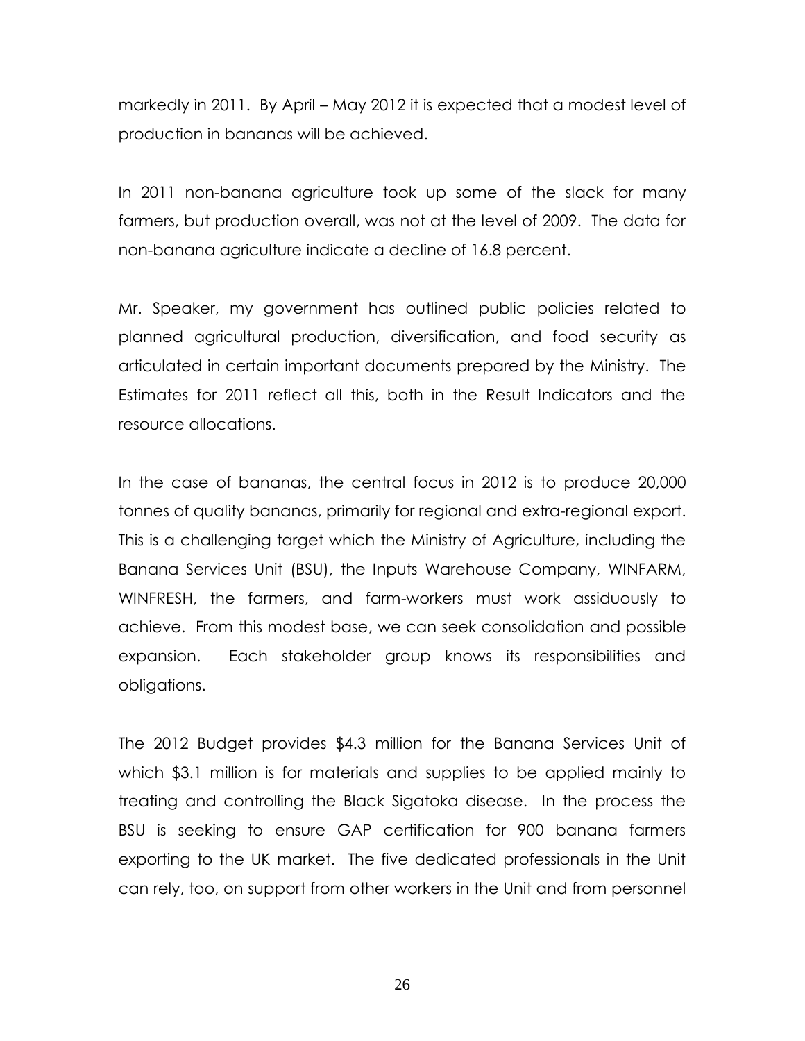markedly in 2011. By April – May 2012 it is expected that a modest level of production in bananas will be achieved.

In 2011 non-banana agriculture took up some of the slack for many farmers, but production overall, was not at the level of 2009. The data for non-banana agriculture indicate a decline of 16.8 percent.

Mr. Speaker, my government has outlined public policies related to planned agricultural production, diversification, and food security as articulated in certain important documents prepared by the Ministry. The Estimates for 2011 reflect all this, both in the Result Indicators and the resource allocations.

In the case of bananas, the central focus in 2012 is to produce 20,000 tonnes of quality bananas, primarily for regional and extra-regional export. This is a challenging target which the Ministry of Agriculture, including the Banana Services Unit (BSU), the Inputs Warehouse Company, WINFARM, WINFRESH, the farmers, and farm-workers must work assiduously to achieve. From this modest base, we can seek consolidation and possible expansion. Each stakeholder group knows its responsibilities and obligations.

The 2012 Budget provides $4.3 million for the Banana Services Unit of which $3.1 million is for materials and supplies to be applied mainly to treating and controlling the Black Sigatoka disease. In the process the BSU is seeking to ensure GAP certification for 900 banana farmers exporting to the UK market. The five dedicated professionals in the Unit can rely, too, on support from other workers in the Unit and from personnel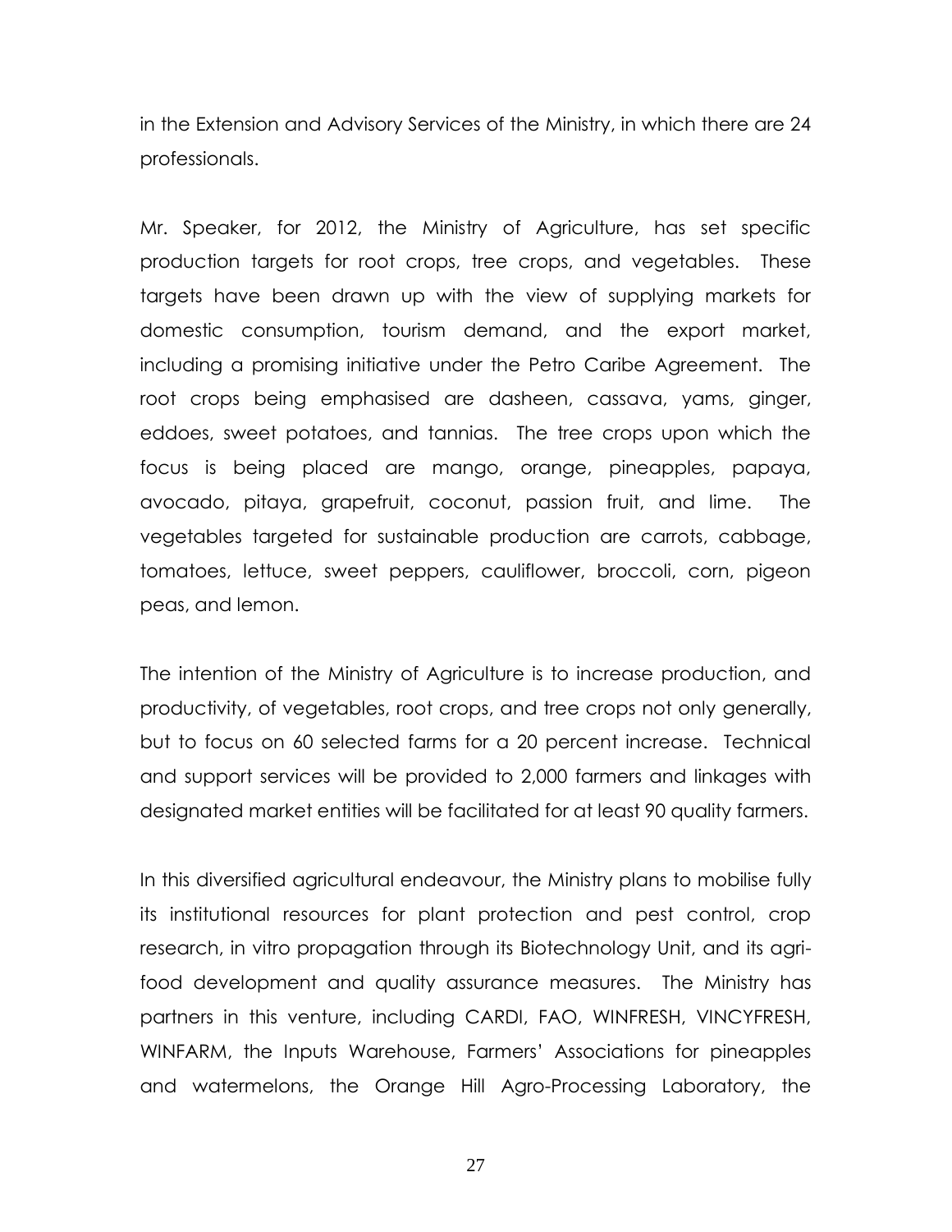in the Extension and Advisory Services of the Ministry, in which there are 24 professionals.

Mr. Speaker, for 2012, the Ministry of Agriculture, has set specific production targets for root crops, tree crops, and vegetables. These targets have been drawn up with the view of supplying markets for domestic consumption, tourism demand, and the export market, including a promising initiative under the Petro Caribe Agreement. The root crops being emphasised are dasheen, cassava, yams, ginger, eddoes, sweet potatoes, and tannias. The tree crops upon which the focus is being placed are mango, orange, pineapples, papaya, avocado, pitaya, grapefruit, coconut, passion fruit, and lime. The vegetables targeted for sustainable production are carrots, cabbage, tomatoes, lettuce, sweet peppers, cauliflower, broccoli, corn, pigeon peas, and lemon.

The intention of the Ministry of Agriculture is to increase production, and productivity, of vegetables, root crops, and tree crops not only generally, but to focus on 60 selected farms for a 20 percent increase. Technical and support services will be provided to 2,000 farmers and linkages with designated market entities will be facilitated for at least 90 quality farmers.

In this diversified agricultural endeavour, the Ministry plans to mobilise fully its institutional resources for plant protection and pest control, crop research, in vitro propagation through its Biotechnology Unit, and its agri-food development and quality assurance measures. The Ministry has partners in this venture, including CARDI, FAO, WINFRESH, VINCYFRESH, WINFARM, the Inputs Warehouse, Farmers' Associations for pineapples and watermelons, the Orange Hill Agro-Processing Laboratory, the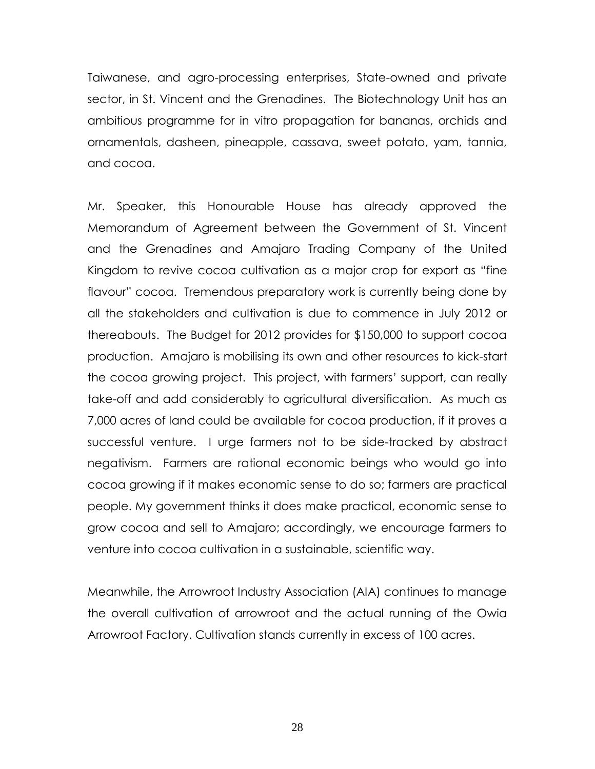Taiwanese, and agro-processing enterprises, State-owned and private sector, in St. Vincent and the Grenadines. The Biotechnology Unit has an ambitious programme for in vitro propagation for bananas, orchids and ornamentals, dasheen, pineapple, cassava, sweet potato, yam, tannia, and cocoa.

Mr. Speaker, this Honourable House has already approved the Memorandum of Agreement between the Government of St. Vincent and the Grenadines and Amajaro Trading Company of the United Kingdom to revive cocoa cultivation as a major crop for export as "fine flavour" cocoa. Tremendous preparatory work is currently being done by all the stakeholders and cultivation is due to commence in July 2012 or thereabouts. The Budget for 2012 provides for $150,000 to support cocoa production. Amajaro is mobilising its own and other resources to kick-start the cocoa growing project. This project, with farmers' support, can really take-off and add considerably to agricultural diversification. As much as 7,000 acres of land could be available for cocoa production, if it proves a successful venture. I urge farmers not to be side-tracked by abstract negativism. Farmers are rational economic beings who would go into cocoa growing if it makes economic sense to do so; farmers are practical people. My government thinks it does make practical, economic sense to grow cocoa and sell to Amajaro; accordingly, we encourage farmers to venture into cocoa cultivation in a sustainable, scientific way.

Meanwhile, the Arrowroot Industry Association (AIA) continues to manage the overall cultivation of arrowroot and the actual running of the Owia Arrowroot Factory. Cultivation stands currently in excess of 100 acres.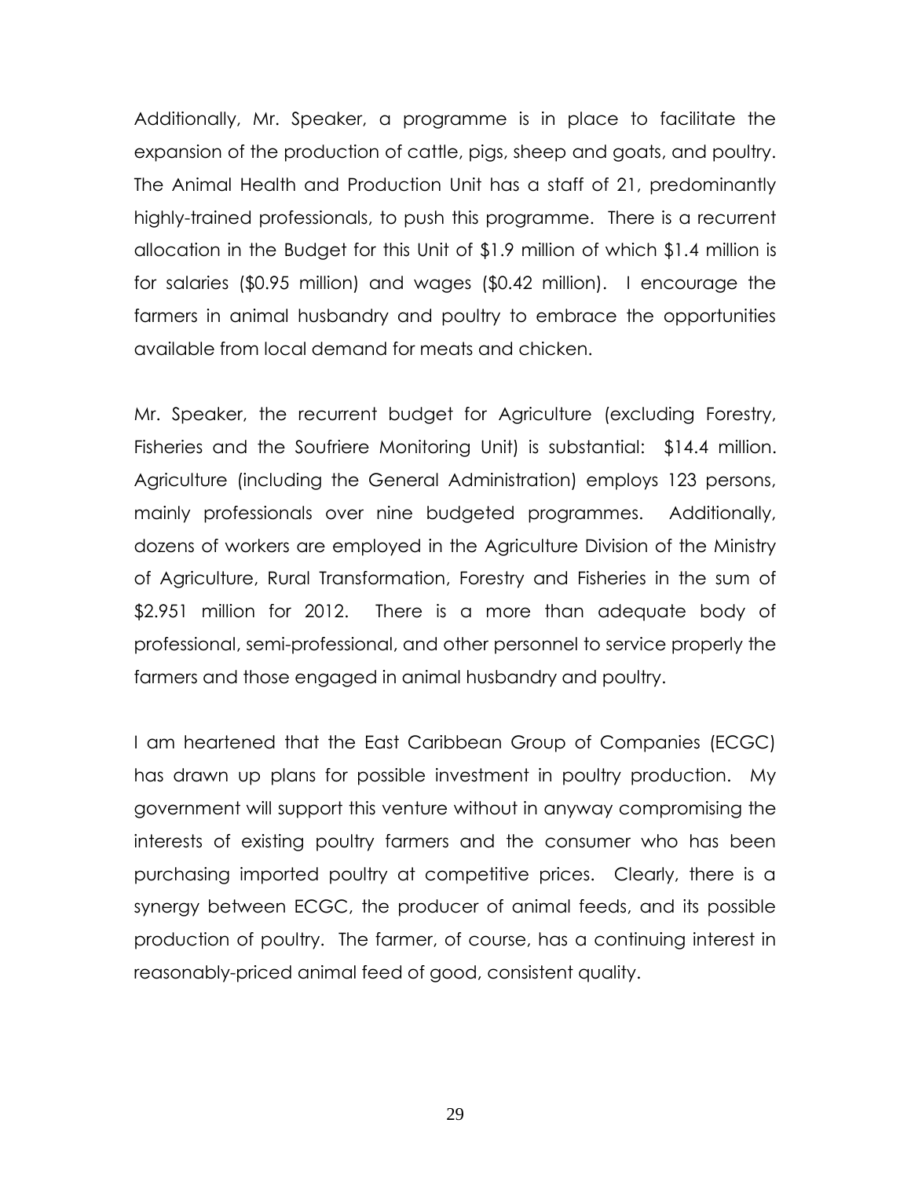Additionally, Mr. Speaker, a programme is in place to facilitate the expansion of the production of cattle, pigs, sheep and goats, and poultry. The Animal Health and Production Unit has a staff of 21, predominantly highly-trained professionals, to push this programme. There is a recurrent allocation in the Budget for this Unit of $1.9 million of which $1.4 million is for salaries ($0.95 million) and wages ($0.42 million). I encourage the farmers in animal husbandry and poultry to embrace the opportunities available from local demand for meats and chicken.

Mr. Speaker, the recurrent budget for Agriculture (excluding Forestry, Fisheries and the Soufriere Monitoring Unit) is substantial: $14.4 million. Agriculture (including the General Administration) employs 123 persons, mainly professionals over nine budgeted programmes. Additionally, dozens of workers are employed in the Agriculture Division of the Ministry of Agriculture, Rural Transformation, Forestry and Fisheries in the sum of $2.951 million for 2012. There is a more than adequate body of professional, semi-professional, and other personnel to service properly the farmers and those engaged in animal husbandry and poultry.

I am heartened that the East Caribbean Group of Companies (ECGC) has drawn up plans for possible investment in poultry production. My government will support this venture without in anyway compromising the interests of existing poultry farmers and the consumer who has been purchasing imported poultry at competitive prices. Clearly, there is a synergy between ECGC, the producer of animal feeds, and its possible production of poultry. The farmer, of course, has a continuing interest in reasonably-priced animal feed of good, consistent quality.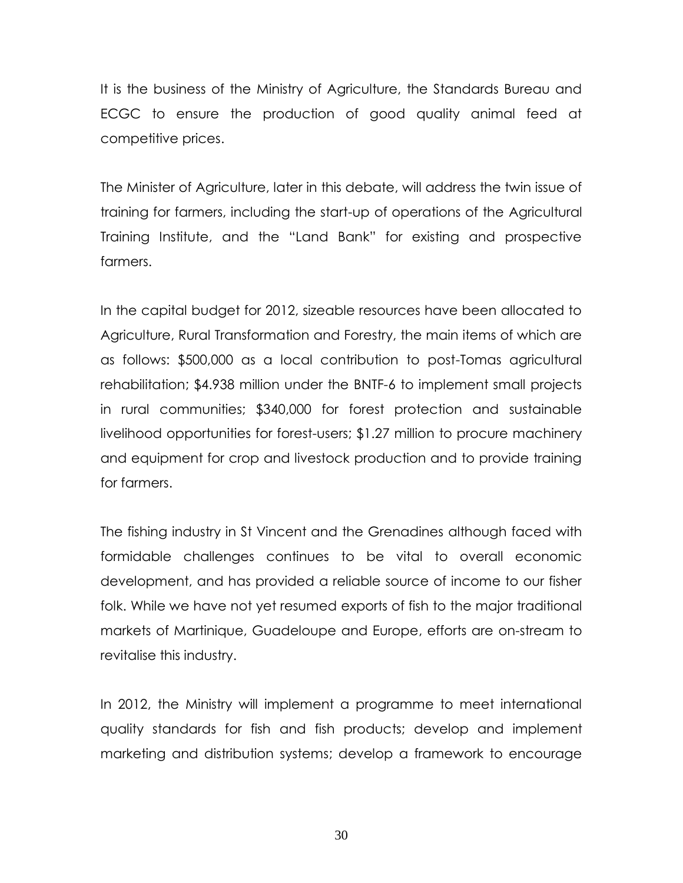It is the business of the Ministry of Agriculture, the Standards Bureau and ECGC to ensure the production of good quality animal feed at competitive prices.

The Minister of Agriculture, later in this debate, will address the twin issue of training for farmers, including the start-up of operations of the Agricultural Training Institute, and the "Land Bank" for existing and prospective farmers.

In the capital budget for 2012, sizeable resources have been allocated to Agriculture, Rural Transformation and Forestry, the main items of which are as follows: $500,000 as a local contribution to post-Tomas agricultural rehabilitation; $4.938 million under the BNTF-6 to implement small projects in rural communities; $340,000 for forest protection and sustainable livelihood opportunities for forest-users; $1.27 million to procure machinery and equipment for crop and livestock production and to provide training for farmers.

The fishing industry in St Vincent and the Grenadines although faced with formidable challenges continues to be vital to overall economic development, and has provided a reliable source of income to our fisher folk. While we have not yet resumed exports of fish to the major traditional markets of Martinique, Guadeloupe and Europe, efforts are on-stream to revitalise this industry.

In 2012, the Ministry will implement a programme to meet international quality standards for fish and fish products; develop and implement marketing and distribution systems; develop a framework to encourage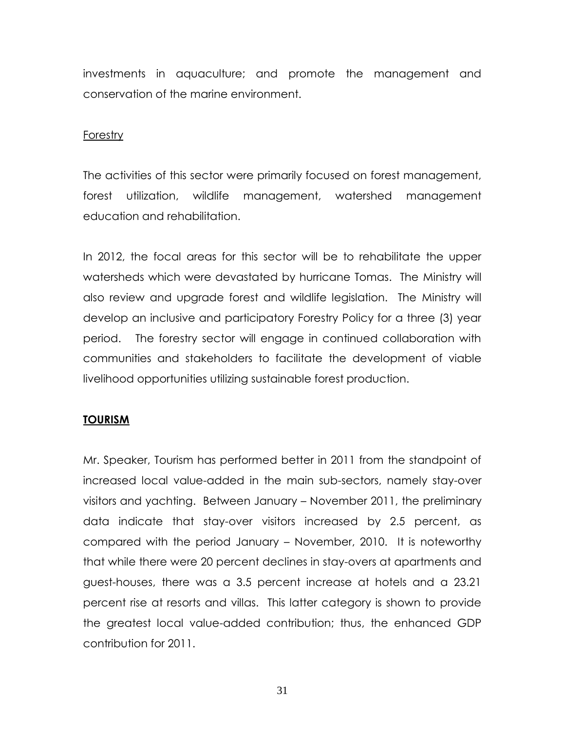investments in aquaculture; and promote the management and conservation of the marine environment.

Forestry

The activities of this sector were primarily focused on forest management, forest utilization, wildlife management, watershed management education and rehabilitation.

In 2012, the focal areas for this sector will be to rehabilitate the upper watersheds which were devastated by hurricane Tomas. The Ministry will also review and upgrade forest and wildlife legislation. The Ministry will develop an inclusive and participatory Forestry Policy for a three (3) year period. The forestry sector will engage in continued collaboration with communities and stakeholders to facilitate the development of viable livelihood opportunities utilizing sustainable forest production.

## TOURISM

Mr. Speaker, Tourism has performed better in 2011 from the standpoint of increased local value-added in the main sub-sectors, namely stay-over visitors and yachting. Between January – November 2011, the preliminary data indicate that stay-over visitors increased by 2.5 percent, as compared with the period January – November, 2010. It is noteworthy that while there were 20 percent declines in stay-overs at apartments and guest-houses, there was a 3.5 percent increase at hotels and a 23.21 percent rise at resorts and villas. This latter category is shown to provide the greatest local value-added contribution; thus, the enhanced GDP contribution for 2011.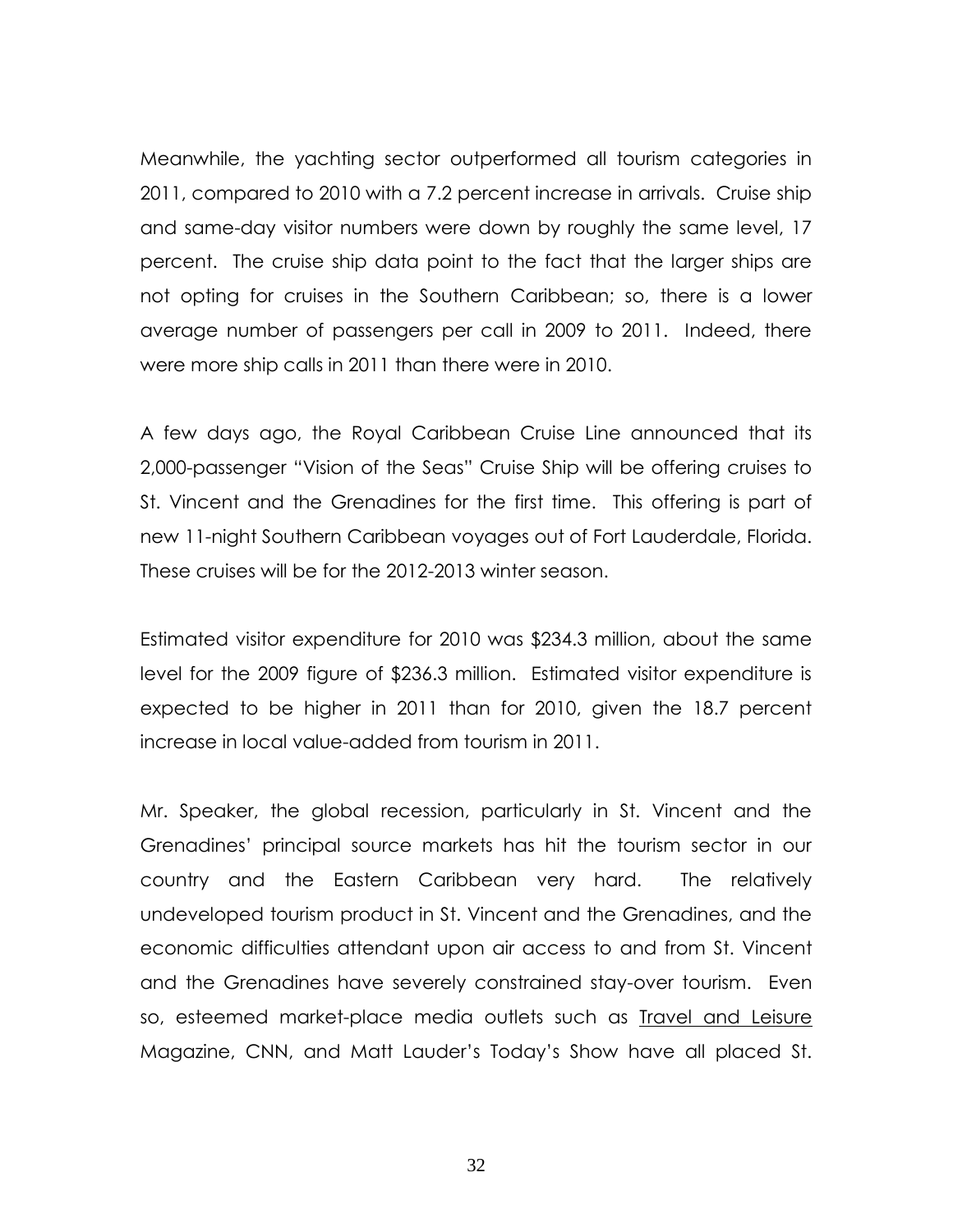Meanwhile, the yachting sector outperformed all tourism categories in 2011, compared to 2010 with a 7.2 percent increase in arrivals. Cruise ship and same-day visitor numbers were down by roughly the same level, 17 percent. The cruise ship data point to the fact that the larger ships are not opting for cruises in the Southern Caribbean; so, there is a lower average number of passengers per call in 2009 to 2011. Indeed, there were more ship calls in 2011 than there were in 2010.

A few days ago, the Royal Caribbean Cruise Line announced that its 2,000-passenger "Vision of the Seas" Cruise Ship will be offering cruises to St. Vincent and the Grenadines for the first time. This offering is part of new 11-night Southern Caribbean voyages out of Fort Lauderdale, Florida. These cruises will be for the 2012-2013 winter season.

Estimated visitor expenditure for 2010 was $234.3 million, about the same level for the 2009 figure of $236.3 million. Estimated visitor expenditure is expected to be higher in 2011 than for 2010, given the 18.7 percent increase in local value-added from tourism in 2011.

Mr. Speaker, the global recession, particularly in St. Vincent and the Grenadines' principal source markets has hit the tourism sector in our country and the Eastern Caribbean very hard. The relatively undeveloped tourism product in St. Vincent and the Grenadines, and the economic difficulties attendant upon air access to and from St. Vincent and the Grenadines have severely constrained stay-over tourism. Even so, esteemed market-place media outlets such as Travel and Leisure Magazine, CNN, and Matt Lauder's Today's Show have all placed St.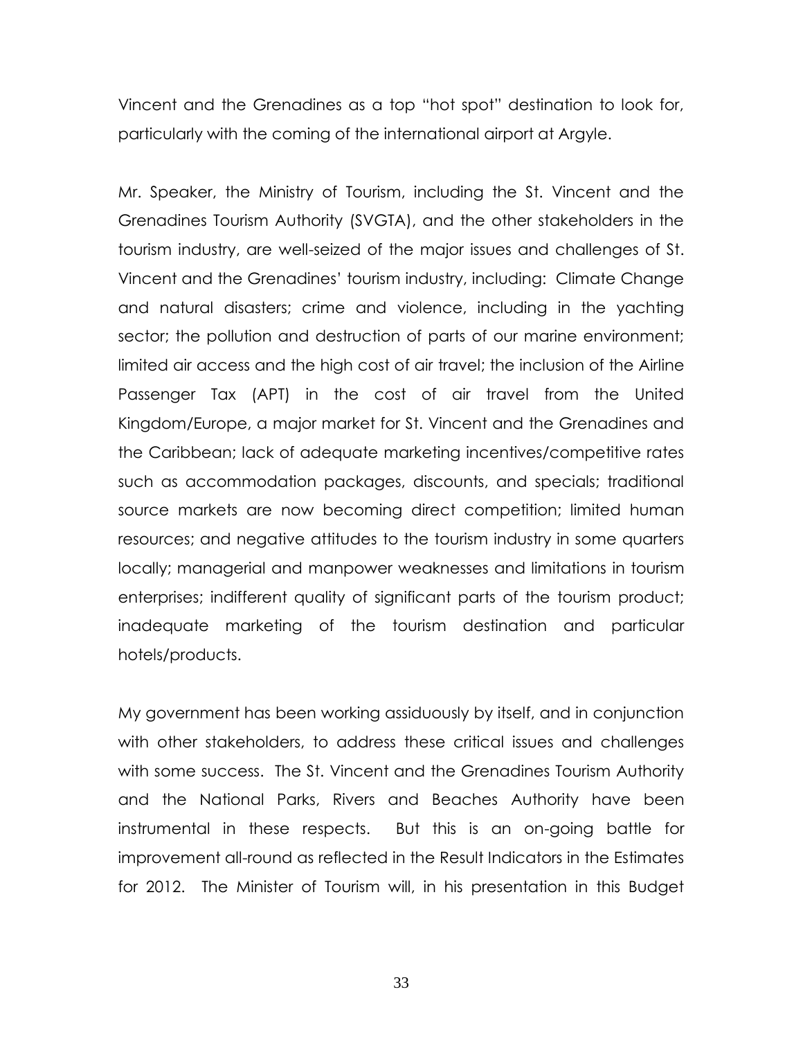Vincent and the Grenadines as a top "hot spot" destination to look for, particularly with the coming of the international airport at Argyle.

Mr. Speaker, the Ministry of Tourism, including the St. Vincent and the Grenadines Tourism Authority (SVGTA), and the other stakeholders in the tourism industry, are well-seized of the major issues and challenges of St. Vincent and the Grenadines' tourism industry, including: Climate Change and natural disasters; crime and violence, including in the yachting sector; the pollution and destruction of parts of our marine environment; limited air access and the high cost of air travel; the inclusion of the Airline Passenger Tax (APT) in the cost of air travel from the United Kingdom/Europe, a major market for St. Vincent and the Grenadines and the Caribbean; lack of adequate marketing incentives/competitive rates such as accommodation packages, discounts, and specials; traditional source markets are now becoming direct competition; limited human resources; and negative attitudes to the tourism industry in some quarters locally; managerial and manpower weaknesses and limitations in tourism enterprises; indifferent quality of significant parts of the tourism product; inadequate marketing of the tourism destination and particular hotels/products.

My government has been working assiduously by itself, and in conjunction with other stakeholders, to address these critical issues and challenges with some success. The St. Vincent and the Grenadines Tourism Authority and the National Parks, Rivers and Beaches Authority have been instrumental in these respects. But this is an on-going battle for improvement all-round as reflected in the Result Indicators in the Estimates for 2012. The Minister of Tourism will, in his presentation in this Budget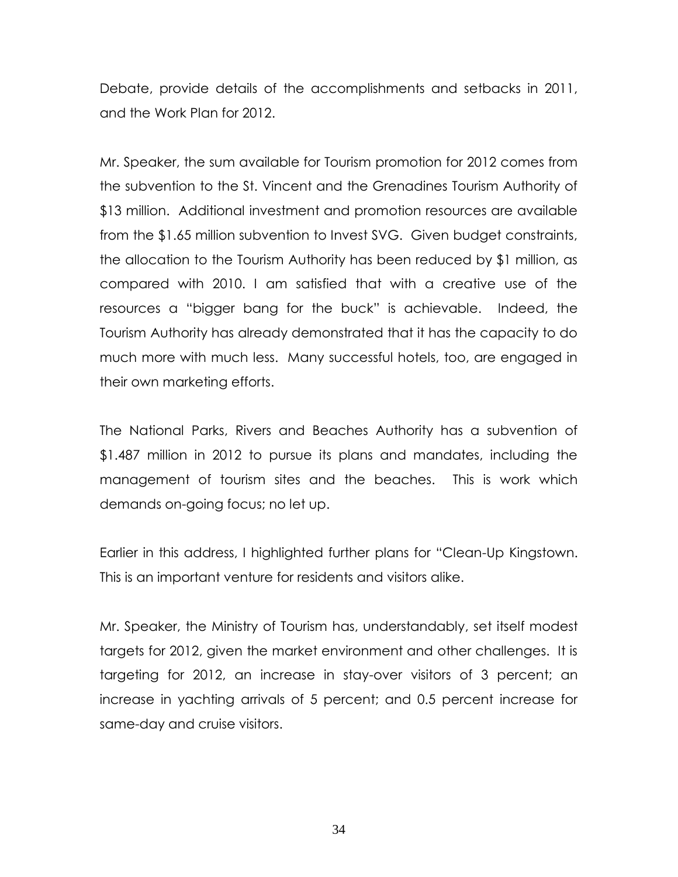Debate, provide details of the accomplishments and setbacks in 2011, and the Work Plan for 2012.

Mr. Speaker, the sum available for Tourism promotion for 2012 comes from the subvention to the St. Vincent and the Grenadines Tourism Authority of \$13 million. Additional investment and promotion resources are available from the \$1.65 million subvention to Invest SVG. Given budget constraints, the allocation to the Tourism Authority has been reduced by \$1 million, as compared with 2010. I am satisfied that with a creative use of the resources a "bigger bang for the buck" is achievable. Indeed, the Tourism Authority has already demonstrated that it has the capacity to do much more with much less. Many successful hotels, too, are engaged in their own marketing efforts.

The National Parks, Rivers and Beaches Authority has a subvention of \$1.487 million in 2012 to pursue its plans and mandates, including the management of tourism sites and the beaches. This is work which demands on-going focus; no let up.

Earlier in this address, I highlighted further plans for "Clean-Up Kingstown. This is an important venture for residents and visitors alike.

Mr. Speaker, the Ministry of Tourism has, understandably, set itself modest targets for 2012, given the market environment and other challenges. It is targeting for 2012, an increase in stay-over visitors of 3 percent; an increase in yachting arrivals of 5 percent; and 0.5 percent increase for same-day and cruise visitors.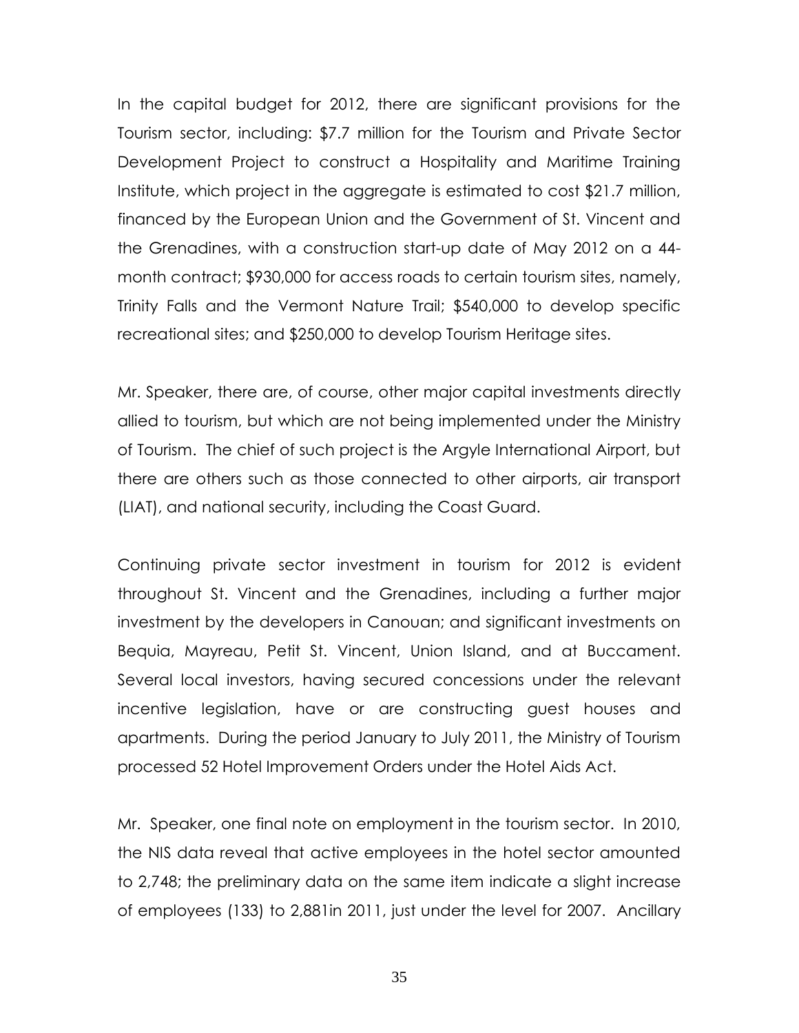In the capital budget for 2012, there are significant provisions for the Tourism sector, including: $7.7 million for the Tourism and Private Sector Development Project to construct a Hospitality and Maritime Training Institute, which project in the aggregate is estimated to cost $21.7 million, financed by the European Union and the Government of St. Vincent and the Grenadines, with a construction start-up date of May 2012 on a 44-month contract; $930,000 for access roads to certain tourism sites, namely, Trinity Falls and the Vermont Nature Trail; $540,000 to develop specific recreational sites; and $250,000 to develop Tourism Heritage sites.

Mr. Speaker, there are, of course, other major capital investments directly allied to tourism, but which are not being implemented under the Ministry of Tourism. The chief of such project is the Argyle International Airport, but there are others such as those connected to other airports, air transport (LIAT), and national security, including the Coast Guard.

Continuing private sector investment in tourism for 2012 is evident throughout St. Vincent and the Grenadines, including a further major investment by the developers in Canouan; and significant investments on Bequia, Mayreau, Petit St. Vincent, Union Island, and at Buccament. Several local investors, having secured concessions under the relevant incentive legislation, have or are constructing guest houses and apartments. During the period January to July 2011, the Ministry of Tourism processed 52 Hotel Improvement Orders under the Hotel Aids Act.

Mr. Speaker, one final note on employment in the tourism sector. In 2010, the NIS data reveal that active employees in the hotel sector amounted to 2,748; the preliminary data on the same item indicate a slight increase of employees (133) to 2,881in 2011, just under the level for 2007. Ancillary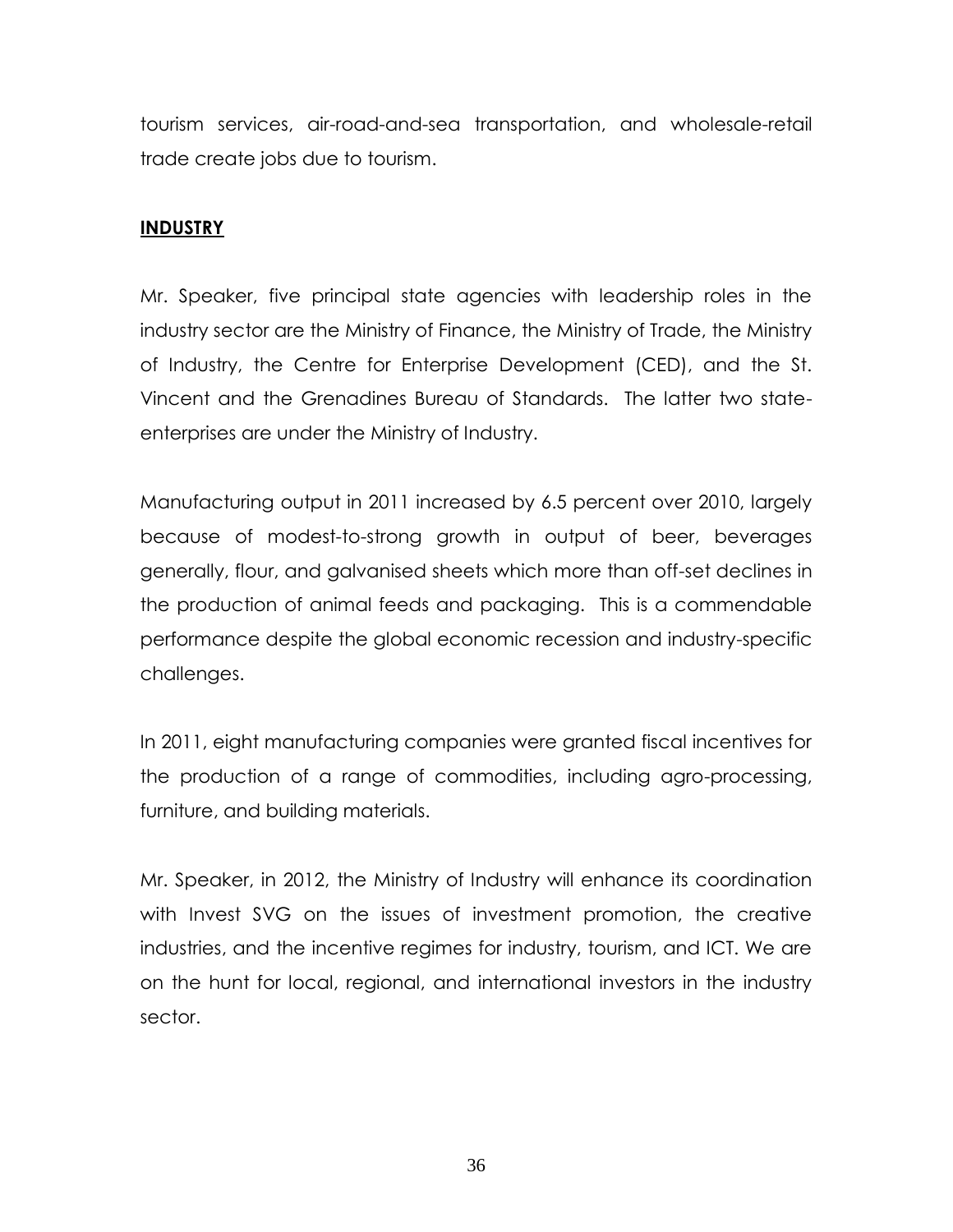tourism services, air-road-and-sea transportation, and wholesale-retail trade create jobs due to tourism.

## **INDUSTRY**

Mr. Speaker, five principal state agencies with leadership roles in the industry sector are the Ministry of Finance, the Ministry of Trade, the Ministry of Industry, the Centre for Enterprise Development (CED), and the St. Vincent and the Grenadines Bureau of Standards. The latter two state-enterprises are under the Ministry of Industry.

Manufacturing output in 2011 increased by 6.5 percent over 2010, largely because of modest-to-strong growth in output of beer, beverages generally, flour, and galvanised sheets which more than off-set declines in the production of animal feeds and packaging. This is a commendable performance despite the global economic recession and industry-specific challenges.

In 2011, eight manufacturing companies were granted fiscal incentives for the production of a range of commodities, including agro-processing, furniture, and building materials.

Mr. Speaker, in 2012, the Ministry of Industry will enhance its coordination with Invest SVG on the issues of investment promotion, the creative industries, and the incentive regimes for industry, tourism, and ICT. We are on the hunt for local, regional, and international investors in the industry sector.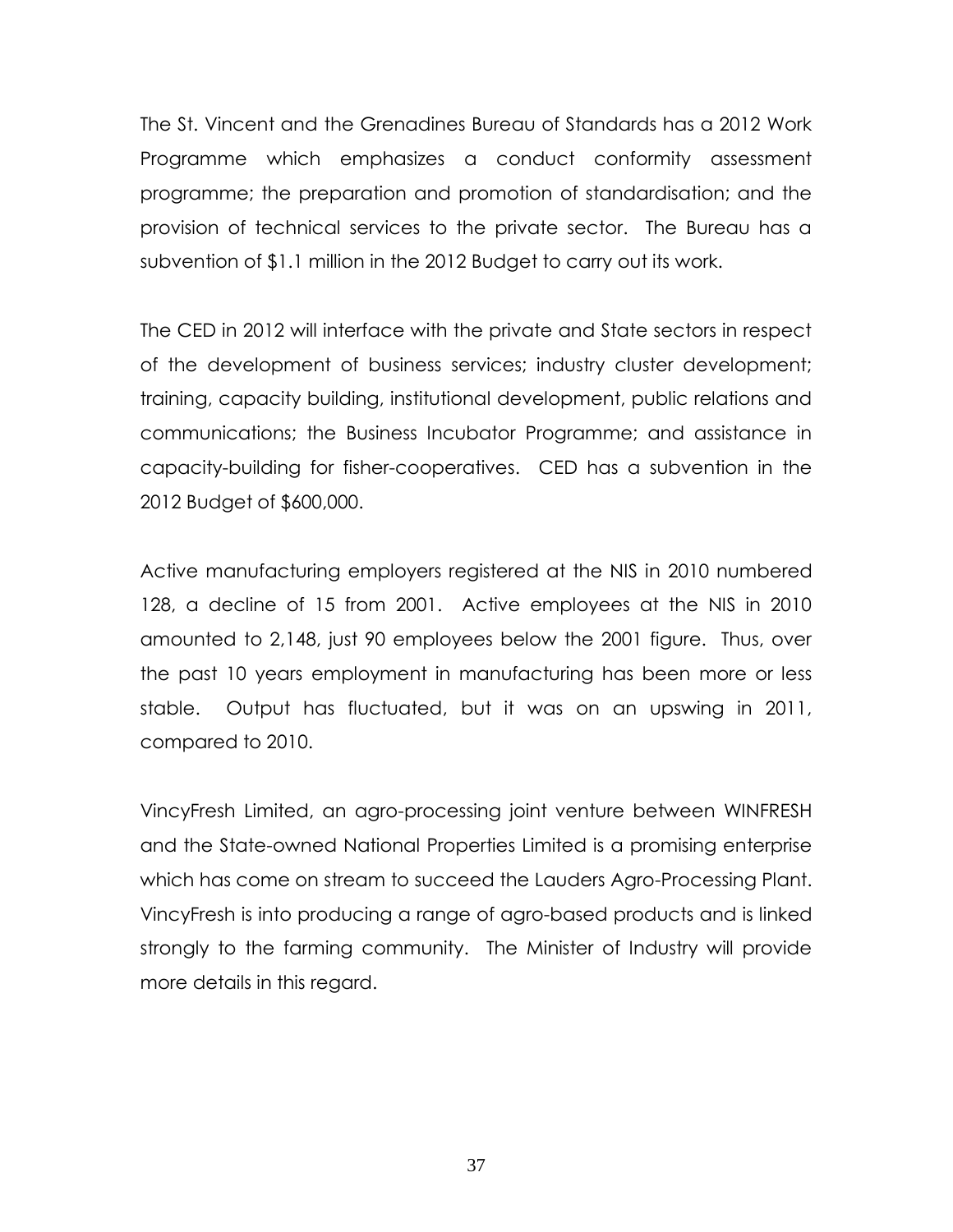The St. Vincent and the Grenadines Bureau of Standards has a 2012 Work Programme which emphasizes a conduct conformity assessment programme; the preparation and promotion of standardisation; and the provision of technical services to the private sector. The Bureau has a subvention of $1.1 million in the 2012 Budget to carry out its work.

The CED in 2012 will interface with the private and State sectors in respect of the development of business services; industry cluster development; training, capacity building, institutional development, public relations and communications; the Business Incubator Programme; and assistance in capacity-building for fisher-cooperatives. CED has a subvention in the 2012 Budget of $600,000.

Active manufacturing employers registered at the NIS in 2010 numbered 128, a decline of 15 from 2001. Active employees at the NIS in 2010 amounted to 2,148, just 90 employees below the 2001 figure. Thus, over the past 10 years employment in manufacturing has been more or less stable. Output has fluctuated, but it was on an upswing in 2011, compared to 2010.

VincyFresh Limited, an agro-processing joint venture between WINFRESH and the State-owned National Properties Limited is a promising enterprise which has come on stream to succeed the Lauders Agro-Processing Plant. VincyFresh is into producing a range of agro-based products and is linked strongly to the farming community. The Minister of Industry will provide more details in this regard.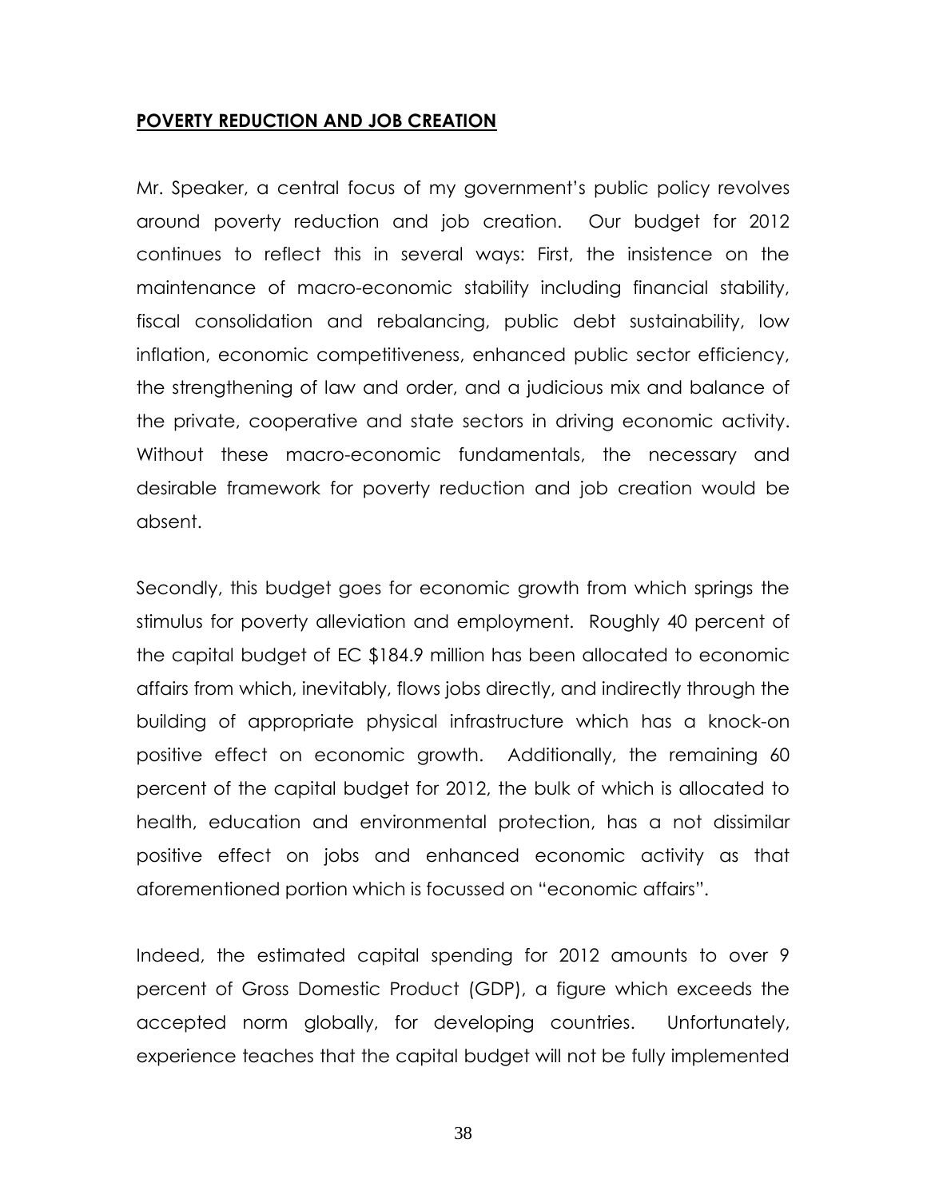## POVERTY REDUCTION AND JOB CREATION

Mr. Speaker, a central focus of my government's public policy revolves around poverty reduction and job creation. Our budget for 2012 continues to reflect this in several ways: First, the insistence on the maintenance of macro-economic stability including financial stability, fiscal consolidation and rebalancing, public debt sustainability, low inflation, economic competitiveness, enhanced public sector efficiency, the strengthening of law and order, and a judicious mix and balance of the private, cooperative and state sectors in driving economic activity. Without these macro-economic fundamentals, the necessary and desirable framework for poverty reduction and job creation would be absent.

Secondly, this budget goes for economic growth from which springs the stimulus for poverty alleviation and employment. Roughly 40 percent of the capital budget of EC $184.9 million has been allocated to economic affairs from which, inevitably, flows jobs directly, and indirectly through the building of appropriate physical infrastructure which has a knock-on positive effect on economic growth. Additionally, the remaining 60 percent of the capital budget for 2012, the bulk of which is allocated to health, education and environmental protection, has a not dissimilar positive effect on jobs and enhanced economic activity as that aforementioned portion which is focussed on "economic affairs".

Indeed, the estimated capital spending for 2012 amounts to over 9 percent of Gross Domestic Product (GDP), a figure which exceeds the accepted norm globally, for developing countries. Unfortunately, experience teaches that the capital budget will not be fully implemented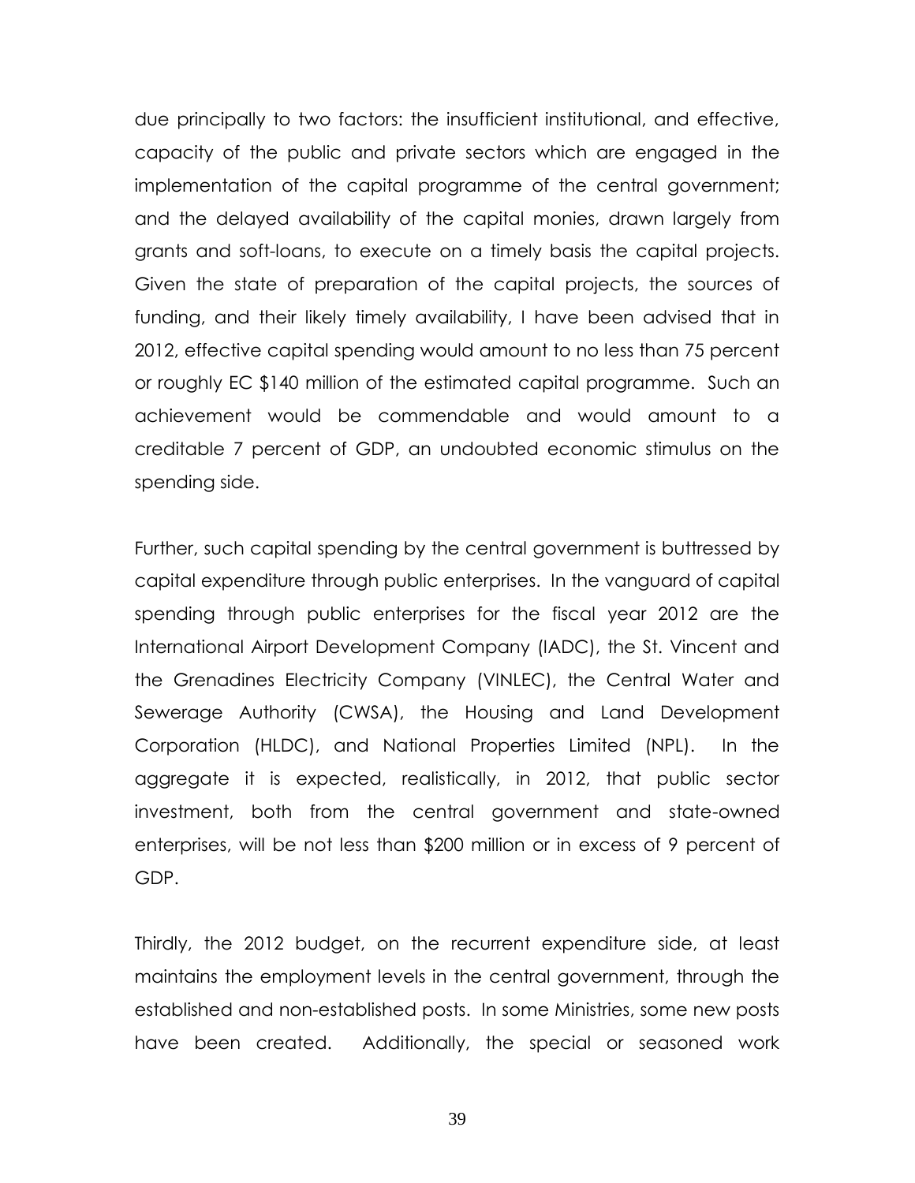due principally to two factors: the insufficient institutional, and effective, capacity of the public and private sectors which are engaged in the implementation of the capital programme of the central government; and the delayed availability of the capital monies, drawn largely from grants and soft-loans, to execute on a timely basis the capital projects. Given the state of preparation of the capital projects, the sources of funding, and their likely timely availability, I have been advised that in 2012, effective capital spending would amount to no less than 75 percent or roughly EC $140 million of the estimated capital programme. Such an achievement would be commendable and would amount to a creditable 7 percent of GDP, an undoubted economic stimulus on the spending side.

Further, such capital spending by the central government is buttressed by capital expenditure through public enterprises. In the vanguard of capital spending through public enterprises for the fiscal year 2012 are the International Airport Development Company (IADC), the St. Vincent and the Grenadines Electricity Company (VINLEC), the Central Water and Sewerage Authority (CWSA), the Housing and Land Development Corporation (HLDC), and National Properties Limited (NPL). In the aggregate it is expected, realistically, in 2012, that public sector investment, both from the central government and state-owned enterprises, will be not less than $200 million or in excess of 9 percent of GDP.

Thirdly, the 2012 budget, on the recurrent expenditure side, at least maintains the employment levels in the central government, through the established and non-established posts. In some Ministries, some new posts have been created. Additionally, the special or seasoned work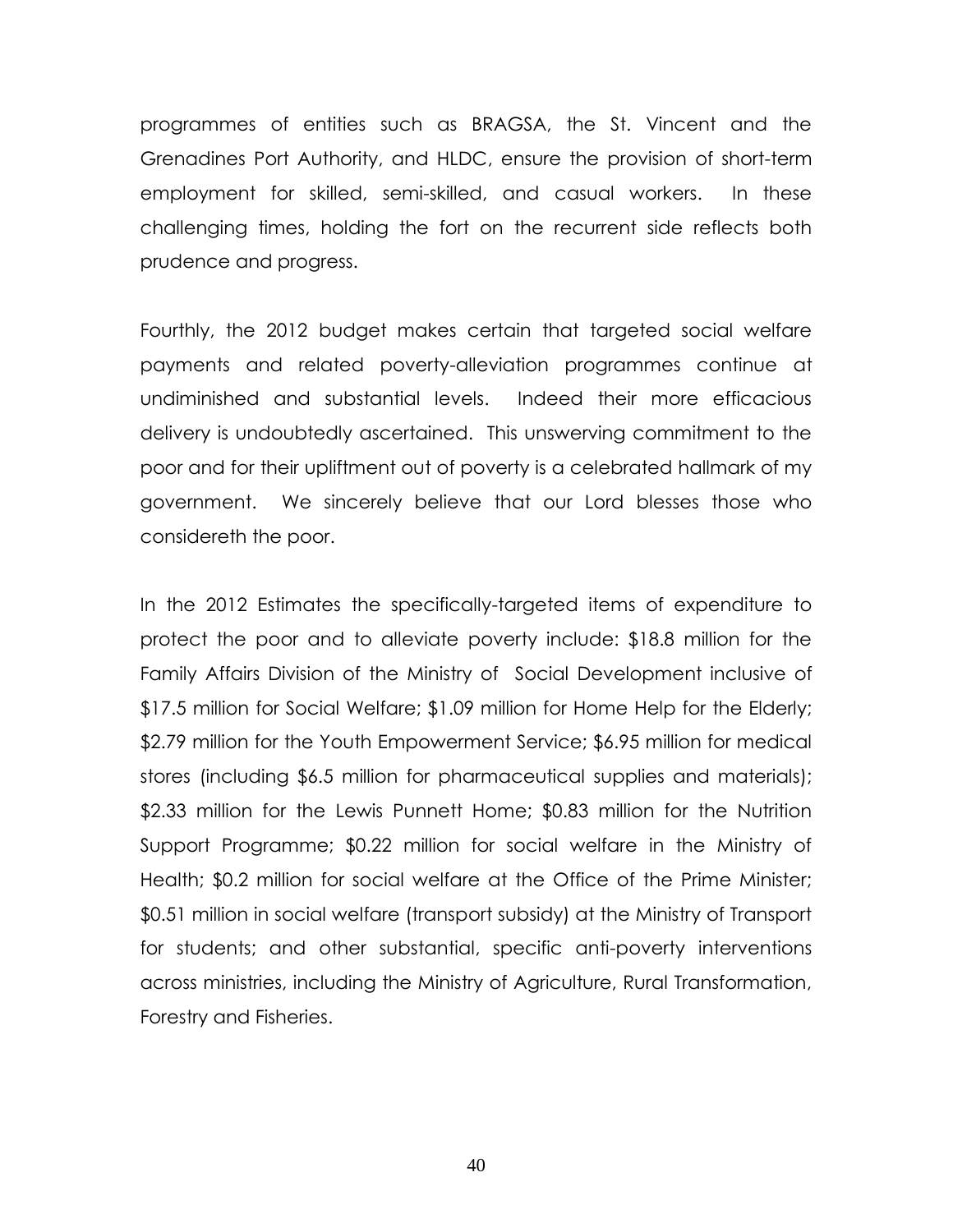programmes of entities such as BRAGSA, the St. Vincent and the Grenadines Port Authority, and HLDC, ensure the provision of short-term employment for skilled, semi-skilled, and casual workers. In these challenging times, holding the fort on the recurrent side reflects both prudence and progress.

Fourthly, the 2012 budget makes certain that targeted social welfare payments and related poverty-alleviation programmes continue at undiminished and substantial levels. Indeed their more efficacious delivery is undoubtedly ascertained. This unswerving commitment to the poor and for their upliftment out of poverty is a celebrated hallmark of my government. We sincerely believe that our Lord blesses those who considereth the poor.

In the 2012 Estimates the specifically-targeted items of expenditure to protect the poor and to alleviate poverty include: $18.8 million for the Family Affairs Division of the Ministry of Social Development inclusive of $17.5 million for Social Welfare; $1.09 million for Home Help for the Elderly; $2.79 million for the Youth Empowerment Service; $6.95 million for medical stores (including $6.5 million for pharmaceutical supplies and materials); $2.33 million for the Lewis Punnett Home; $0.83 million for the Nutrition Support Programme; $0.22 million for social welfare in the Ministry of Health; $0.2 million for social welfare at the Office of the Prime Minister; $0.51 million in social welfare (transport subsidy) at the Ministry of Transport for students; and other substantial, specific anti-poverty interventions across ministries, including the Ministry of Agriculture, Rural Transformation, Forestry and Fisheries.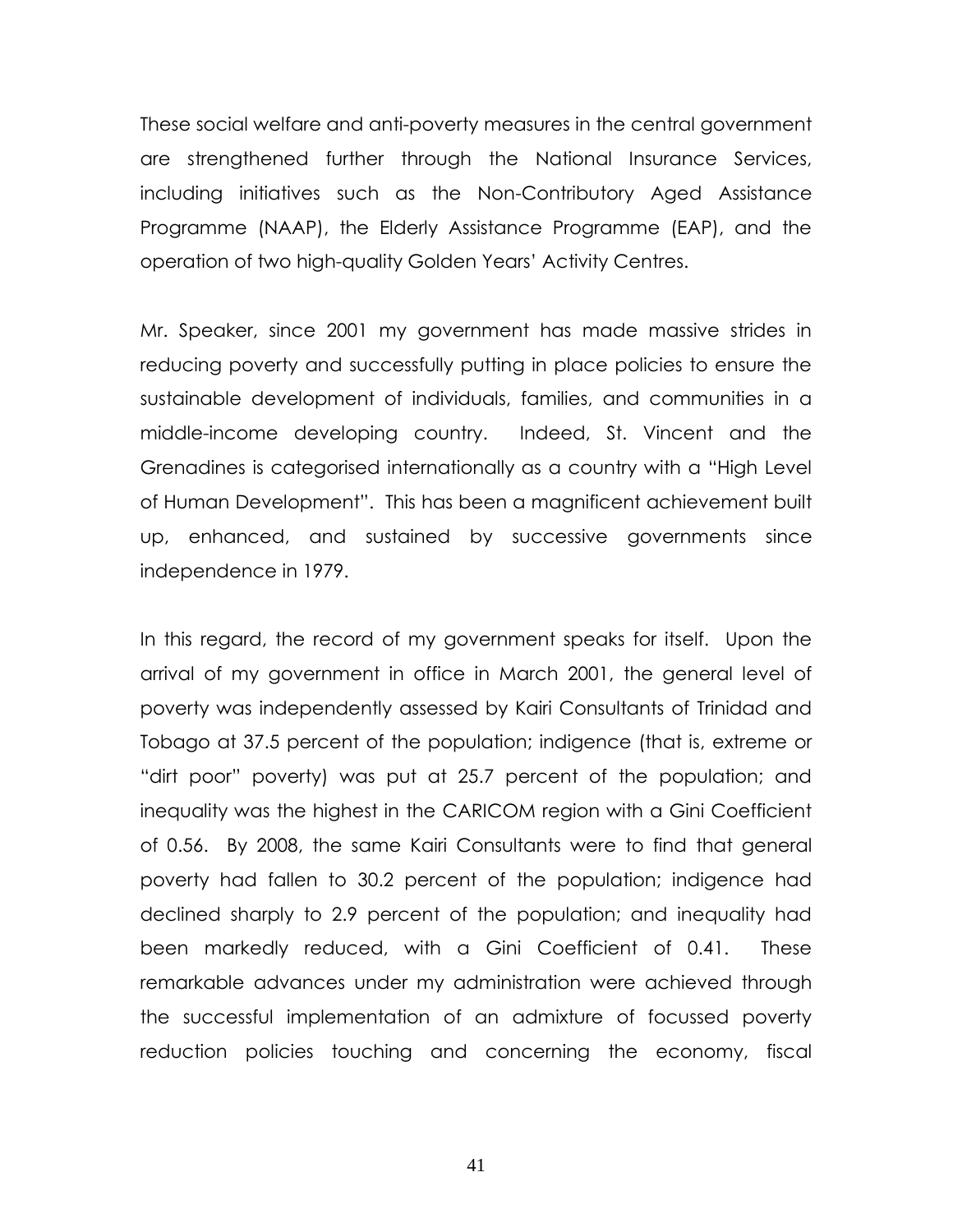These social welfare and anti-poverty measures in the central government are strengthened further through the National Insurance Services, including initiatives such as the Non-Contributory Aged Assistance Programme (NAAP), the Elderly Assistance Programme (EAP), and the operation of two high-quality Golden Years' Activity Centres.

Mr. Speaker, since 2001 my government has made massive strides in reducing poverty and successfully putting in place policies to ensure the sustainable development of individuals, families, and communities in a middle-income developing country. Indeed, St. Vincent and the Grenadines is categorised internationally as a country with a "High Level of Human Development". This has been a magnificent achievement built up, enhanced, and sustained by successive governments since independence in 1979.

In this regard, the record of my government speaks for itself. Upon the arrival of my government in office in March 2001, the general level of poverty was independently assessed by Kairi Consultants of Trinidad and Tobago at 37.5 percent of the population; indigence (that is, extreme or "dirt poor" poverty) was put at 25.7 percent of the population; and inequality was the highest in the CARICOM region with a Gini Coefficient of 0.56. By 2008, the same Kairi Consultants were to find that general poverty had fallen to 30.2 percent of the population; indigence had declined sharply to 2.9 percent of the population; and inequality had been markedly reduced, with a Gini Coefficient of 0.41. These remarkable advances under my administration were achieved through the successful implementation of an admixture of focussed poverty reduction policies touching and concerning the economy, fiscal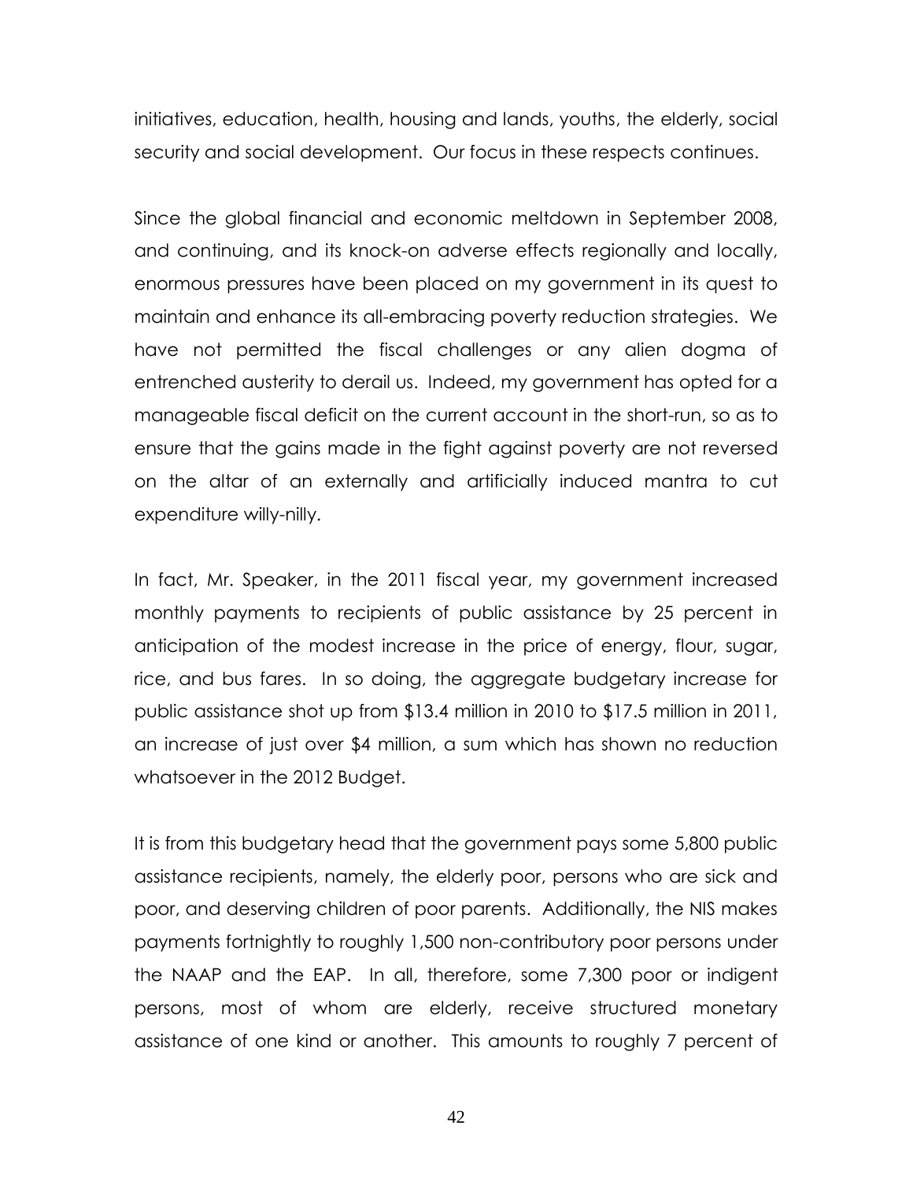initiatives, education, health, housing and lands, youths, the elderly, social security and social development. Our focus in these respects continues.

Since the global financial and economic meltdown in September 2008, and continuing, and its knock-on adverse effects regionally and locally, enormous pressures have been placed on my government in its quest to maintain and enhance its all-embracing poverty reduction strategies. We have not permitted the fiscal challenges or any alien dogma of entrenched austerity to derail us. Indeed, my government has opted for a manageable fiscal deficit on the current account in the short-run, so as to ensure that the gains made in the fight against poverty are not reversed on the altar of an externally and artificially induced mantra to cut expenditure willy-nilly.

In fact, Mr. Speaker, in the 2011 fiscal year, my government increased monthly payments to recipients of public assistance by 25 percent in anticipation of the modest increase in the price of energy, flour, sugar, rice, and bus fares. In so doing, the aggregate budgetary increase for public assistance shot up from $13.4 million in 2010 to $17.5 million in 2011, an increase of just over $4 million, a sum which has shown no reduction whatsoever in the 2012 Budget.

It is from this budgetary head that the government pays some 5,800 public assistance recipients, namely, the elderly poor, persons who are sick and poor, and deserving children of poor parents. Additionally, the NIS makes payments fortnightly to roughly 1,500 non-contributory poor persons under the NAAP and the EAP. In all, therefore, some 7,300 poor or indigent persons, most of whom are elderly, receive structured monetary assistance of one kind or another. This amounts to roughly 7 percent of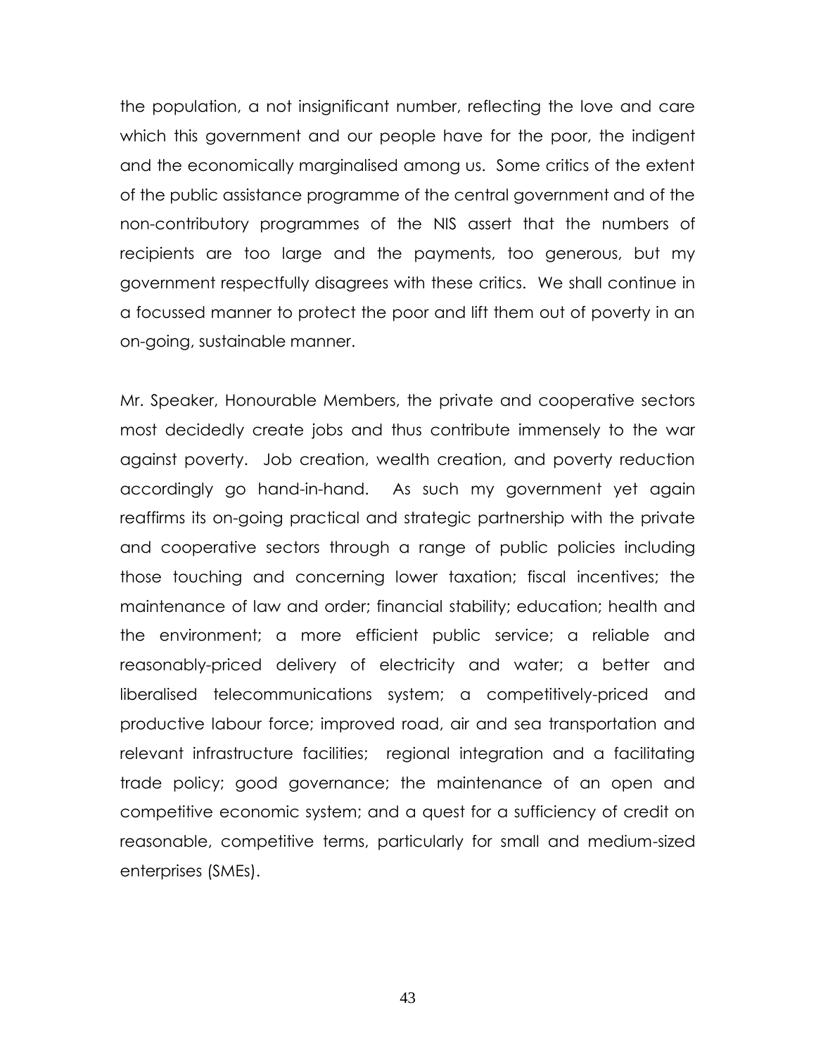the population, a not insignificant number, reflecting the love and care which this government and our people have for the poor, the indigent and the economically marginalised among us. Some critics of the extent of the public assistance programme of the central government and of the non-contributory programmes of the NIS assert that the numbers of recipients are too large and the payments, too generous, but my government respectfully disagrees with these critics. We shall continue in a focussed manner to protect the poor and lift them out of poverty in an on-going, sustainable manner.

Mr. Speaker, Honourable Members, the private and cooperative sectors most decidedly create jobs and thus contribute immensely to the war against poverty. Job creation, wealth creation, and poverty reduction accordingly go hand-in-hand. As such my government yet again reaffirms its on-going practical and strategic partnership with the private and cooperative sectors through a range of public policies including those touching and concerning lower taxation; fiscal incentives; the maintenance of law and order; financial stability; education; health and the environment; a more efficient public service; a reliable and reasonably-priced delivery of electricity and water; a better and liberalised telecommunications system; a competitively-priced and productive labour force; improved road, air and sea transportation and relevant infrastructure facilities; regional integration and a facilitating trade policy; good governance; the maintenance of an open and competitive economic system; and a quest for a sufficiency of credit on reasonable, competitive terms, particularly for small and medium-sized enterprises (SMEs).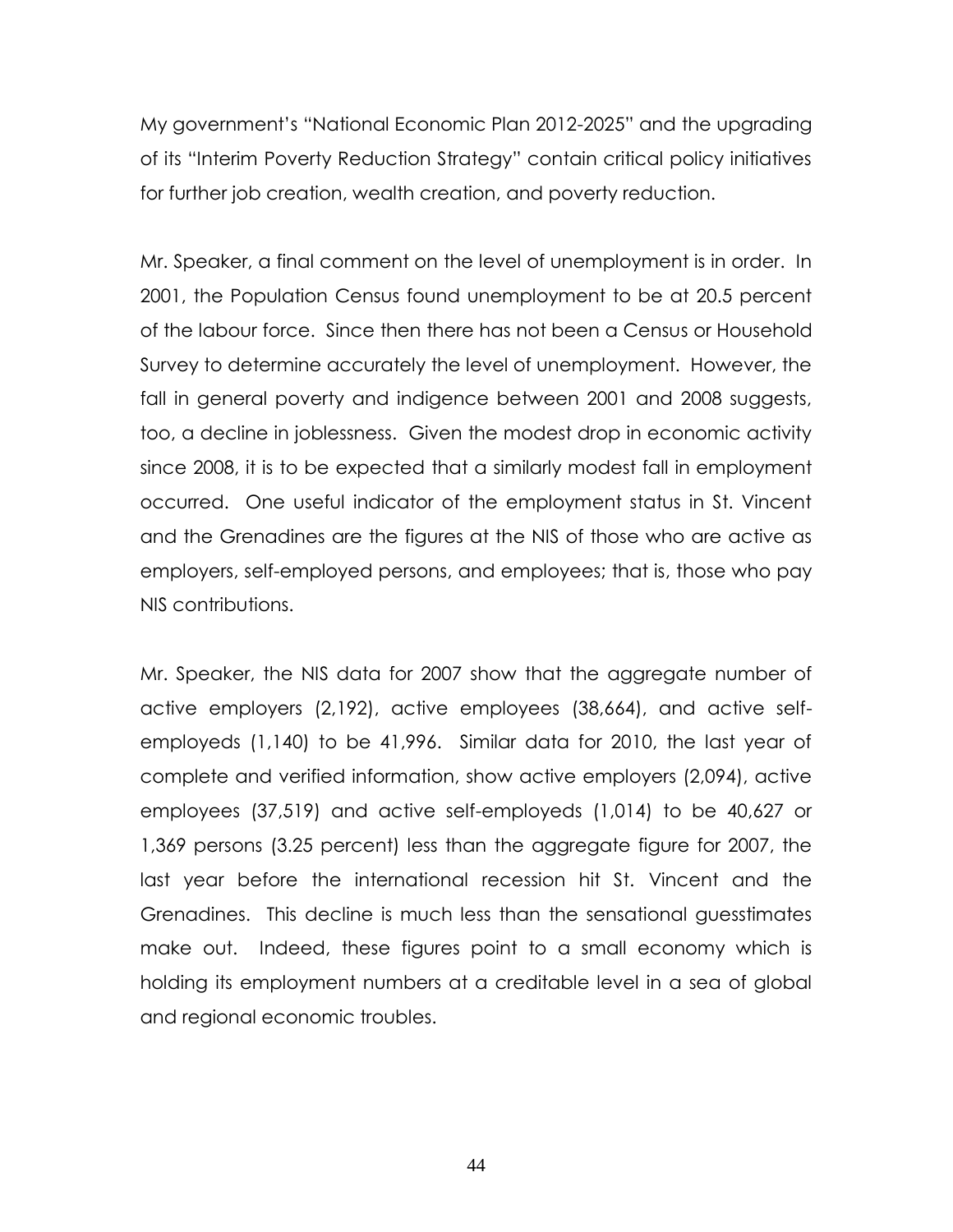My government's "National Economic Plan 2012-2025" and the upgrading of its "Interim Poverty Reduction Strategy" contain critical policy initiatives for further job creation, wealth creation, and poverty reduction.

Mr. Speaker, a final comment on the level of unemployment is in order. In 2001, the Population Census found unemployment to be at 20.5 percent of the labour force. Since then there has not been a Census or Household Survey to determine accurately the level of unemployment. However, the fall in general poverty and indigence between 2001 and 2008 suggests, too, a decline in joblessness. Given the modest drop in economic activity since 2008, it is to be expected that a similarly modest fall in employment occurred. One useful indicator of the employment status in St. Vincent and the Grenadines are the figures at the NIS of those who are active as employers, self-employed persons, and employees; that is, those who pay NIS contributions.

Mr. Speaker, the NIS data for 2007 show that the aggregate number of active employers (2,192), active employees (38,664), and active self-employeds (1,140) to be 41,996. Similar data for 2010, the last year of complete and verified information, show active employers (2,094), active employees (37,519) and active self-employeds (1,014) to be 40,627 or 1,369 persons (3.25 percent) less than the aggregate figure for 2007, the last year before the international recession hit St. Vincent and the Grenadines. This decline is much less than the sensational guesstimates make out. Indeed, these figures point to a small economy which is holding its employment numbers at a creditable level in a sea of global and regional economic troubles.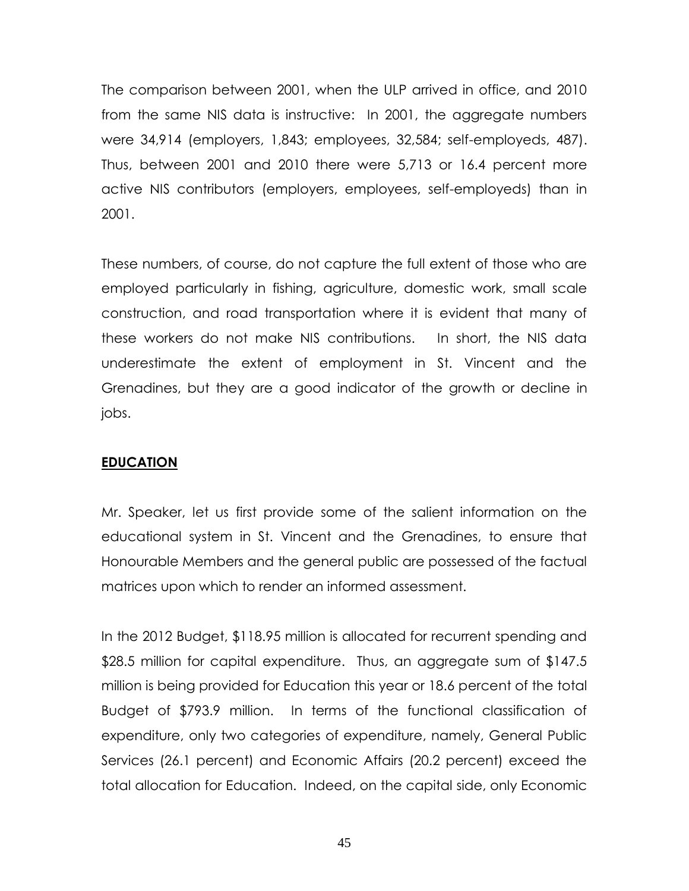The comparison between 2001, when the ULP arrived in office, and 2010 from the same NIS data is instructive: In 2001, the aggregate numbers were 34,914 (employers, 1,843; employees, 32,584; self-employeds, 487). Thus, between 2001 and 2010 there were 5,713 or 16.4 percent more active NIS contributors (employers, employees, self-employeds) than in 2001.

These numbers, of course, do not capture the full extent of those who are employed particularly in fishing, agriculture, domestic work, small scale construction, and road transportation where it is evident that many of these workers do not make NIS contributions. In short, the NIS data underestimate the extent of employment in St. Vincent and the Grenadines, but they are a good indicator of the growth or decline in jobs.

## EDUCATION

Mr. Speaker, let us first provide some of the salient information on the educational system in St. Vincent and the Grenadines, to ensure that Honourable Members and the general public are possessed of the factual matrices upon which to render an informed assessment.

In the 2012 Budget, $118.95 million is allocated for recurrent spending and $28.5 million for capital expenditure. Thus, an aggregate sum of $147.5 million is being provided for Education this year or 18.6 percent of the total Budget of $793.9 million. In terms of the functional classification of expenditure, only two categories of expenditure, namely, General Public Services (26.1 percent) and Economic Affairs (20.2 percent) exceed the total allocation for Education. Indeed, on the capital side, only Economic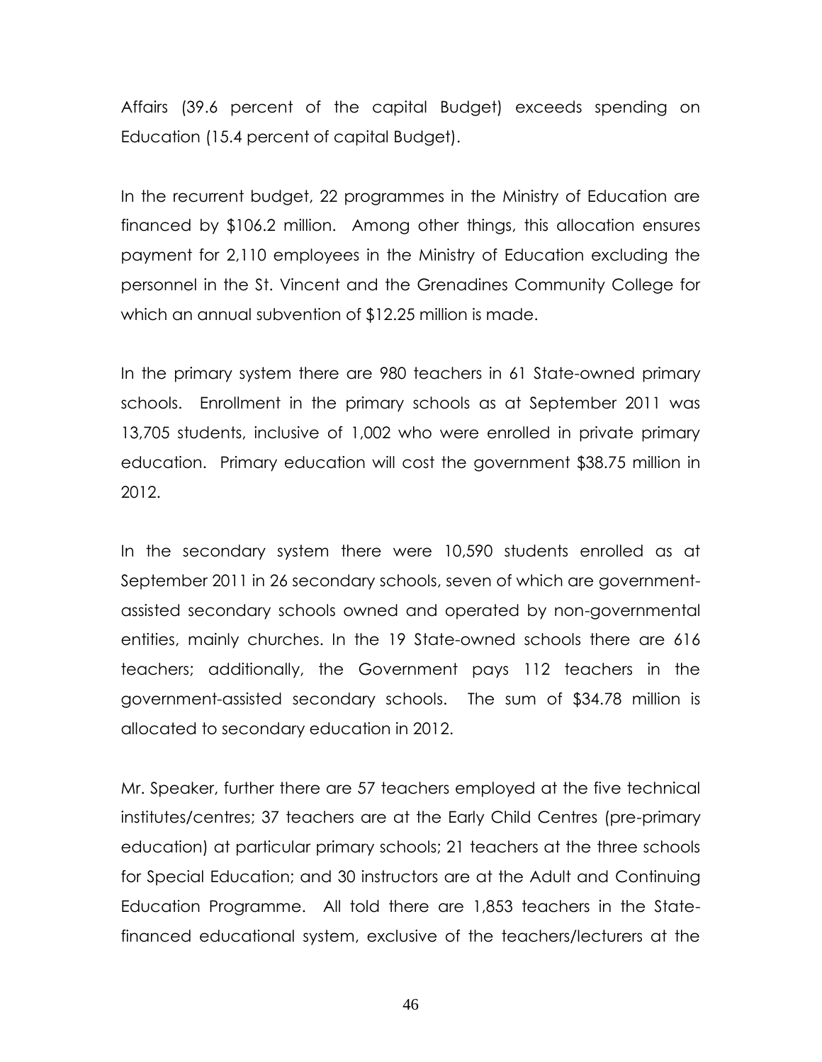Affairs (39.6 percent of the capital Budget) exceeds spending on Education (15.4 percent of capital Budget).

In the recurrent budget, 22 programmes in the Ministry of Education are financed by $106.2 million. Among other things, this allocation ensures payment for 2,110 employees in the Ministry of Education excluding the personnel in the St. Vincent and the Grenadines Community College for which an annual subvention of $12.25 million is made.

In the primary system there are 980 teachers in 61 State-owned primary schools. Enrollment in the primary schools as at September 2011 was 13,705 students, inclusive of 1,002 who were enrolled in private primary education. Primary education will cost the government $38.75 million in 2012.

In the secondary system there were 10,590 students enrolled as at September 2011 in 26 secondary schools, seven of which are government-assisted secondary schools owned and operated by non-governmental entities, mainly churches. In the 19 State-owned schools there are 616 teachers; additionally, the Government pays 112 teachers in the government-assisted secondary schools. The sum of $34.78 million is allocated to secondary education in 2012.

Mr. Speaker, further there are 57 teachers employed at the five technical institutes/centres; 37 teachers are at the Early Child Centres (pre-primary education) at particular primary schools; 21 teachers at the three schools for Special Education; and 30 instructors are at the Adult and Continuing Education Programme. All told there are 1,853 teachers in the State-financed educational system, exclusive of the teachers/lecturers at the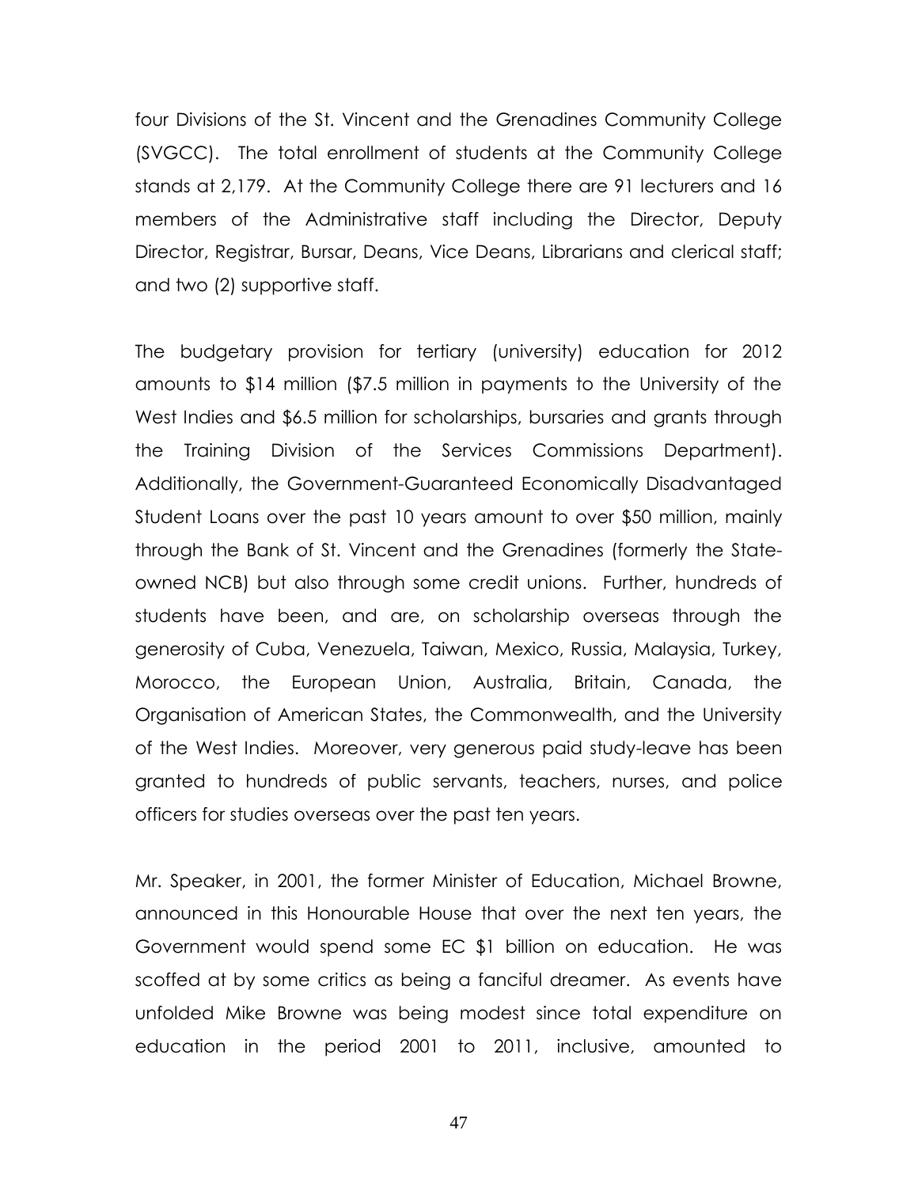four Divisions of the St. Vincent and the Grenadines Community College (SVGCC). The total enrollment of students at the Community College stands at 2,179. At the Community College there are 91 lecturers and 16 members of the Administrative staff including the Director, Deputy Director, Registrar, Bursar, Deans, Vice Deans, Librarians and clerical staff; and two (2) supportive staff.

The budgetary provision for tertiary (university) education for 2012 amounts to $14 million ($7.5 million in payments to the University of the West Indies and $6.5 million for scholarships, bursaries and grants through the Training Division of the Services Commissions Department). Additionally, the Government-Guaranteed Economically Disadvantaged Student Loans over the past 10 years amount to over $50 million, mainly through the Bank of St. Vincent and the Grenadines (formerly the State-owned NCB) but also through some credit unions. Further, hundreds of students have been, and are, on scholarship overseas through the generosity of Cuba, Venezuela, Taiwan, Mexico, Russia, Malaysia, Turkey, Morocco, the European Union, Australia, Britain, Canada, the Organisation of American States, the Commonwealth, and the University of the West Indies. Moreover, very generous paid study-leave has been granted to hundreds of public servants, teachers, nurses, and police officers for studies overseas over the past ten years.

Mr. Speaker, in 2001, the former Minister of Education, Michael Browne, announced in this Honourable House that over the next ten years, the Government would spend some EC $1 billion on education. He was scoffed at by some critics as being a fanciful dreamer. As events have unfolded Mike Browne was being modest since total expenditure on education in the period 2001 to 2011, inclusive, amounted to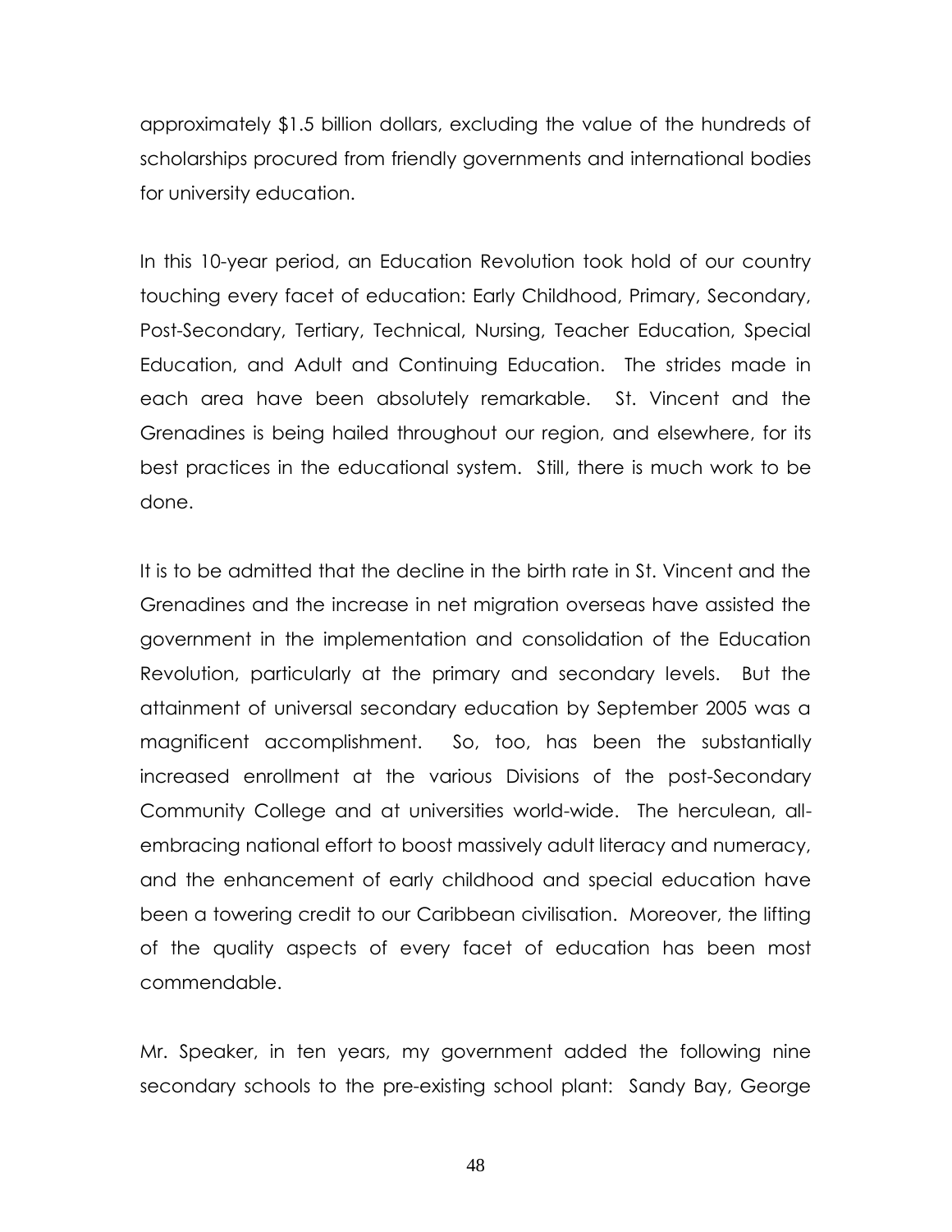approximately $1.5 billion dollars, excluding the value of the hundreds of scholarships procured from friendly governments and international bodies for university education.

In this 10-year period, an Education Revolution took hold of our country touching every facet of education: Early Childhood, Primary, Secondary, Post-Secondary, Tertiary, Technical, Nursing, Teacher Education, Special Education, and Adult and Continuing Education. The strides made in each area have been absolutely remarkable. St. Vincent and the Grenadines is being hailed throughout our region, and elsewhere, for its best practices in the educational system. Still, there is much work to be done.

It is to be admitted that the decline in the birth rate in St. Vincent and the Grenadines and the increase in net migration overseas have assisted the government in the implementation and consolidation of the Education Revolution, particularly at the primary and secondary levels. But the attainment of universal secondary education by September 2005 was a magnificent accomplishment. So, too, has been the substantially increased enrollment at the various Divisions of the post-Secondary Community College and at universities world-wide. The herculean, all-embracing national effort to boost massively adult literacy and numeracy, and the enhancement of early childhood and special education have been a towering credit to our Caribbean civilisation. Moreover, the lifting of the quality aspects of every facet of education has been most commendable.

Mr. Speaker, in ten years, my government added the following nine secondary schools to the pre-existing school plant: Sandy Bay, George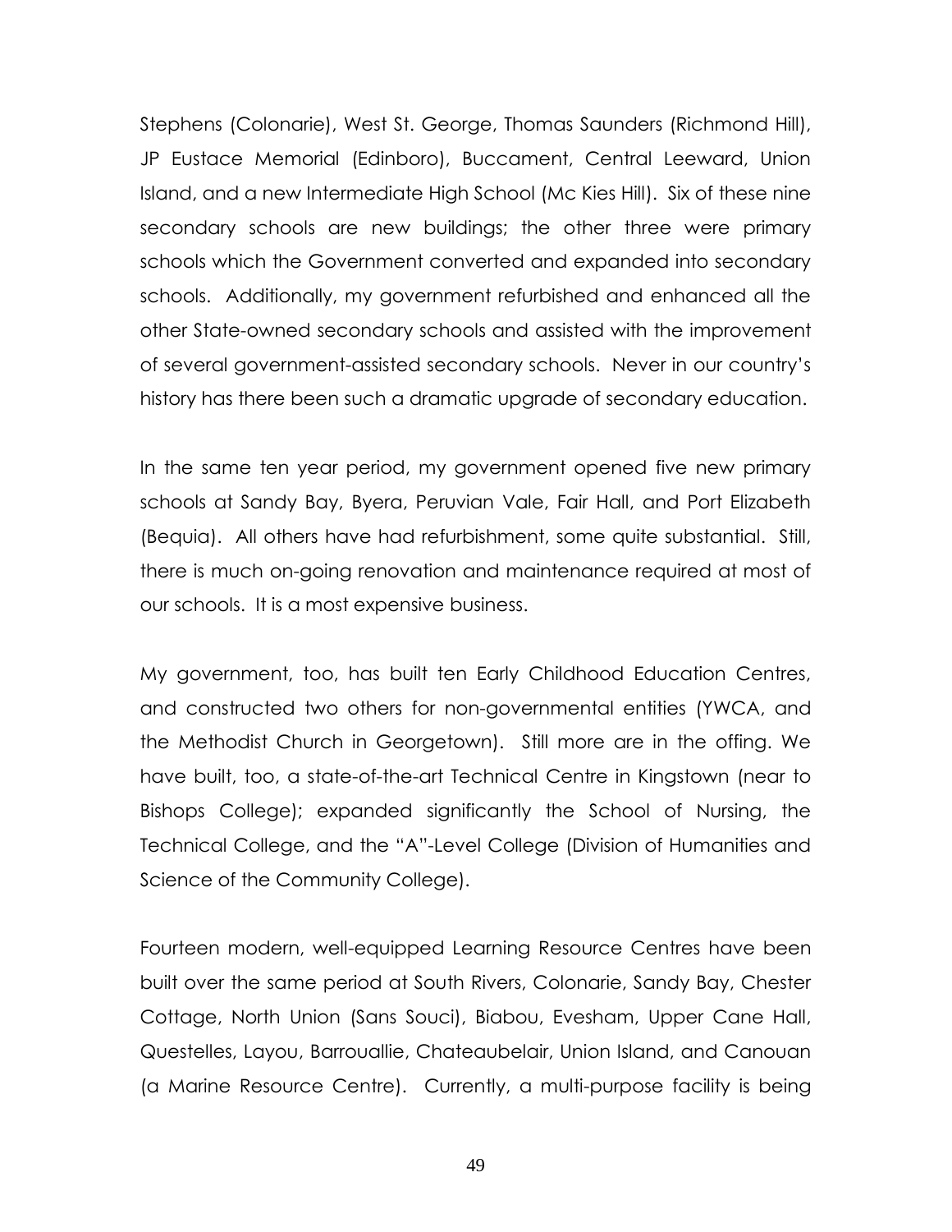Stephens (Colonarie), West St. George, Thomas Saunders (Richmond Hill), JP Eustace Memorial (Edinboro), Buccament, Central Leeward, Union Island, and a new Intermediate High School (Mc Kies Hill). Six of these nine secondary schools are new buildings; the other three were primary schools which the Government converted and expanded into secondary schools. Additionally, my government refurbished and enhanced all the other State-owned secondary schools and assisted with the improvement of several government-assisted secondary schools. Never in our country's history has there been such a dramatic upgrade of secondary education.

In the same ten year period, my government opened five new primary schools at Sandy Bay, Byera, Peruvian Vale, Fair Hall, and Port Elizabeth (Bequia). All others have had refurbishment, some quite substantial. Still, there is much on-going renovation and maintenance required at most of our schools. It is a most expensive business.

My government, too, has built ten Early Childhood Education Centres, and constructed two others for non-governmental entities (YWCA, and the Methodist Church in Georgetown). Still more are in the offing. We have built, too, a state-of-the-art Technical Centre in Kingstown (near to Bishops College); expanded significantly the School of Nursing, the Technical College, and the "A"-Level College (Division of Humanities and Science of the Community College).

Fourteen modern, well-equipped Learning Resource Centres have been built over the same period at South Rivers, Colonarie, Sandy Bay, Chester Cottage, North Union (Sans Souci), Biabou, Evesham, Upper Cane Hall, Questelles, Layou, Barrouallie, Chateaubelair, Union Island, and Canouan (a Marine Resource Centre). Currently, a multi-purpose facility is being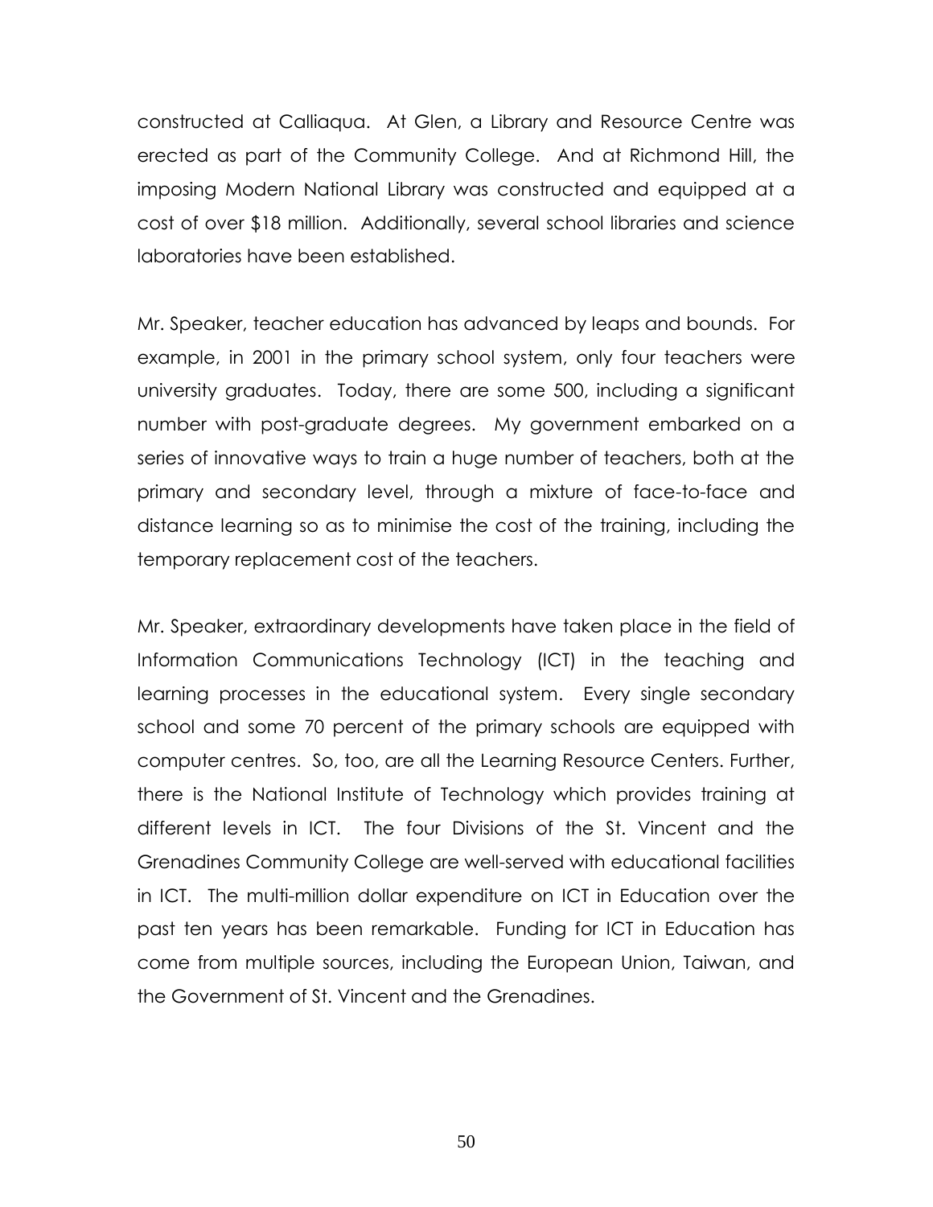constructed at Calliaqua. At Glen, a Library and Resource Centre was erected as part of the Community College. And at Richmond Hill, the imposing Modern National Library was constructed and equipped at a cost of over $18 million. Additionally, several school libraries and science laboratories have been established.

Mr. Speaker, teacher education has advanced by leaps and bounds. For example, in 2001 in the primary school system, only four teachers were university graduates. Today, there are some 500, including a significant number with post-graduate degrees. My government embarked on a series of innovative ways to train a huge number of teachers, both at the primary and secondary level, through a mixture of face-to-face and distance learning so as to minimise the cost of the training, including the temporary replacement cost of the teachers.

Mr. Speaker, extraordinary developments have taken place in the field of Information Communications Technology (ICT) in the teaching and learning processes in the educational system. Every single secondary school and some 70 percent of the primary schools are equipped with computer centres. So, too, are all the Learning Resource Centers. Further, there is the National Institute of Technology which provides training at different levels in ICT. The four Divisions of the St. Vincent and the Grenadines Community College are well-served with educational facilities in ICT. The multi-million dollar expenditure on ICT in Education over the past ten years has been remarkable. Funding for ICT in Education has come from multiple sources, including the European Union, Taiwan, and the Government of St. Vincent and the Grenadines.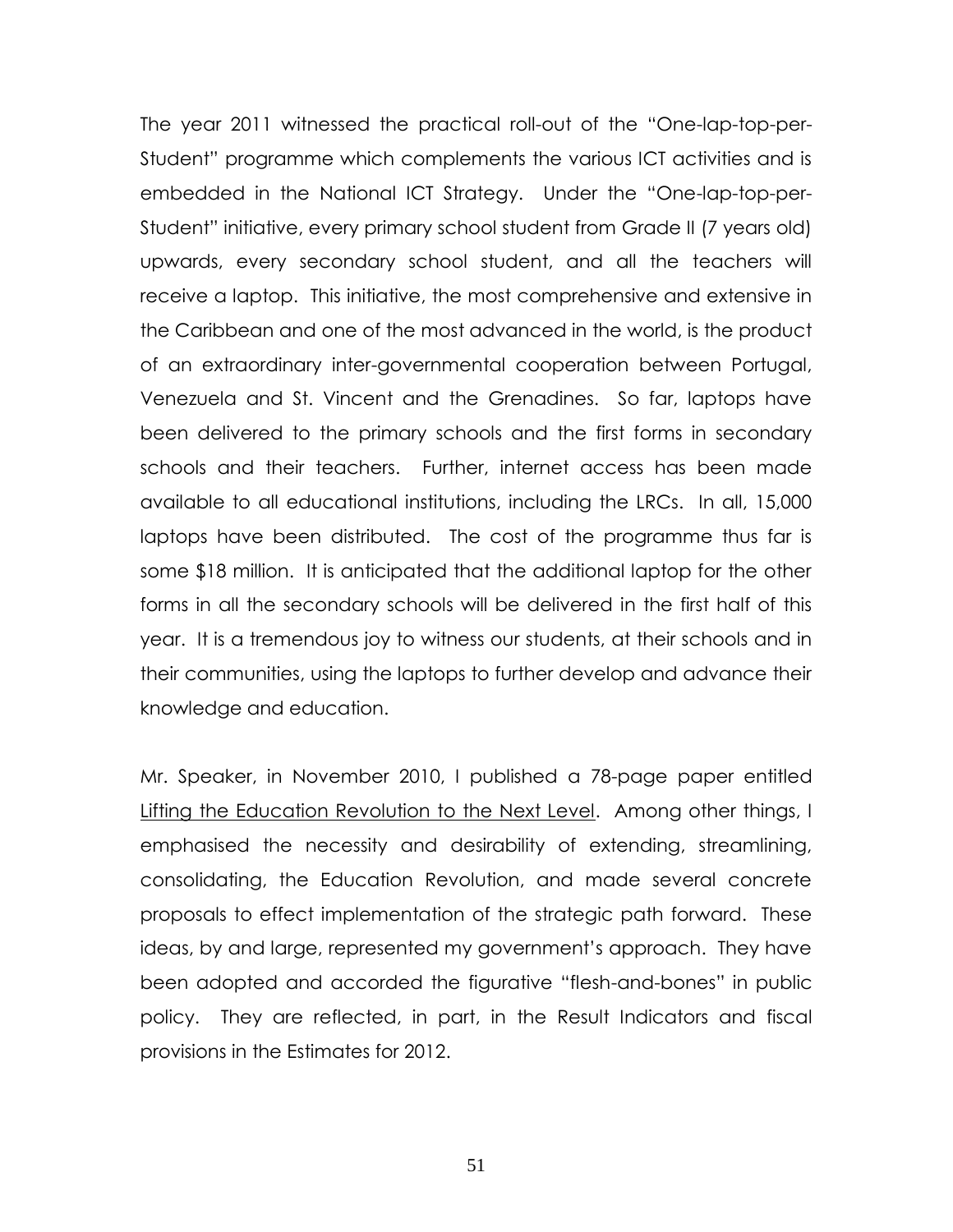The year 2011 witnessed the practical roll-out of the "One-lap-top-per-Student" programme which complements the various ICT activities and is embedded in the National ICT Strategy. Under the "One-lap-top-per-Student" initiative, every primary school student from Grade II (7 years old) upwards, every secondary school student, and all the teachers will receive a laptop. This initiative, the most comprehensive and extensive in the Caribbean and one of the most advanced in the world, is the product of an extraordinary inter-governmental cooperation between Portugal, Venezuela and St. Vincent and the Grenadines. So far, laptops have been delivered to the primary schools and the first forms in secondary schools and their teachers. Further, internet access has been made available to all educational institutions, including the LRCs. In all, 15,000 laptops have been distributed. The cost of the programme thus far is some $18 million. It is anticipated that the additional laptop for the other forms in all the secondary schools will be delivered in the first half of this year. It is a tremendous joy to witness our students, at their schools and in their communities, using the laptops to further develop and advance their knowledge and education.

Mr. Speaker, in November 2010, I published a 78-page paper entitled <u>Lifting the Education Revolution to the Next Level</u>. Among other things, I emphasised the necessity and desirability of extending, streamlining, consolidating, the Education Revolution, and made several concrete proposals to effect implementation of the strategic path forward. These ideas, by and large, represented my government's approach. They have been adopted and accorded the figurative "flesh-and-bones" in public policy. They are reflected, in part, in the Result Indicators and fiscal provisions in the Estimates for 2012.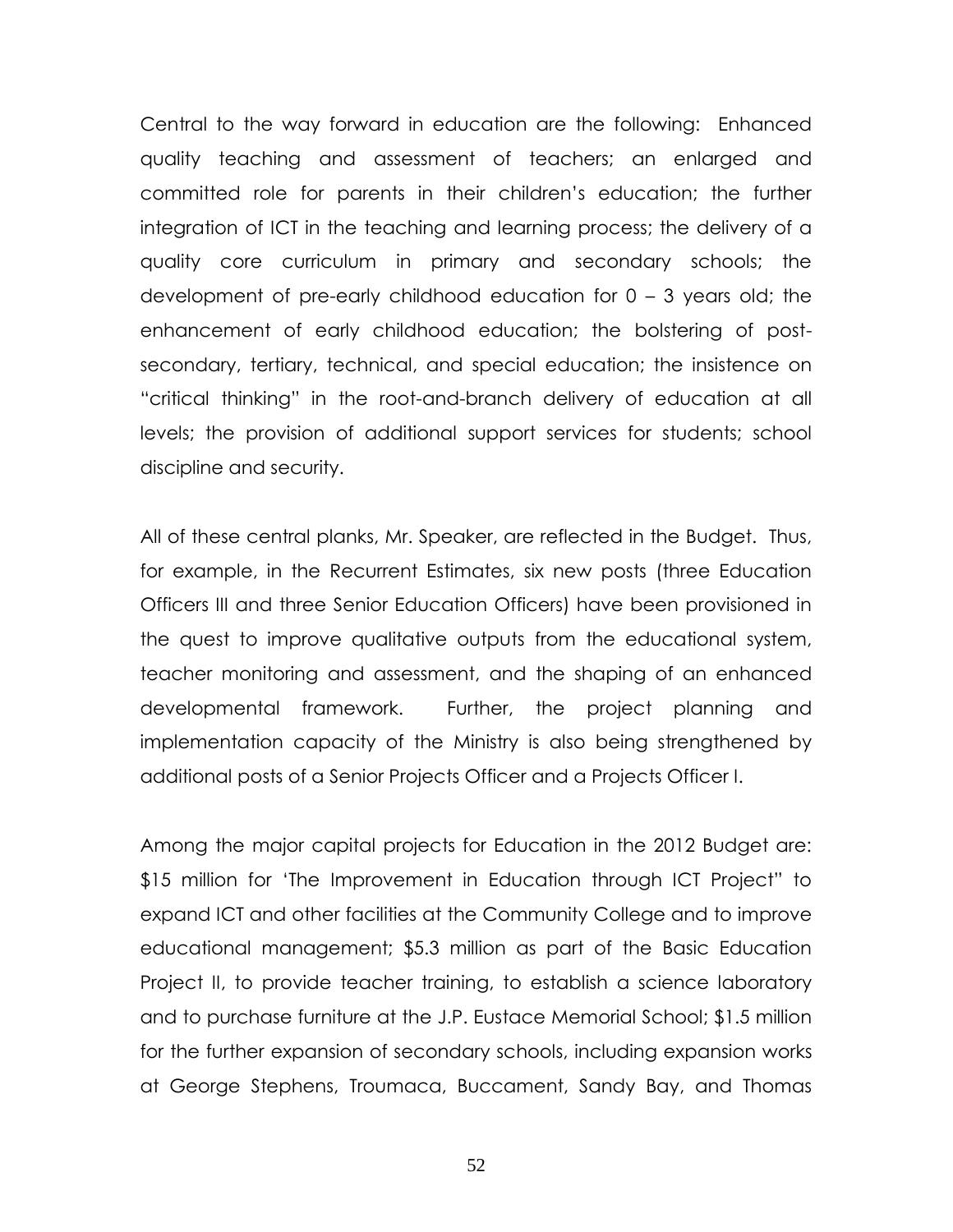Central to the way forward in education are the following: Enhanced quality teaching and assessment of teachers; an enlarged and committed role for parents in their children's education; the further integration of ICT in the teaching and learning process; the delivery of a quality core curriculum in primary and secondary schools; the development of pre-early childhood education for 0 – 3 years old; the enhancement of early childhood education; the bolstering of post-secondary, tertiary, technical, and special education; the insistence on "critical thinking" in the root-and-branch delivery of education at all levels; the provision of additional support services for students; school discipline and security.

All of these central planks, Mr. Speaker, are reflected in the Budget. Thus, for example, in the Recurrent Estimates, six new posts (three Education Officers III and three Senior Education Officers) have been provisioned in the quest to improve qualitative outputs from the educational system, teacher monitoring and assessment, and the shaping of an enhanced developmental framework. Further, the project planning and implementation capacity of the Ministry is also being strengthened by additional posts of a Senior Projects Officer and a Projects Officer I.

Among the major capital projects for Education in the 2012 Budget are: $15 million for 'The Improvement in Education through ICT Project" to expand ICT and other facilities at the Community College and to improve educational management; $5.3 million as part of the Basic Education Project II, to provide teacher training, to establish a science laboratory and to purchase furniture at the J.P. Eustace Memorial School; $1.5 million for the further expansion of secondary schools, including expansion works at George Stephens, Troumaca, Buccament, Sandy Bay, and Thomas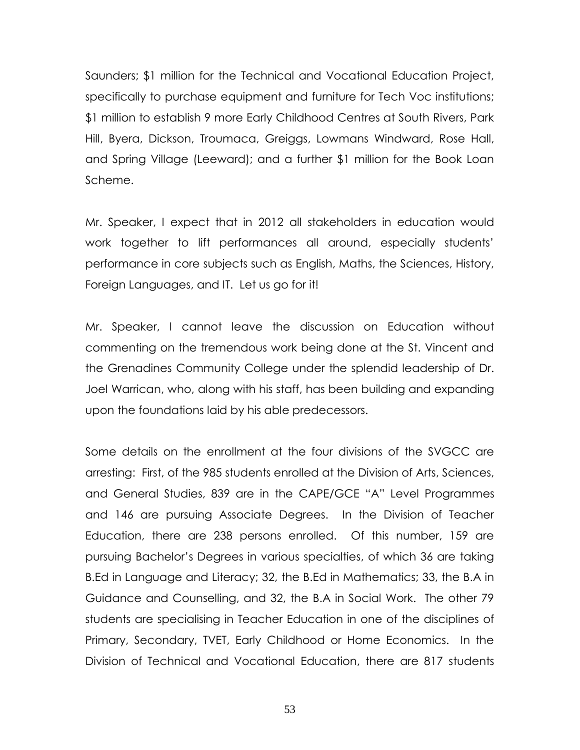Saunders; $1 million for the Technical and Vocational Education Project, specifically to purchase equipment and furniture for Tech Voc institutions; $1 million to establish 9 more Early Childhood Centres at South Rivers, Park Hill, Byera, Dickson, Troumaca, Greiggs, Lowmans Windward, Rose Hall, and Spring Village (Leeward); and a further $1 million for the Book Loan Scheme.

Mr. Speaker, I expect that in 2012 all stakeholders in education would work together to lift performances all around, especially students' performance in core subjects such as English, Maths, the Sciences, History, Foreign Languages, and IT. Let us go for it!

Mr. Speaker, I cannot leave the discussion on Education without commenting on the tremendous work being done at the St. Vincent and the Grenadines Community College under the splendid leadership of Dr. Joel Warrican, who, along with his staff, has been building and expanding upon the foundations laid by his able predecessors.

Some details on the enrollment at the four divisions of the SVGCC are arresting: First, of the 985 students enrolled at the Division of Arts, Sciences, and General Studies, 839 are in the CAPE/GCE "A" Level Programmes and 146 are pursuing Associate Degrees. In the Division of Teacher Education, there are 238 persons enrolled. Of this number, 159 are pursuing Bachelor's Degrees in various specialties, of which 36 are taking B.Ed in Language and Literacy; 32, the B.Ed in Mathematics; 33, the B.A in Guidance and Counselling, and 32, the B.A in Social Work. The other 79 students are specialising in Teacher Education in one of the disciplines of Primary, Secondary, TVET, Early Childhood or Home Economics. In the Division of Technical and Vocational Education, there are 817 students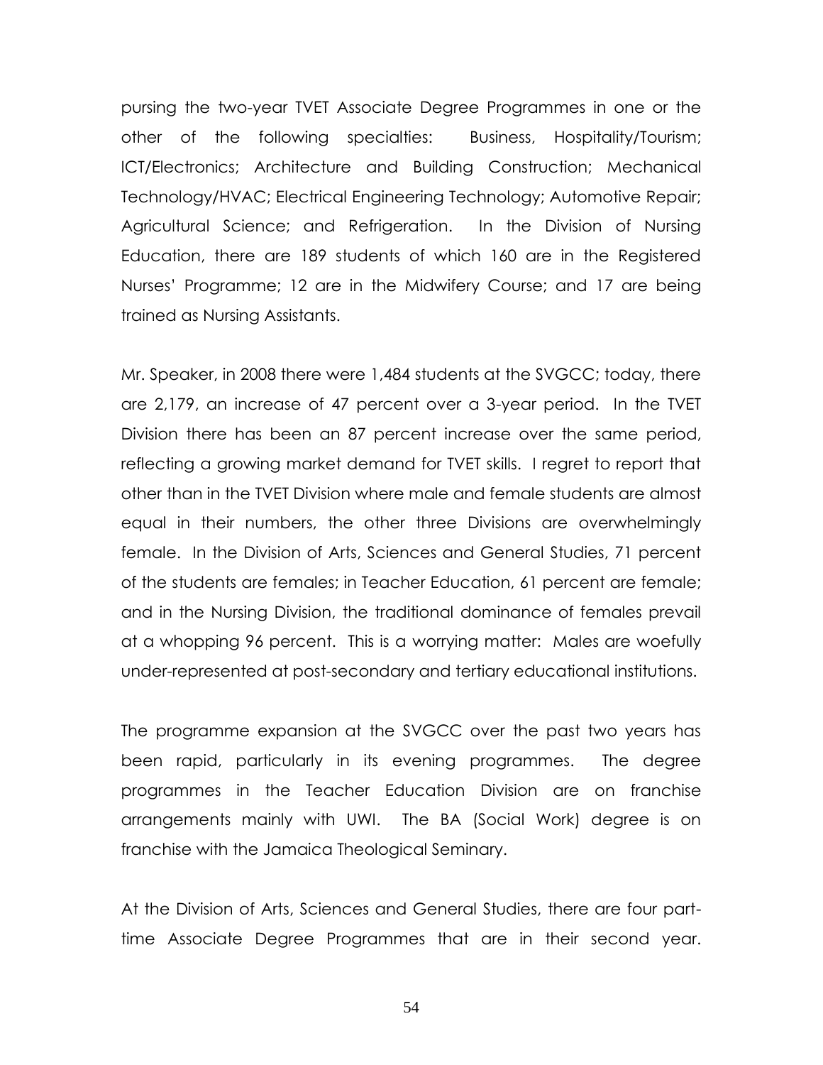pursing the two-year TVET Associate Degree Programmes in one or the other of the following specialties: Business, Hospitality/Tourism; ICT/Electronics; Architecture and Building Construction; Mechanical Technology/HVAC; Electrical Engineering Technology; Automotive Repair; Agricultural Science; and Refrigeration. In the Division of Nursing Education, there are 189 students of which 160 are in the Registered Nurses' Programme; 12 are in the Midwifery Course; and 17 are being trained as Nursing Assistants.

Mr. Speaker, in 2008 there were 1,484 students at the SVGCC; today, there are 2,179, an increase of 47 percent over a 3-year period. In the TVET Division there has been an 87 percent increase over the same period, reflecting a growing market demand for TVET skills. I regret to report that other than in the TVET Division where male and female students are almost equal in their numbers, the other three Divisions are overwhelmingly female. In the Division of Arts, Sciences and General Studies, 71 percent of the students are females; in Teacher Education, 61 percent are female; and in the Nursing Division, the traditional dominance of females prevail at a whopping 96 percent. This is a worrying matter: Males are woefully under-represented at post-secondary and tertiary educational institutions.

The programme expansion at the SVGCC over the past two years has been rapid, particularly in its evening programmes. The degree programmes in the Teacher Education Division are on franchise arrangements mainly with UWI. The BA (Social Work) degree is on franchise with the Jamaica Theological Seminary.

At the Division of Arts, Sciences and General Studies, there are four part-time Associate Degree Programmes that are in their second year.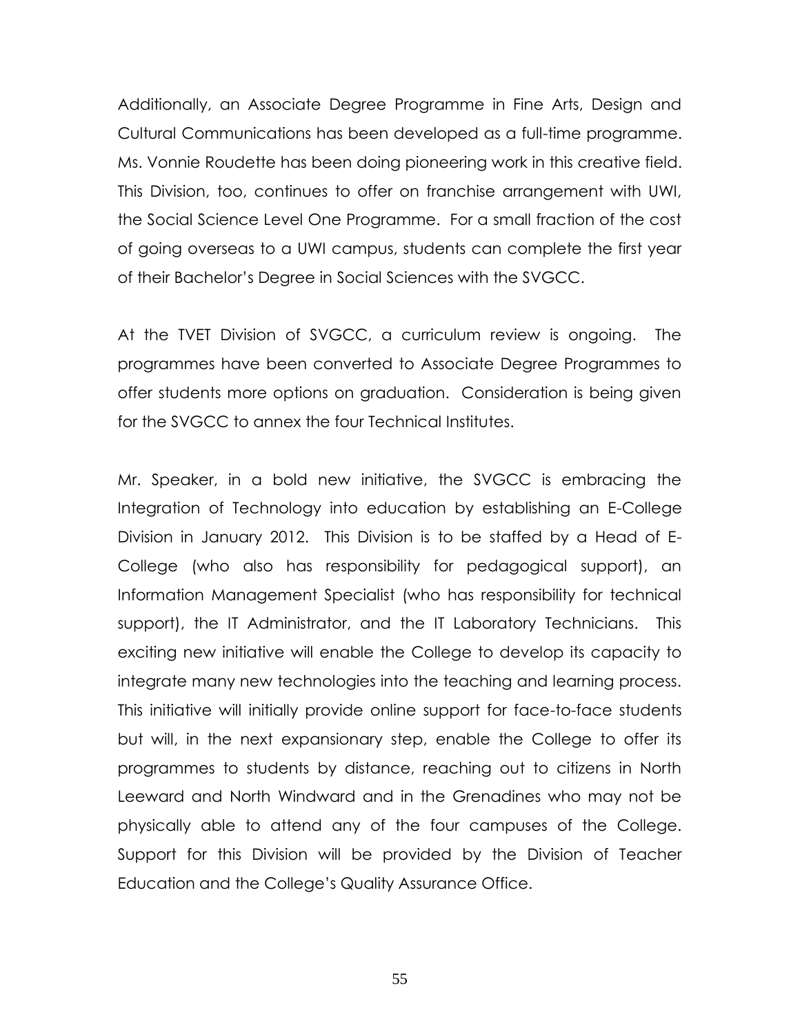Additionally, an Associate Degree Programme in Fine Arts, Design and Cultural Communications has been developed as a full-time programme. Ms. Vonnie Roudette has been doing pioneering work in this creative field. This Division, too, continues to offer on franchise arrangement with UWI, the Social Science Level One Programme. For a small fraction of the cost of going overseas to a UWI campus, students can complete the first year of their Bachelor's Degree in Social Sciences with the SVGCC.

At the TVET Division of SVGCC, a curriculum review is ongoing. The programmes have been converted to Associate Degree Programmes to offer students more options on graduation. Consideration is being given for the SVGCC to annex the four Technical Institutes.

Mr. Speaker, in a bold new initiative, the SVGCC is embracing the Integration of Technology into education by establishing an E-College Division in January 2012. This Division is to be staffed by a Head of E-College (who also has responsibility for pedagogical support), an Information Management Specialist (who has responsibility for technical support), the IT Administrator, and the IT Laboratory Technicians. This exciting new initiative will enable the College to develop its capacity to integrate many new technologies into the teaching and learning process. This initiative will initially provide online support for face-to-face students but will, in the next expansionary step, enable the College to offer its programmes to students by distance, reaching out to citizens in North Leeward and North Windward and in the Grenadines who may not be physically able to attend any of the four campuses of the College. Support for this Division will be provided by the Division of Teacher Education and the College's Quality Assurance Office.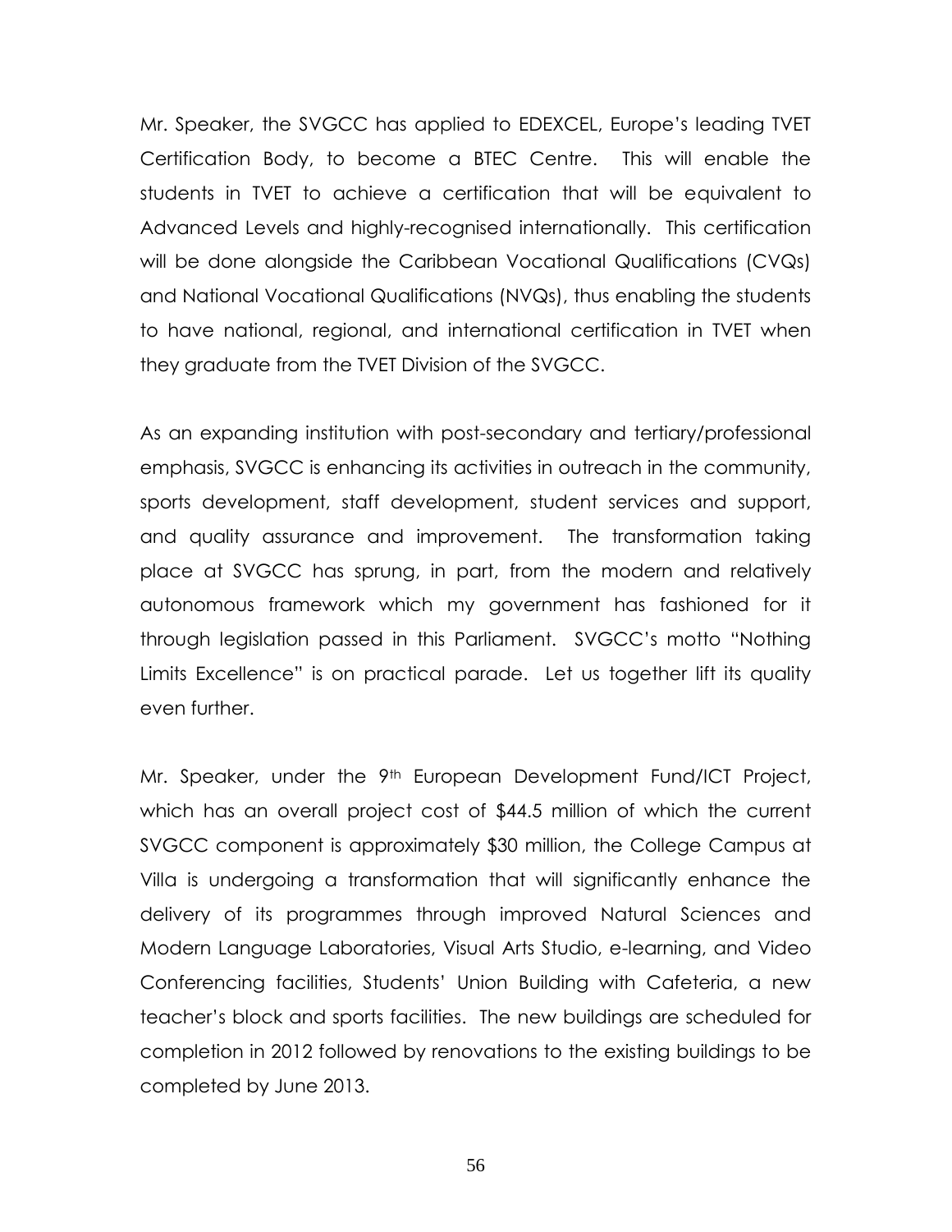Mr. Speaker, the SVGCC has applied to EDEXCEL, Europe's leading TVET Certification Body, to become a BTEC Centre. This will enable the students in TVET to achieve a certification that will be equivalent to Advanced Levels and highly-recognised internationally. This certification will be done alongside the Caribbean Vocational Qualifications (CVQs) and National Vocational Qualifications (NVQs), thus enabling the students to have national, regional, and international certification in TVET when they graduate from the TVET Division of the SVGCC.

As an expanding institution with post-secondary and tertiary/professional emphasis, SVGCC is enhancing its activities in outreach in the community, sports development, staff development, student services and support, and quality assurance and improvement. The transformation taking place at SVGCC has sprung, in part, from the modern and relatively autonomous framework which my government has fashioned for it through legislation passed in this Parliament. SVGCC's motto "Nothing Limits Excellence" is on practical parade. Let us together lift its quality even further.

Mr. Speaker, under the 9th European Development Fund/ICT Project, which has an overall project cost of $44.5 million of which the current SVGCC component is approximately $30 million, the College Campus at Villa is undergoing a transformation that will significantly enhance the delivery of its programmes through improved Natural Sciences and Modern Language Laboratories, Visual Arts Studio, e-learning, and Video Conferencing facilities, Students' Union Building with Cafeteria, a new teacher's block and sports facilities. The new buildings are scheduled for completion in 2012 followed by renovations to the existing buildings to be completed by June 2013.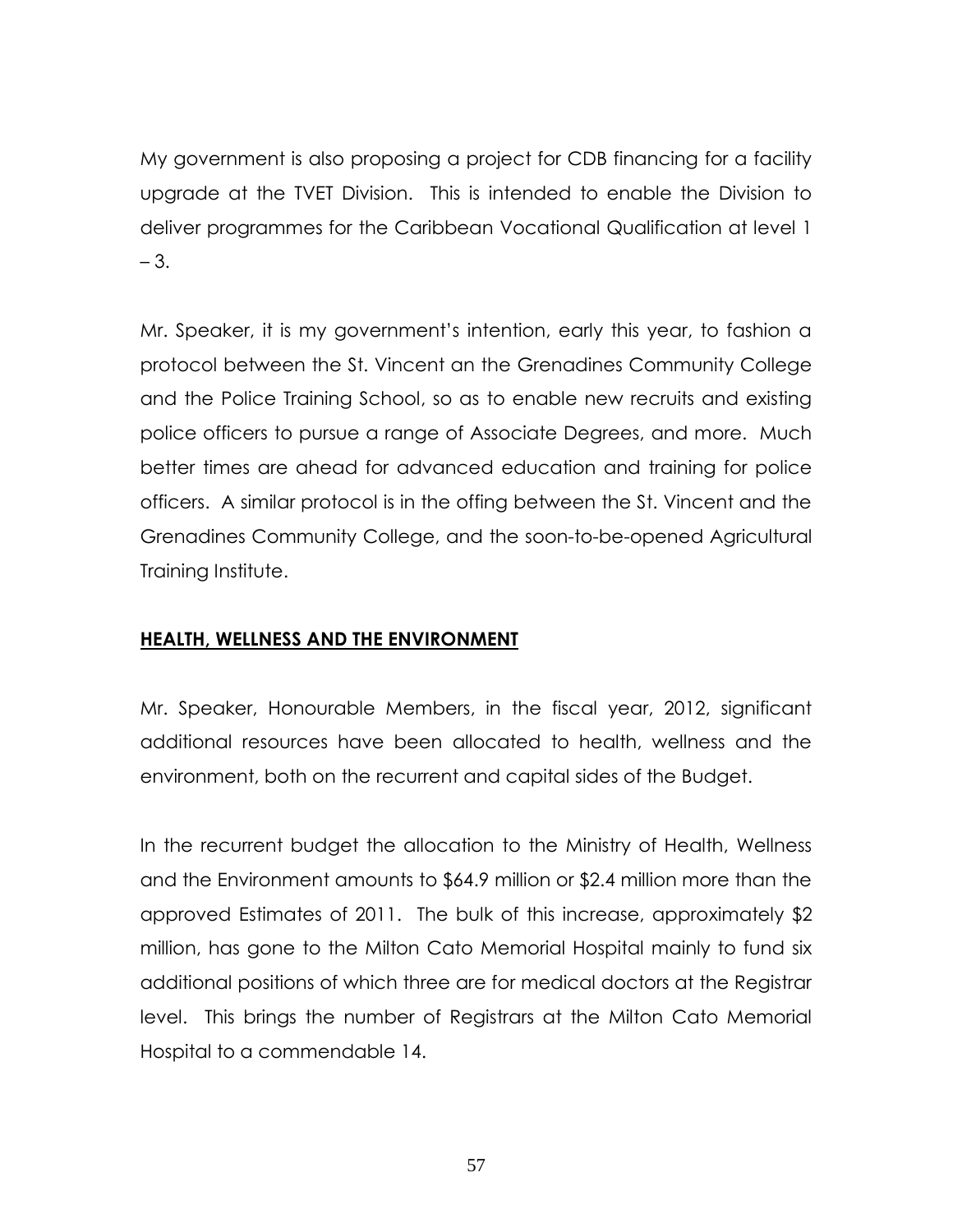My government is also proposing a project for CDB financing for a facility upgrade at the TVET Division. This is intended to enable the Division to deliver programmes for the Caribbean Vocational Qualification at level 1 – 3.

Mr. Speaker, it is my government's intention, early this year, to fashion a protocol between the St. Vincent an the Grenadines Community College and the Police Training School, so as to enable new recruits and existing police officers to pursue a range of Associate Degrees, and more. Much better times are ahead for advanced education and training for police officers. A similar protocol is in the offing between the St. Vincent and the Grenadines Community College, and the soon-to-be-opened Agricultural Training Institute.

## HEALTH, WELLNESS AND THE ENVIRONMENT

Mr. Speaker, Honourable Members, in the fiscal year, 2012, significant additional resources have been allocated to health, wellness and the environment, both on the recurrent and capital sides of the Budget.

In the recurrent budget the allocation to the Ministry of Health, Wellness and the Environment amounts to $64.9 million or $2.4 million more than the approved Estimates of 2011. The bulk of this increase, approximately $2 million, has gone to the Milton Cato Memorial Hospital mainly to fund six additional positions of which three are for medical doctors at the Registrar level. This brings the number of Registrars at the Milton Cato Memorial Hospital to a commendable 14.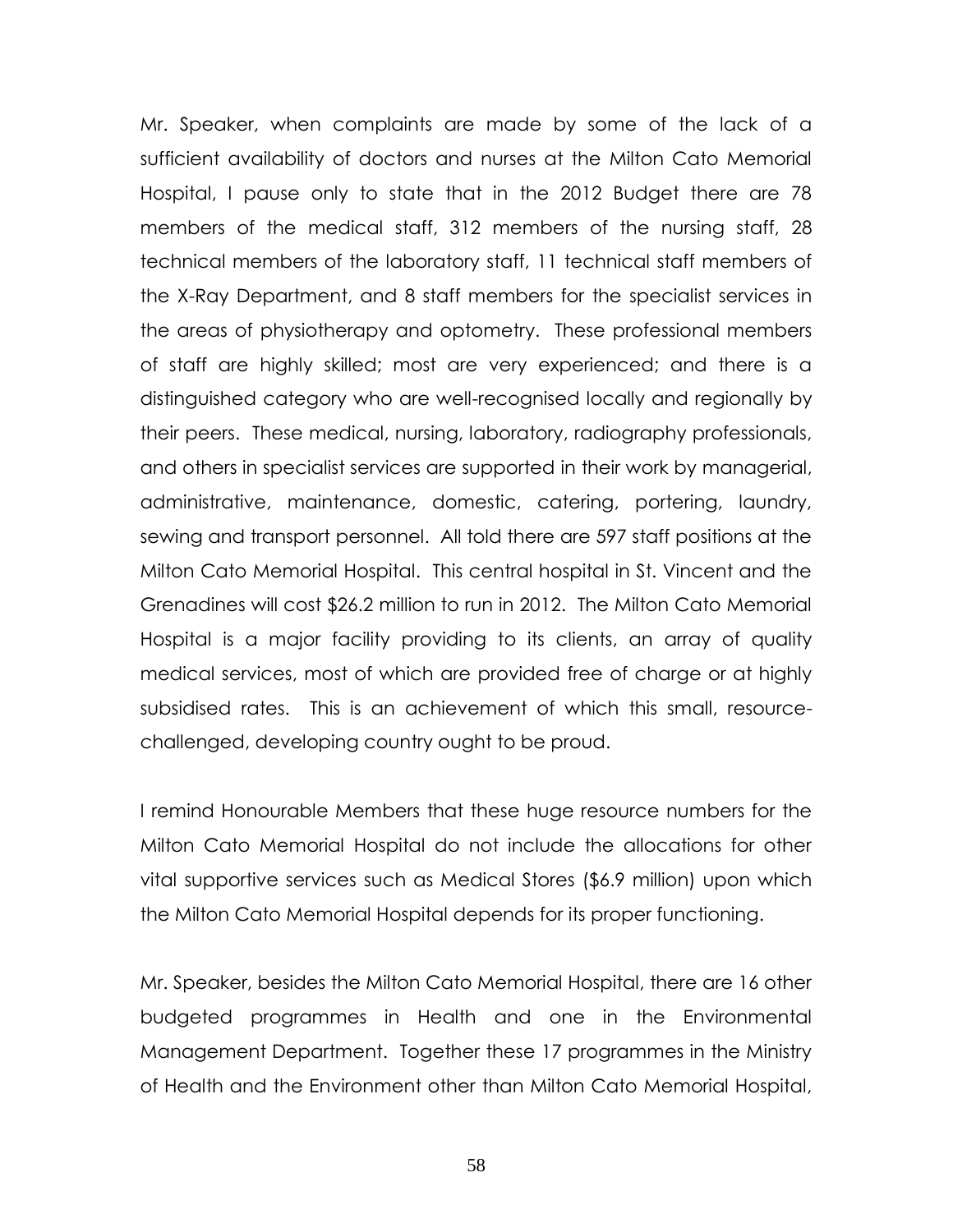Mr. Speaker, when complaints are made by some of the lack of a sufficient availability of doctors and nurses at the Milton Cato Memorial Hospital, I pause only to state that in the 2012 Budget there are 78 members of the medical staff, 312 members of the nursing staff, 28 technical members of the laboratory staff, 11 technical staff members of the X-Ray Department, and 8 staff members for the specialist services in the areas of physiotherapy and optometry. These professional members of staff are highly skilled; most are very experienced; and there is a distinguished category who are well-recognised locally and regionally by their peers. These medical, nursing, laboratory, radiography professionals, and others in specialist services are supported in their work by managerial, administrative, maintenance, domestic, catering, portering, laundry, sewing and transport personnel. All told there are 597 staff positions at the Milton Cato Memorial Hospital. This central hospital in St. Vincent and the Grenadines will cost $26.2 million to run in 2012. The Milton Cato Memorial Hospital is a major facility providing to its clients, an array of quality medical services, most of which are provided free of charge or at highly subsidised rates. This is an achievement of which this small, resource-challenged, developing country ought to be proud.

I remind Honourable Members that these huge resource numbers for the Milton Cato Memorial Hospital do not include the allocations for other vital supportive services such as Medical Stores ($6.9 million) upon which the Milton Cato Memorial Hospital depends for its proper functioning.

Mr. Speaker, besides the Milton Cato Memorial Hospital, there are 16 other budgeted programmes in Health and one in the Environmental Management Department. Together these 17 programmes in the Ministry of Health and the Environment other than Milton Cato Memorial Hospital,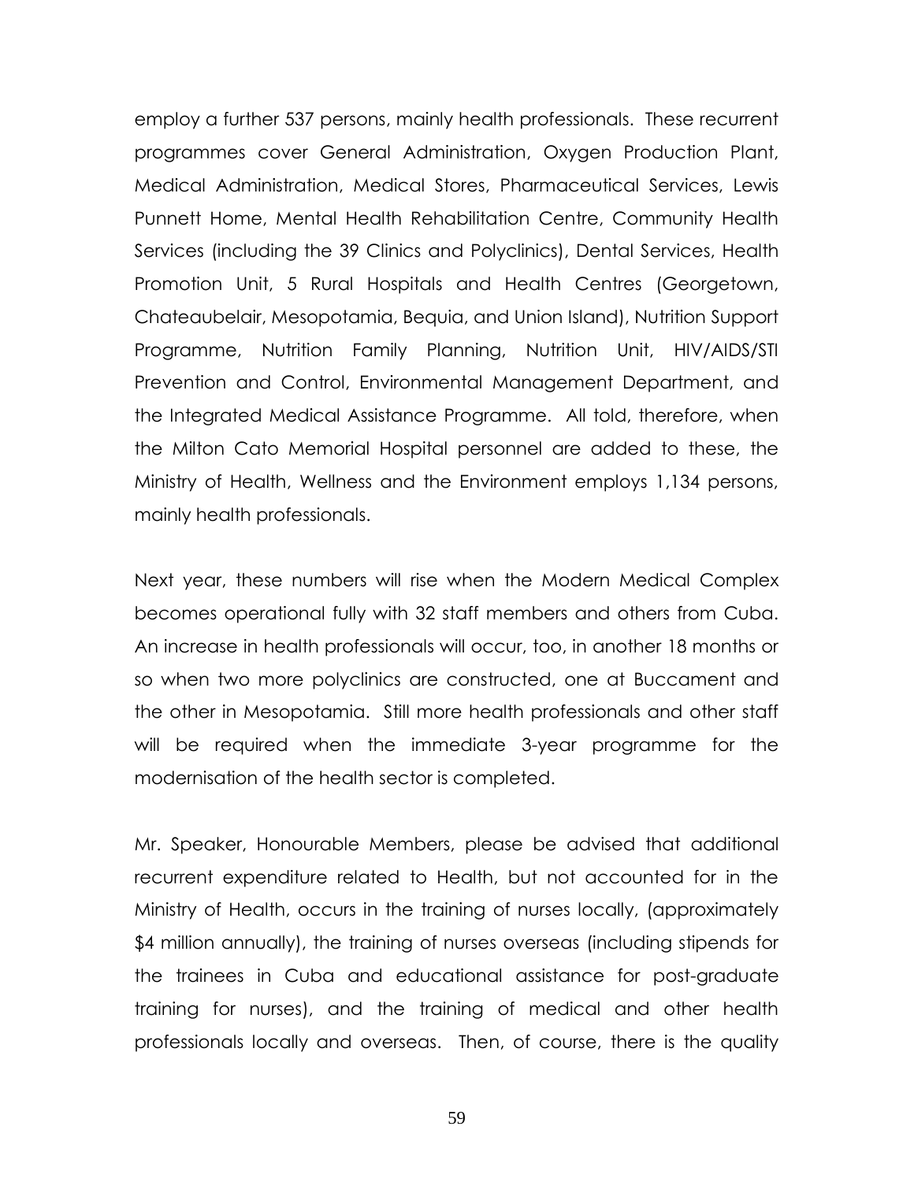employ a further 537 persons, mainly health professionals. These recurrent programmes cover General Administration, Oxygen Production Plant, Medical Administration, Medical Stores, Pharmaceutical Services, Lewis Punnett Home, Mental Health Rehabilitation Centre, Community Health Services (including the 39 Clinics and Polyclinics), Dental Services, Health Promotion Unit, 5 Rural Hospitals and Health Centres (Georgetown, Chateaubelair, Mesopotamia, Bequia, and Union Island), Nutrition Support Programme, Nutrition Family Planning, Nutrition Unit, HIV/AIDS/STI Prevention and Control, Environmental Management Department, and the Integrated Medical Assistance Programme. All told, therefore, when the Milton Cato Memorial Hospital personnel are added to these, the Ministry of Health, Wellness and the Environment employs 1,134 persons, mainly health professionals.

Next year, these numbers will rise when the Modern Medical Complex becomes operational fully with 32 staff members and others from Cuba. An increase in health professionals will occur, too, in another 18 months or so when two more polyclinics are constructed, one at Buccament and the other in Mesopotamia. Still more health professionals and other staff will be required when the immediate 3-year programme for the modernisation of the health sector is completed.

Mr. Speaker, Honourable Members, please be advised that additional recurrent expenditure related to Health, but not accounted for in the Ministry of Health, occurs in the training of nurses locally, (approximately $4 million annually), the training of nurses overseas (including stipends for the trainees in Cuba and educational assistance for post-graduate training for nurses), and the training of medical and other health professionals locally and overseas. Then, of course, there is the quality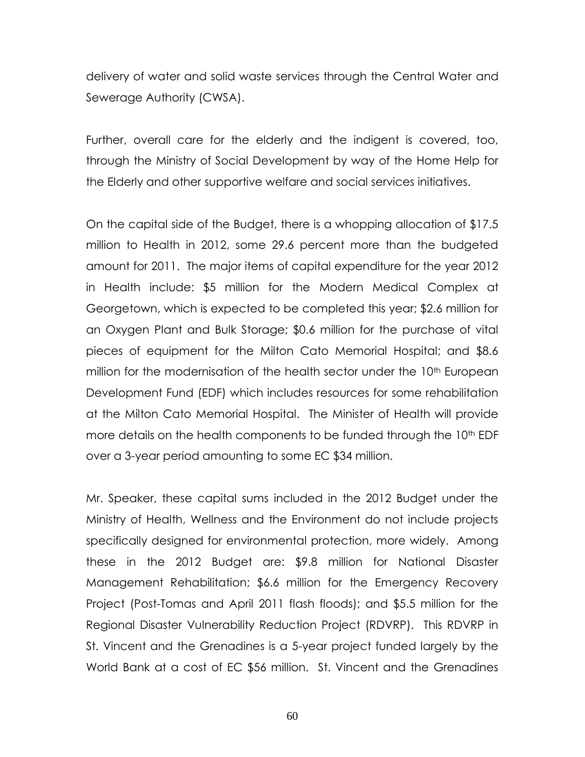delivery of water and solid waste services through the Central Water and Sewerage Authority (CWSA).

Further, overall care for the elderly and the indigent is covered, too, through the Ministry of Social Development by way of the Home Help for the Elderly and other supportive welfare and social services initiatives.

On the capital side of the Budget, there is a whopping allocation of $17.5 million to Health in 2012, some 29.6 percent more than the budgeted amount for 2011. The major items of capital expenditure for the year 2012 in Health include: $5 million for the Modern Medical Complex at Georgetown, which is expected to be completed this year; $2.6 million for an Oxygen Plant and Bulk Storage; $0.6 million for the purchase of vital pieces of equipment for the Milton Cato Memorial Hospital; and $8.6 million for the modernisation of the health sector under the 10th European Development Fund (EDF) which includes resources for some rehabilitation at the Milton Cato Memorial Hospital. The Minister of Health will provide more details on the health components to be funded through the 10th EDF over a 3-year period amounting to some EC $34 million.

Mr. Speaker, these capital sums included in the 2012 Budget under the Ministry of Health, Wellness and the Environment do not include projects specifically designed for environmental protection, more widely. Among these in the 2012 Budget are: $9.8 million for National Disaster Management Rehabilitation; $6.6 million for the Emergency Recovery Project (Post-Tomas and April 2011 flash floods); and $5.5 million for the Regional Disaster Vulnerability Reduction Project (RDVRP). This RDVRP in St. Vincent and the Grenadines is a 5-year project funded largely by the World Bank at a cost of EC $56 million. St. Vincent and the Grenadines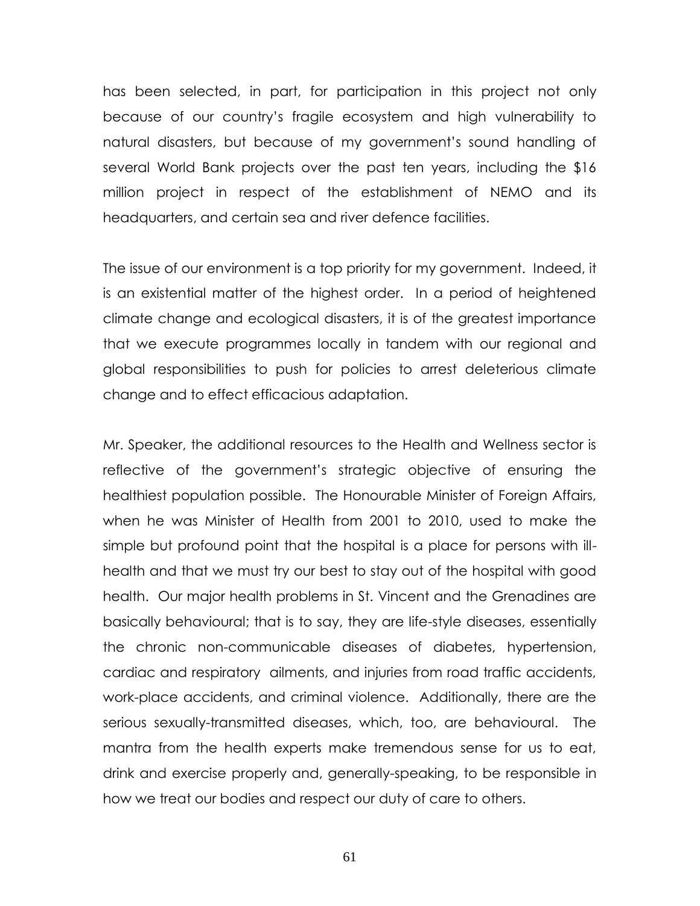has been selected, in part, for participation in this project not only because of our country's fragile ecosystem and high vulnerability to natural disasters, but because of my government's sound handling of several World Bank projects over the past ten years, including the $16 million project in respect of the establishment of NEMO and its headquarters, and certain sea and river defence facilities.

The issue of our environment is a top priority for my government. Indeed, it is an existential matter of the highest order. In a period of heightened climate change and ecological disasters, it is of the greatest importance that we execute programmes locally in tandem with our regional and global responsibilities to push for policies to arrest deleterious climate change and to effect efficacious adaptation.

Mr. Speaker, the additional resources to the Health and Wellness sector is reflective of the government's strategic objective of ensuring the healthiest population possible. The Honourable Minister of Foreign Affairs, when he was Minister of Health from 2001 to 2010, used to make the simple but profound point that the hospital is a place for persons with ill-health and that we must try our best to stay out of the hospital with good health. Our major health problems in St. Vincent and the Grenadines are basically behavioural; that is to say, they are life-style diseases, essentially the chronic non-communicable diseases of diabetes, hypertension, cardiac and respiratory ailments, and injuries from road traffic accidents, work-place accidents, and criminal violence. Additionally, there are the serious sexually-transmitted diseases, which, too, are behavioural. The mantra from the health experts make tremendous sense for us to eat, drink and exercise properly and, generally-speaking, to be responsible in how we treat our bodies and respect our duty of care to others.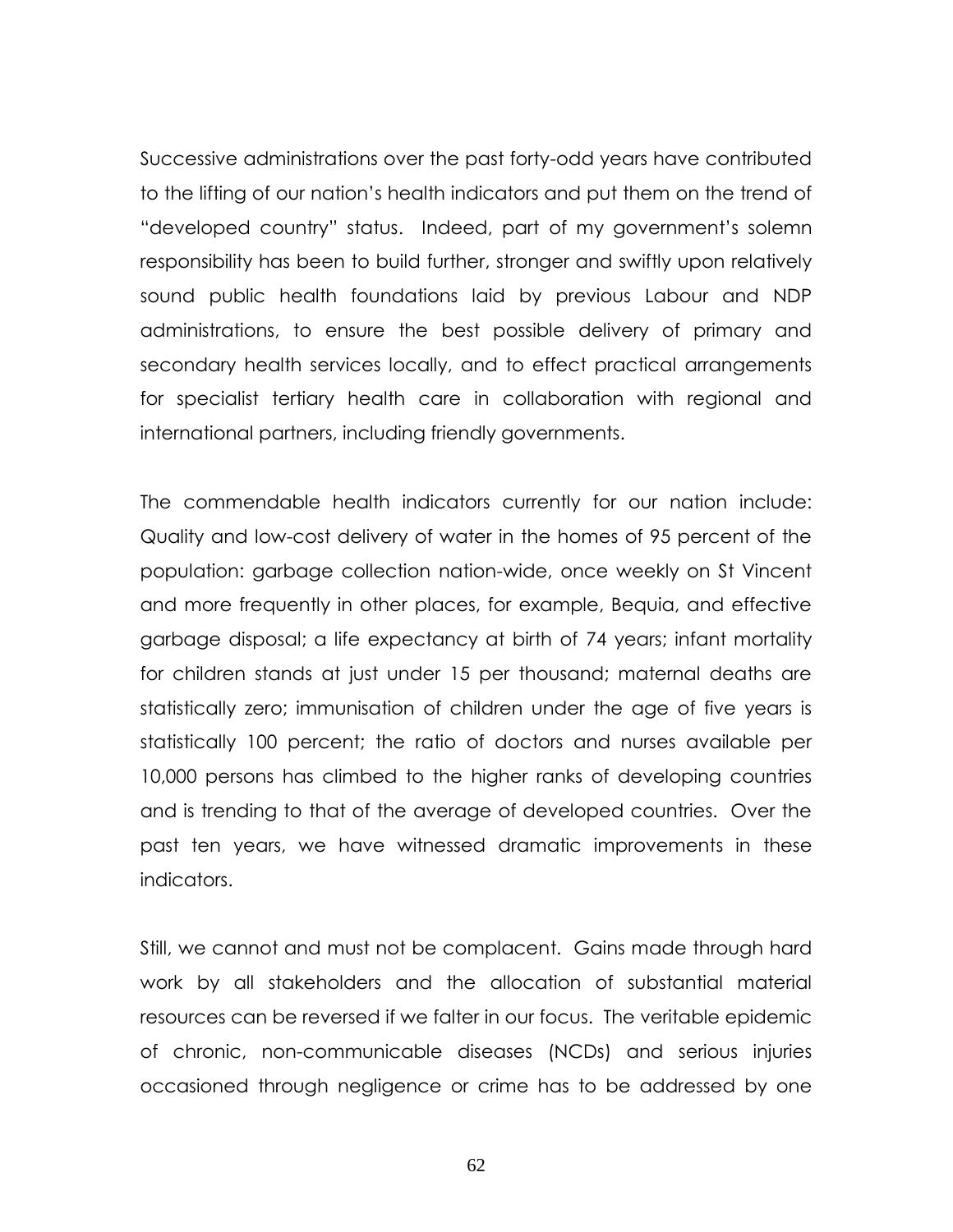Successive administrations over the past forty-odd years have contributed to the lifting of our nation's health indicators and put them on the trend of "developed country" status. Indeed, part of my government's solemn responsibility has been to build further, stronger and swiftly upon relatively sound public health foundations laid by previous Labour and NDP administrations, to ensure the best possible delivery of primary and secondary health services locally, and to effect practical arrangements for specialist tertiary health care in collaboration with regional and international partners, including friendly governments.

The commendable health indicators currently for our nation include: Quality and low-cost delivery of water in the homes of 95 percent of the population: garbage collection nation-wide, once weekly on St Vincent and more frequently in other places, for example, Bequia, and effective garbage disposal; a life expectancy at birth of 74 years; infant mortality for children stands at just under 15 per thousand; maternal deaths are statistically zero; immunisation of children under the age of five years is statistically 100 percent; the ratio of doctors and nurses available per 10,000 persons has climbed to the higher ranks of developing countries and is trending to that of the average of developed countries. Over the past ten years, we have witnessed dramatic improvements in these indicators.

Still, we cannot and must not be complacent. Gains made through hard work by all stakeholders and the allocation of substantial material resources can be reversed if we falter in our focus. The veritable epidemic of chronic, non-communicable diseases (NCDs) and serious injuries occasioned through negligence or crime has to be addressed by one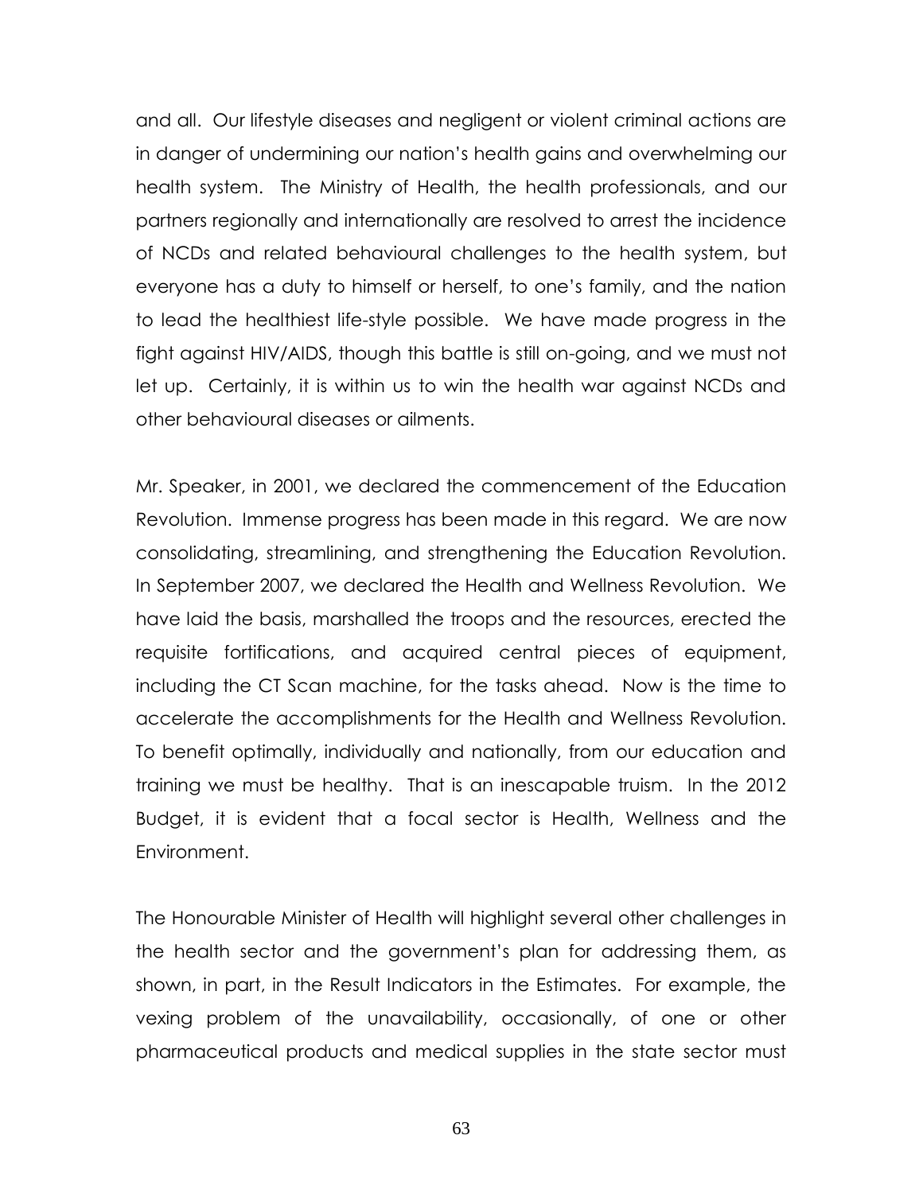and all. Our lifestyle diseases and negligent or violent criminal actions are in danger of undermining our nation's health gains and overwhelming our health system. The Ministry of Health, the health professionals, and our partners regionally and internationally are resolved to arrest the incidence of NCDs and related behavioural challenges to the health system, but everyone has a duty to himself or herself, to one's family, and the nation to lead the healthiest life-style possible. We have made progress in the fight against HIV/AIDS, though this battle is still on-going, and we must not let up. Certainly, it is within us to win the health war against NCDs and other behavioural diseases or ailments.

Mr. Speaker, in 2001, we declared the commencement of the Education Revolution. Immense progress has been made in this regard. We are now consolidating, streamlining, and strengthening the Education Revolution. In September 2007, we declared the Health and Wellness Revolution. We have laid the basis, marshalled the troops and the resources, erected the requisite fortifications, and acquired central pieces of equipment, including the CT Scan machine, for the tasks ahead. Now is the time to accelerate the accomplishments for the Health and Wellness Revolution. To benefit optimally, individually and nationally, from our education and training we must be healthy. That is an inescapable truism. In the 2012 Budget, it is evident that a focal sector is Health, Wellness and the Environment.

The Honourable Minister of Health will highlight several other challenges in the health sector and the government's plan for addressing them, as shown, in part, in the Result Indicators in the Estimates. For example, the vexing problem of the unavailability, occasionally, of one or other pharmaceutical products and medical supplies in the state sector must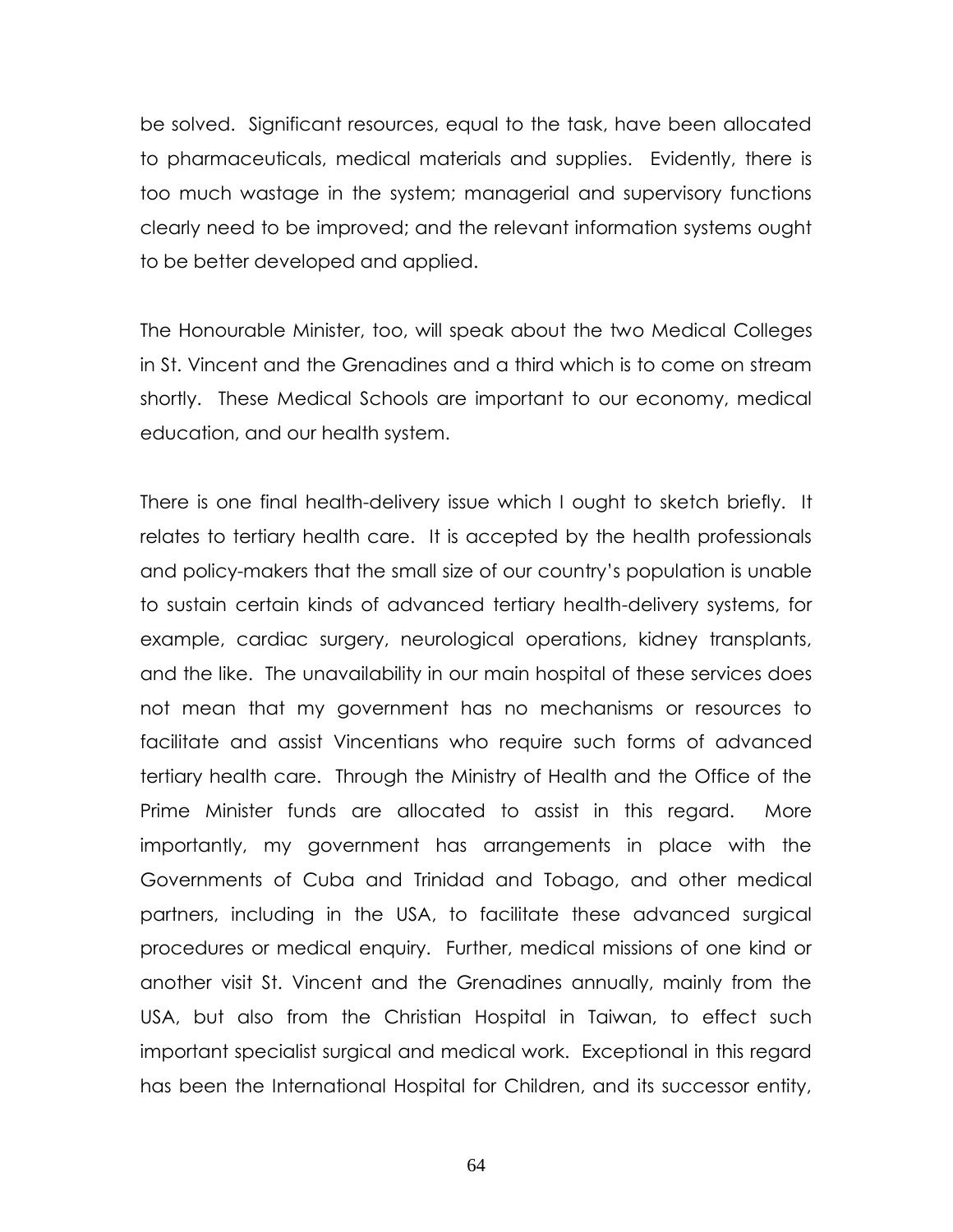be solved. Significant resources, equal to the task, have been allocated to pharmaceuticals, medical materials and supplies. Evidently, there is too much wastage in the system; managerial and supervisory functions clearly need to be improved; and the relevant information systems ought to be better developed and applied.

The Honourable Minister, too, will speak about the two Medical Colleges in St. Vincent and the Grenadines and a third which is to come on stream shortly. These Medical Schools are important to our economy, medical education, and our health system.

There is one final health-delivery issue which I ought to sketch briefly. It relates to tertiary health care. It is accepted by the health professionals and policy-makers that the small size of our country's population is unable to sustain certain kinds of advanced tertiary health-delivery systems, for example, cardiac surgery, neurological operations, kidney transplants, and the like. The unavailability in our main hospital of these services does not mean that my government has no mechanisms or resources to facilitate and assist Vincentians who require such forms of advanced tertiary health care. Through the Ministry of Health and the Office of the Prime Minister funds are allocated to assist in this regard. More importantly, my government has arrangements in place with the Governments of Cuba and Trinidad and Tobago, and other medical partners, including in the USA, to facilitate these advanced surgical procedures or medical enquiry. Further, medical missions of one kind or another visit St. Vincent and the Grenadines annually, mainly from the USA, but also from the Christian Hospital in Taiwan, to effect such important specialist surgical and medical work. Exceptional in this regard has been the International Hospital for Children, and its successor entity,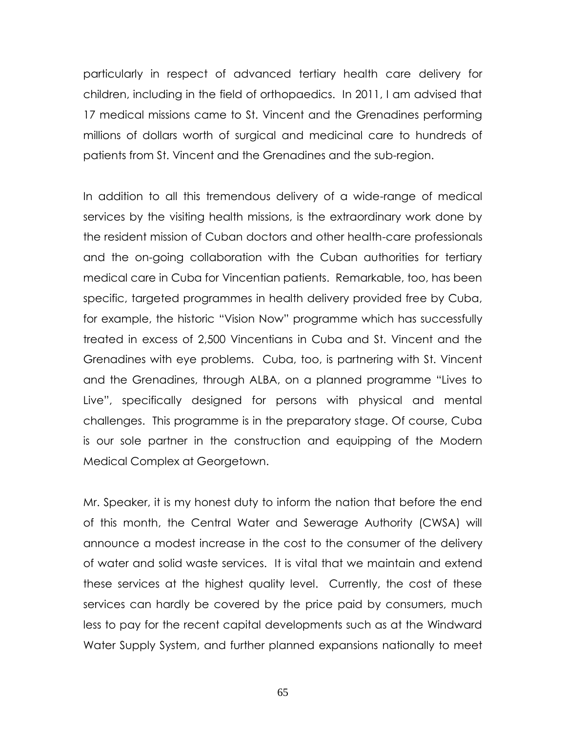particularly in respect of advanced tertiary health care delivery for children, including in the field of orthopaedics. In 2011, I am advised that 17 medical missions came to St. Vincent and the Grenadines performing millions of dollars worth of surgical and medicinal care to hundreds of patients from St. Vincent and the Grenadines and the sub-region.

In addition to all this tremendous delivery of a wide-range of medical services by the visiting health missions, is the extraordinary work done by the resident mission of Cuban doctors and other health-care professionals and the on-going collaboration with the Cuban authorities for tertiary medical care in Cuba for Vincentian patients. Remarkable, too, has been specific, targeted programmes in health delivery provided free by Cuba, for example, the historic "Vision Now" programme which has successfully treated in excess of 2,500 Vincentians in Cuba and St. Vincent and the Grenadines with eye problems. Cuba, too, is partnering with St. Vincent and the Grenadines, through ALBA, on a planned programme "Lives to Live", specifically designed for persons with physical and mental challenges. This programme is in the preparatory stage. Of course, Cuba is our sole partner in the construction and equipping of the Modern Medical Complex at Georgetown.

Mr. Speaker, it is my honest duty to inform the nation that before the end of this month, the Central Water and Sewerage Authority (CWSA) will announce a modest increase in the cost to the consumer of the delivery of water and solid waste services. It is vital that we maintain and extend these services at the highest quality level. Currently, the cost of these services can hardly be covered by the price paid by consumers, much less to pay for the recent capital developments such as at the Windward Water Supply System, and further planned expansions nationally to meet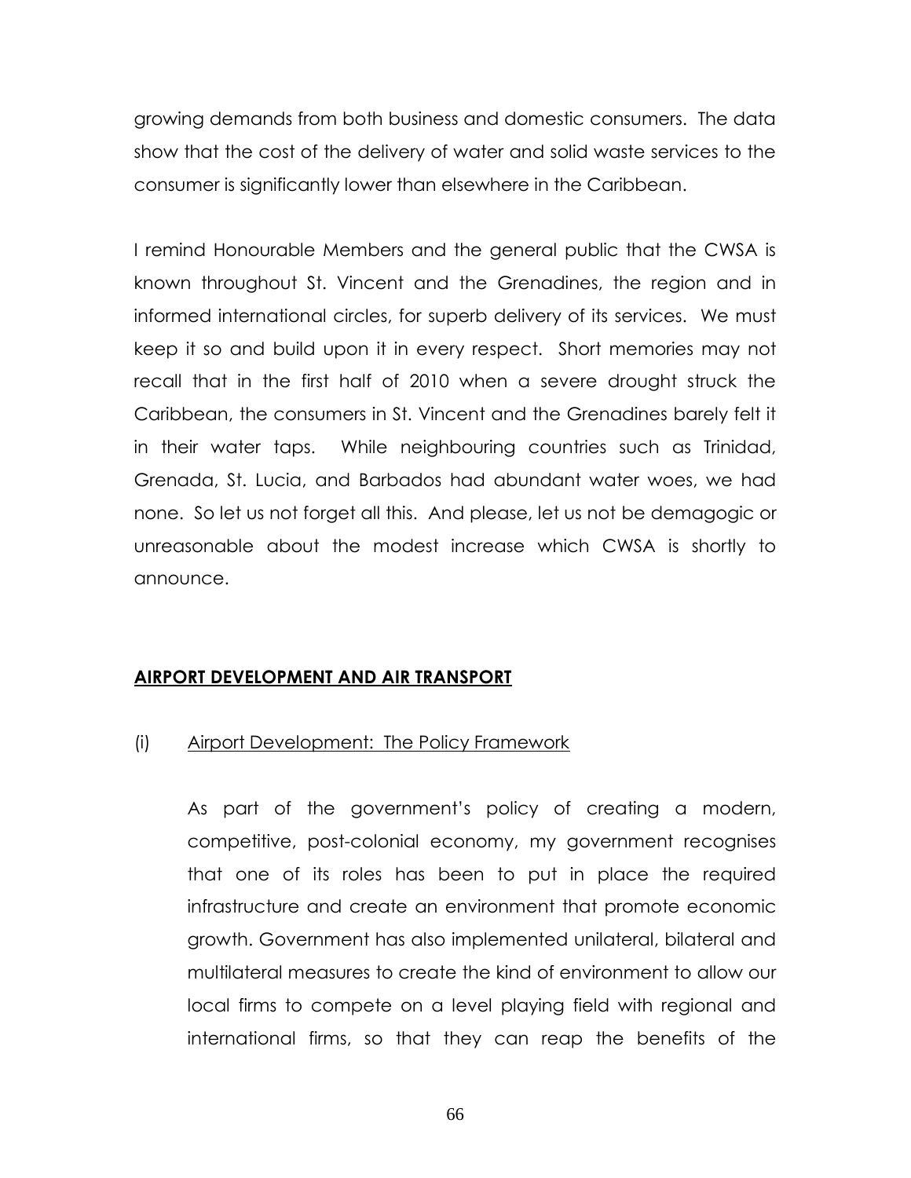growing demands from both business and domestic consumers. The data show that the cost of the delivery of water and solid waste services to the consumer is significantly lower than elsewhere in the Caribbean.

I remind Honourable Members and the general public that the CWSA is known throughout St. Vincent and the Grenadines, the region and in informed international circles, for superb delivery of its services. We must keep it so and build upon it in every respect. Short memories may not recall that in the first half of 2010 when a severe drought struck the Caribbean, the consumers in St. Vincent and the Grenadines barely felt it in their water taps. While neighbouring countries such as Trinidad, Grenada, St. Lucia, and Barbados had abundant water woes, we had none. So let us not forget all this. And please, let us not be demagogic or unreasonable about the modest increase which CWSA is shortly to announce.

## AIRPORT DEVELOPMENT AND AIR TRANSPORT

### (i) Airport Development: The Policy Framework

As part of the government's policy of creating a modern, competitive, post-colonial economy, my government recognises that one of its roles has been to put in place the required infrastructure and create an environment that promote economic growth. Government has also implemented unilateral, bilateral and multilateral measures to create the kind of environment to allow our local firms to compete on a level playing field with regional and international firms, so that they can reap the benefits of the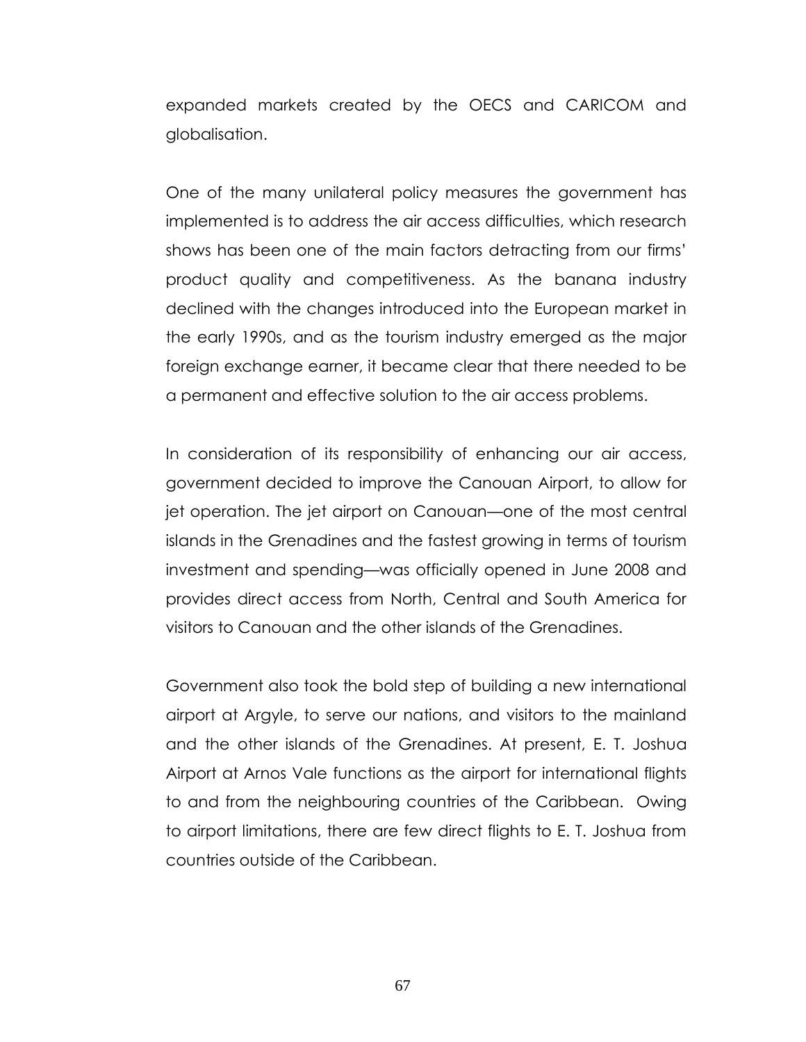expanded markets created by the OECS and CARICOM and globalisation.

One of the many unilateral policy measures the government has implemented is to address the air access difficulties, which research shows has been one of the main factors detracting from our firms' product quality and competitiveness. As the banana industry declined with the changes introduced into the European market in the early 1990s, and as the tourism industry emerged as the major foreign exchange earner, it became clear that there needed to be a permanent and effective solution to the air access problems.

In consideration of its responsibility of enhancing our air access, government decided to improve the Canouan Airport, to allow for jet operation. The jet airport on Canouan—one of the most central islands in the Grenadines and the fastest growing in terms of tourism investment and spending—was officially opened in June 2008 and provides direct access from North, Central and South America for visitors to Canouan and the other islands of the Grenadines.

Government also took the bold step of building a new international airport at Argyle, to serve our nations, and visitors to the mainland and the other islands of the Grenadines. At present, E. T. Joshua Airport at Arnos Vale functions as the airport for international flights to and from the neighbouring countries of the Caribbean. Owing to airport limitations, there are few direct flights to E. T. Joshua from countries outside of the Caribbean.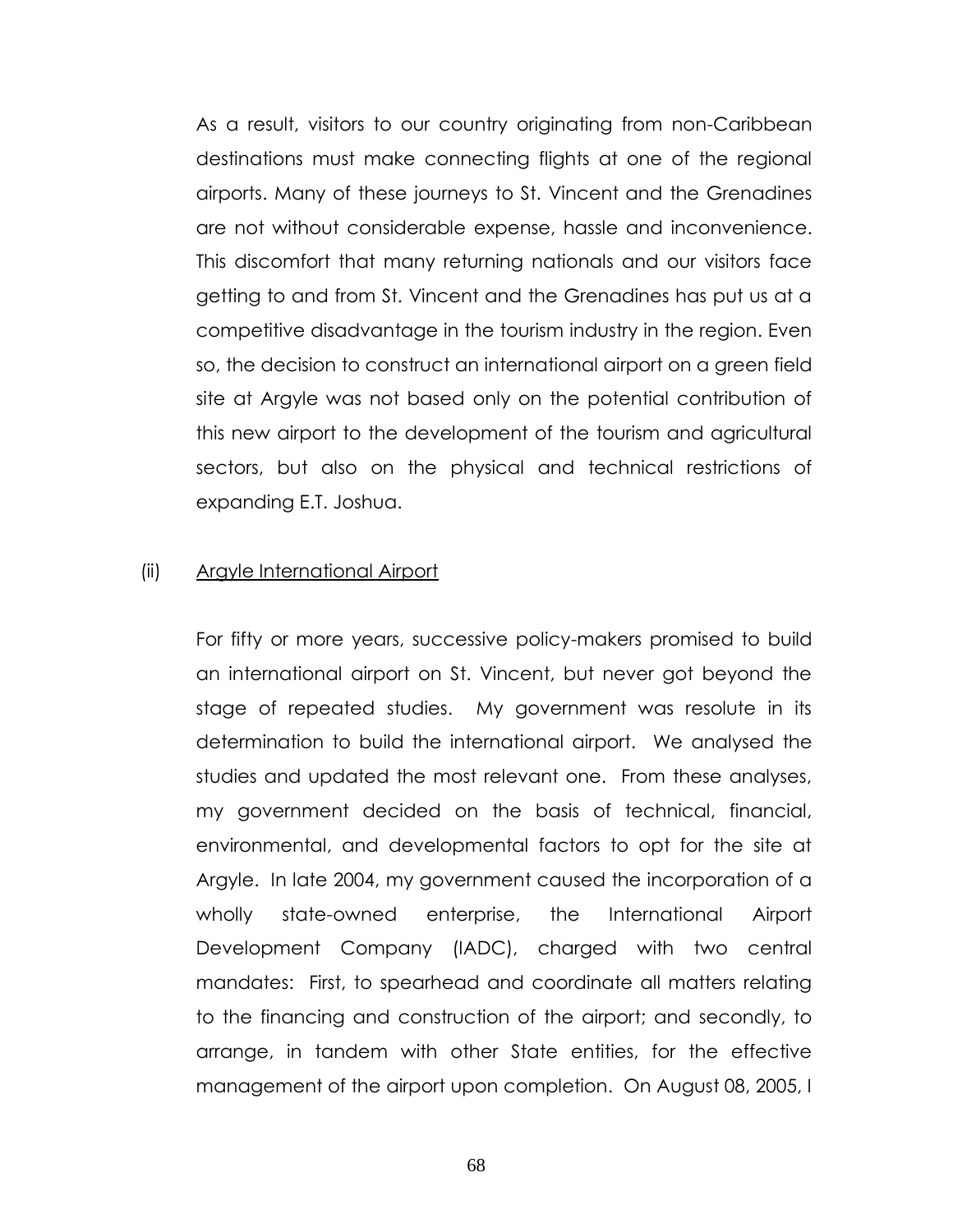As a result, visitors to our country originating from non-Caribbean destinations must make connecting flights at one of the regional airports. Many of these journeys to St. Vincent and the Grenadines are not without considerable expense, hassle and inconvenience. This discomfort that many returning nationals and our visitors face getting to and from St. Vincent and the Grenadines has put us at a competitive disadvantage in the tourism industry in the region. Even so, the decision to construct an international airport on a green field site at Argyle was not based only on the potential contribution of this new airport to the development of the tourism and agricultural sectors, but also on the physical and technical restrictions of expanding E.T. Joshua.

(ii) Argyle International Airport

For fifty or more years, successive policy-makers promised to build an international airport on St. Vincent, but never got beyond the stage of repeated studies. My government was resolute in its determination to build the international airport. We analysed the studies and updated the most relevant one. From these analyses, my government decided on the basis of technical, financial, environmental, and developmental factors to opt for the site at Argyle. In late 2004, my government caused the incorporation of a wholly state-owned enterprise, the International Airport Development Company (IADC), charged with two central mandates: First, to spearhead and coordinate all matters relating to the financing and construction of the airport; and secondly, to arrange, in tandem with other State entities, for the effective management of the airport upon completion. On August 08, 2005, I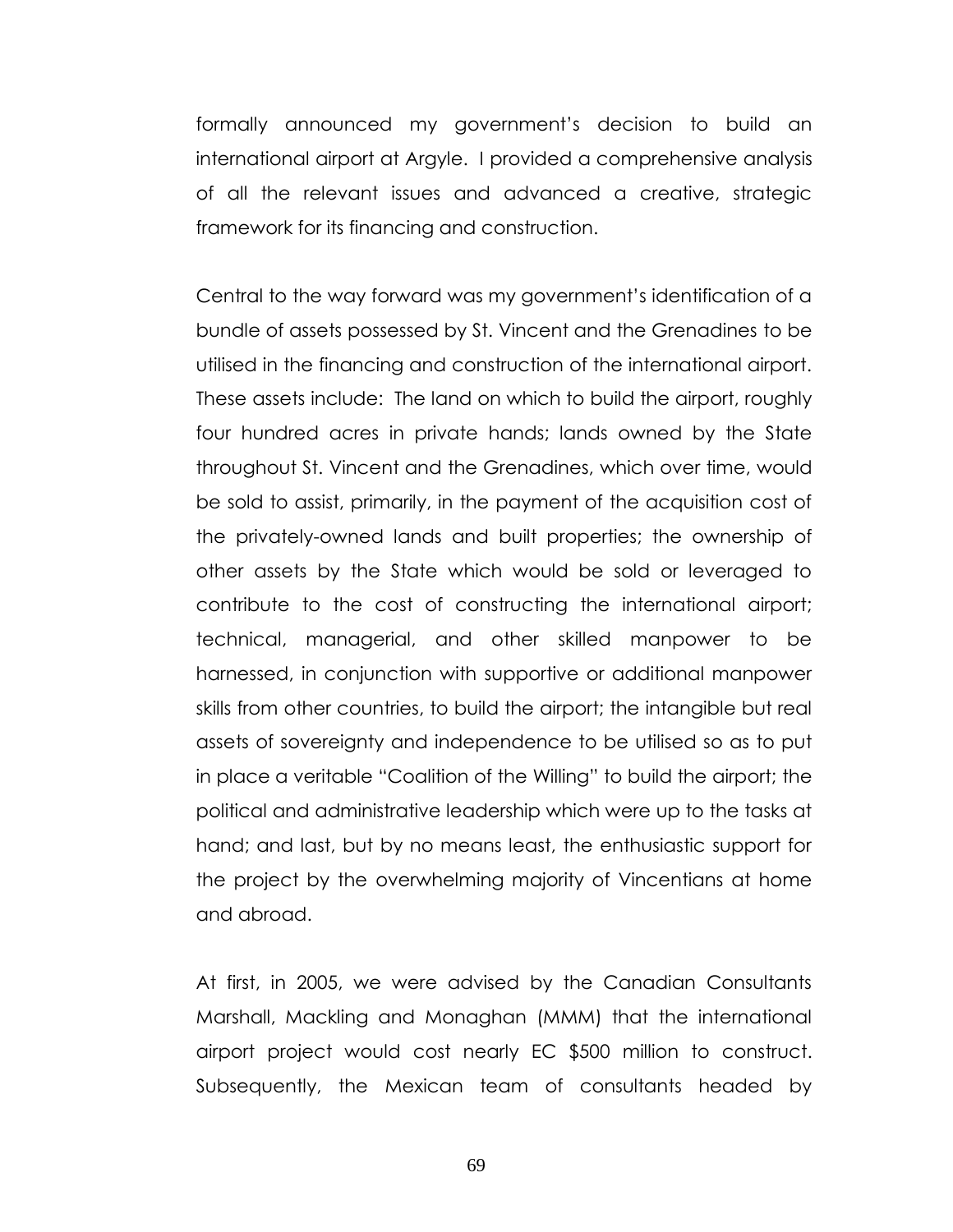formally announced my government's decision to build an international airport at Argyle. I provided a comprehensive analysis of all the relevant issues and advanced a creative, strategic framework for its financing and construction.

Central to the way forward was my government's identification of a bundle of assets possessed by St. Vincent and the Grenadines to be utilised in the financing and construction of the international airport. These assets include: The land on which to build the airport, roughly four hundred acres in private hands; lands owned by the State throughout St. Vincent and the Grenadines, which over time, would be sold to assist, primarily, in the payment of the acquisition cost of the privately-owned lands and built properties; the ownership of other assets by the State which would be sold or leveraged to contribute to the cost of constructing the international airport; technical, managerial, and other skilled manpower to be harnessed, in conjunction with supportive or additional manpower skills from other countries, to build the airport; the intangible but real assets of sovereignty and independence to be utilised so as to put in place a veritable "Coalition of the Willing" to build the airport; the political and administrative leadership which were up to the tasks at hand; and last, but by no means least, the enthusiastic support for the project by the overwhelming majority of Vincentians at home and abroad.

At first, in 2005, we were advised by the Canadian Consultants Marshall, Mackling and Monaghan (MMM) that the international airport project would cost nearly EC $500 million to construct. Subsequently, the Mexican team of consultants headed by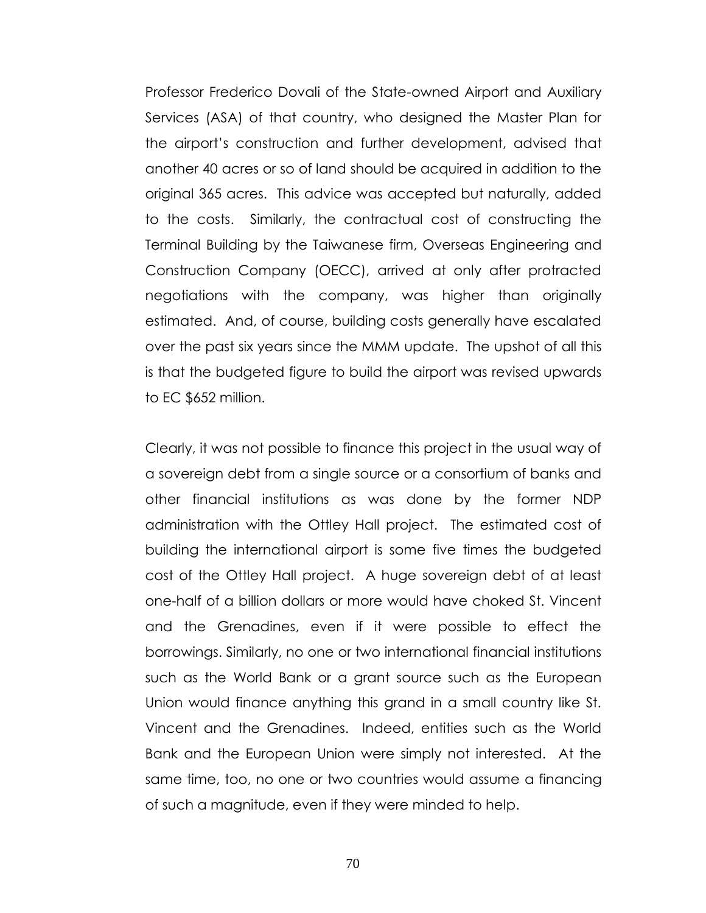Professor Frederico Dovali of the State-owned Airport and Auxiliary Services (ASA) of that country, who designed the Master Plan for the airport's construction and further development, advised that another 40 acres or so of land should be acquired in addition to the original 365 acres. This advice was accepted but naturally, added to the costs. Similarly, the contractual cost of constructing the Terminal Building by the Taiwanese firm, Overseas Engineering and Construction Company (OECC), arrived at only after protracted negotiations with the company, was higher than originally estimated. And, of course, building costs generally have escalated over the past six years since the MMM update. The upshot of all this is that the budgeted figure to build the airport was revised upwards to EC $652 million.

Clearly, it was not possible to finance this project in the usual way of a sovereign debt from a single source or a consortium of banks and other financial institutions as was done by the former NDP administration with the Ottley Hall project. The estimated cost of building the international airport is some five times the budgeted cost of the Ottley Hall project. A huge sovereign debt of at least one-half of a billion dollars or more would have choked St. Vincent and the Grenadines, even if it were possible to effect the borrowings. Similarly, no one or two international financial institutions such as the World Bank or a grant source such as the European Union would finance anything this grand in a small country like St. Vincent and the Grenadines. Indeed, entities such as the World Bank and the European Union were simply not interested. At the same time, too, no one or two countries would assume a financing of such a magnitude, even if they were minded to help.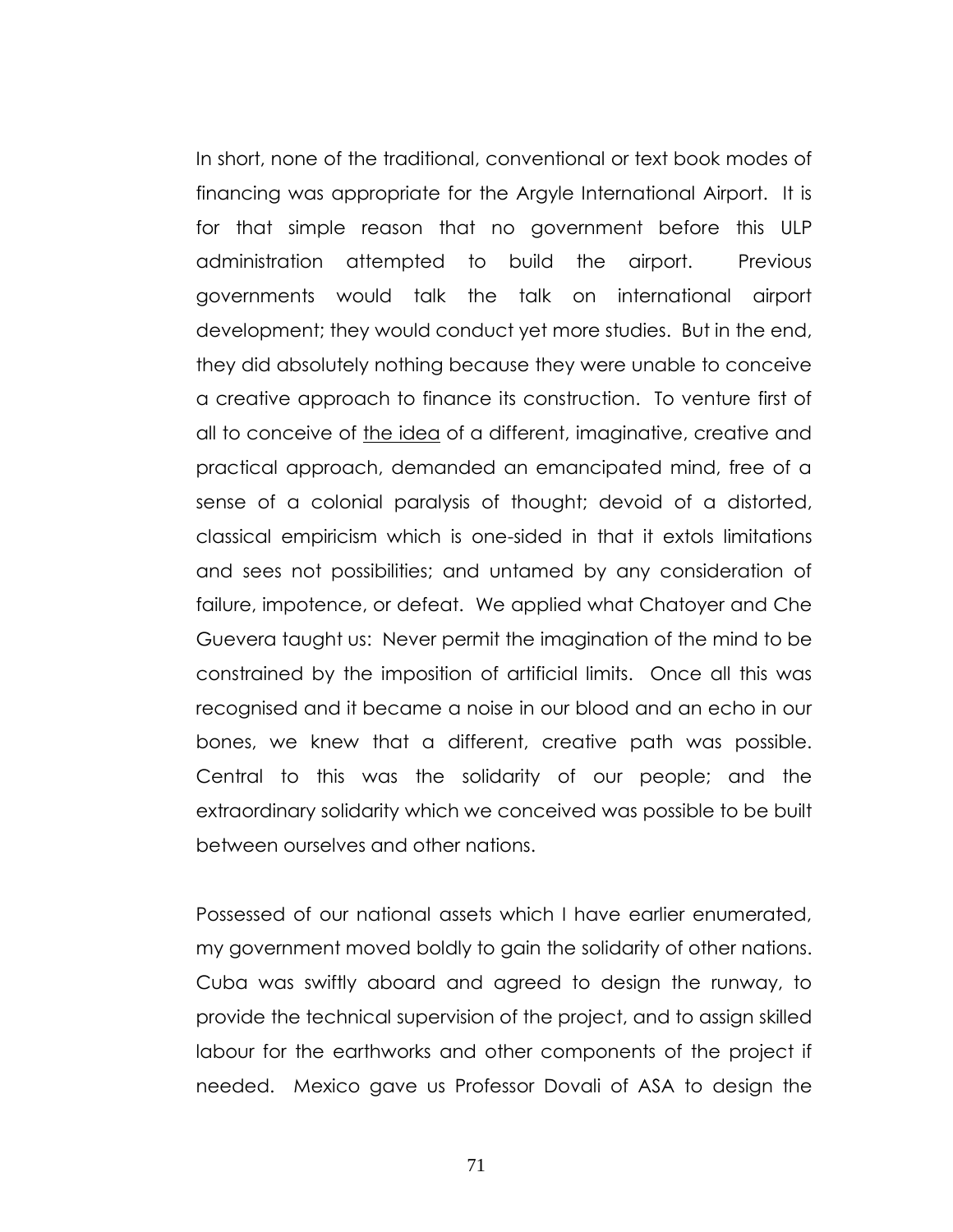In short, none of the traditional, conventional or text book modes of financing was appropriate for the Argyle International Airport. It is for that simple reason that no government before this ULP administration attempted to build the airport. Previous governments would talk the talk on international airport development; they would conduct yet more studies. But in the end, they did absolutely nothing because they were unable to conceive a creative approach to finance its construction. To venture first of all to conceive of <u>the idea</u> of a different, imaginative, creative and practical approach, demanded an emancipated mind, free of a sense of a colonial paralysis of thought; devoid of a distorted, classical empiricism which is one-sided in that it extols limitations and sees not possibilities; and untamed by any consideration of failure, impotence, or defeat. We applied what Chatoyer and Che Guevera taught us: Never permit the imagination of the mind to be constrained by the imposition of artificial limits. Once all this was recognised and it became a noise in our blood and an echo in our bones, we knew that a different, creative path was possible. Central to this was the solidarity of our people; and the extraordinary solidarity which we conceived was possible to be built between ourselves and other nations.

Possessed of our national assets which I have earlier enumerated, my government moved boldly to gain the solidarity of other nations. Cuba was swiftly aboard and agreed to design the runway, to provide the technical supervision of the project, and to assign skilled labour for the earthworks and other components of the project if needed. Mexico gave us Professor Dovali of ASA to design the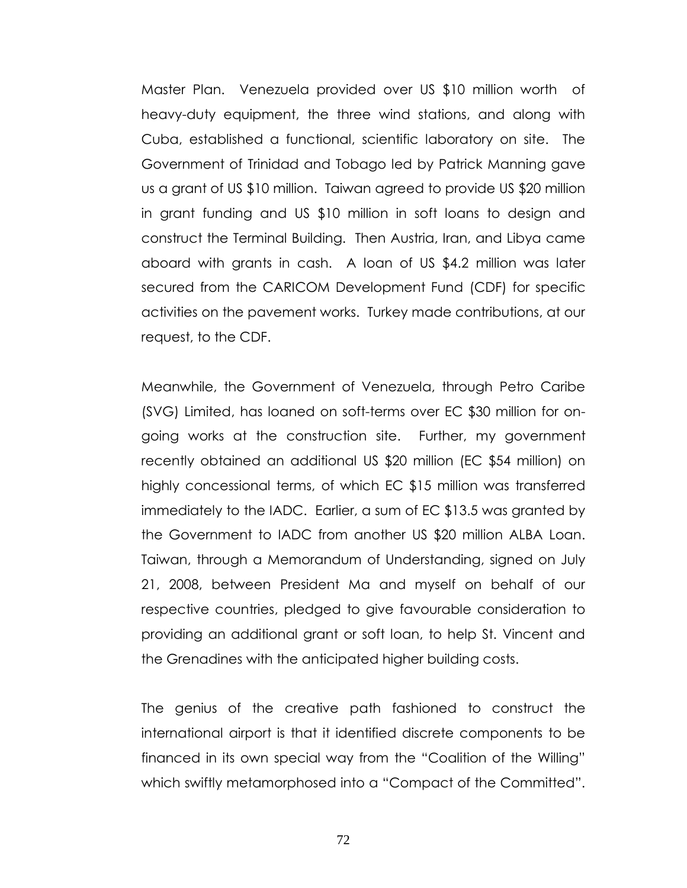Master Plan. Venezuela provided over US $10 million worth of heavy-duty equipment, the three wind stations, and along with Cuba, established a functional, scientific laboratory on site. The Government of Trinidad and Tobago led by Patrick Manning gave us a grant of US $10 million. Taiwan agreed to provide US $20 million in grant funding and US $10 million in soft loans to design and construct the Terminal Building. Then Austria, Iran, and Libya came aboard with grants in cash. A loan of US $4.2 million was later secured from the CARICOM Development Fund (CDF) for specific activities on the pavement works. Turkey made contributions, at our request, to the CDF.

Meanwhile, the Government of Venezuela, through Petro Caribe (SVG) Limited, has loaned on soft-terms over EC $30 million for on-going works at the construction site. Further, my government recently obtained an additional US $20 million (EC $54 million) on highly concessional terms, of which EC $15 million was transferred immediately to the IADC. Earlier, a sum of EC $13.5 was granted by the Government to IADC from another US $20 million ALBA Loan. Taiwan, through a Memorandum of Understanding, signed on July 21, 2008, between President Ma and myself on behalf of our respective countries, pledged to give favourable consideration to providing an additional grant or soft loan, to help St. Vincent and the Grenadines with the anticipated higher building costs.

The genius of the creative path fashioned to construct the international airport is that it identified discrete components to be financed in its own special way from the "Coalition of the Willing" which swiftly metamorphosed into a "Compact of the Committed".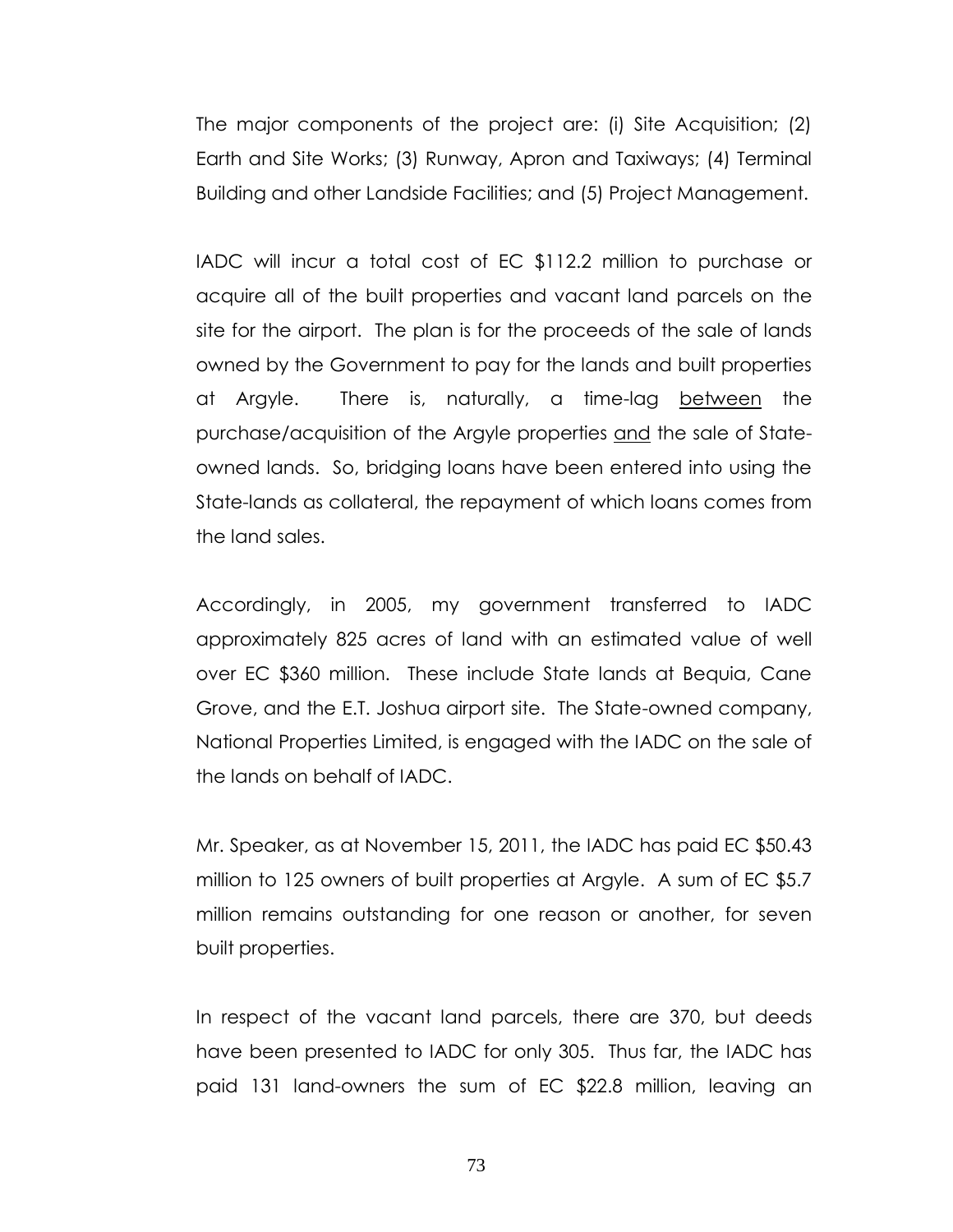The major components of the project are: (i) Site Acquisition; (2) Earth and Site Works; (3) Runway, Apron and Taxiways; (4) Terminal Building and other Landside Facilities; and (5) Project Management.

IADC will incur a total cost of EC $112.2 million to purchase or acquire all of the built properties and vacant land parcels on the site for the airport. The plan is for the proceeds of the sale of lands owned by the Government to pay for the lands and built properties at Argyle. There is, naturally, a time-lag <u>between</u> the purchase/acquisition of the Argyle properties <u>and</u> the sale of State-owned lands. So, bridging loans have been entered into using the State-lands as collateral, the repayment of which loans comes from the land sales.

Accordingly, in 2005, my government transferred to IADC approximately 825 acres of land with an estimated value of well over EC $360 million. These include State lands at Bequia, Cane Grove, and the E.T. Joshua airport site. The State-owned company, National Properties Limited, is engaged with the IADC on the sale of the lands on behalf of IADC.

Mr. Speaker, as at November 15, 2011, the IADC has paid EC $50.43 million to 125 owners of built properties at Argyle. A sum of EC $5.7 million remains outstanding for one reason or another, for seven built properties.

In respect of the vacant land parcels, there are 370, but deeds have been presented to IADC for only 305. Thus far, the IADC has paid 131 land-owners the sum of EC $22.8 million, leaving an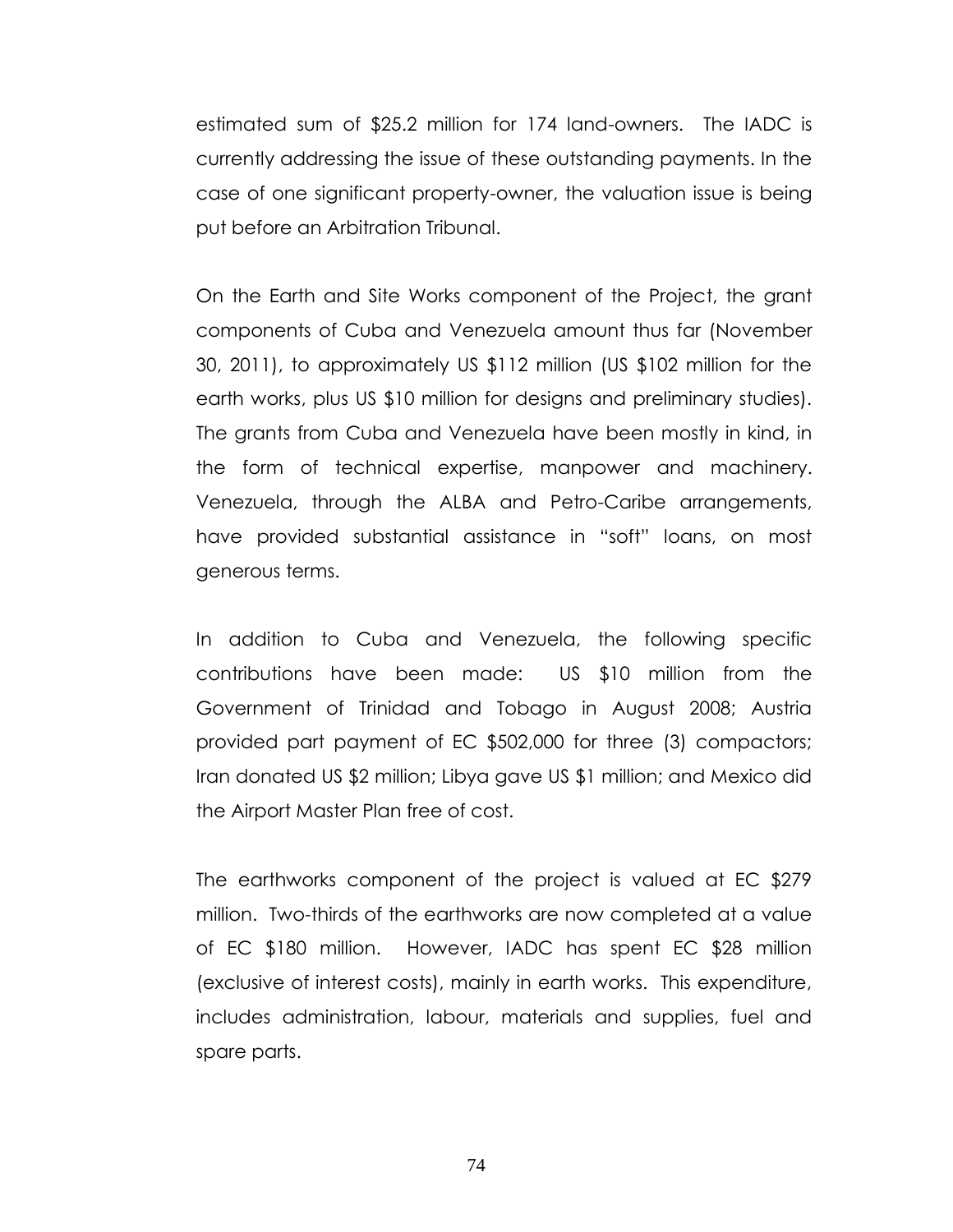estimated sum of $25.2 million for 174 land-owners. The IADC is currently addressing the issue of these outstanding payments. In the case of one significant property-owner, the valuation issue is being put before an Arbitration Tribunal.

On the Earth and Site Works component of the Project, the grant components of Cuba and Venezuela amount thus far (November 30, 2011), to approximately US $112 million (US $102 million for the earth works, plus US $10 million for designs and preliminary studies). The grants from Cuba and Venezuela have been mostly in kind, in the form of technical expertise, manpower and machinery. Venezuela, through the ALBA and Petro-Caribe arrangements, have provided substantial assistance in "soft" loans, on most generous terms.

In addition to Cuba and Venezuela, the following specific contributions have been made: US $10 million from the Government of Trinidad and Tobago in August 2008; Austria provided part payment of EC $502,000 for three (3) compactors; Iran donated US $2 million; Libya gave US $1 million; and Mexico did the Airport Master Plan free of cost.

The earthworks component of the project is valued at EC $279 million. Two-thirds of the earthworks are now completed at a value of EC $180 million. However, IADC has spent EC $28 million (exclusive of interest costs), mainly in earth works. This expenditure, includes administration, labour, materials and supplies, fuel and spare parts.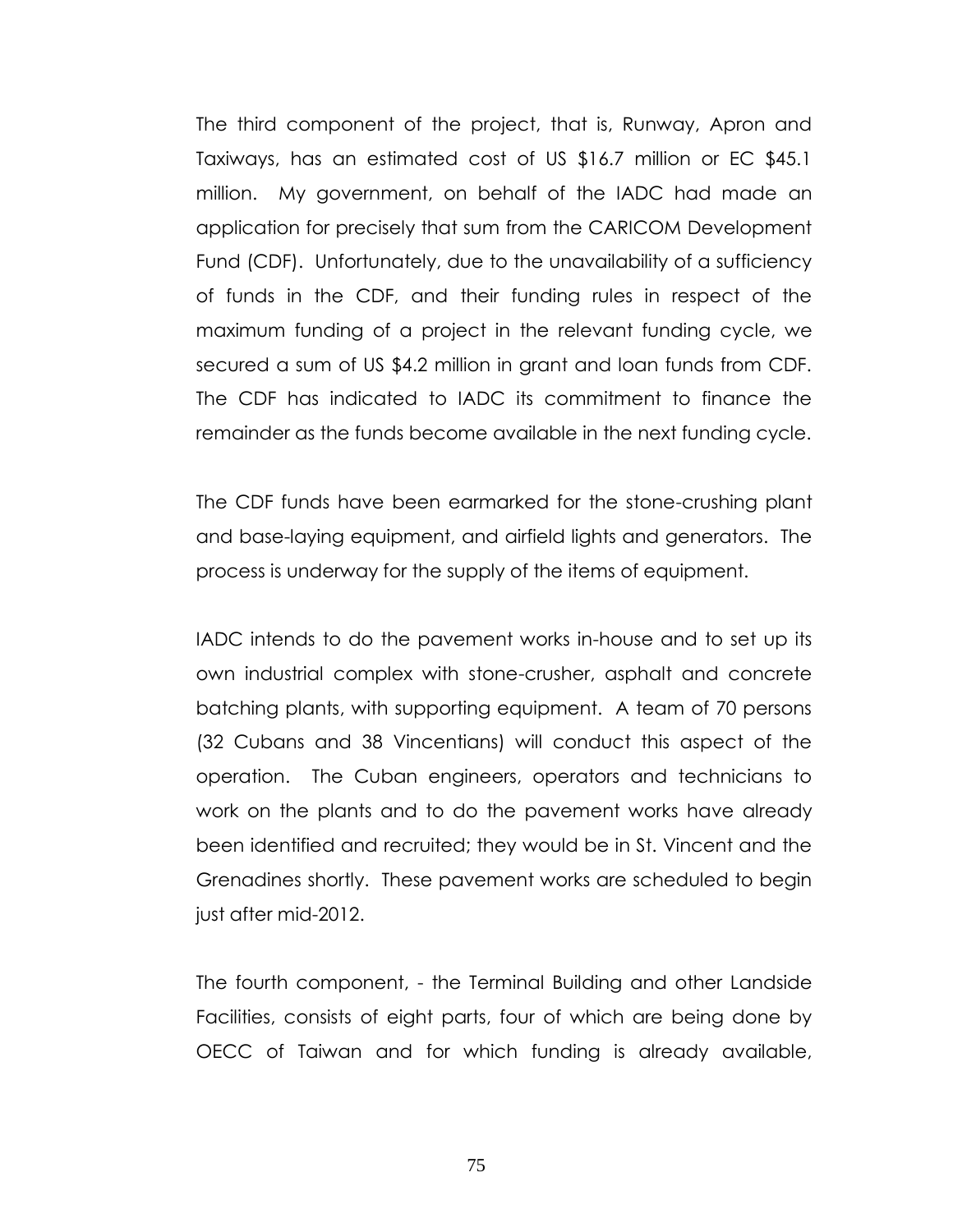The third component of the project, that is, Runway, Apron and Taxiways, has an estimated cost of US $16.7 million or EC $45.1 million. My government, on behalf of the IADC had made an application for precisely that sum from the CARICOM Development Fund (CDF). Unfortunately, due to the unavailability of a sufficiency of funds in the CDF, and their funding rules in respect of the maximum funding of a project in the relevant funding cycle, we secured a sum of US $4.2 million in grant and loan funds from CDF. The CDF has indicated to IADC its commitment to finance the remainder as the funds become available in the next funding cycle.

The CDF funds have been earmarked for the stone-crushing plant and base-laying equipment, and airfield lights and generators. The process is underway for the supply of the items of equipment.

IADC intends to do the pavement works in-house and to set up its own industrial complex with stone-crusher, asphalt and concrete batching plants, with supporting equipment. A team of 70 persons (32 Cubans and 38 Vincentians) will conduct this aspect of the operation. The Cuban engineers, operators and technicians to work on the plants and to do the pavement works have already been identified and recruited; they would be in St. Vincent and the Grenadines shortly. These pavement works are scheduled to begin just after mid-2012.

The fourth component, - the Terminal Building and other Landside Facilities, consists of eight parts, four of which are being done by OECC of Taiwan and for which funding is already available,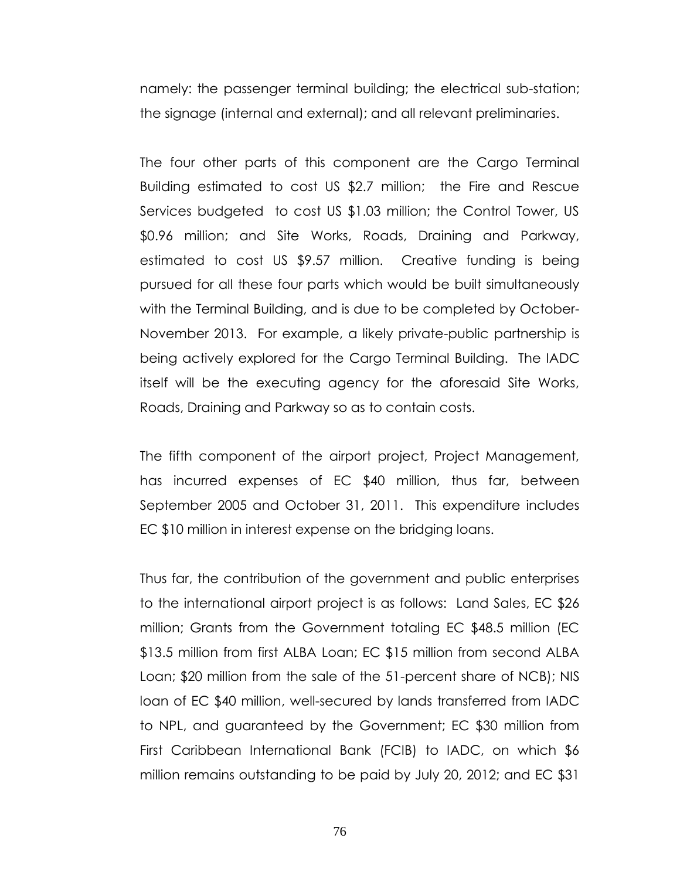namely: the passenger terminal building; the electrical sub-station; the signage (internal and external); and all relevant preliminaries.

The four other parts of this component are the Cargo Terminal Building estimated to cost US $2.7 million; the Fire and Rescue Services budgeted to cost US $1.03 million; the Control Tower, US $0.96 million; and Site Works, Roads, Draining and Parkway, estimated to cost US $9.57 million. Creative funding is being pursued for all these four parts which would be built simultaneously with the Terminal Building, and is due to be completed by October-November 2013. For example, a likely private-public partnership is being actively explored for the Cargo Terminal Building. The IADC itself will be the executing agency for the aforesaid Site Works, Roads, Draining and Parkway so as to contain costs.

The fifth component of the airport project, Project Management, has incurred expenses of EC $40 million, thus far, between September 2005 and October 31, 2011. This expenditure includes EC $10 million in interest expense on the bridging loans.

Thus far, the contribution of the government and public enterprises to the international airport project is as follows: Land Sales, EC $26 million; Grants from the Government totaling EC $48.5 million (EC $13.5 million from first ALBA Loan; EC $15 million from second ALBA Loan; $20 million from the sale of the 51-percent share of NCB); NIS loan of EC $40 million, well-secured by lands transferred from IADC to NPL, and guaranteed by the Government; EC $30 million from First Caribbean International Bank (FCIB) to IADC, on which $6 million remains outstanding to be paid by July 20, 2012; and EC $31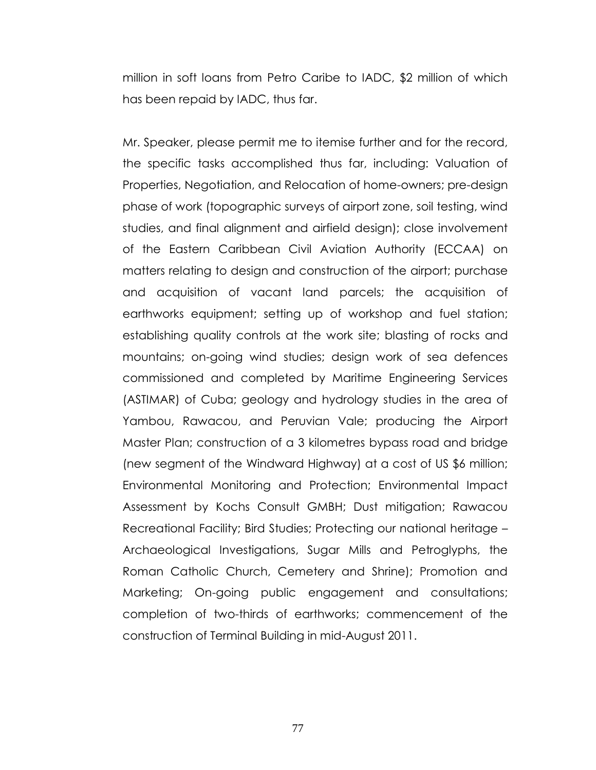million in soft loans from Petro Caribe to IADC, $2 million of which has been repaid by IADC, thus far.

Mr. Speaker, please permit me to itemise further and for the record, the specific tasks accomplished thus far, including: Valuation of Properties, Negotiation, and Relocation of home-owners; pre-design phase of work (topographic surveys of airport zone, soil testing, wind studies, and final alignment and airfield design); close involvement of the Eastern Caribbean Civil Aviation Authority (ECCAA) on matters relating to design and construction of the airport; purchase and acquisition of vacant land parcels; the acquisition of earthworks equipment; setting up of workshop and fuel station; establishing quality controls at the work site; blasting of rocks and mountains; on-going wind studies; design work of sea defences commissioned and completed by Maritime Engineering Services (ASTIMAR) of Cuba; geology and hydrology studies in the area of Yambou, Rawacou, and Peruvian Vale; producing the Airport Master Plan; construction of a 3 kilometres bypass road and bridge (new segment of the Windward Highway) at a cost of US $6 million; Environmental Monitoring and Protection; Environmental Impact Assessment by Kochs Consult GMBH; Dust mitigation; Rawacou Recreational Facility; Bird Studies; Protecting our national heritage – Archaeological Investigations, Sugar Mills and Petroglyphs, the Roman Catholic Church, Cemetery and Shrine); Promotion and Marketing; On-going public engagement and consultations; completion of two-thirds of earthworks; commencement of the construction of Terminal Building in mid-August 2011.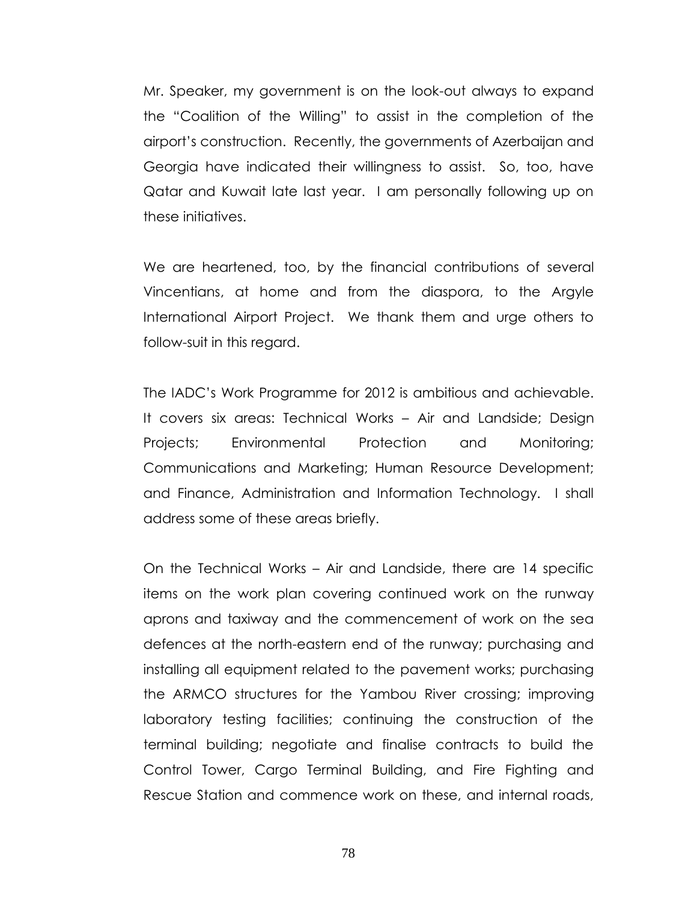Mr. Speaker, my government is on the look-out always to expand the "Coalition of the Willing" to assist in the completion of the airport's construction. Recently, the governments of Azerbaijan and Georgia have indicated their willingness to assist. So, too, have Qatar and Kuwait late last year. I am personally following up on these initiatives.

We are heartened, too, by the financial contributions of several Vincentians, at home and from the diaspora, to the Argyle International Airport Project. We thank them and urge others to follow-suit in this regard.

The IADC's Work Programme for 2012 is ambitious and achievable. It covers six areas: Technical Works – Air and Landside; Design Projects; Environmental Protection and Monitoring; Communications and Marketing; Human Resource Development; and Finance, Administration and Information Technology. I shall address some of these areas briefly.

On the Technical Works – Air and Landside, there are 14 specific items on the work plan covering continued work on the runway aprons and taxiway and the commencement of work on the sea defences at the north-eastern end of the runway; purchasing and installing all equipment related to the pavement works; purchasing the ARMCO structures for the Yambou River crossing; improving laboratory testing facilities; continuing the construction of the terminal building; negotiate and finalise contracts to build the Control Tower, Cargo Terminal Building, and Fire Fighting and Rescue Station and commence work on these, and internal roads,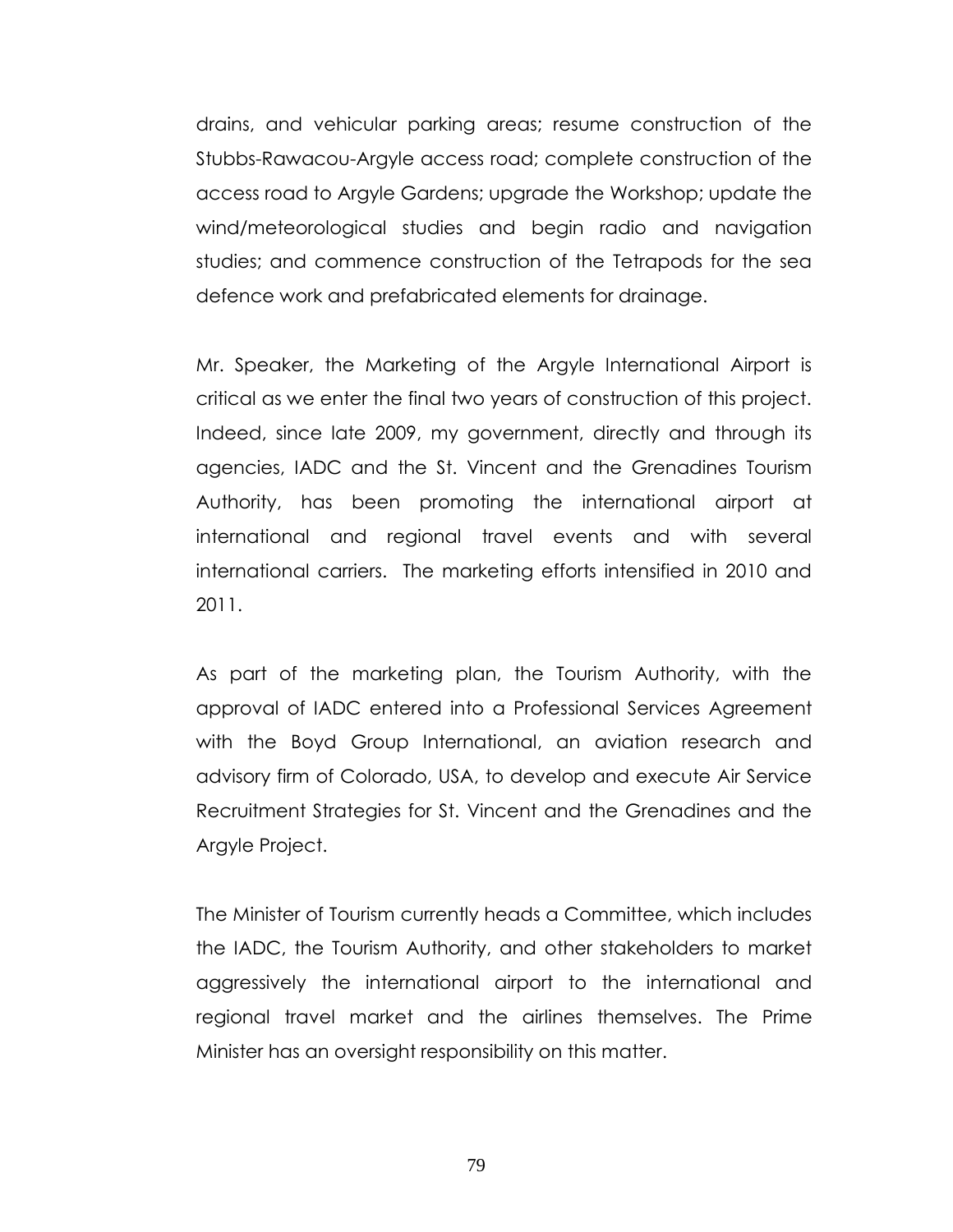drains, and vehicular parking areas; resume construction of the Stubbs-Rawacou-Argyle access road; complete construction of the access road to Argyle Gardens; upgrade the Workshop; update the wind/meteorological studies and begin radio and navigation studies; and commence construction of the Tetrapods for the sea defence work and prefabricated elements for drainage.

Mr. Speaker, the Marketing of the Argyle International Airport is critical as we enter the final two years of construction of this project. Indeed, since late 2009, my government, directly and through its agencies, IADC and the St. Vincent and the Grenadines Tourism Authority, has been promoting the international airport at international and regional travel events and with several international carriers. The marketing efforts intensified in 2010 and 2011.

As part of the marketing plan, the Tourism Authority, with the approval of IADC entered into a Professional Services Agreement with the Boyd Group International, an aviation research and advisory firm of Colorado, USA, to develop and execute Air Service Recruitment Strategies for St. Vincent and the Grenadines and the Argyle Project.

The Minister of Tourism currently heads a Committee, which includes the IADC, the Tourism Authority, and other stakeholders to market aggressively the international airport to the international and regional travel market and the airlines themselves. The Prime Minister has an oversight responsibility on this matter.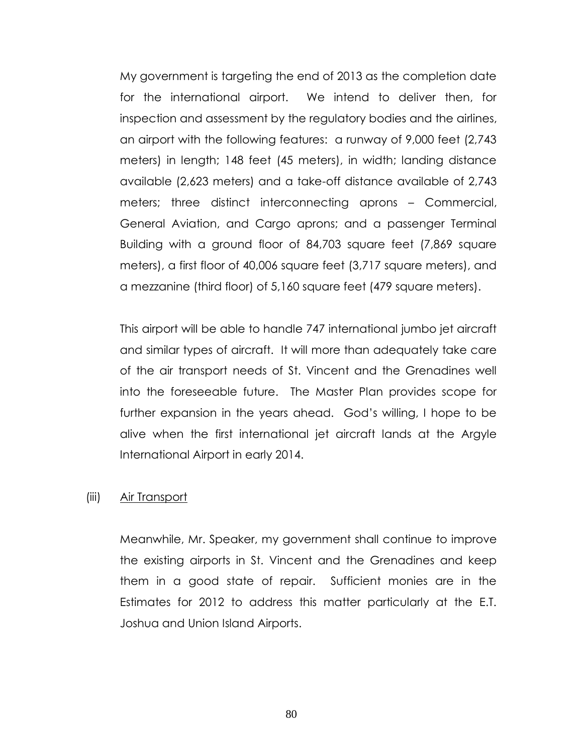My government is targeting the end of 2013 as the completion date for the international airport. We intend to deliver then, for inspection and assessment by the regulatory bodies and the airlines, an airport with the following features: a runway of 9,000 feet (2,743 meters) in length; 148 feet (45 meters), in width; landing distance available (2,623 meters) and a take-off distance available of 2,743 meters; three distinct interconnecting aprons – Commercial, General Aviation, and Cargo aprons; and a passenger Terminal Building with a ground floor of 84,703 square feet (7,869 square meters), a first floor of 40,006 square feet (3,717 square meters), and a mezzanine (third floor) of 5,160 square feet (479 square meters).

This airport will be able to handle 747 international jumbo jet aircraft and similar types of aircraft. It will more than adequately take care of the air transport needs of St. Vincent and the Grenadines well into the foreseeable future. The Master Plan provides scope for further expansion in the years ahead. God's willing, I hope to be alive when the first international jet aircraft lands at the Argyle International Airport in early 2014.

(iii) <u>Air Transport</u>

Meanwhile, Mr. Speaker, my government shall continue to improve the existing airports in St. Vincent and the Grenadines and keep them in a good state of repair. Sufficient monies are in the Estimates for 2012 to address this matter particularly at the E.T. Joshua and Union Island Airports.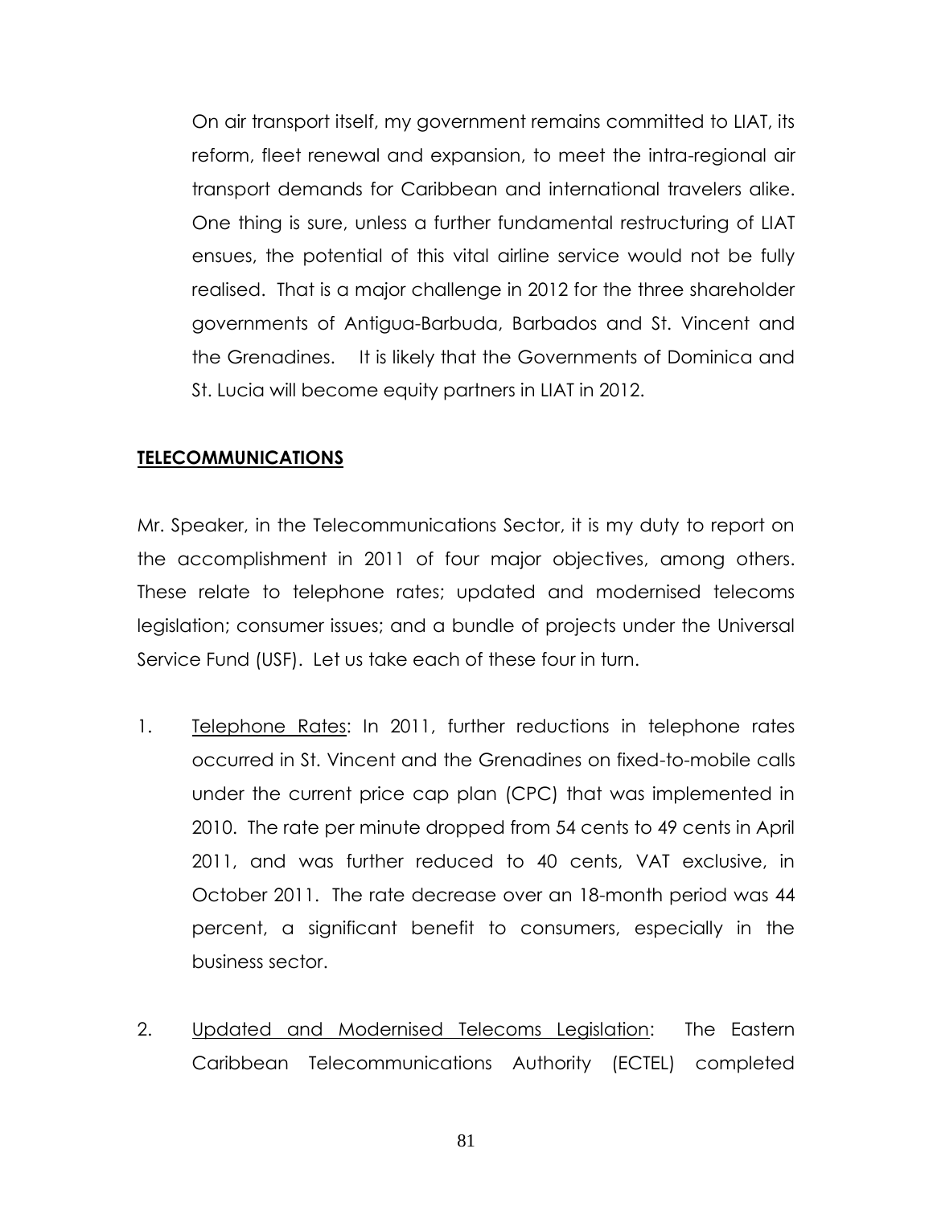On air transport itself, my government remains committed to LIAT, its reform, fleet renewal and expansion, to meet the intra-regional air transport demands for Caribbean and international travelers alike. One thing is sure, unless a further fundamental restructuring of LIAT ensues, the potential of this vital airline service would not be fully realised. That is a major challenge in 2012 for the three shareholder governments of Antigua-Barbuda, Barbados and St. Vincent and the Grenadines. It is likely that the Governments of Dominica and St. Lucia will become equity partners in LIAT in 2012.

## **TELECOMMUNICATIONS**

Mr. Speaker, in the Telecommunications Sector, it is my duty to report on the accomplishment in 2011 of four major objectives, among others. These relate to telephone rates; updated and modernised telecoms legislation; consumer issues; and a bundle of projects under the Universal Service Fund (USF). Let us take each of these four in turn.

1. Telephone Rates: In 2011, further reductions in telephone rates occurred in St. Vincent and the Grenadines on fixed-to-mobile calls under the current price cap plan (CPC) that was implemented in 2010. The rate per minute dropped from 54 cents to 49 cents in April 2011, and was further reduced to 40 cents, VAT exclusive, in October 2011. The rate decrease over an 18-month period was 44 percent, a significant benefit to consumers, especially in the business sector.

2. Updated and Modernised Telecoms Legislation: The Eastern Caribbean Telecommunications Authority (ECTEL) completed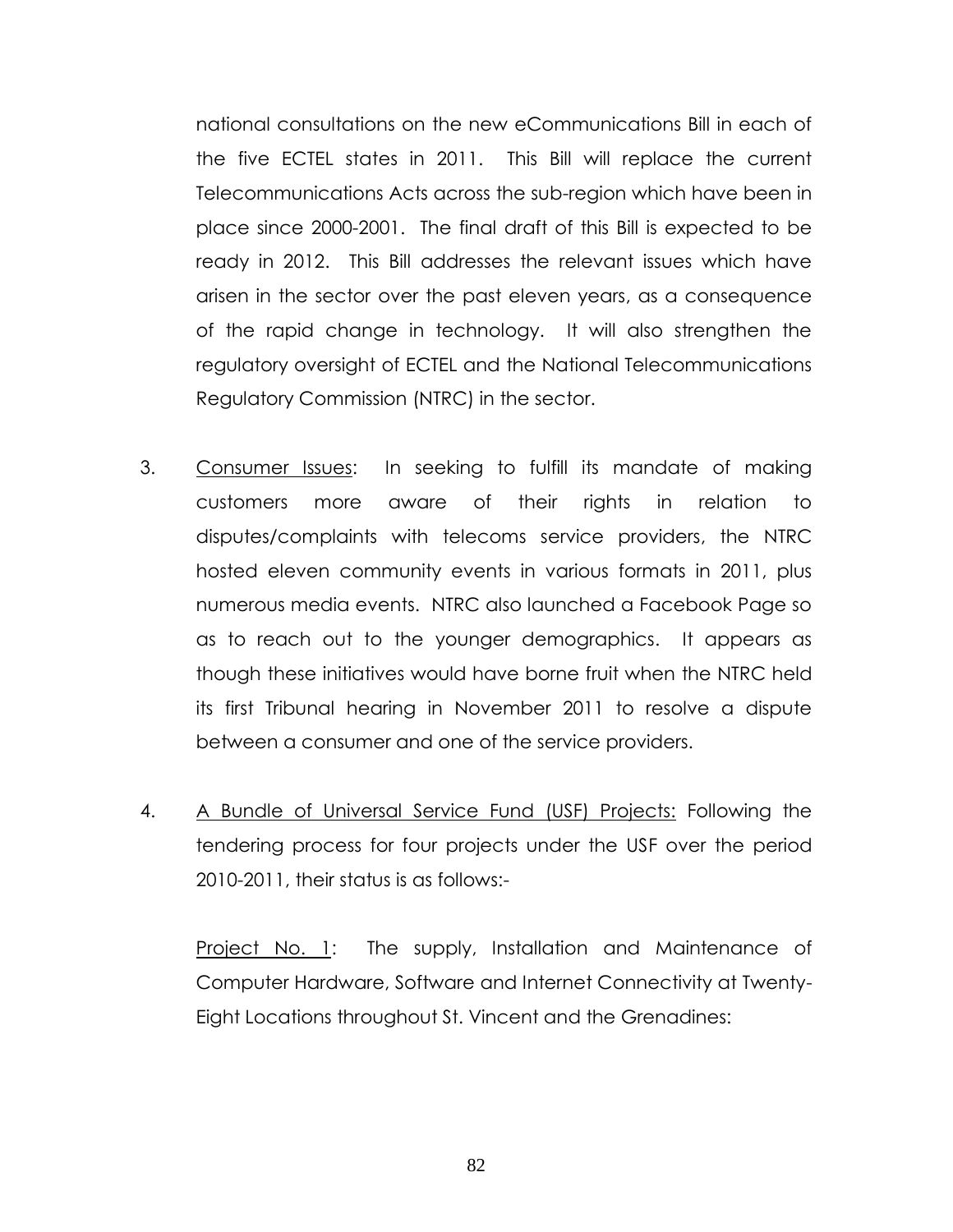national consultations on the new eCommunications Bill in each of the five ECTEL states in 2011. This Bill will replace the current Telecommunications Acts across the sub-region which have been in place since 2000-2001. The final draft of this Bill is expected to be ready in 2012. This Bill addresses the relevant issues which have arisen in the sector over the past eleven years, as a consequence of the rapid change in technology. It will also strengthen the regulatory oversight of ECTEL and the National Telecommunications Regulatory Commission (NTRC) in the sector.

3. Consumer Issues: In seeking to fulfill its mandate of making customers more aware of their rights in relation to disputes/complaints with telecoms service providers, the NTRC hosted eleven community events in various formats in 2011, plus numerous media events. NTRC also launched a Facebook Page so as to reach out to the younger demographics. It appears as though these initiatives would have borne fruit when the NTRC held its first Tribunal hearing in November 2011 to resolve a dispute between a consumer and one of the service providers.

4. A Bundle of Universal Service Fund (USF) Projects: Following the tendering process for four projects under the USF over the period 2010-2011, their status is as follows:-

   Project No. 1: The supply, Installation and Maintenance of Computer Hardware, Software and Internet Connectivity at Twenty-Eight Locations throughout St. Vincent and the Grenadines: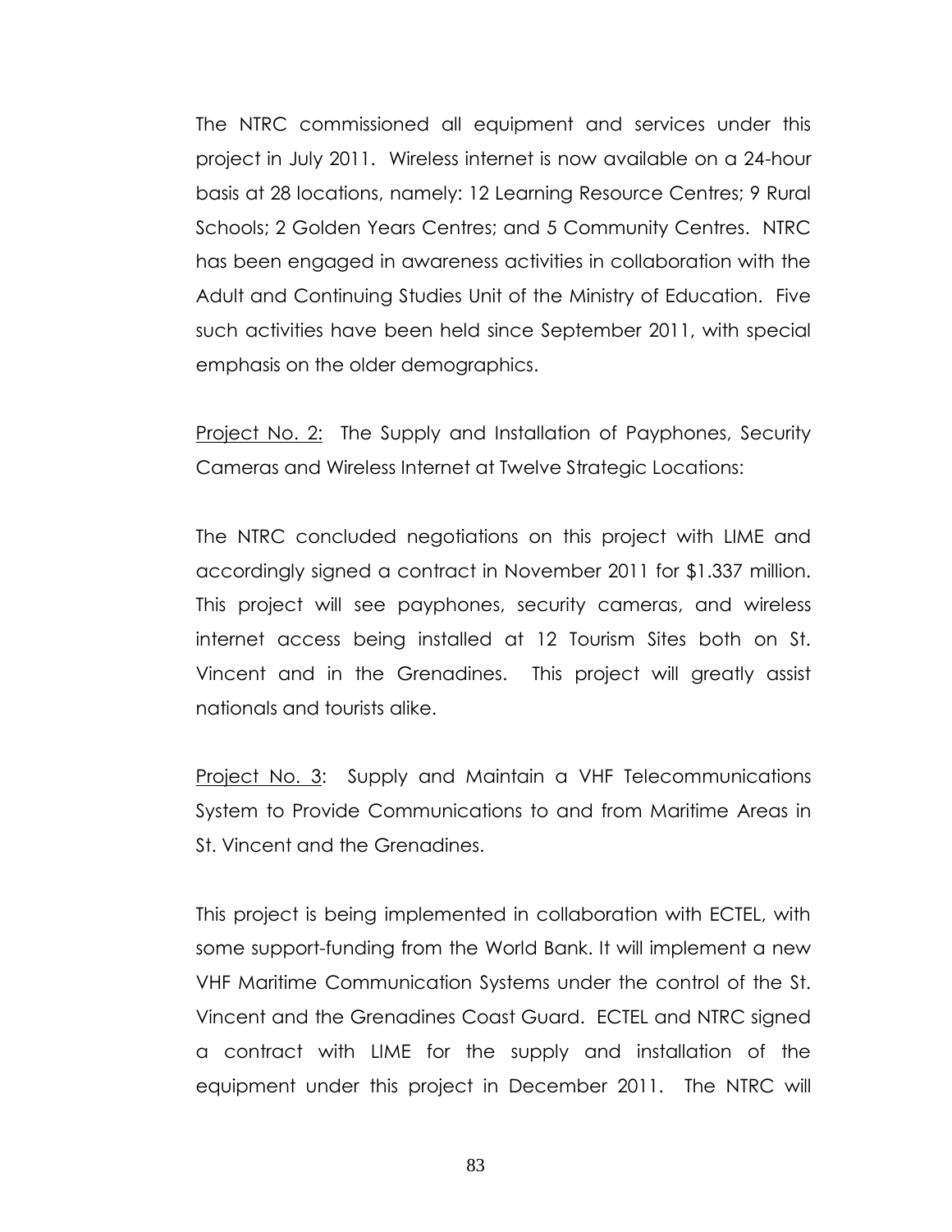The NTRC commissioned all equipment and services under this project in July 2011. Wireless internet is now available on a 24-hour basis at 28 locations, namely: 12 Learning Resource Centres; 9 Rural Schools; 2 Golden Years Centres; and 5 Community Centres. NTRC has been engaged in awareness activities in collaboration with the Adult and Continuing Studies Unit of the Ministry of Education. Five such activities have been held since September 2011, with special emphasis on the older demographics.

<u>Project No. 2:</u> The Supply and Installation of Payphones, Security Cameras and Wireless Internet at Twelve Strategic Locations:

The NTRC concluded negotiations on this project with LIME and accordingly signed a contract in November 2011 for $1.337 million. This project will see payphones, security cameras, and wireless internet access being installed at 12 Tourism Sites both on St. Vincent and in the Grenadines. This project will greatly assist nationals and tourists alike.

<u>Project No. 3</u>: Supply and Maintain a VHF Telecommunications System to Provide Communications to and from Maritime Areas in St. Vincent and the Grenadines.

This project is being implemented in collaboration with ECTEL, with some support-funding from the World Bank. It will implement a new VHF Maritime Communication Systems under the control of the St. Vincent and the Grenadines Coast Guard. ECTEL and NTRC signed a contract with LIME for the supply and installation of the equipment under this project in December 2011. The NTRC will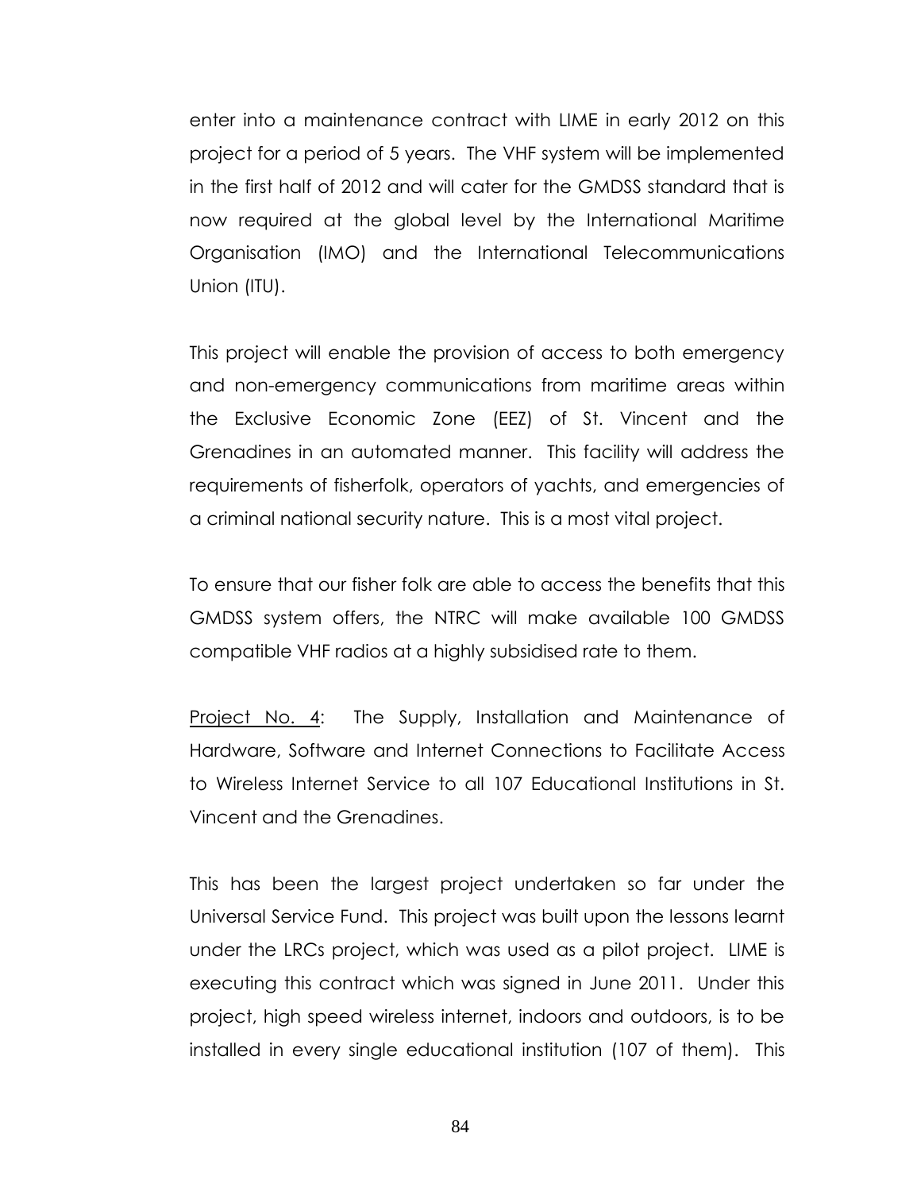enter into a maintenance contract with LIME in early 2012 on this project for a period of 5 years. The VHF system will be implemented in the first half of 2012 and will cater for the GMDSS standard that is now required at the global level by the International Maritime Organisation (IMO) and the International Telecommunications Union (ITU).

This project will enable the provision of access to both emergency and non-emergency communications from maritime areas within the Exclusive Economic Zone (EEZ) of St. Vincent and the Grenadines in an automated manner. This facility will address the requirements of fisherfolk, operators of yachts, and emergencies of a criminal national security nature. This is a most vital project.

To ensure that our fisher folk are able to access the benefits that this GMDSS system offers, the NTRC will make available 100 GMDSS compatible VHF radios at a highly subsidised rate to them.

<u>Project No. 4</u>: The Supply, Installation and Maintenance of Hardware, Software and Internet Connections to Facilitate Access to Wireless Internet Service to all 107 Educational Institutions in St. Vincent and the Grenadines.

This has been the largest project undertaken so far under the Universal Service Fund. This project was built upon the lessons learnt under the LRCs project, which was used as a pilot project. LIME is executing this contract which was signed in June 2011. Under this project, high speed wireless internet, indoors and outdoors, is to be installed in every single educational institution (107 of them). This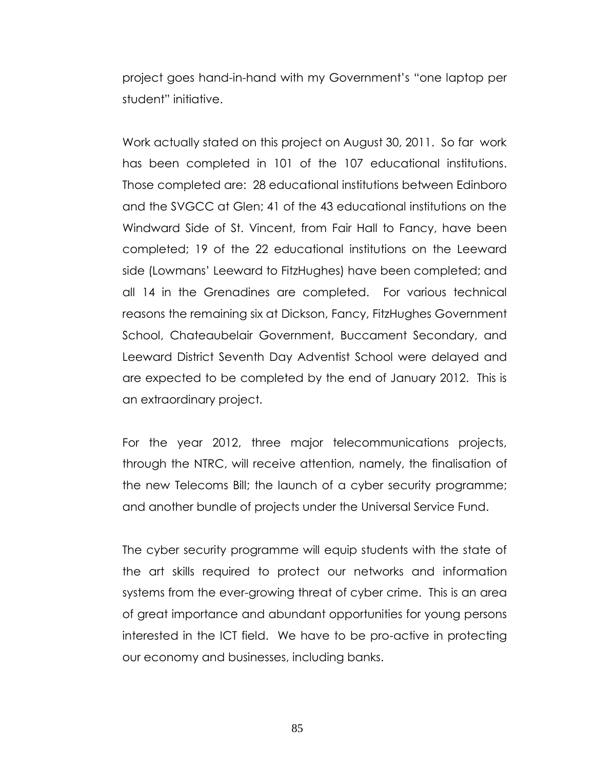project goes hand-in-hand with my Government's "one laptop per student" initiative.

Work actually stated on this project on August 30, 2011. So far work has been completed in 101 of the 107 educational institutions. Those completed are: 28 educational institutions between Edinboro and the SVGCC at Glen; 41 of the 43 educational institutions on the Windward Side of St. Vincent, from Fair Hall to Fancy, have been completed; 19 of the 22 educational institutions on the Leeward side (Lowmans' Leeward to FitzHughes) have been completed; and all 14 in the Grenadines are completed. For various technical reasons the remaining six at Dickson, Fancy, FitzHughes Government School, Chateaubelair Government, Buccament Secondary, and Leeward District Seventh Day Adventist School were delayed and are expected to be completed by the end of January 2012. This is an extraordinary project.

For the year 2012, three major telecommunications projects, through the NTRC, will receive attention, namely, the finalisation of the new Telecoms Bill; the launch of a cyber security programme; and another bundle of projects under the Universal Service Fund.

The cyber security programme will equip students with the state of the art skills required to protect our networks and information systems from the ever-growing threat of cyber crime. This is an area of great importance and abundant opportunities for young persons interested in the ICT field. We have to be pro-active in protecting our economy and businesses, including banks.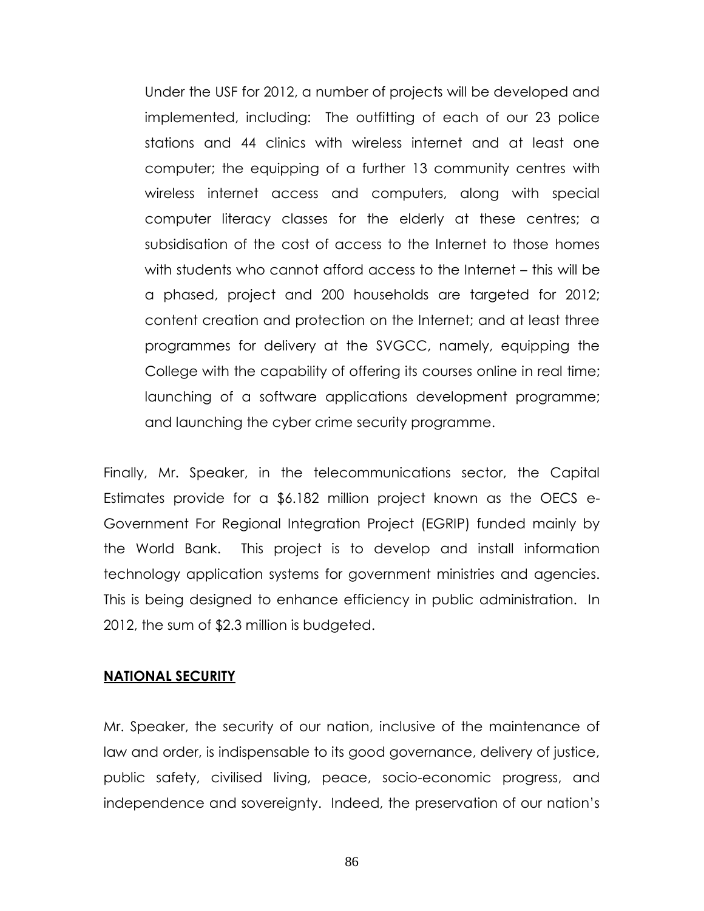Under the USF for 2012, a number of projects will be developed and implemented, including: The outfitting of each of our 23 police stations and 44 clinics with wireless internet and at least one computer; the equipping of a further 13 community centres with wireless internet access and computers, along with special computer literacy classes for the elderly at these centres; a subsidisation of the cost of access to the Internet to those homes with students who cannot afford access to the Internet – this will be a phased, project and 200 households are targeted for 2012; content creation and protection on the Internet; and at least three programmes for delivery at the SVGCC, namely, equipping the College with the capability of offering its courses online in real time; launching of a software applications development programme; and launching the cyber crime security programme.

Finally, Mr. Speaker, in the telecommunications sector, the Capital Estimates provide for a $6.182 million project known as the OECS e-Government For Regional Integration Project (EGRIP) funded mainly by the World Bank. This project is to develop and install information technology application systems for government ministries and agencies. This is being designed to enhance efficiency in public administration. In 2012, the sum of $2.3 million is budgeted.

## NATIONAL SECURITY

Mr. Speaker, the security of our nation, inclusive of the maintenance of law and order, is indispensable to its good governance, delivery of justice, public safety, civilised living, peace, socio-economic progress, and independence and sovereignty. Indeed, the preservation of our nation's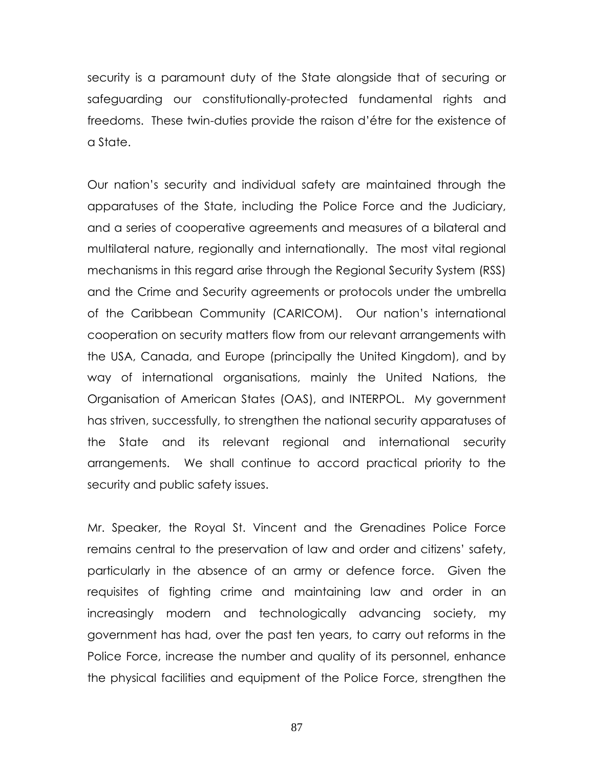security is a paramount duty of the State alongside that of securing or safeguarding our constitutionally-protected fundamental rights and freedoms. These twin-duties provide the raison d'étre for the existence of a State.

Our nation's security and individual safety are maintained through the apparatuses of the State, including the Police Force and the Judiciary, and a series of cooperative agreements and measures of a bilateral and multilateral nature, regionally and internationally. The most vital regional mechanisms in this regard arise through the Regional Security System (RSS) and the Crime and Security agreements or protocols under the umbrella of the Caribbean Community (CARICOM). Our nation's international cooperation on security matters flow from our relevant arrangements with the USA, Canada, and Europe (principally the United Kingdom), and by way of international organisations, mainly the United Nations, the Organisation of American States (OAS), and INTERPOL. My government has striven, successfully, to strengthen the national security apparatuses of the State and its relevant regional and international security arrangements. We shall continue to accord practical priority to the security and public safety issues.

Mr. Speaker, the Royal St. Vincent and the Grenadines Police Force remains central to the preservation of law and order and citizens' safety, particularly in the absence of an army or defence force. Given the requisites of fighting crime and maintaining law and order in an increasingly modern and technologically advancing society, my government has had, over the past ten years, to carry out reforms in the Police Force, increase the number and quality of its personnel, enhance the physical facilities and equipment of the Police Force, strengthen the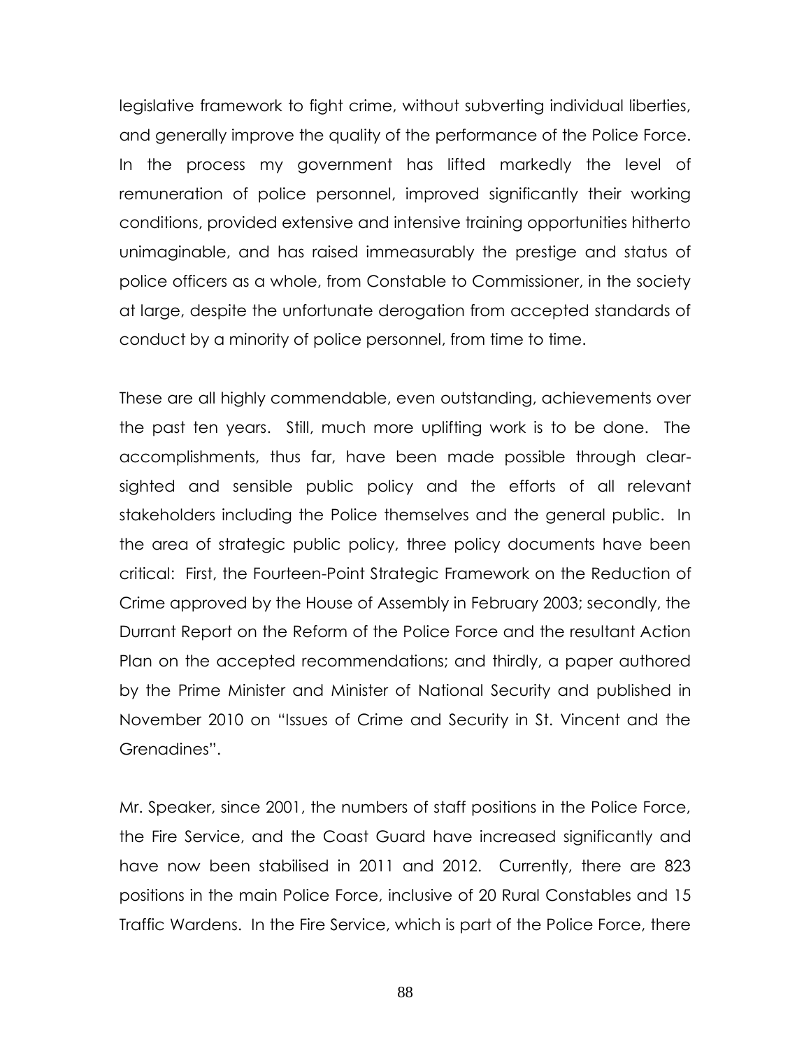legislative framework to fight crime, without subverting individual liberties, and generally improve the quality of the performance of the Police Force. In the process my government has lifted markedly the level of remuneration of police personnel, improved significantly their working conditions, provided extensive and intensive training opportunities hitherto unimaginable, and has raised immeasurably the prestige and status of police officers as a whole, from Constable to Commissioner, in the society at large, despite the unfortunate derogation from accepted standards of conduct by a minority of police personnel, from time to time.

These are all highly commendable, even outstanding, achievements over the past ten years. Still, much more uplifting work is to be done. The accomplishments, thus far, have been made possible through clear-sighted and sensible public policy and the efforts of all relevant stakeholders including the Police themselves and the general public. In the area of strategic public policy, three policy documents have been critical: First, the Fourteen-Point Strategic Framework on the Reduction of Crime approved by the House of Assembly in February 2003; secondly, the Durrant Report on the Reform of the Police Force and the resultant Action Plan on the accepted recommendations; and thirdly, a paper authored by the Prime Minister and Minister of National Security and published in November 2010 on "Issues of Crime and Security in St. Vincent and the Grenadines".

Mr. Speaker, since 2001, the numbers of staff positions in the Police Force, the Fire Service, and the Coast Guard have increased significantly and have now been stabilised in 2011 and 2012. Currently, there are 823 positions in the main Police Force, inclusive of 20 Rural Constables and 15 Traffic Wardens. In the Fire Service, which is part of the Police Force, there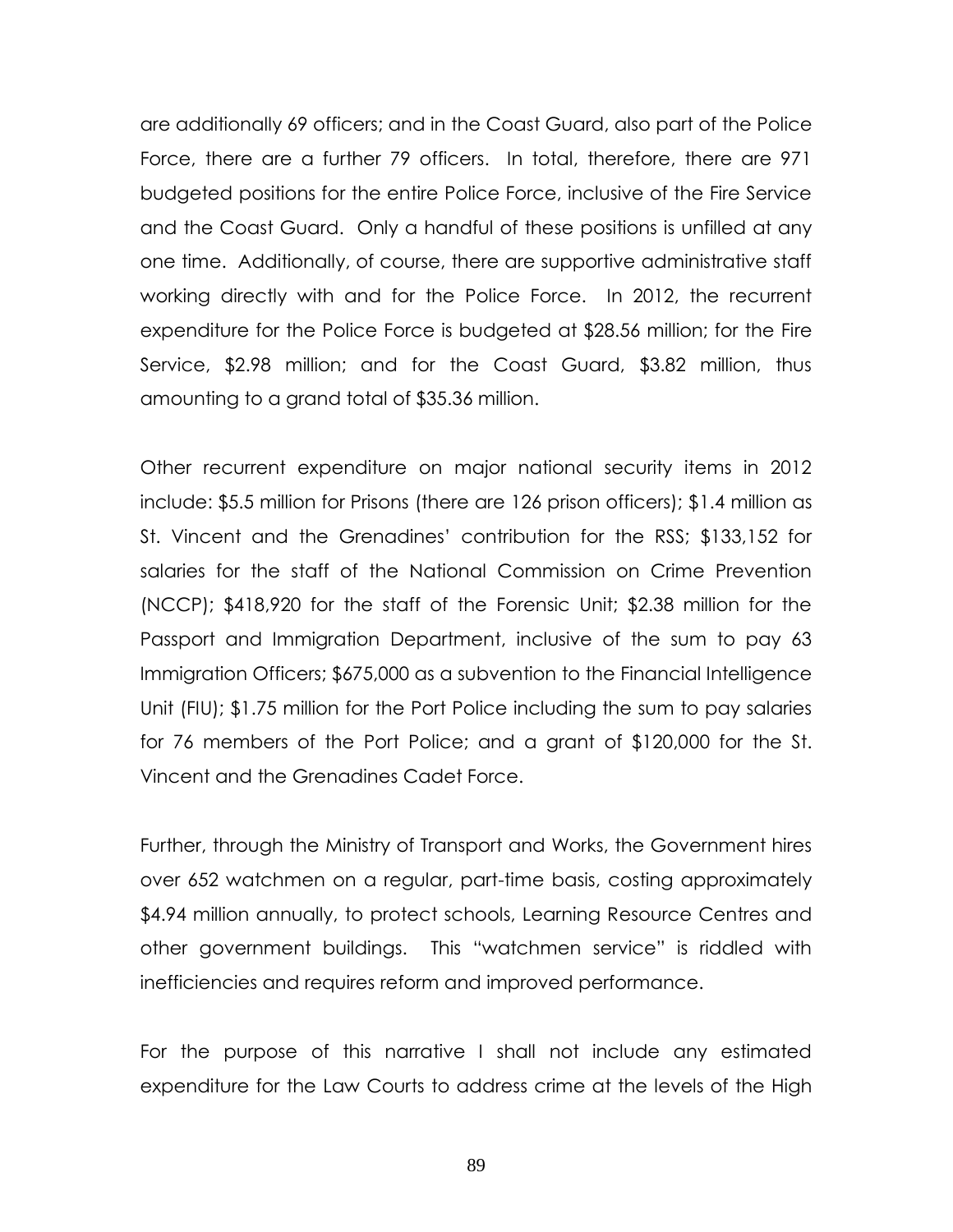are additionally 69 officers; and in the Coast Guard, also part of the Police Force, there are a further 79 officers. In total, therefore, there are 971 budgeted positions for the entire Police Force, inclusive of the Fire Service and the Coast Guard. Only a handful of these positions is unfilled at any one time. Additionally, of course, there are supportive administrative staff working directly with and for the Police Force. In 2012, the recurrent expenditure for the Police Force is budgeted at $28.56 million; for the Fire Service, $2.98 million; and for the Coast Guard, $3.82 million, thus amounting to a grand total of $35.36 million.

Other recurrent expenditure on major national security items in 2012 include: $5.5 million for Prisons (there are 126 prison officers); $1.4 million as St. Vincent and the Grenadines' contribution for the RSS; $133,152 for salaries for the staff of the National Commission on Crime Prevention (NCCP); $418,920 for the staff of the Forensic Unit; $2.38 million for the Passport and Immigration Department, inclusive of the sum to pay 63 Immigration Officers; $675,000 as a subvention to the Financial Intelligence Unit (FIU); $1.75 million for the Port Police including the sum to pay salaries for 76 members of the Port Police; and a grant of $120,000 for the St. Vincent and the Grenadines Cadet Force.

Further, through the Ministry of Transport and Works, the Government hires over 652 watchmen on a regular, part-time basis, costing approximately $4.94 million annually, to protect schools, Learning Resource Centres and other government buildings. This "watchmen service" is riddled with inefficiencies and requires reform and improved performance.

For the purpose of this narrative I shall not include any estimated expenditure for the Law Courts to address crime at the levels of the High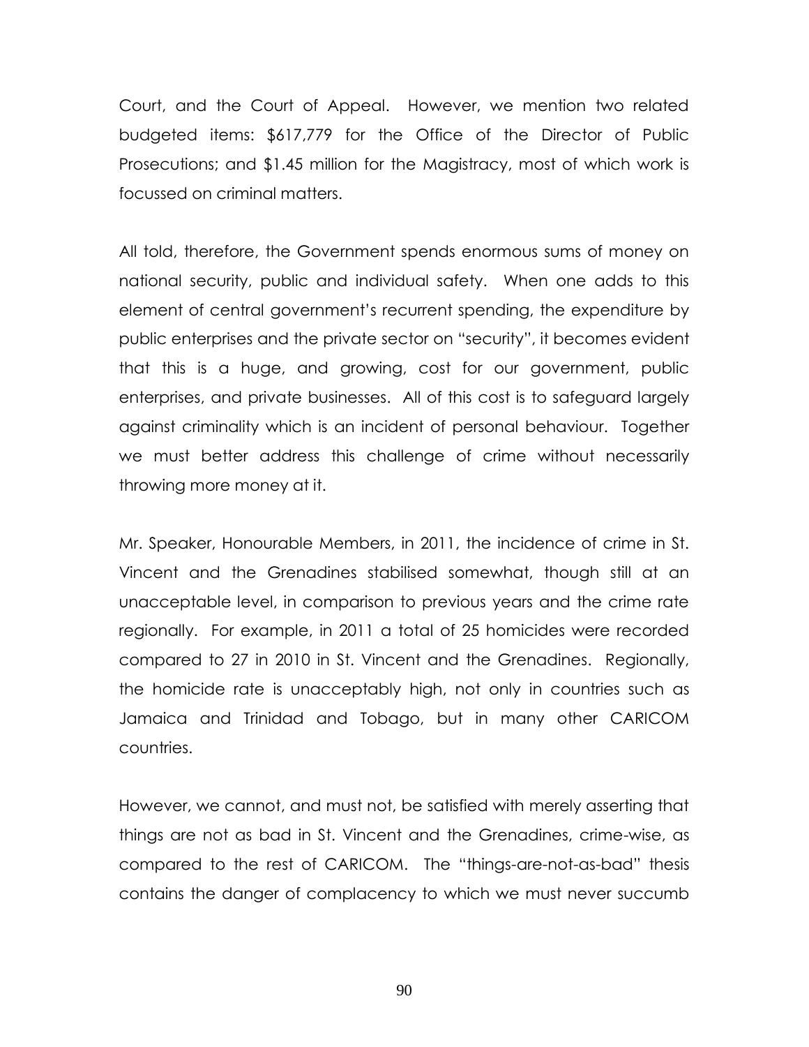Court, and the Court of Appeal. However, we mention two related budgeted items: $617,779 for the Office of the Director of Public Prosecutions; and $1.45 million for the Magistracy, most of which work is focussed on criminal matters.

All told, therefore, the Government spends enormous sums of money on national security, public and individual safety. When one adds to this element of central government's recurrent spending, the expenditure by public enterprises and the private sector on "security", it becomes evident that this is a huge, and growing, cost for our government, public enterprises, and private businesses. All of this cost is to safeguard largely against criminality which is an incident of personal behaviour. Together we must better address this challenge of crime without necessarily throwing more money at it.

Mr. Speaker, Honourable Members, in 2011, the incidence of crime in St. Vincent and the Grenadines stabilised somewhat, though still at an unacceptable level, in comparison to previous years and the crime rate regionally. For example, in 2011 a total of 25 homicides were recorded compared to 27 in 2010 in St. Vincent and the Grenadines. Regionally, the homicide rate is unacceptably high, not only in countries such as Jamaica and Trinidad and Tobago, but in many other CARICOM countries.

However, we cannot, and must not, be satisfied with merely asserting that things are not as bad in St. Vincent and the Grenadines, crime-wise, as compared to the rest of CARICOM. The "things-are-not-as-bad" thesis contains the danger of complacency to which we must never succumb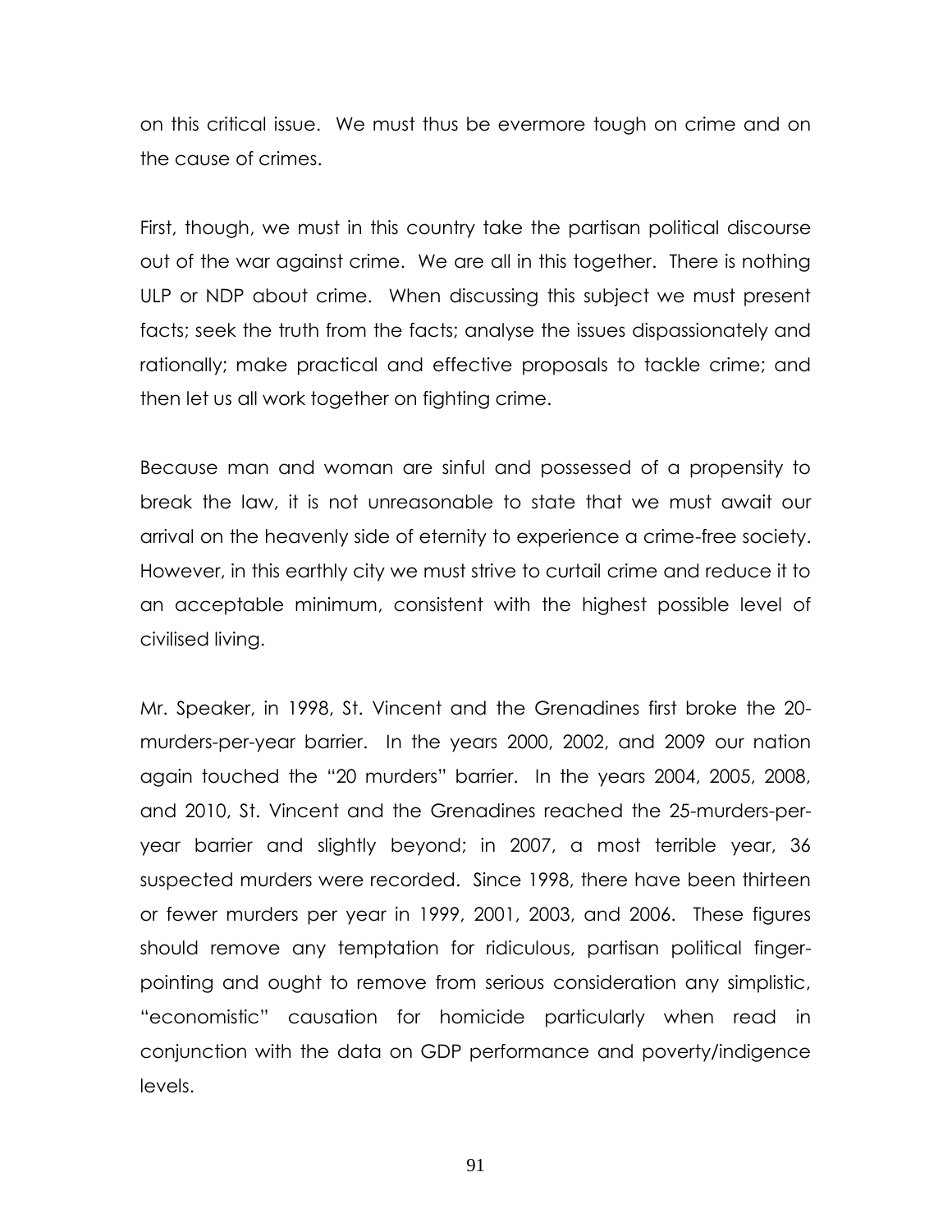on this critical issue. We must thus be evermore tough on crime and on the cause of crimes.

First, though, we must in this country take the partisan political discourse out of the war against crime. We are all in this together. There is nothing ULP or NDP about crime. When discussing this subject we must present facts; seek the truth from the facts; analyse the issues dispassionately and rationally; make practical and effective proposals to tackle crime; and then let us all work together on fighting crime.

Because man and woman are sinful and possessed of a propensity to break the law, it is not unreasonable to state that we must await our arrival on the heavenly side of eternity to experience a crime-free society. However, in this earthly city we must strive to curtail crime and reduce it to an acceptable minimum, consistent with the highest possible level of civilised living.

Mr. Speaker, in 1998, St. Vincent and the Grenadines first broke the 20-murders-per-year barrier. In the years 2000, 2002, and 2009 our nation again touched the "20 murders" barrier. In the years 2004, 2005, 2008, and 2010, St. Vincent and the Grenadines reached the 25-murders-per-year barrier and slightly beyond; in 2007, a most terrible year, 36 suspected murders were recorded. Since 1998, there have been thirteen or fewer murders per year in 1999, 2001, 2003, and 2006. These figures should remove any temptation for ridiculous, partisan political finger-pointing and ought to remove from serious consideration any simplistic, "economistic" causation for homicide particularly when read in conjunction with the data on GDP performance and poverty/indigence levels.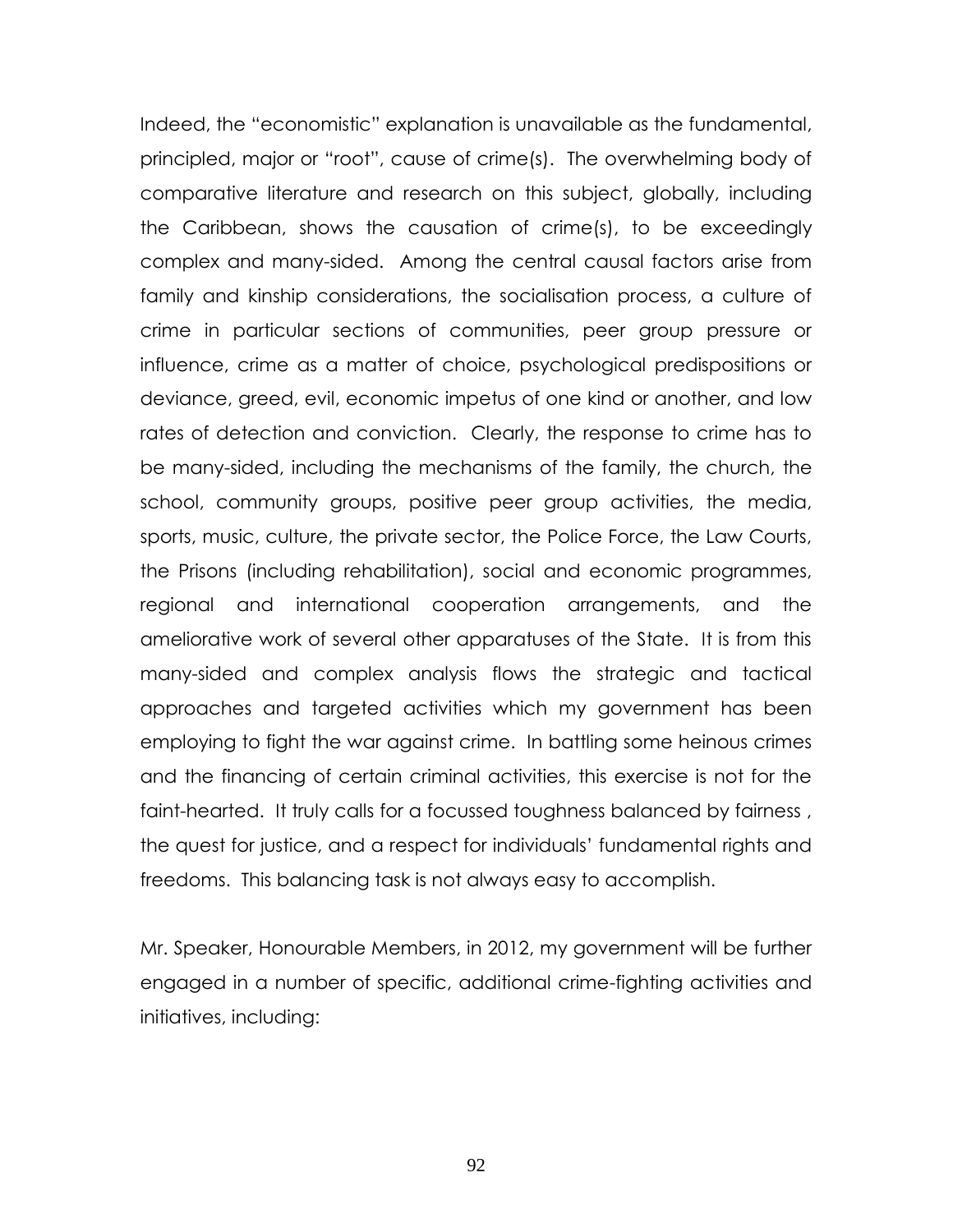Indeed, the "economistic" explanation is unavailable as the fundamental, principled, major or "root", cause of crime(s). The overwhelming body of comparative literature and research on this subject, globally, including the Caribbean, shows the causation of crime(s), to be exceedingly complex and many-sided. Among the central causal factors arise from family and kinship considerations, the socialisation process, a culture of crime in particular sections of communities, peer group pressure or influence, crime as a matter of choice, psychological predispositions or deviance, greed, evil, economic impetus of one kind or another, and low rates of detection and conviction. Clearly, the response to crime has to be many-sided, including the mechanisms of the family, the church, the school, community groups, positive peer group activities, the media, sports, music, culture, the private sector, the Police Force, the Law Courts, the Prisons (including rehabilitation), social and economic programmes, regional and international cooperation arrangements, and the ameliorative work of several other apparatuses of the State. It is from this many-sided and complex analysis flows the strategic and tactical approaches and targeted activities which my government has been employing to fight the war against crime. In battling some heinous crimes and the financing of certain criminal activities, this exercise is not for the faint-hearted. It truly calls for a focussed toughness balanced by fairness , the quest for justice, and a respect for individuals' fundamental rights and freedoms. This balancing task is not always easy to accomplish.

Mr. Speaker, Honourable Members, in 2012, my government will be further engaged in a number of specific, additional crime-fighting activities and initiatives, including: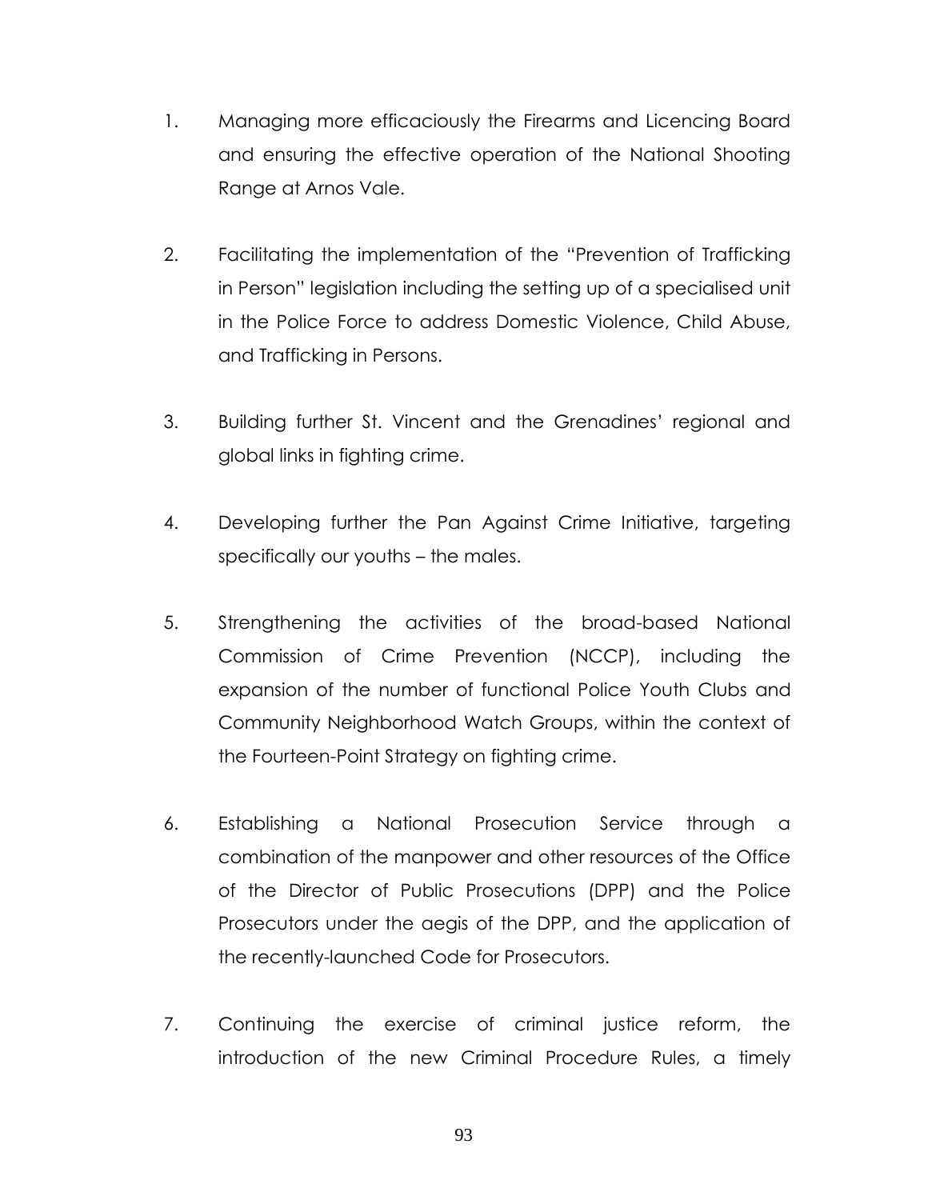1. Managing more efficaciously the Firearms and Licencing Board and ensuring the effective operation of the National Shooting Range at Arnos Vale.

2. Facilitating the implementation of the "Prevention of Trafficking in Person" legislation including the setting up of a specialised unit in the Police Force to address Domestic Violence, Child Abuse, and Trafficking in Persons.

3. Building further St. Vincent and the Grenadines' regional and global links in fighting crime.

4. Developing further the Pan Against Crime Initiative, targeting specifically our youths – the males.

5. Strengthening the activities of the broad-based National Commission of Crime Prevention (NCCP), including the expansion of the number of functional Police Youth Clubs and Community Neighborhood Watch Groups, within the context of the Fourteen-Point Strategy on fighting crime.

6. Establishing a National Prosecution Service through a combination of the manpower and other resources of the Office of the Director of Public Prosecutions (DPP) and the Police Prosecutors under the aegis of the DPP, and the application of the recently-launched Code for Prosecutors.

7. Continuing the exercise of criminal justice reform, the introduction of the new Criminal Procedure Rules, a timely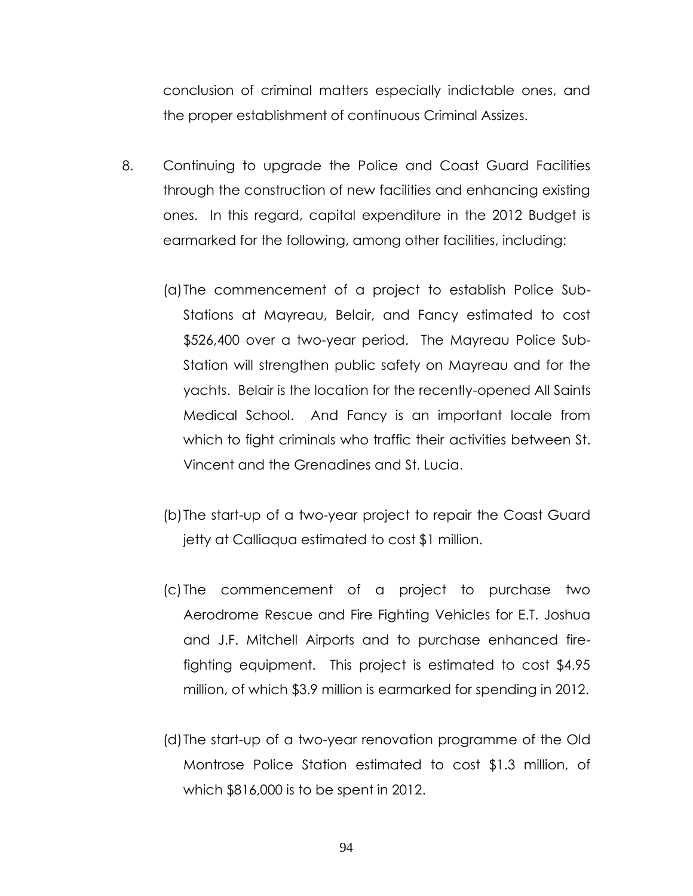conclusion of criminal matters especially indictable ones, and the proper establishment of continuous Criminal Assizes.

8. Continuing to upgrade the Police and Coast Guard Facilities through the construction of new facilities and enhancing existing ones. In this regard, capital expenditure in the 2012 Budget is earmarked for the following, among other facilities, including:

   (a) The commencement of a project to establish Police Sub-Stations at Mayreau, Belair, and Fancy estimated to cost $526,400 over a two-year period. The Mayreau Police Sub-Station will strengthen public safety on Mayreau and for the yachts. Belair is the location for the recently-opened All Saints Medical School. And Fancy is an important locale from which to fight criminals who traffic their activities between St. Vincent and the Grenadines and St. Lucia.

   (b) The start-up of a two-year project to repair the Coast Guard jetty at Calliaqua estimated to cost $1 million.

   (c) The commencement of a project to purchase two Aerodrome Rescue and Fire Fighting Vehicles for E.T. Joshua and J.F. Mitchell Airports and to purchase enhanced fire-fighting equipment. This project is estimated to cost $4.95 million, of which $3.9 million is earmarked for spending in 2012.

   (d) The start-up of a two-year renovation programme of the Old Montrose Police Station estimated to cost $1.3 million, of which $816,000 is to be spent in 2012.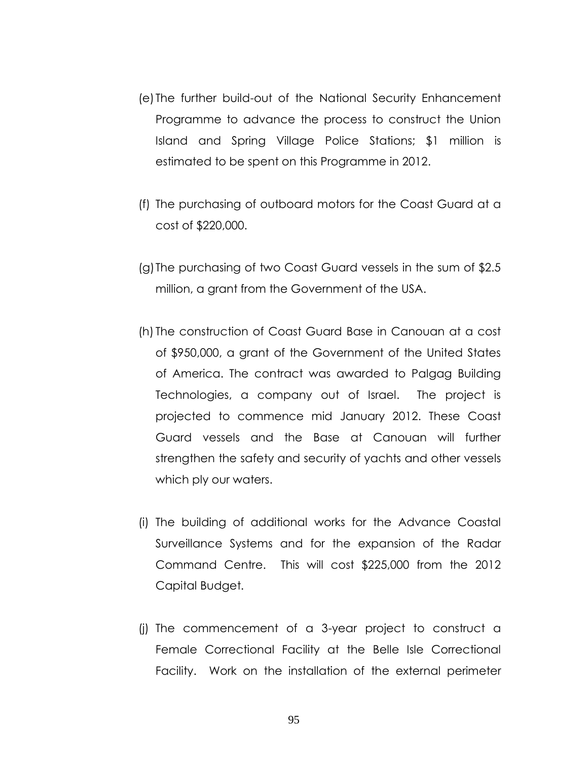(e) The further build-out of the National Security Enhancement Programme to advance the process to construct the Union Island and Spring Village Police Stations; $1 million is estimated to be spent on this Programme in 2012.

(f) The purchasing of outboard motors for the Coast Guard at a cost of $220,000.

(g) The purchasing of two Coast Guard vessels in the sum of $2.5 million, a grant from the Government of the USA.

(h) The construction of Coast Guard Base in Canouan at a cost of $950,000, a grant of the Government of the United States of America. The contract was awarded to Palgag Building Technologies, a company out of Israel. The project is projected to commence mid January 2012. These Coast Guard vessels and the Base at Canouan will further strengthen the safety and security of yachts and other vessels which ply our waters.

(i) The building of additional works for the Advance Coastal Surveillance Systems and for the expansion of the Radar Command Centre. This will cost $225,000 from the 2012 Capital Budget.

(j) The commencement of a 3-year project to construct a Female Correctional Facility at the Belle Isle Correctional Facility. Work on the installation of the external perimeter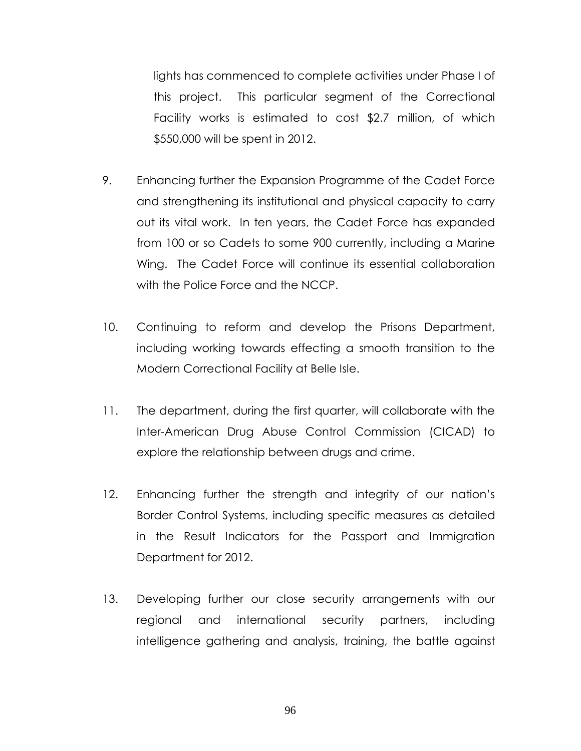lights has commenced to complete activities under Phase I of this project. This particular segment of the Correctional Facility works is estimated to cost $2.7 million, of which $550,000 will be spent in 2012.

9. Enhancing further the Expansion Programme of the Cadet Force and strengthening its institutional and physical capacity to carry out its vital work. In ten years, the Cadet Force has expanded from 100 or so Cadets to some 900 currently, including a Marine Wing. The Cadet Force will continue its essential collaboration with the Police Force and the NCCP.

10. Continuing to reform and develop the Prisons Department, including working towards effecting a smooth transition to the Modern Correctional Facility at Belle Isle.

11. The department, during the first quarter, will collaborate with the Inter-American Drug Abuse Control Commission (CICAD) to explore the relationship between drugs and crime.

12. Enhancing further the strength and integrity of our nation's Border Control Systems, including specific measures as detailed in the Result Indicators for the Passport and Immigration Department for 2012.

13. Developing further our close security arrangements with our regional and international security partners, including intelligence gathering and analysis, training, the battle against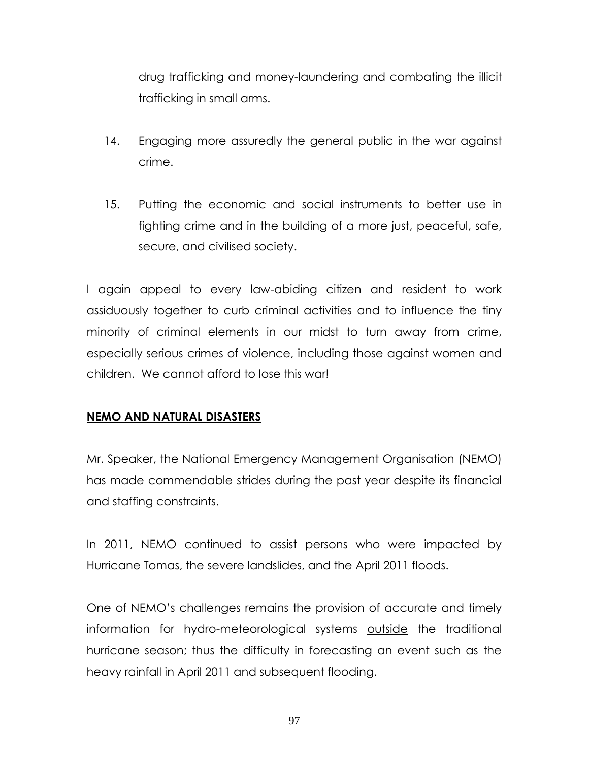drug trafficking and money-laundering and combating the illicit trafficking in small arms.

14. Engaging more assuredly the general public in the war against crime.

15. Putting the economic and social instruments to better use in fighting crime and in the building of a more just, peaceful, safe, secure, and civilised society.

I again appeal to every law-abiding citizen and resident to work assiduously together to curb criminal activities and to influence the tiny minority of criminal elements in our midst to turn away from crime, especially serious crimes of violence, including those against women and children. We cannot afford to lose this war!

## NEMO AND NATURAL DISASTERS

Mr. Speaker, the National Emergency Management Organisation (NEMO) has made commendable strides during the past year despite its financial and staffing constraints.

In 2011, NEMO continued to assist persons who were impacted by Hurricane Tomas, the severe landslides, and the April 2011 floods.

One of NEMO's challenges remains the provision of accurate and timely information for hydro-meteorological systems outside the traditional hurricane season; thus the difficulty in forecasting an event such as the heavy rainfall in April 2011 and subsequent flooding.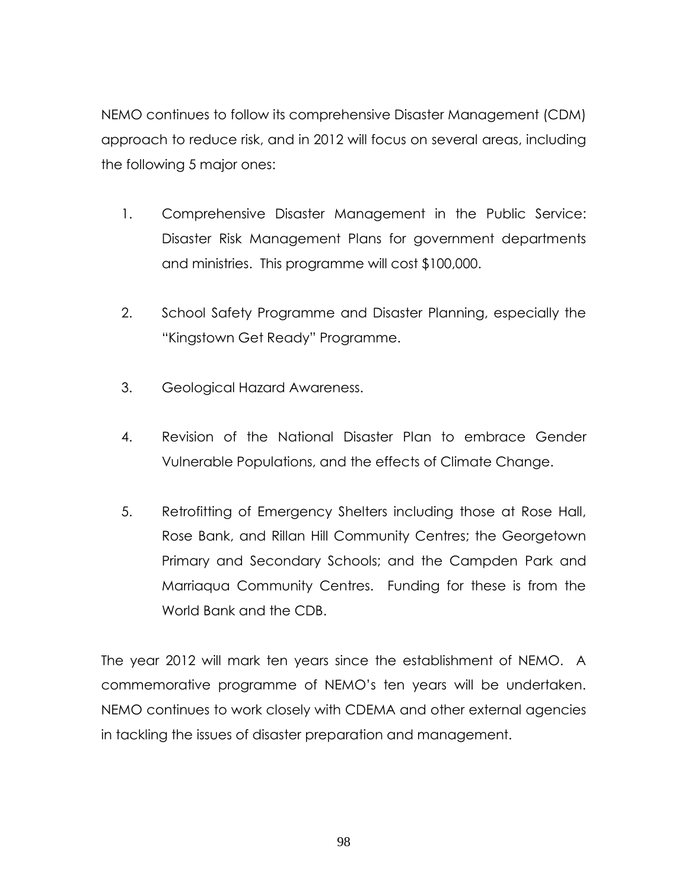NEMO continues to follow its comprehensive Disaster Management (CDM) approach to reduce risk, and in 2012 will focus on several areas, including the following 5 major ones:

1. Comprehensive Disaster Management in the Public Service: Disaster Risk Management Plans for government departments and ministries. This programme will cost $100,000.

2. School Safety Programme and Disaster Planning, especially the "Kingstown Get Ready" Programme.

3. Geological Hazard Awareness.

4. Revision of the National Disaster Plan to embrace Gender Vulnerable Populations, and the effects of Climate Change.

5. Retrofitting of Emergency Shelters including those at Rose Hall, Rose Bank, and Rillan Hill Community Centres; the Georgetown Primary and Secondary Schools; and the Campden Park and Marriaqua Community Centres. Funding for these is from the World Bank and the CDB.

The year 2012 will mark ten years since the establishment of NEMO. A commemorative programme of NEMO's ten years will be undertaken. NEMO continues to work closely with CDEMA and other external agencies in tackling the issues of disaster preparation and management.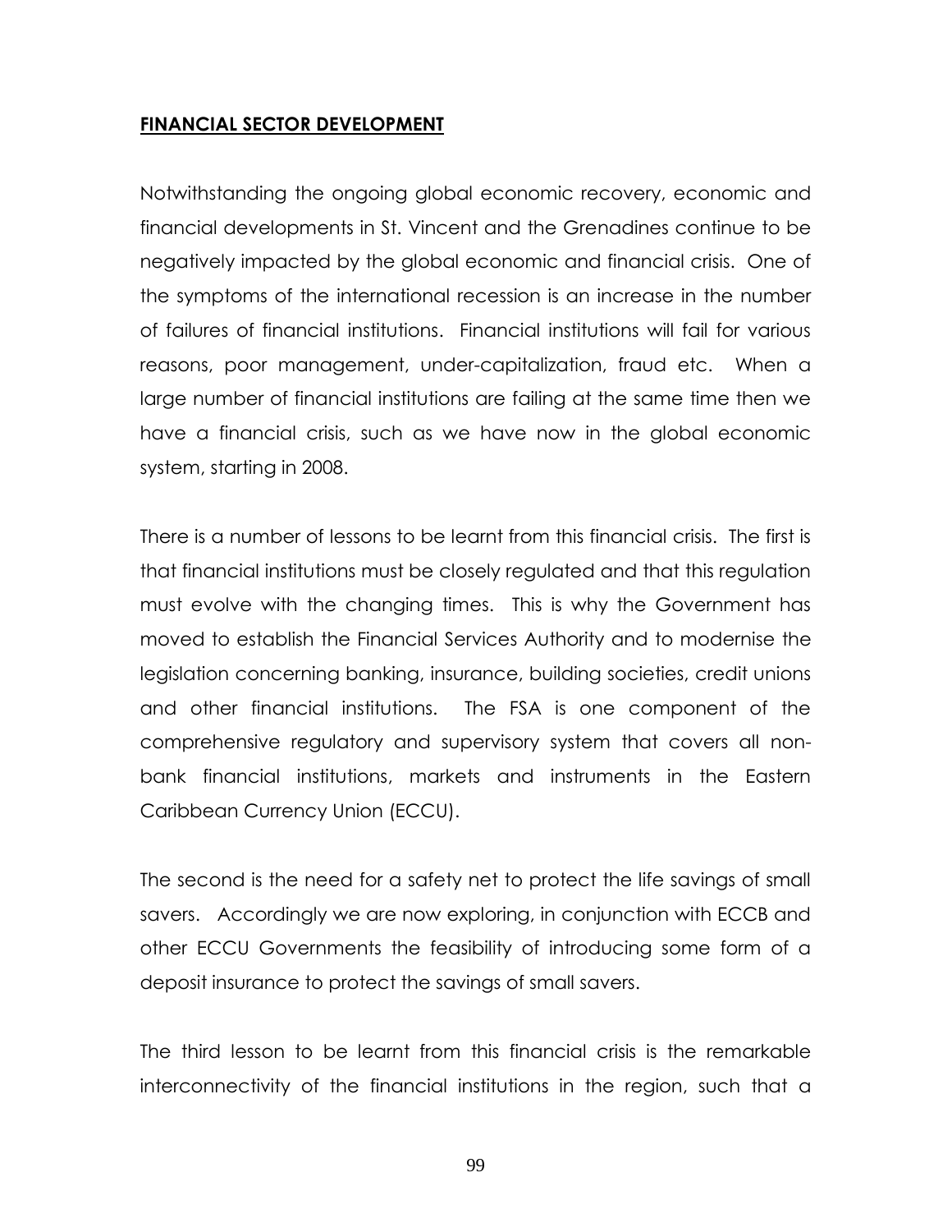**FINANCIAL SECTOR DEVELOPMENT**

Notwithstanding the ongoing global economic recovery, economic and financial developments in St. Vincent and the Grenadines continue to be negatively impacted by the global economic and financial crisis. One of the symptoms of the international recession is an increase in the number of failures of financial institutions. Financial institutions will fail for various reasons, poor management, under-capitalization, fraud etc. When a large number of financial institutions are failing at the same time then we have a financial crisis, such as we have now in the global economic system, starting in 2008.

There is a number of lessons to be learnt from this financial crisis. The first is that financial institutions must be closely regulated and that this regulation must evolve with the changing times. This is why the Government has moved to establish the Financial Services Authority and to modernise the legislation concerning banking, insurance, building societies, credit unions and other financial institutions. The FSA is one component of the comprehensive regulatory and supervisory system that covers all non-bank financial institutions, markets and instruments in the Eastern Caribbean Currency Union (ECCU).

The second is the need for a safety net to protect the life savings of small savers. Accordingly we are now exploring, in conjunction with ECCB and other ECCU Governments the feasibility of introducing some form of a deposit insurance to protect the savings of small savers.

The third lesson to be learnt from this financial crisis is the remarkable interconnectivity of the financial institutions in the region, such that a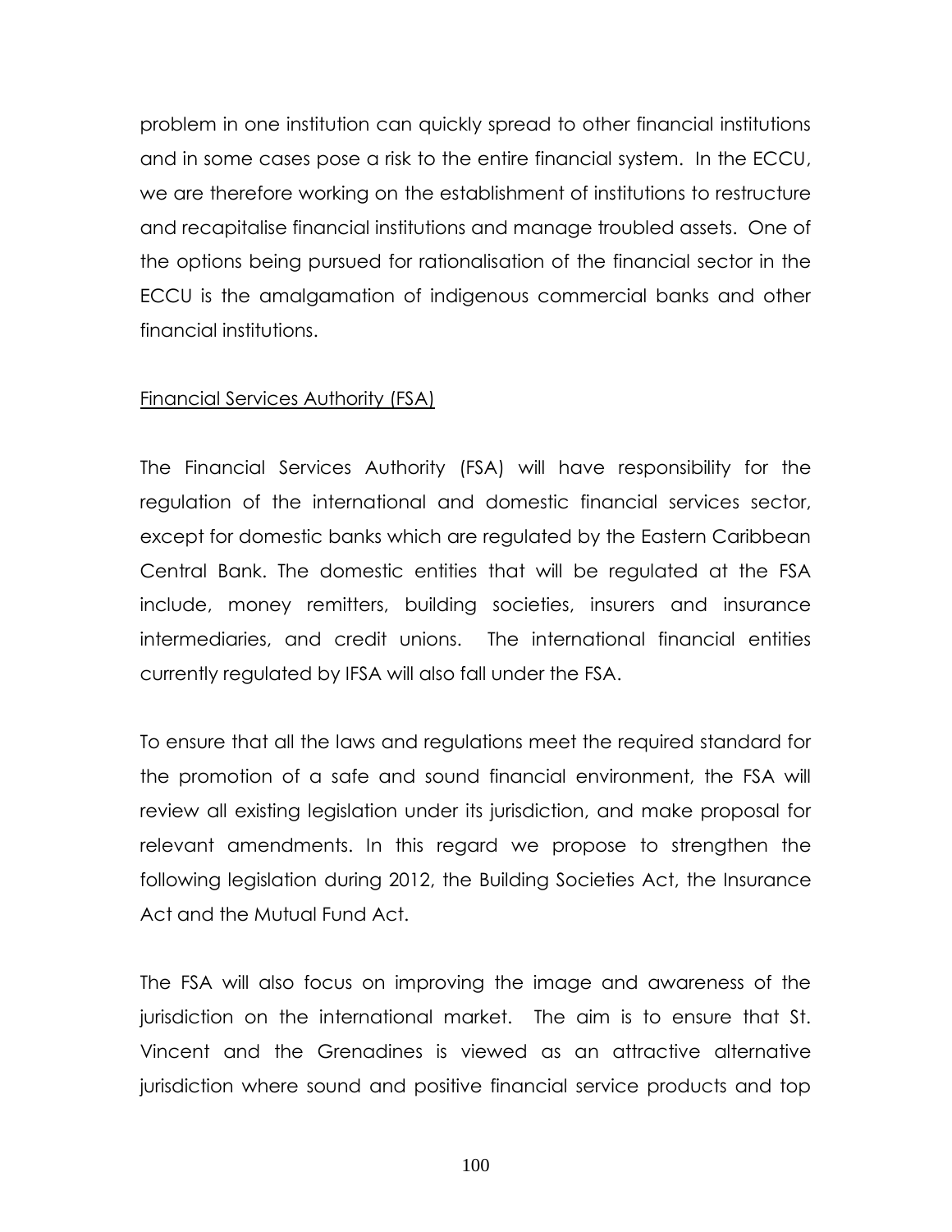problem in one institution can quickly spread to other financial institutions and in some cases pose a risk to the entire financial system. In the ECCU, we are therefore working on the establishment of institutions to restructure and recapitalise financial institutions and manage troubled assets. One of the options being pursued for rationalisation of the financial sector in the ECCU is the amalgamation of indigenous commercial banks and other financial institutions.

<u>Financial Services Authority (FSA)</u>

The Financial Services Authority (FSA) will have responsibility for the regulation of the international and domestic financial services sector, except for domestic banks which are regulated by the Eastern Caribbean Central Bank. The domestic entities that will be regulated at the FSA include, money remitters, building societies, insurers and insurance intermediaries, and credit unions. The international financial entities currently regulated by IFSA will also fall under the FSA.

To ensure that all the laws and regulations meet the required standard for the promotion of a safe and sound financial environment, the FSA will review all existing legislation under its jurisdiction, and make proposal for relevant amendments. In this regard we propose to strengthen the following legislation during 2012, the Building Societies Act, the Insurance Act and the Mutual Fund Act.

The FSA will also focus on improving the image and awareness of the jurisdiction on the international market. The aim is to ensure that St. Vincent and the Grenadines is viewed as an attractive alternative jurisdiction where sound and positive financial service products and top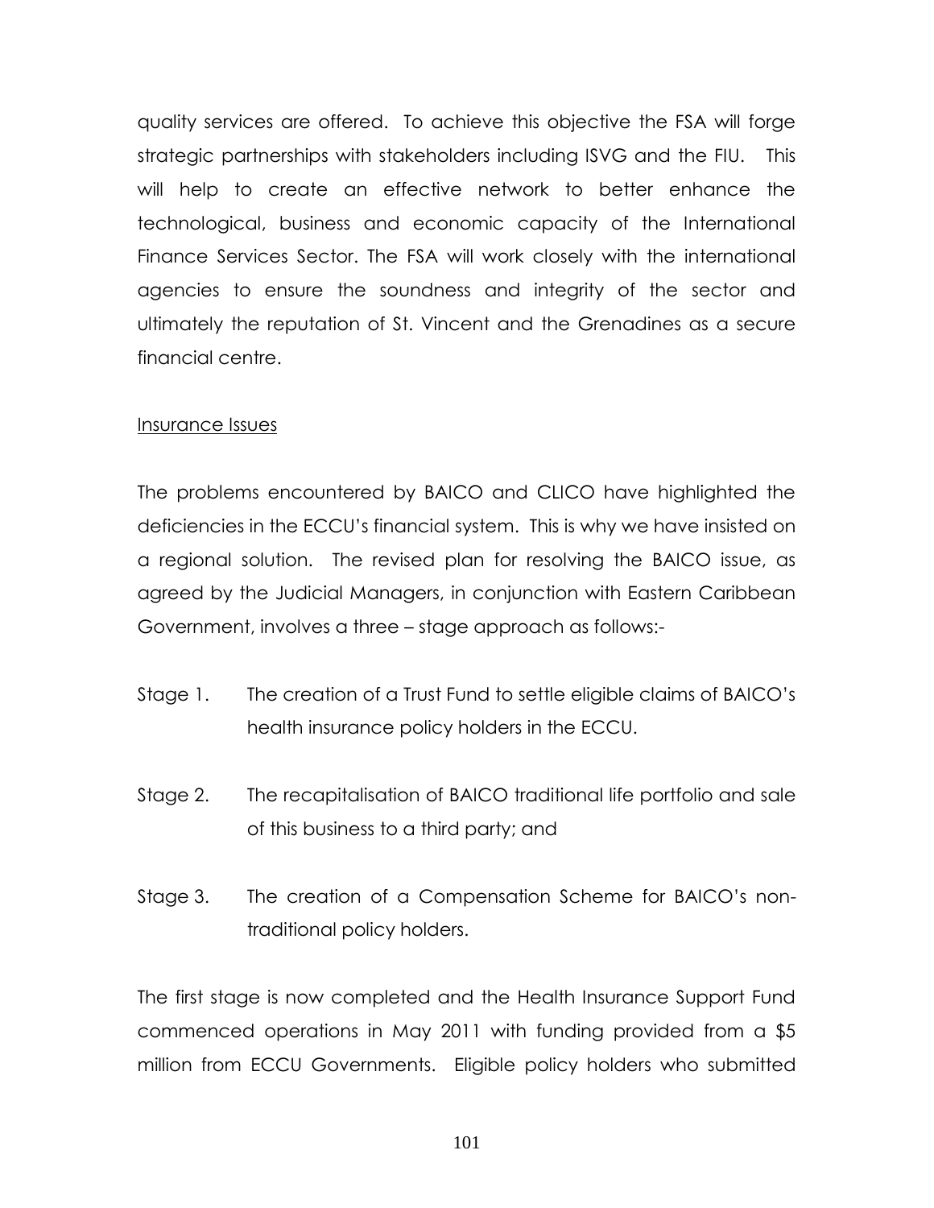quality services are offered. To achieve this objective the FSA will forge strategic partnerships with stakeholders including ISVG and the FIU. This will help to create an effective network to better enhance the technological, business and economic capacity of the International Finance Services Sector. The FSA will work closely with the international agencies to ensure the soundness and integrity of the sector and ultimately the reputation of St. Vincent and the Grenadines as a secure financial centre.

<u>Insurance Issues</u>

The problems encountered by BAICO and CLICO have highlighted the deficiencies in the ECCU's financial system. This is why we have insisted on a regional solution. The revised plan for resolving the BAICO issue, as agreed by the Judicial Managers, in conjunction with Eastern Caribbean Government, involves a three – stage approach as follows:-

Stage 1. The creation of a Trust Fund to settle eligible claims of BAICO's health insurance policy holders in the ECCU.

Stage 2. The recapitalisation of BAICO traditional life portfolio and sale of this business to a third party; and

Stage 3. The creation of a Compensation Scheme for BAICO's non-traditional policy holders.

The first stage is now completed and the Health Insurance Support Fund commenced operations in May 2011 with funding provided from a $5 million from ECCU Governments. Eligible policy holders who submitted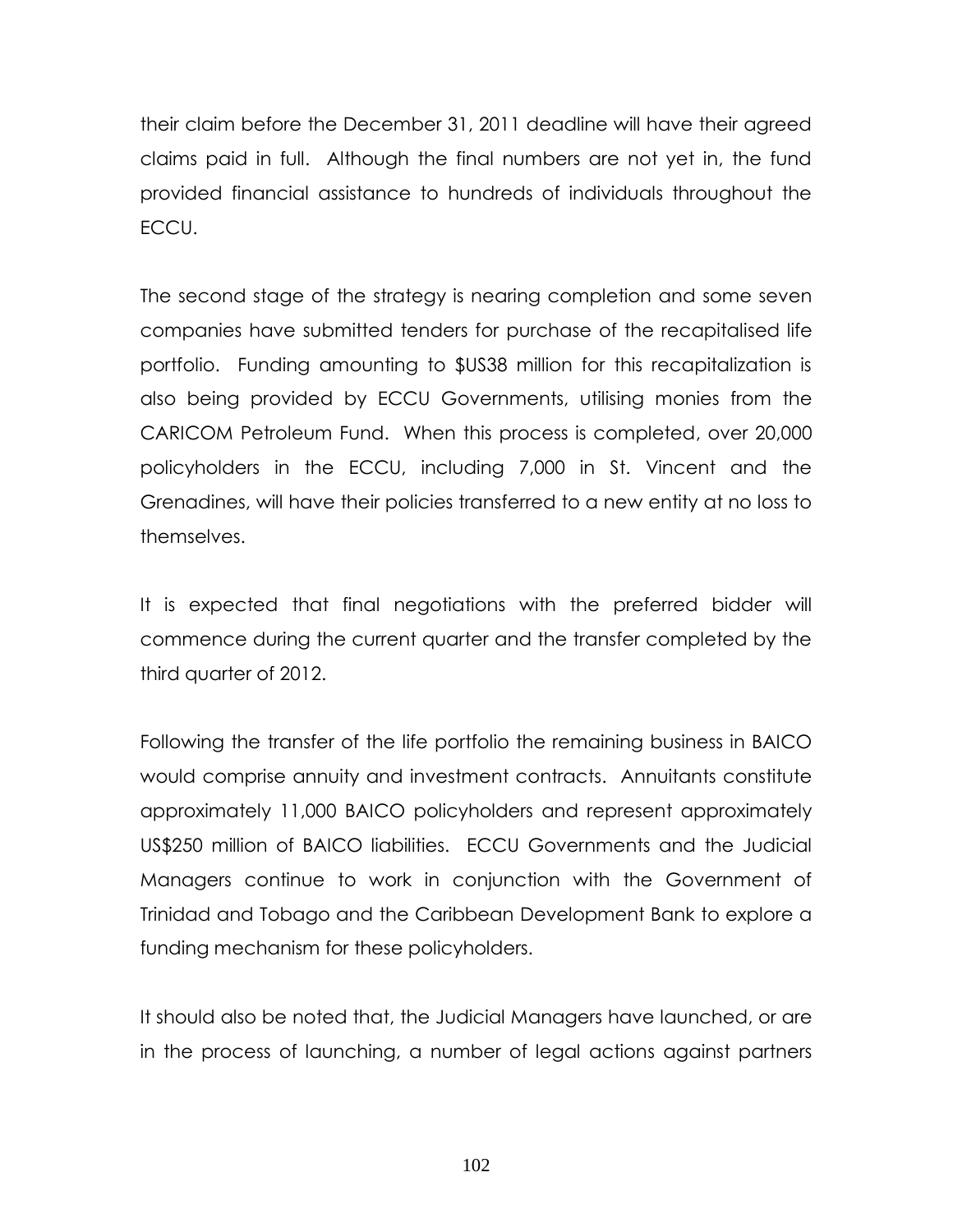their claim before the December 31, 2011 deadline will have their agreed claims paid in full. Although the final numbers are not yet in, the fund provided financial assistance to hundreds of individuals throughout the ECCU.

The second stage of the strategy is nearing completion and some seven companies have submitted tenders for purchase of the recapitalised life portfolio. Funding amounting to $US38 million for this recapitalization is also being provided by ECCU Governments, utilising monies from the CARICOM Petroleum Fund. When this process is completed, over 20,000 policyholders in the ECCU, including 7,000 in St. Vincent and the Grenadines, will have their policies transferred to a new entity at no loss to themselves.

It is expected that final negotiations with the preferred bidder will commence during the current quarter and the transfer completed by the third quarter of 2012.

Following the transfer of the life portfolio the remaining business in BAICO would comprise annuity and investment contracts. Annuitants constitute approximately 11,000 BAICO policyholders and represent approximately US$250 million of BAICO liabilities. ECCU Governments and the Judicial Managers continue to work in conjunction with the Government of Trinidad and Tobago and the Caribbean Development Bank to explore a funding mechanism for these policyholders.

It should also be noted that, the Judicial Managers have launched, or are in the process of launching, a number of legal actions against partners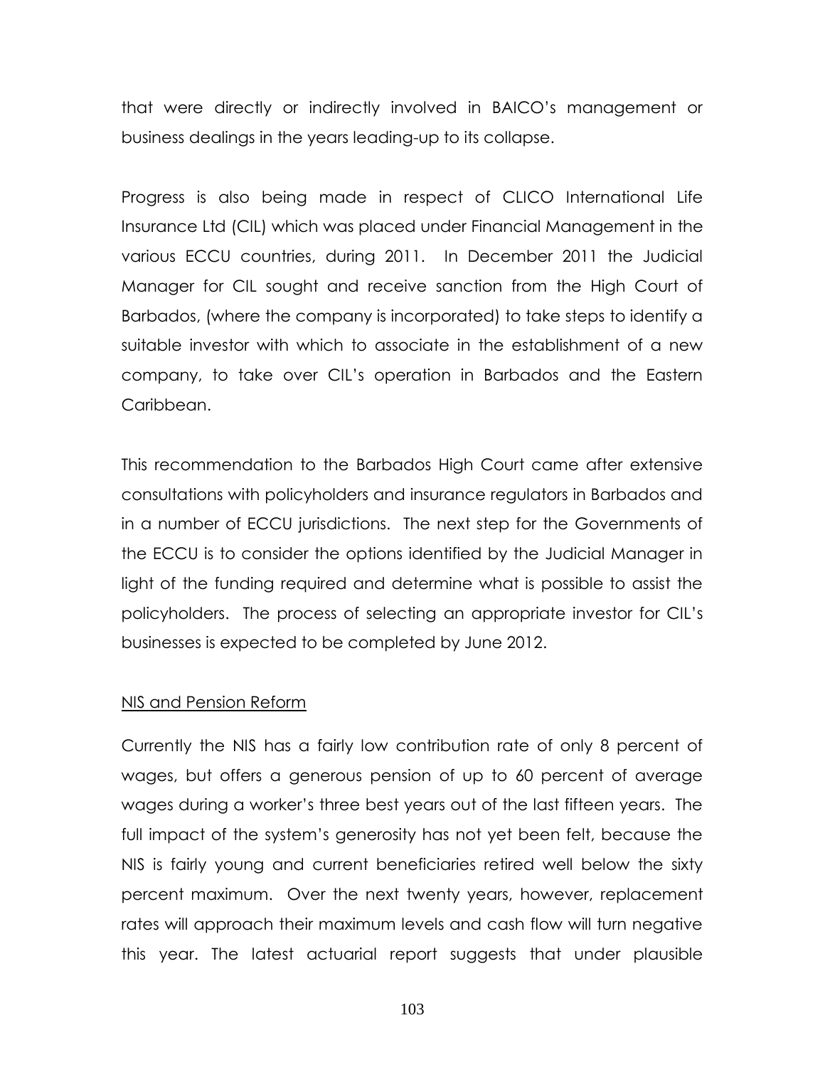that were directly or indirectly involved in BAICO's management or business dealings in the years leading-up to its collapse.

Progress is also being made in respect of CLICO International Life Insurance Ltd (CIL) which was placed under Financial Management in the various ECCU countries, during 2011. In December 2011 the Judicial Manager for CIL sought and receive sanction from the High Court of Barbados, (where the company is incorporated) to take steps to identify a suitable investor with which to associate in the establishment of a new company, to take over CIL's operation in Barbados and the Eastern Caribbean.

This recommendation to the Barbados High Court came after extensive consultations with policyholders and insurance regulators in Barbados and in a number of ECCU jurisdictions. The next step for the Governments of the ECCU is to consider the options identified by the Judicial Manager in light of the funding required and determine what is possible to assist the policyholders. The process of selecting an appropriate investor for CIL's businesses is expected to be completed by June 2012.

<u>NIS and Pension Reform</u>

Currently the NIS has a fairly low contribution rate of only 8 percent of wages, but offers a generous pension of up to 60 percent of average wages during a worker's three best years out of the last fifteen years. The full impact of the system's generosity has not yet been felt, because the NIS is fairly young and current beneficiaries retired well below the sixty percent maximum. Over the next twenty years, however, replacement rates will approach their maximum levels and cash flow will turn negative this year. The latest actuarial report suggests that under plausible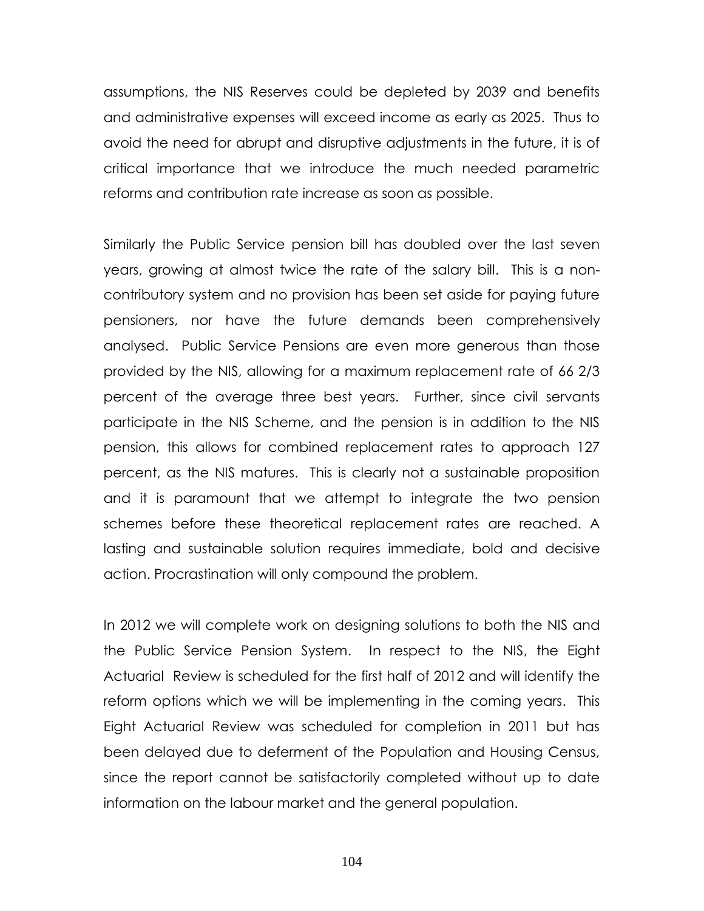assumptions, the NIS Reserves could be depleted by 2039 and benefits and administrative expenses will exceed income as early as 2025. Thus to avoid the need for abrupt and disruptive adjustments in the future, it is of critical importance that we introduce the much needed parametric reforms and contribution rate increase as soon as possible.

Similarly the Public Service pension bill has doubled over the last seven years, growing at almost twice the rate of the salary bill. This is a non-contributory system and no provision has been set aside for paying future pensioners, nor have the future demands been comprehensively analysed. Public Service Pensions are even more generous than those provided by the NIS, allowing for a maximum replacement rate of 66 2/3 percent of the average three best years. Further, since civil servants participate in the NIS Scheme, and the pension is in addition to the NIS pension, this allows for combined replacement rates to approach 127 percent, as the NIS matures. This is clearly not a sustainable proposition and it is paramount that we attempt to integrate the two pension schemes before these theoretical replacement rates are reached. A lasting and sustainable solution requires immediate, bold and decisive action. Procrastination will only compound the problem.

In 2012 we will complete work on designing solutions to both the NIS and the Public Service Pension System. In respect to the NIS, the Eight Actuarial Review is scheduled for the first half of 2012 and will identify the reform options which we will be implementing in the coming years. This Eight Actuarial Review was scheduled for completion in 2011 but has been delayed due to deferment of the Population and Housing Census, since the report cannot be satisfactorily completed without up to date information on the labour market and the general population.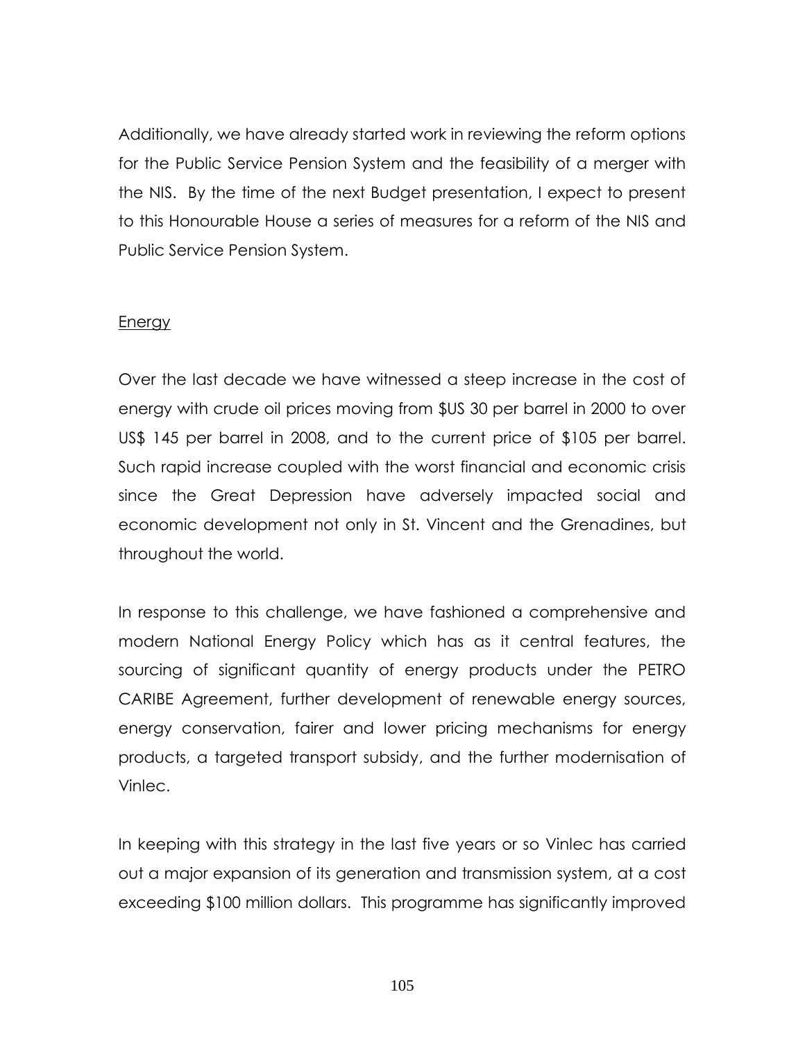Additionally, we have already started work in reviewing the reform options for the Public Service Pension System and the feasibility of a merger with the NIS. By the time of the next Budget presentation, I expect to present to this Honourable House a series of measures for a reform of the NIS and Public Service Pension System.

## Energy

Over the last decade we have witnessed a steep increase in the cost of energy with crude oil prices moving from $US 30 per barrel in 2000 to over US$ 145 per barrel in 2008, and to the current price of $105 per barrel. Such rapid increase coupled with the worst financial and economic crisis since the Great Depression have adversely impacted social and economic development not only in St. Vincent and the Grenadines, but throughout the world.

In response to this challenge, we have fashioned a comprehensive and modern National Energy Policy which has as it central features, the sourcing of significant quantity of energy products under the PETRO CARIBE Agreement, further development of renewable energy sources, energy conservation, fairer and lower pricing mechanisms for energy products, a targeted transport subsidy, and the further modernisation of Vinlec.

In keeping with this strategy in the last five years or so Vinlec has carried out a major expansion of its generation and transmission system, at a cost exceeding $100 million dollars. This programme has significantly improved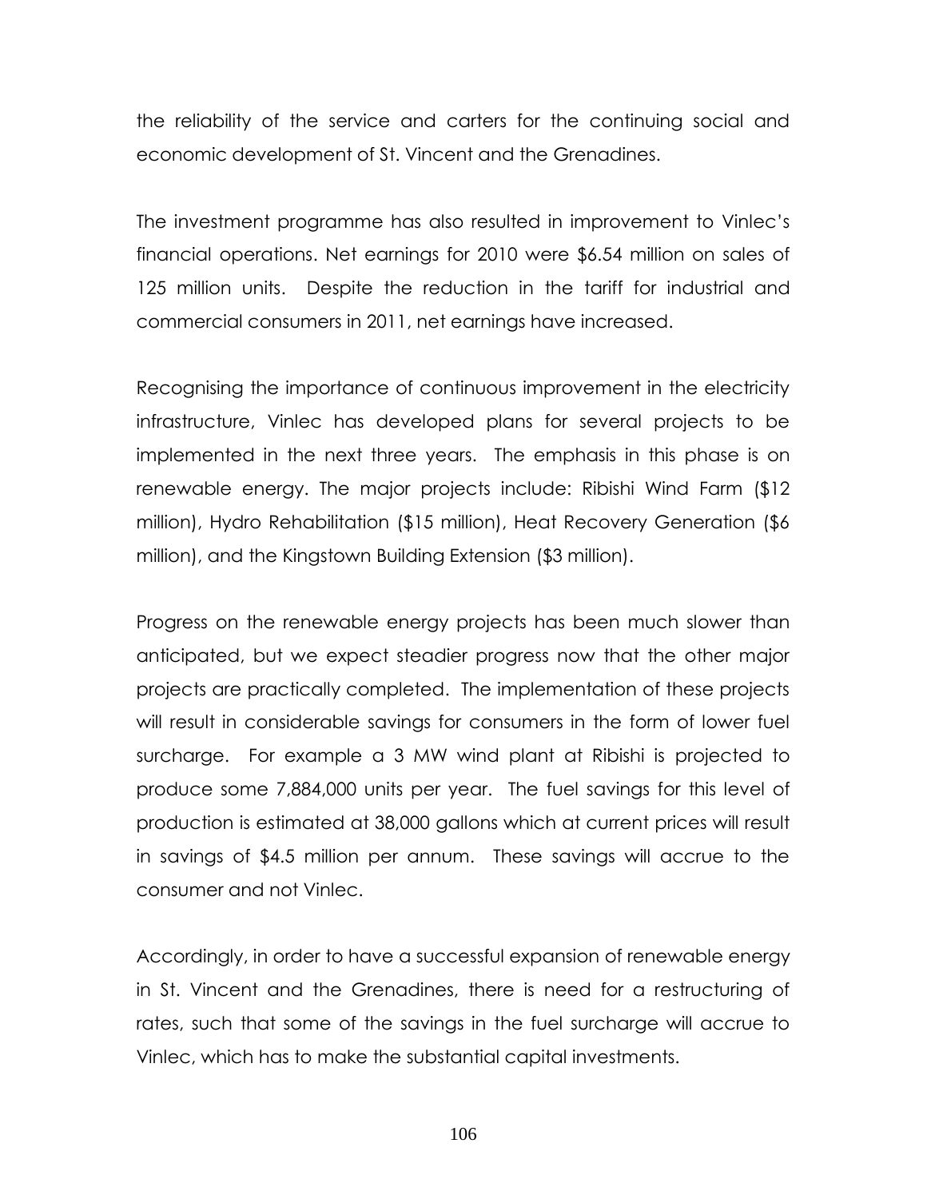the reliability of the service and carters for the continuing social and economic development of St. Vincent and the Grenadines.

The investment programme has also resulted in improvement to Vinlec's financial operations. Net earnings for 2010 were $6.54 million on sales of 125 million units. Despite the reduction in the tariff for industrial and commercial consumers in 2011, net earnings have increased.

Recognising the importance of continuous improvement in the electricity infrastructure, Vinlec has developed plans for several projects to be implemented in the next three years. The emphasis in this phase is on renewable energy. The major projects include: Ribishi Wind Farm ($12 million), Hydro Rehabilitation ($15 million), Heat Recovery Generation ($6 million), and the Kingstown Building Extension ($3 million).

Progress on the renewable energy projects has been much slower than anticipated, but we expect steadier progress now that the other major projects are practically completed. The implementation of these projects will result in considerable savings for consumers in the form of lower fuel surcharge. For example a 3 MW wind plant at Ribishi is projected to produce some 7,884,000 units per year. The fuel savings for this level of production is estimated at 38,000 gallons which at current prices will result in savings of $4.5 million per annum. These savings will accrue to the consumer and not Vinlec.

Accordingly, in order to have a successful expansion of renewable energy in St. Vincent and the Grenadines, there is need for a restructuring of rates, such that some of the savings in the fuel surcharge will accrue to Vinlec, which has to make the substantial capital investments.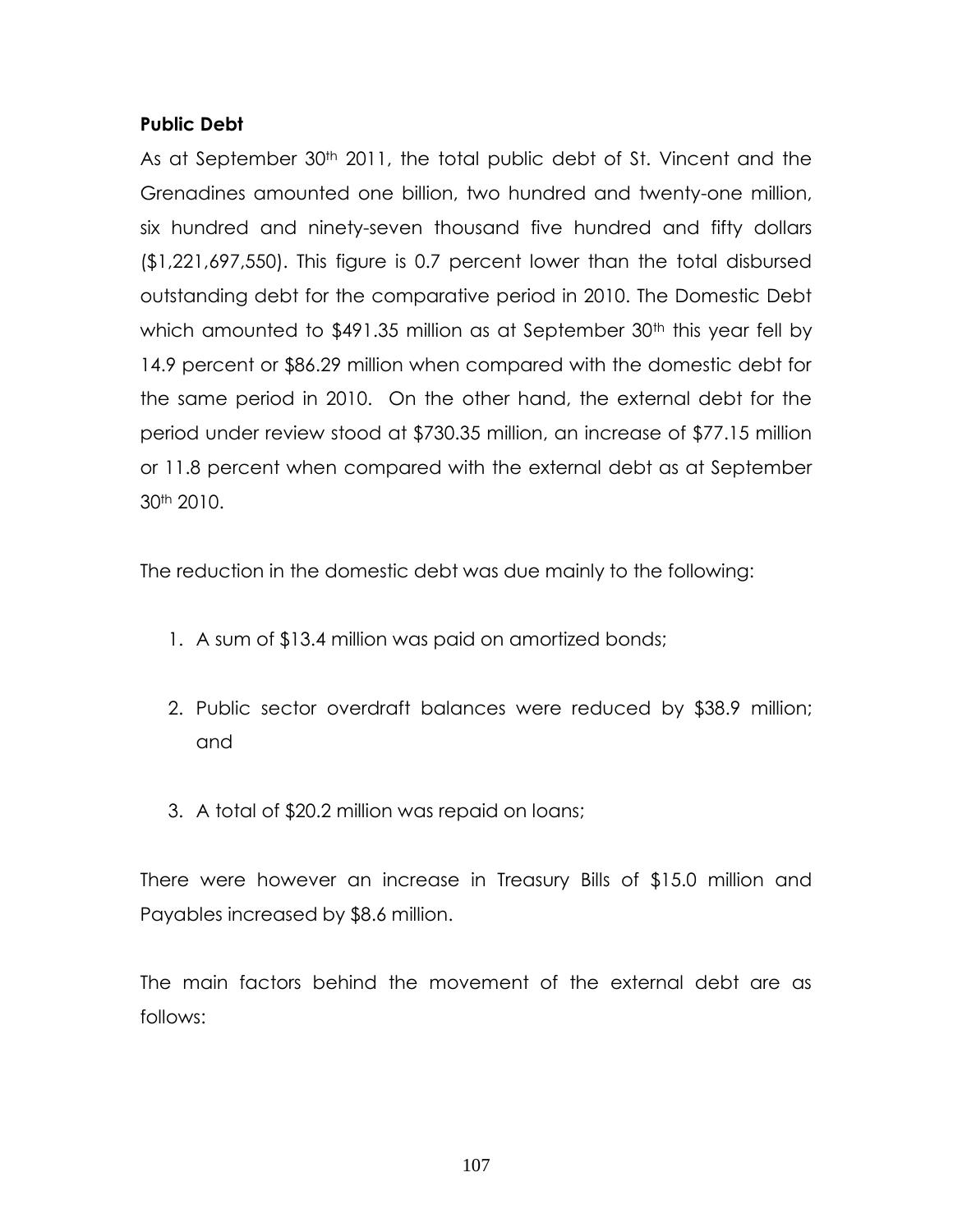**Public Debt**

As at September 30th 2011, the total public debt of St. Vincent and the Grenadines amounted one billion, two hundred and twenty-one million, six hundred and ninety-seven thousand five hundred and fifty dollars ($1,221,697,550). This figure is 0.7 percent lower than the total disbursed outstanding debt for the comparative period in 2010. The Domestic Debt which amounted to $491.35 million as at September 30th this year fell by 14.9 percent or $86.29 million when compared with the domestic debt for the same period in 2010. On the other hand, the external debt for the period under review stood at $730.35 million, an increase of $77.15 million or 11.8 percent when compared with the external debt as at September 30th 2010.

The reduction in the domestic debt was due mainly to the following:

1. A sum of $13.4 million was paid on amortized bonds;
2. Public sector overdraft balances were reduced by $38.9 million; and
3. A total of $20.2 million was repaid on loans;

There were however an increase in Treasury Bills of $15.0 million and Payables increased by $8.6 million.

The main factors behind the movement of the external debt are as follows: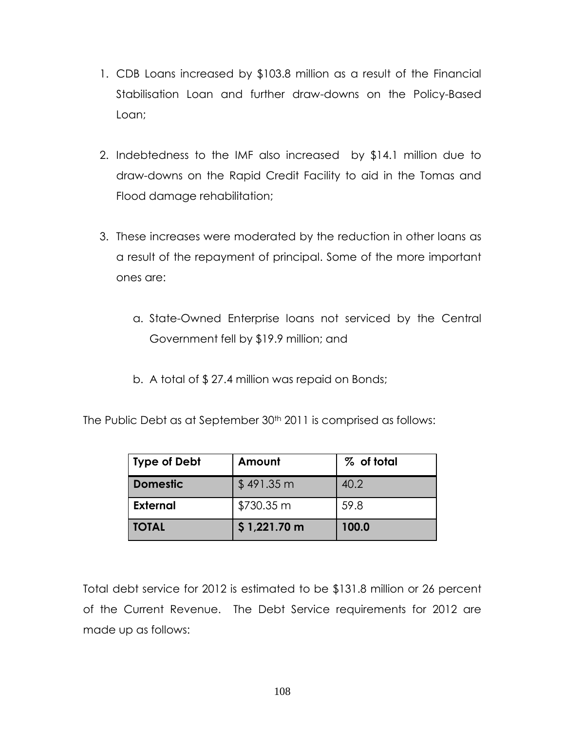1. CDB Loans increased by $103.8 million as a result of the Financial Stabilisation Loan and further draw-downs on the Policy-Based Loan;

2. Indebtedness to the IMF also increased by $14.1 million due to draw-downs on the Rapid Credit Facility to aid in the Tomas and Flood damage rehabilitation;

3. These increases were moderated by the reduction in other loans as a result of the repayment of principal. Some of the more important ones are:

   a. State-Owned Enterprise loans not serviced by the Central Government fell by $19.9 million; and

   b. A total of $ 27.4 million was repaid on Bonds;

The Public Debt as at September 30th 2011 is comprised as follows:

| Type of Debt | Amount | % of total |
|---|---|---|
| **Domestic** | $ 491.35 m | 40.2 |
| **External** | $730.35 m | 59.8 |
| **TOTAL** | **$ 1,221.70 m** | **100.0** |

Total debt service for 2012 is estimated to be $131.8 million or 26 percent of the Current Revenue. The Debt Service requirements for 2012 are made up as follows: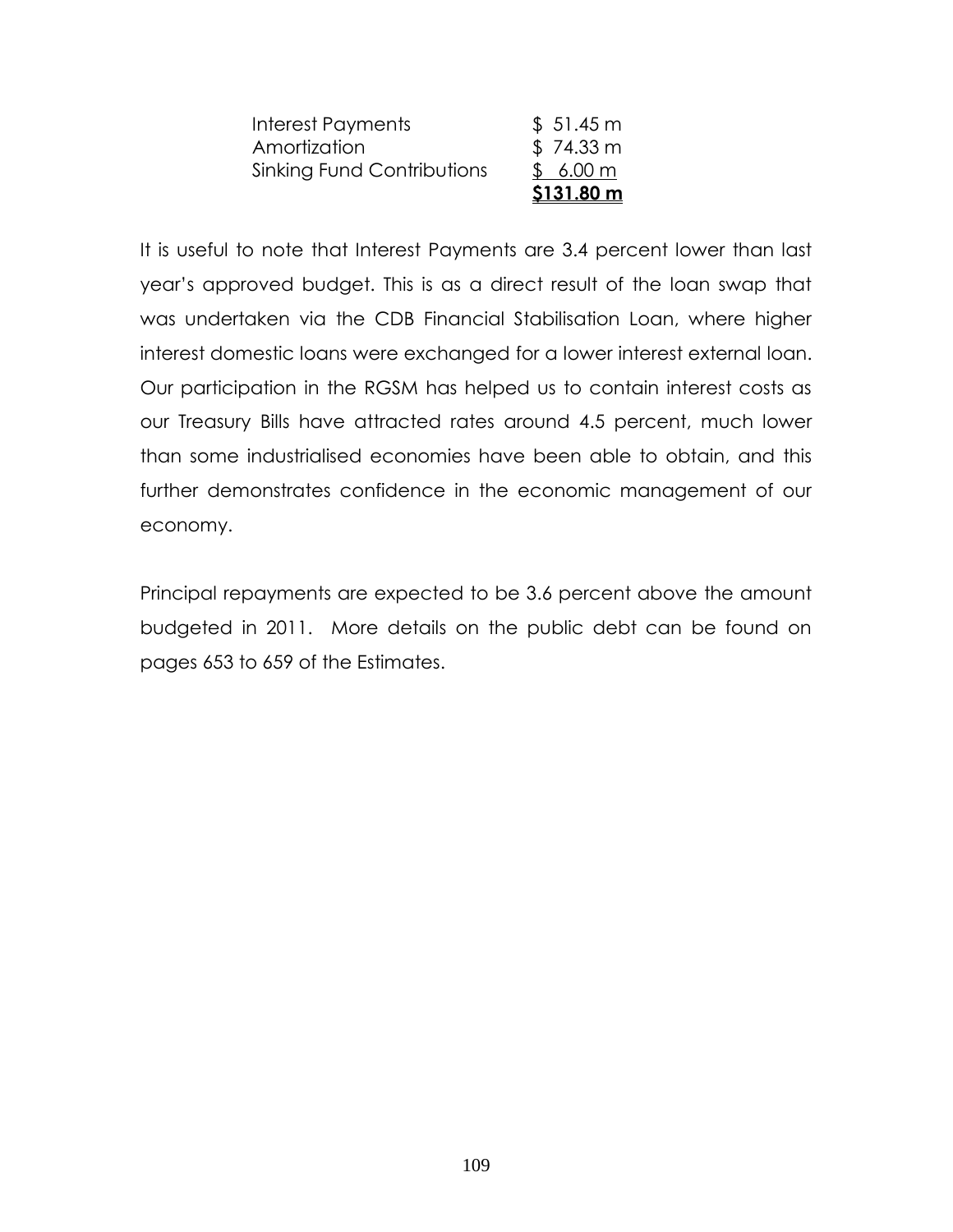| | |
|---|---|
| Interest Payments | \$ 51.45 m |
| Amortization | \$ 74.33 m |
| Sinking Fund Contributions | \$ 6.00 m |
| | **\$131.80 m** |

It is useful to note that Interest Payments are 3.4 percent lower than last year's approved budget. This is as a direct result of the loan swap that was undertaken via the CDB Financial Stabilisation Loan, where higher interest domestic loans were exchanged for a lower interest external loan. Our participation in the RGSM has helped us to contain interest costs as our Treasury Bills have attracted rates around 4.5 percent, much lower than some industrialised economies have been able to obtain, and this further demonstrates confidence in the economic management of our economy.

Principal repayments are expected to be 3.6 percent above the amount budgeted in 2011. More details on the public debt can be found on pages 653 to 659 of the Estimates.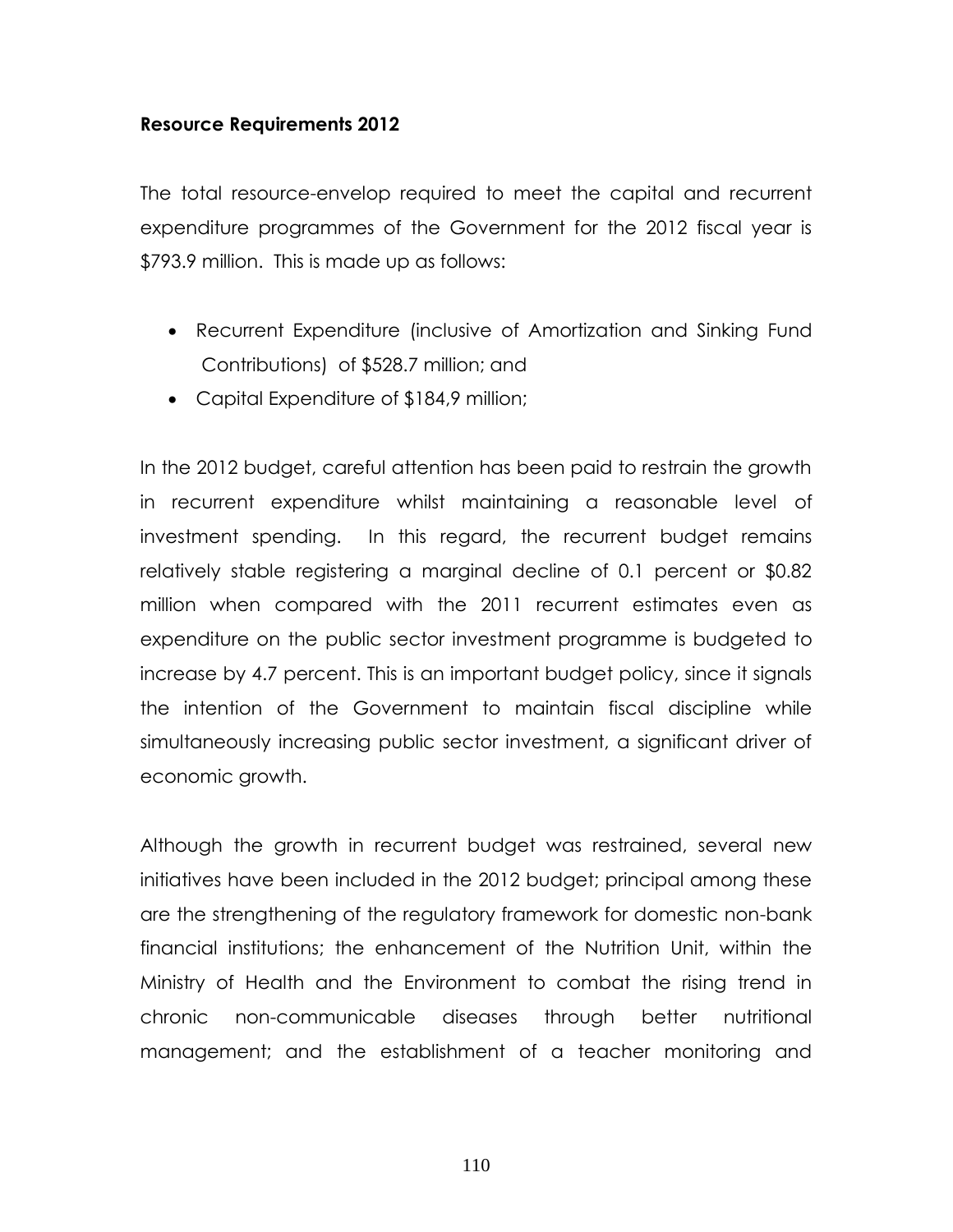**Resource Requirements 2012**

The total resource-envelop required to meet the capital and recurrent expenditure programmes of the Government for the 2012 fiscal year is $793.9 million. This is made up as follows:

- Recurrent Expenditure (inclusive of Amortization and Sinking Fund Contributions) of $528.7 million; and
- Capital Expenditure of $184,9 million;

In the 2012 budget, careful attention has been paid to restrain the growth in recurrent expenditure whilst maintaining a reasonable level of investment spending. In this regard, the recurrent budget remains relatively stable registering a marginal decline of 0.1 percent or $0.82 million when compared with the 2011 recurrent estimates even as expenditure on the public sector investment programme is budgeted to increase by 4.7 percent. This is an important budget policy, since it signals the intention of the Government to maintain fiscal discipline while simultaneously increasing public sector investment, a significant driver of economic growth.

Although the growth in recurrent budget was restrained, several new initiatives have been included in the 2012 budget; principal among these are the strengthening of the regulatory framework for domestic non-bank financial institutions; the enhancement of the Nutrition Unit, within the Ministry of Health and the Environment to combat the rising trend in chronic non-communicable diseases through better nutritional management; and the establishment of a teacher monitoring and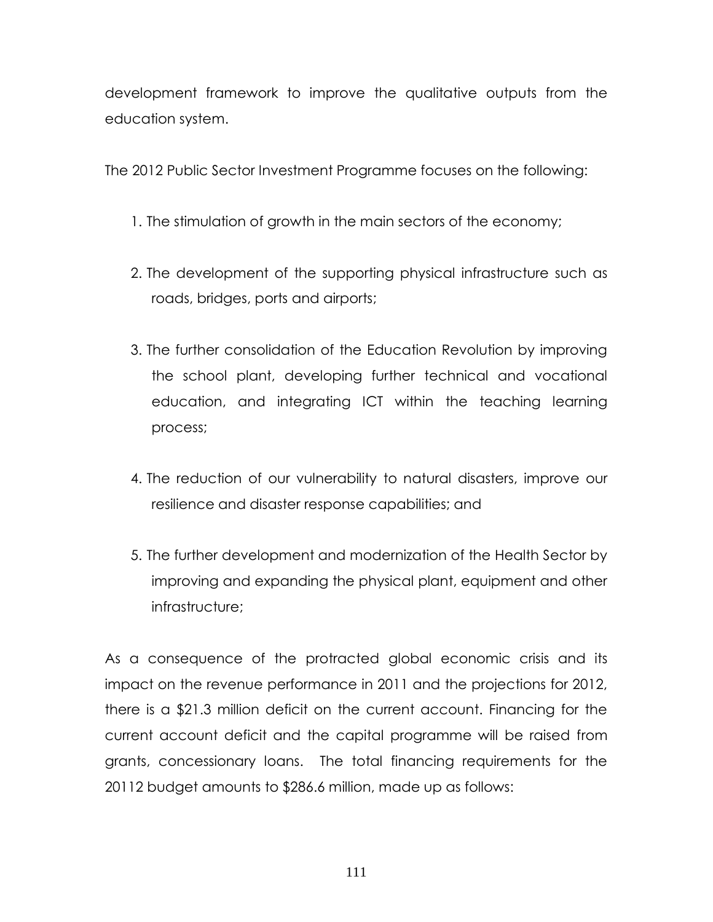development framework to improve the qualitative outputs from the education system.

The 2012 Public Sector Investment Programme focuses on the following:

1. The stimulation of growth in the main sectors of the economy;

2. The development of the supporting physical infrastructure such as roads, bridges, ports and airports;

3. The further consolidation of the Education Revolution by improving the school plant, developing further technical and vocational education, and integrating ICT within the teaching learning process;

4. The reduction of our vulnerability to natural disasters, improve our resilience and disaster response capabilities; and

5. The further development and modernization of the Health Sector by improving and expanding the physical plant, equipment and other infrastructure;

As a consequence of the protracted global economic crisis and its impact on the revenue performance in 2011 and the projections for 2012, there is a $21.3 million deficit on the current account. Financing for the current account deficit and the capital programme will be raised from grants, concessionary loans. The total financing requirements for the 20112 budget amounts to $286.6 million, made up as follows: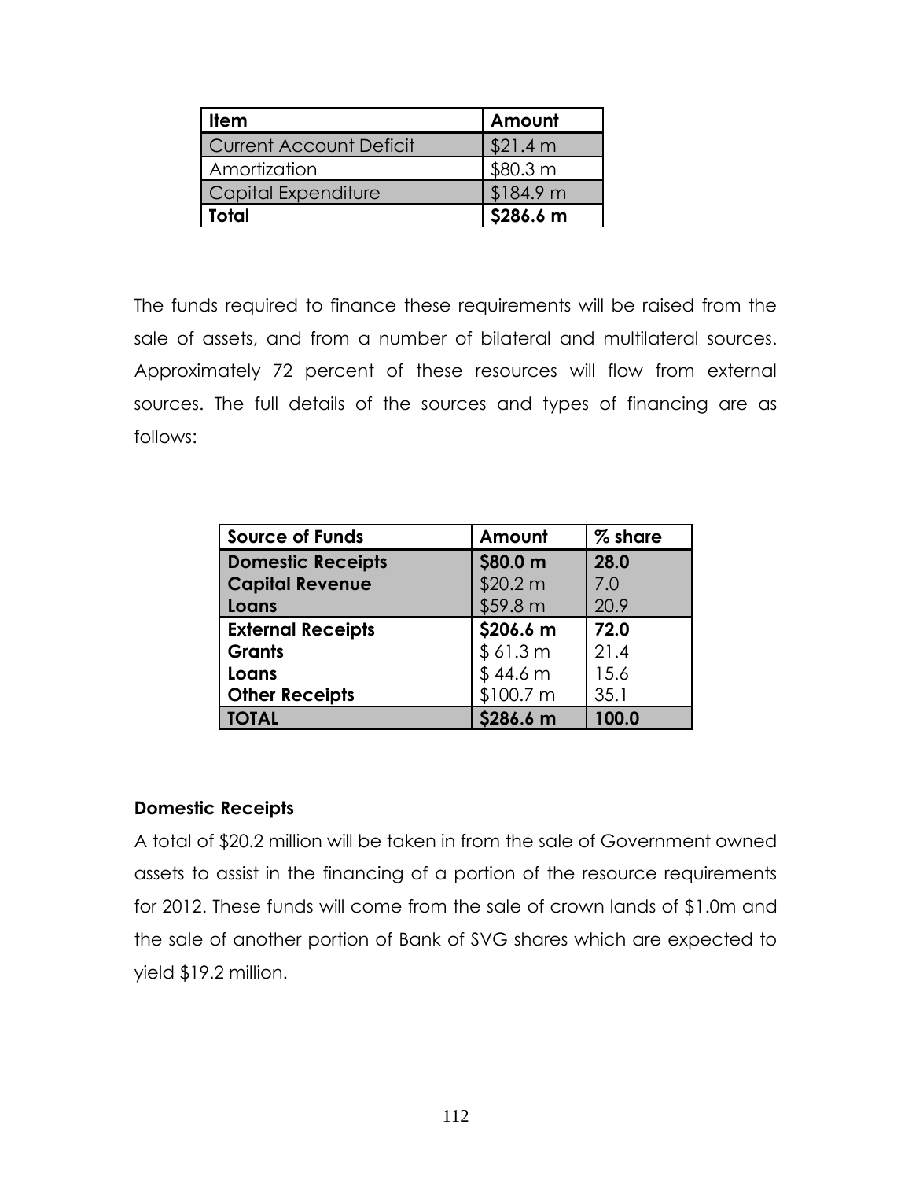| **Item** | **Amount** |
|---|---|
| Current Account Deficit | $21.4 m |
| Amortization | $80.3 m |
| Capital Expenditure | $184.9 m |
| **Total** | **$286.6 m** |

The funds required to finance these requirements will be raised from the sale of assets, and from a number of bilateral and multilateral sources. Approximately 72 percent of these resources will flow from external sources. The full details of the sources and types of financing are as follows:

| **Source of Funds** | **Amount** | **% share** |
|---|---|---|
| **Domestic Receipts** | **$80.0 m** | **28.0** |
| **Capital Revenue** | $20.2 m | 7.0 |
| **Loans** | $59.8 m | 20.9 |
| **External Receipts** | **$206.6 m** | **72.0** |
| **Grants** | $ 61.3 m | 21.4 |
| **Loans** | $ 44.6 m | 15.6 |
| **Other Receipts** | $100.7 m | 35.1 |
| **TOTAL** | **$286.6 m** | **100.0** |

**Domestic Receipts**

A total of $20.2 million will be taken in from the sale of Government owned assets to assist in the financing of a portion of the resource requirements for 2012. These funds will come from the sale of crown lands of $1.0m and the sale of another portion of Bank of SVG shares which are expected to yield $19.2 million.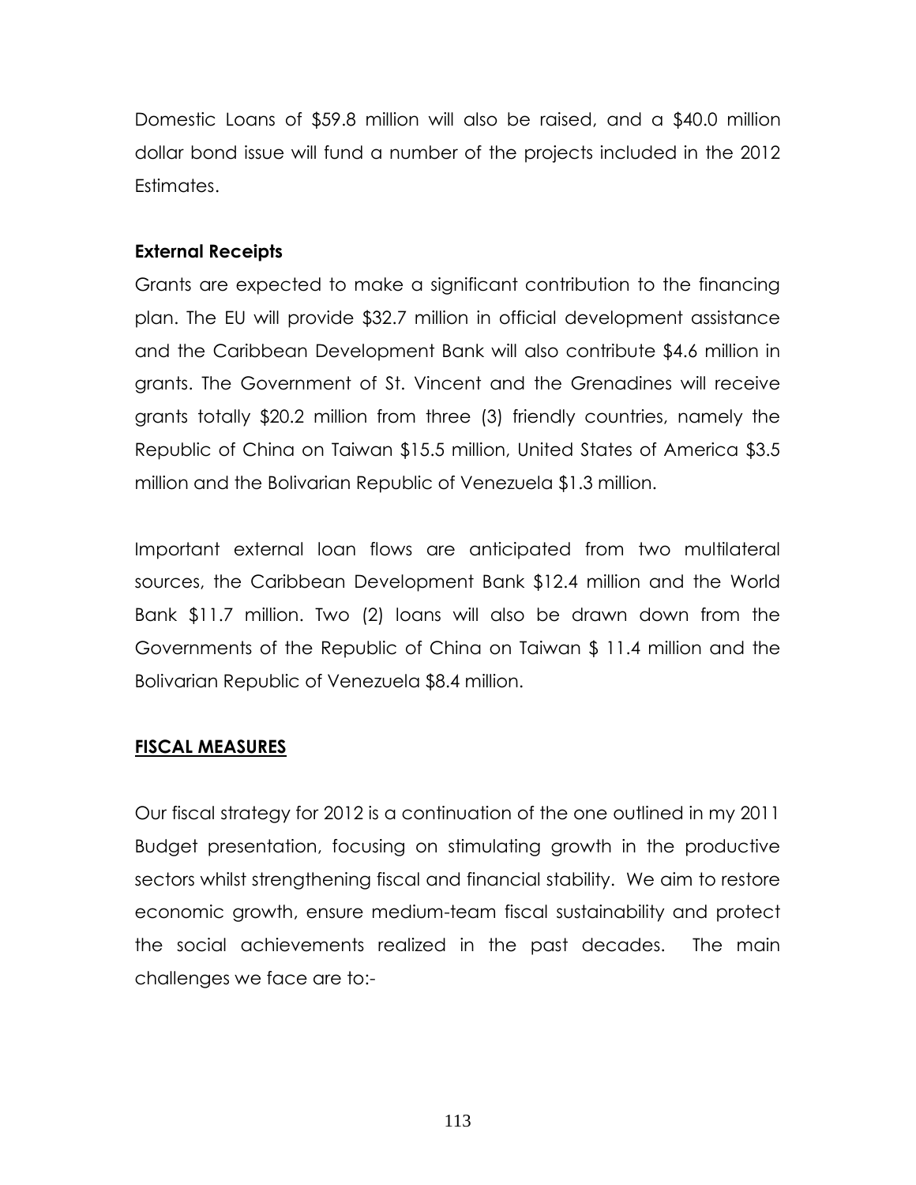Domestic Loans of $59.8 million will also be raised, and a $40.0 million dollar bond issue will fund a number of the projects included in the 2012 Estimates.

**External Receipts**

Grants are expected to make a significant contribution to the financing plan. The EU will provide $32.7 million in official development assistance and the Caribbean Development Bank will also contribute $4.6 million in grants. The Government of St. Vincent and the Grenadines will receive grants totally $20.2 million from three (3) friendly countries, namely the Republic of China on Taiwan $15.5 million, United States of America $3.5 million and the Bolivarian Republic of Venezuela $1.3 million.

Important external loan flows are anticipated from two multilateral sources, the Caribbean Development Bank $12.4 million and the World Bank $11.7 million. Two (2) loans will also be drawn down from the Governments of the Republic of China on Taiwan $ 11.4 million and the Bolivarian Republic of Venezuela $8.4 million.

## FISCAL MEASURES

Our fiscal strategy for 2012 is a continuation of the one outlined in my 2011 Budget presentation, focusing on stimulating growth in the productive sectors whilst strengthening fiscal and financial stability. We aim to restore economic growth, ensure medium-team fiscal sustainability and protect the social achievements realized in the past decades. The main challenges we face are to:-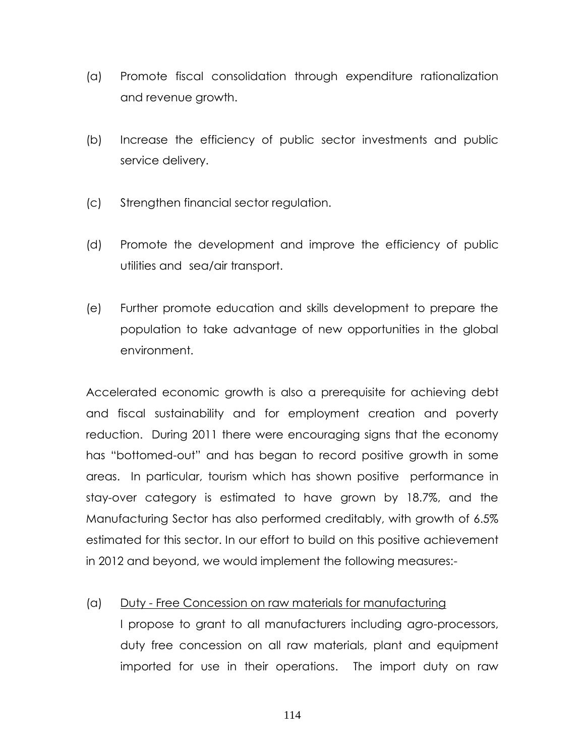(a) Promote fiscal consolidation through expenditure rationalization and revenue growth.

(b) Increase the efficiency of public sector investments and public service delivery.

(c) Strengthen financial sector regulation.

(d) Promote the development and improve the efficiency of public utilities and sea/air transport.

(e) Further promote education and skills development to prepare the population to take advantage of new opportunities in the global environment.

Accelerated economic growth is also a prerequisite for achieving debt and fiscal sustainability and for employment creation and poverty reduction. During 2011 there were encouraging signs that the economy has "bottomed-out" and has began to record positive growth in some areas. In particular, tourism which has shown positive performance in stay-over category is estimated to have grown by 18.7%, and the Manufacturing Sector has also performed creditably, with growth of 6.5% estimated for this sector. In our effort to build on this positive achievement in 2012 and beyond, we would implement the following measures:-

(a) <u>Duty - Free Concession on raw materials for manufacturing</u>
I propose to grant to all manufacturers including agro-processors, duty free concession on all raw materials, plant and equipment imported for use in their operations. The import duty on raw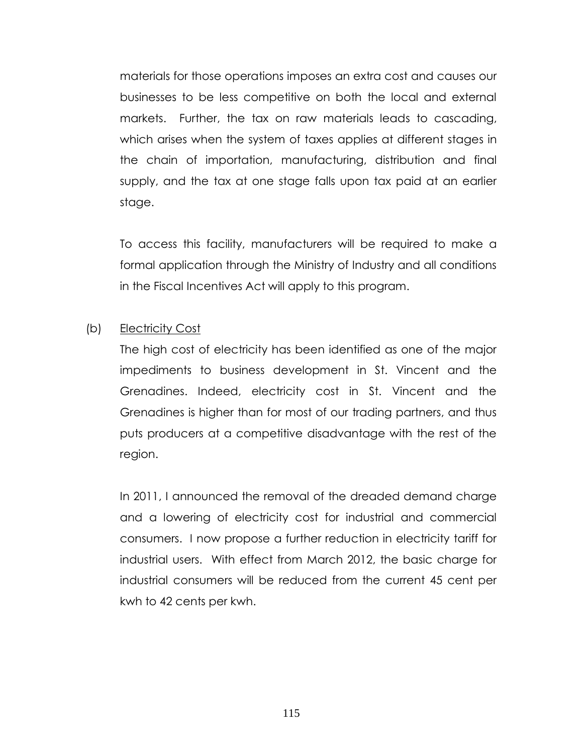materials for those operations imposes an extra cost and causes our businesses to be less competitive on both the local and external markets. Further, the tax on raw materials leads to cascading, which arises when the system of taxes applies at different stages in the chain of importation, manufacturing, distribution and final supply, and the tax at one stage falls upon tax paid at an earlier stage.

To access this facility, manufacturers will be required to make a formal application through the Ministry of Industry and all conditions in the Fiscal Incentives Act will apply to this program.

(b) Electricity Cost

The high cost of electricity has been identified as one of the major impediments to business development in St. Vincent and the Grenadines. Indeed, electricity cost in St. Vincent and the Grenadines is higher than for most of our trading partners, and thus puts producers at a competitive disadvantage with the rest of the region.

In 2011, I announced the removal of the dreaded demand charge and a lowering of electricity cost for industrial and commercial consumers. I now propose a further reduction in electricity tariff for industrial users. With effect from March 2012, the basic charge for industrial consumers will be reduced from the current 45 cent per kwh to 42 cents per kwh.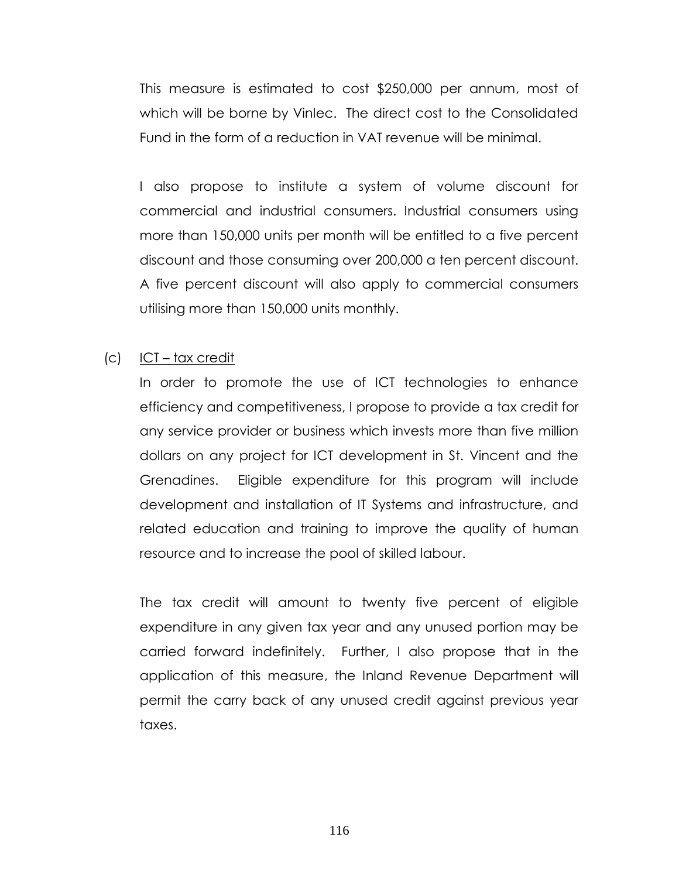This measure is estimated to cost $250,000 per annum, most of which will be borne by Vinlec. The direct cost to the Consolidated Fund in the form of a reduction in VAT revenue will be minimal.

I also propose to institute a system of volume discount for commercial and industrial consumers. Industrial consumers using more than 150,000 units per month will be entitled to a five percent discount and those consuming over 200,000 a ten percent discount. A five percent discount will also apply to commercial consumers utilising more than 150,000 units monthly.

(c) <u>ICT – tax credit</u>

In order to promote the use of ICT technologies to enhance efficiency and competitiveness, I propose to provide a tax credit for any service provider or business which invests more than five million dollars on any project for ICT development in St. Vincent and the Grenadines. Eligible expenditure for this program will include development and installation of IT Systems and infrastructure, and related education and training to improve the quality of human resource and to increase the pool of skilled labour.

The tax credit will amount to twenty five percent of eligible expenditure in any given tax year and any unused portion may be carried forward indefinitely. Further, I also propose that in the application of this measure, the Inland Revenue Department will permit the carry back of any unused credit against previous year taxes.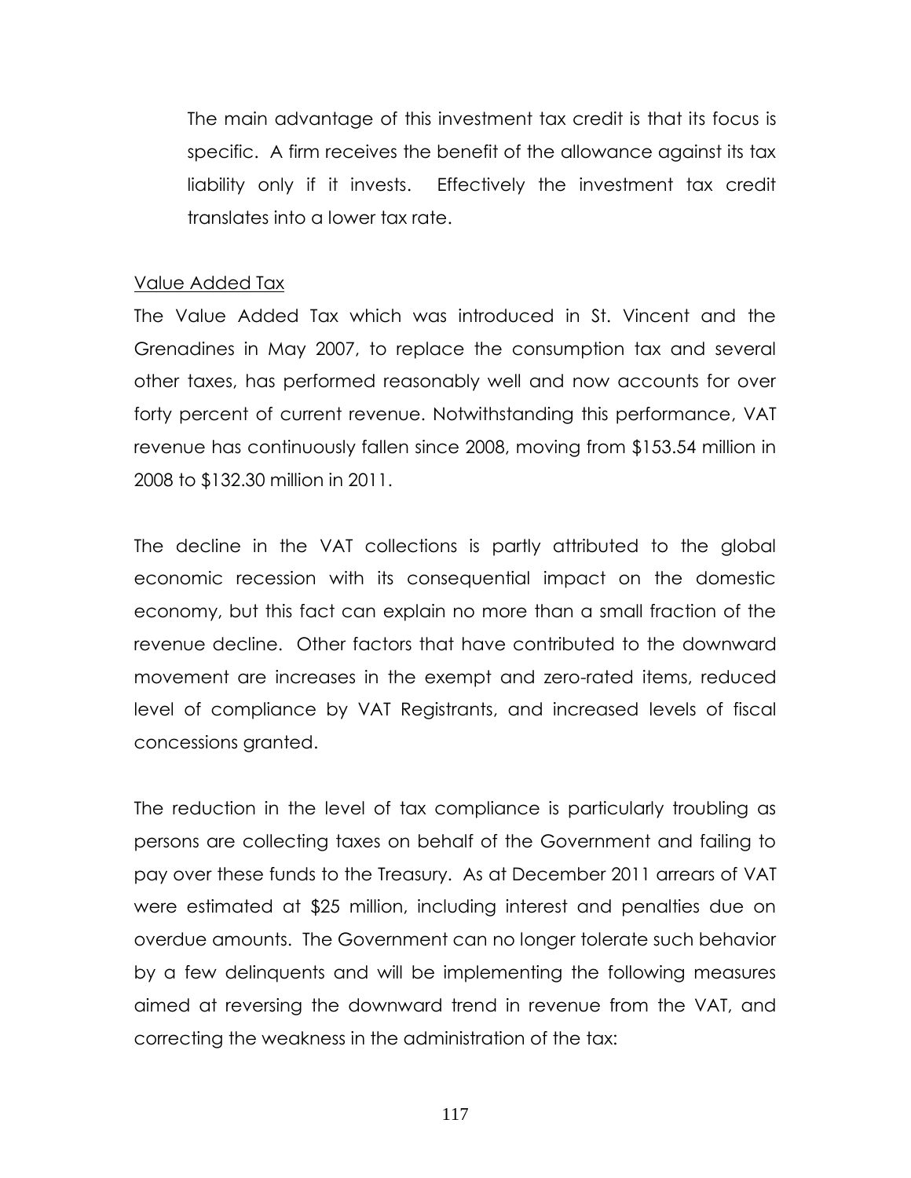The main advantage of this investment tax credit is that its focus is specific. A firm receives the benefit of the allowance against its tax liability only if it invests. Effectively the investment tax credit translates into a lower tax rate.

<u>Value Added Tax</u>

The Value Added Tax which was introduced in St. Vincent and the Grenadines in May 2007, to replace the consumption tax and several other taxes, has performed reasonably well and now accounts for over forty percent of current revenue. Notwithstanding this performance, VAT revenue has continuously fallen since 2008, moving from $153.54 million in 2008 to $132.30 million in 2011.

The decline in the VAT collections is partly attributed to the global economic recession with its consequential impact on the domestic economy, but this fact can explain no more than a small fraction of the revenue decline. Other factors that have contributed to the downward movement are increases in the exempt and zero-rated items, reduced level of compliance by VAT Registrants, and increased levels of fiscal concessions granted.

The reduction in the level of tax compliance is particularly troubling as persons are collecting taxes on behalf of the Government and failing to pay over these funds to the Treasury. As at December 2011 arrears of VAT were estimated at $25 million, including interest and penalties due on overdue amounts. The Government can no longer tolerate such behavior by a few delinquents and will be implementing the following measures aimed at reversing the downward trend in revenue from the VAT, and correcting the weakness in the administration of the tax: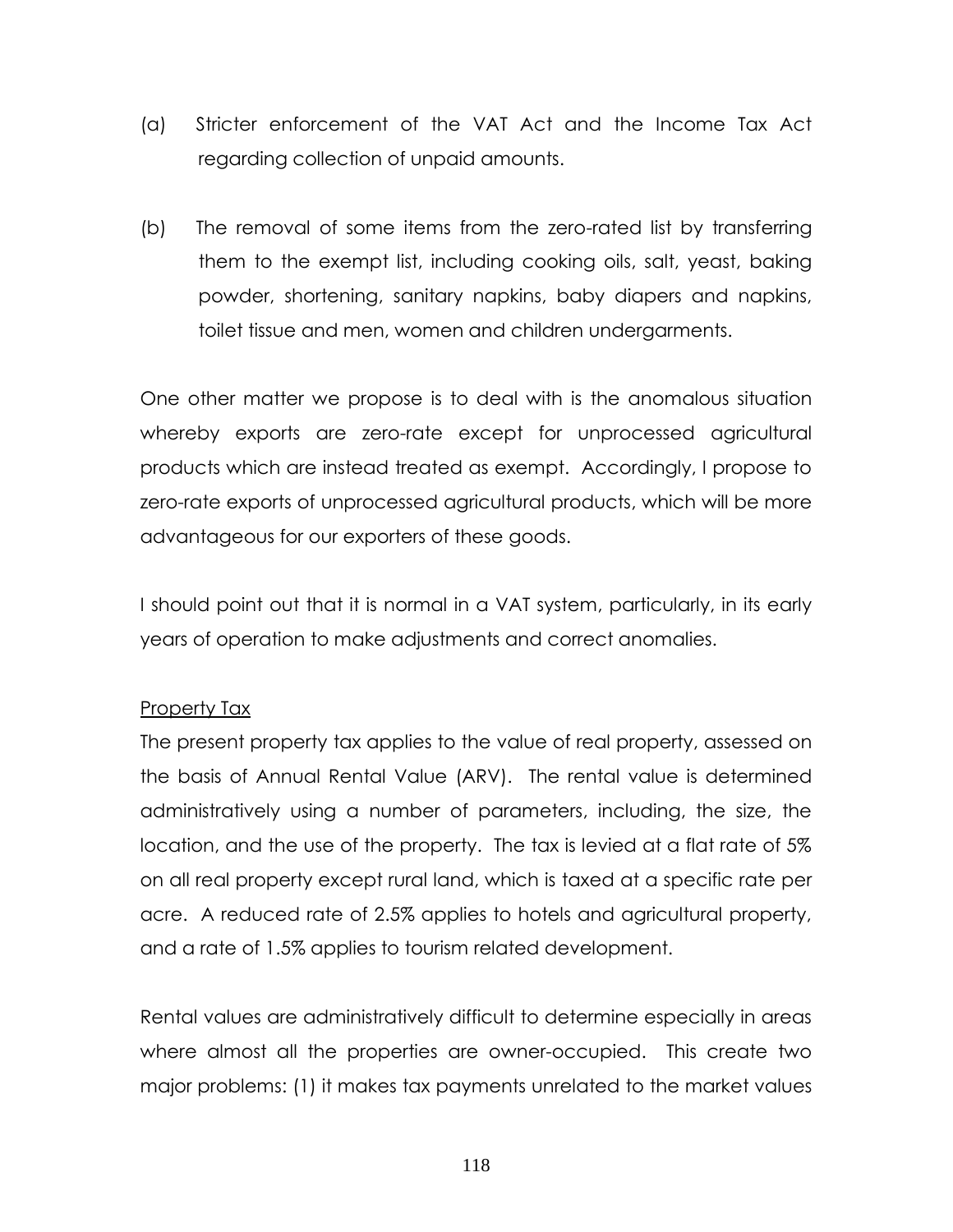(a) Stricter enforcement of the VAT Act and the Income Tax Act regarding collection of unpaid amounts.

(b) The removal of some items from the zero-rated list by transferring them to the exempt list, including cooking oils, salt, yeast, baking powder, shortening, sanitary napkins, baby diapers and napkins, toilet tissue and men, women and children undergarments.

One other matter we propose is to deal with is the anomalous situation whereby exports are zero-rate except for unprocessed agricultural products which are instead treated as exempt. Accordingly, I propose to zero-rate exports of unprocessed agricultural products, which will be more advantageous for our exporters of these goods.

I should point out that it is normal in a VAT system, particularly, in its early years of operation to make adjustments and correct anomalies.

Property Tax

The present property tax applies to the value of real property, assessed on the basis of Annual Rental Value (ARV). The rental value is determined administratively using a number of parameters, including, the size, the location, and the use of the property. The tax is levied at a flat rate of 5% on all real property except rural land, which is taxed at a specific rate per acre. A reduced rate of 2.5% applies to hotels and agricultural property, and a rate of 1.5% applies to tourism related development.

Rental values are administratively difficult to determine especially in areas where almost all the properties are owner-occupied. This create two major problems: (1) it makes tax payments unrelated to the market values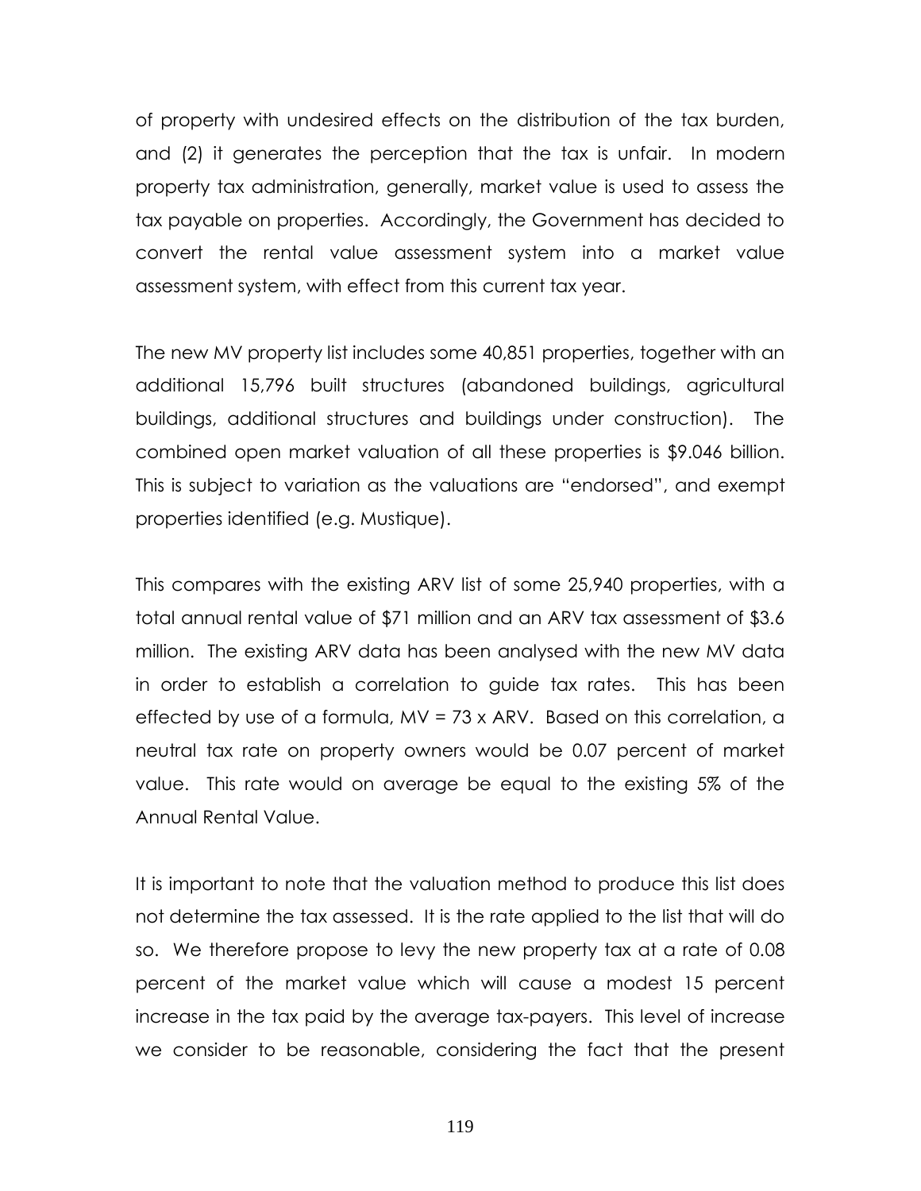of property with undesired effects on the distribution of the tax burden, and (2) it generates the perception that the tax is unfair. In modern property tax administration, generally, market value is used to assess the tax payable on properties. Accordingly, the Government has decided to convert the rental value assessment system into a market value assessment system, with effect from this current tax year.

The new MV property list includes some 40,851 properties, together with an additional 15,796 built structures (abandoned buildings, agricultural buildings, additional structures and buildings under construction). The combined open market valuation of all these properties is $9.046 billion. This is subject to variation as the valuations are "endorsed", and exempt properties identified (e.g. Mustique).

This compares with the existing ARV list of some 25,940 properties, with a total annual rental value of $71 million and an ARV tax assessment of $3.6 million. The existing ARV data has been analysed with the new MV data in order to establish a correlation to guide tax rates. This has been effected by use of a formula, MV = 73 x ARV. Based on this correlation, a neutral tax rate on property owners would be 0.07 percent of market value. This rate would on average be equal to the existing 5% of the Annual Rental Value.

It is important to note that the valuation method to produce this list does not determine the tax assessed. It is the rate applied to the list that will do so. We therefore propose to levy the new property tax at a rate of 0.08 percent of the market value which will cause a modest 15 percent increase in the tax paid by the average tax-payers. This level of increase we consider to be reasonable, considering the fact that the present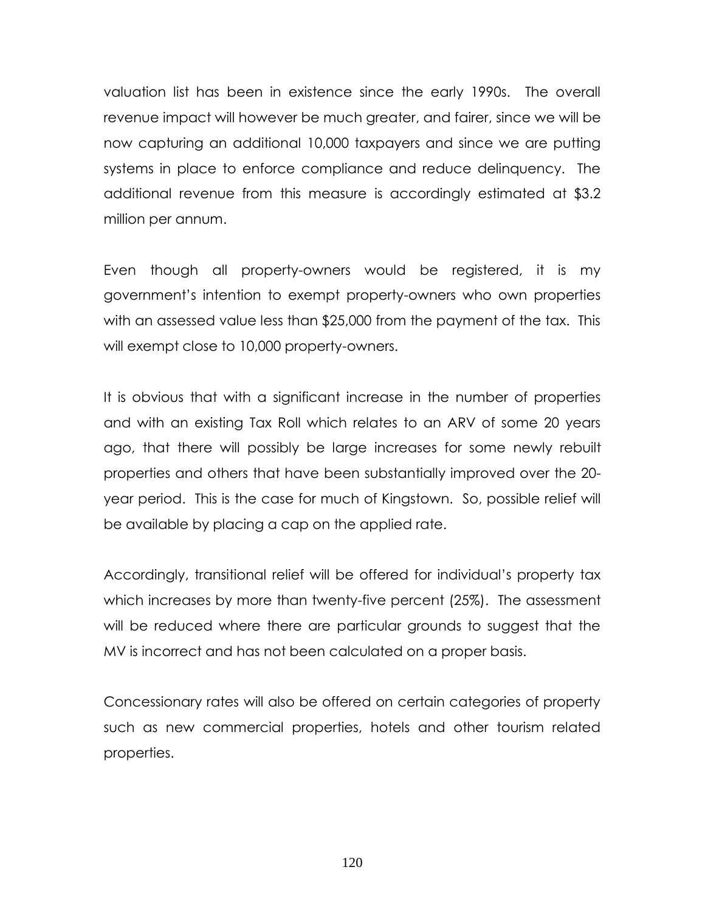valuation list has been in existence since the early 1990s. The overall revenue impact will however be much greater, and fairer, since we will be now capturing an additional 10,000 taxpayers and since we are putting systems in place to enforce compliance and reduce delinquency. The additional revenue from this measure is accordingly estimated at $3.2 million per annum.

Even though all property-owners would be registered, it is my government's intention to exempt property-owners who own properties with an assessed value less than $25,000 from the payment of the tax. This will exempt close to 10,000 property-owners.

It is obvious that with a significant increase in the number of properties and with an existing Tax Roll which relates to an ARV of some 20 years ago, that there will possibly be large increases for some newly rebuilt properties and others that have been substantially improved over the 20-year period. This is the case for much of Kingstown. So, possible relief will be available by placing a cap on the applied rate.

Accordingly, transitional relief will be offered for individual's property tax which increases by more than twenty-five percent (25%). The assessment will be reduced where there are particular grounds to suggest that the MV is incorrect and has not been calculated on a proper basis.

Concessionary rates will also be offered on certain categories of property such as new commercial properties, hotels and other tourism related properties.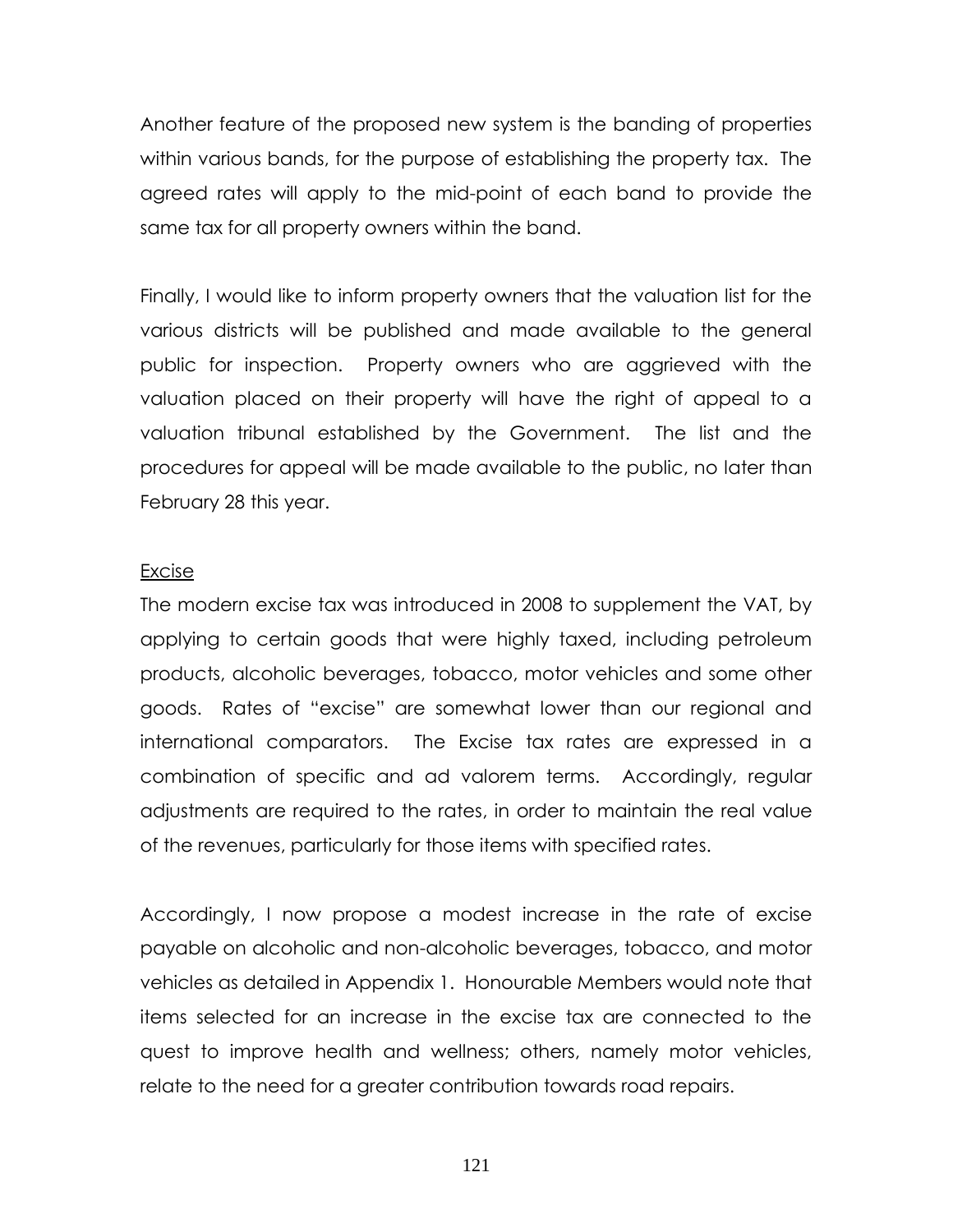Another feature of the proposed new system is the banding of properties within various bands, for the purpose of establishing the property tax. The agreed rates will apply to the mid-point of each band to provide the same tax for all property owners within the band.

Finally, I would like to inform property owners that the valuation list for the various districts will be published and made available to the general public for inspection. Property owners who are aggrieved with the valuation placed on their property will have the right of appeal to a valuation tribunal established by the Government. The list and the procedures for appeal will be made available to the public, no later than February 28 this year.

<u>Excise</u>

The modern excise tax was introduced in 2008 to supplement the VAT, by applying to certain goods that were highly taxed, including petroleum products, alcoholic beverages, tobacco, motor vehicles and some other goods. Rates of "excise" are somewhat lower than our regional and international comparators. The Excise tax rates are expressed in a combination of specific and ad valorem terms. Accordingly, regular adjustments are required to the rates, in order to maintain the real value of the revenues, particularly for those items with specified rates.

Accordingly, I now propose a modest increase in the rate of excise payable on alcoholic and non-alcoholic beverages, tobacco, and motor vehicles as detailed in Appendix 1. Honourable Members would note that items selected for an increase in the excise tax are connected to the quest to improve health and wellness; others, namely motor vehicles, relate to the need for a greater contribution towards road repairs.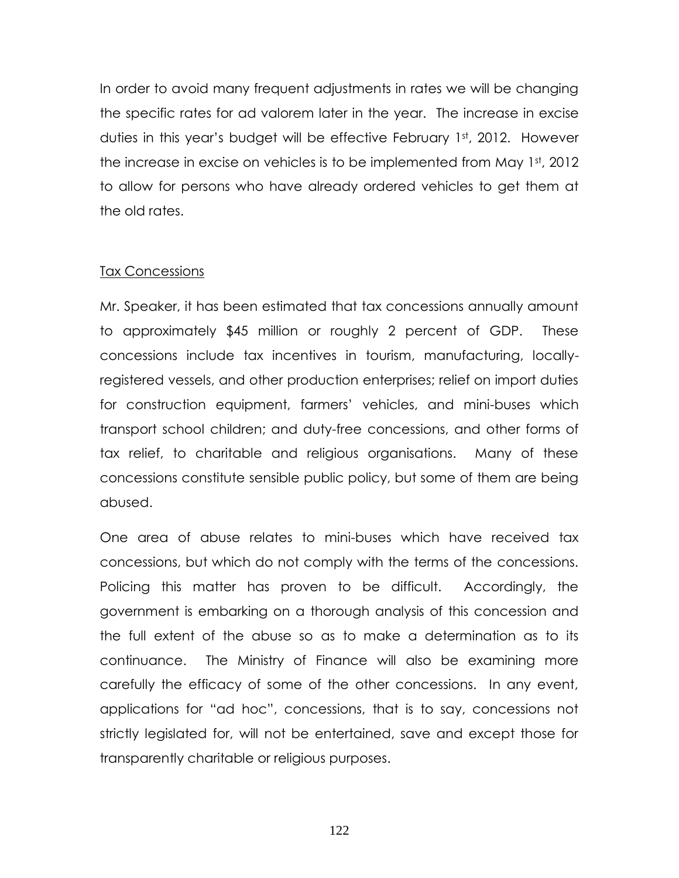In order to avoid many frequent adjustments in rates we will be changing the specific rates for ad valorem later in the year. The increase in excise duties in this year's budget will be effective February 1st, 2012. However the increase in excise on vehicles is to be implemented from May 1st, 2012 to allow for persons who have already ordered vehicles to get them at the old rates.

Tax Concessions

Mr. Speaker, it has been estimated that tax concessions annually amount to approximately $45 million or roughly 2 percent of GDP. These concessions include tax incentives in tourism, manufacturing, locally-registered vessels, and other production enterprises; relief on import duties for construction equipment, farmers' vehicles, and mini-buses which transport school children; and duty-free concessions, and other forms of tax relief, to charitable and religious organisations. Many of these concessions constitute sensible public policy, but some of them are being abused.

One area of abuse relates to mini-buses which have received tax concessions, but which do not comply with the terms of the concessions. Policing this matter has proven to be difficult. Accordingly, the government is embarking on a thorough analysis of this concession and the full extent of the abuse so as to make a determination as to its continuance. The Ministry of Finance will also be examining more carefully the efficacy of some of the other concessions. In any event, applications for "ad hoc", concessions, that is to say, concessions not strictly legislated for, will not be entertained, save and except those for transparently charitable or religious purposes.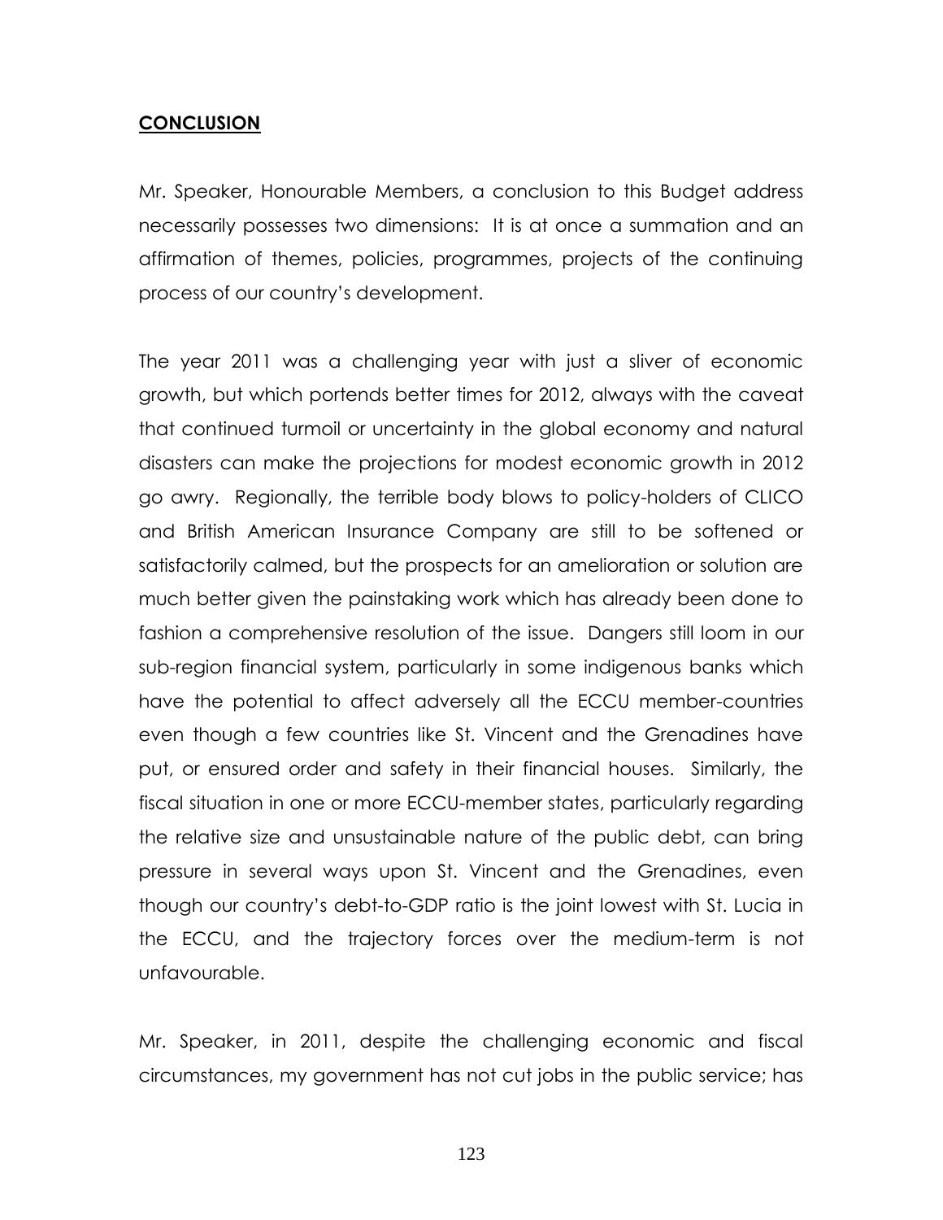## **CONCLUSION**

Mr. Speaker, Honourable Members, a conclusion to this Budget address necessarily possesses two dimensions: It is at once a summation and an affirmation of themes, policies, programmes, projects of the continuing process of our country's development.

The year 2011 was a challenging year with just a sliver of economic growth, but which portends better times for 2012, always with the caveat that continued turmoil or uncertainty in the global economy and natural disasters can make the projections for modest economic growth in 2012 go awry. Regionally, the terrible body blows to policy-holders of CLICO and British American Insurance Company are still to be softened or satisfactorily calmed, but the prospects for an amelioration or solution are much better given the painstaking work which has already been done to fashion a comprehensive resolution of the issue. Dangers still loom in our sub-region financial system, particularly in some indigenous banks which have the potential to affect adversely all the ECCU member-countries even though a few countries like St. Vincent and the Grenadines have put, or ensured order and safety in their financial houses. Similarly, the fiscal situation in one or more ECCU-member states, particularly regarding the relative size and unsustainable nature of the public debt, can bring pressure in several ways upon St. Vincent and the Grenadines, even though our country's debt-to-GDP ratio is the joint lowest with St. Lucia in the ECCU, and the trajectory forces over the medium-term is not unfavourable.

Mr. Speaker, in 2011, despite the challenging economic and fiscal circumstances, my government has not cut jobs in the public service; has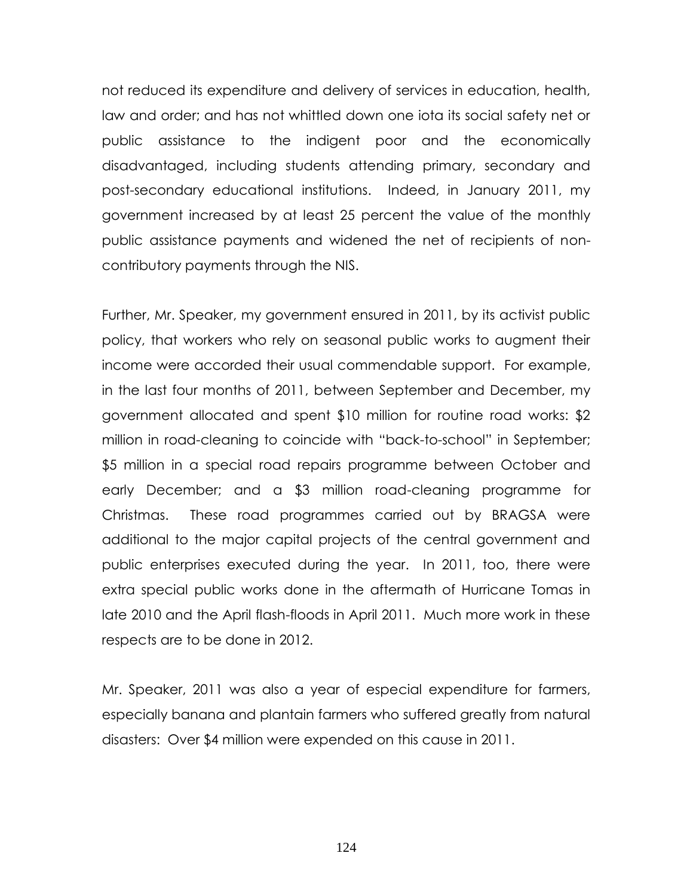not reduced its expenditure and delivery of services in education, health, law and order; and has not whittled down one iota its social safety net or public assistance to the indigent poor and the economically disadvantaged, including students attending primary, secondary and post-secondary educational institutions. Indeed, in January 2011, my government increased by at least 25 percent the value of the monthly public assistance payments and widened the net of recipients of non-contributory payments through the NIS.

Further, Mr. Speaker, my government ensured in 2011, by its activist public policy, that workers who rely on seasonal public works to augment their income were accorded their usual commendable support. For example, in the last four months of 2011, between September and December, my government allocated and spent $10 million for routine road works: $2 million in road-cleaning to coincide with "back-to-school" in September; $5 million in a special road repairs programme between October and early December; and a $3 million road-cleaning programme for Christmas. These road programmes carried out by BRAGSA were additional to the major capital projects of the central government and public enterprises executed during the year. In 2011, too, there were extra special public works done in the aftermath of Hurricane Tomas in late 2010 and the April flash-floods in April 2011. Much more work in these respects are to be done in 2012.

Mr. Speaker, 2011 was also a year of especial expenditure for farmers, especially banana and plantain farmers who suffered greatly from natural disasters: Over $4 million were expended on this cause in 2011.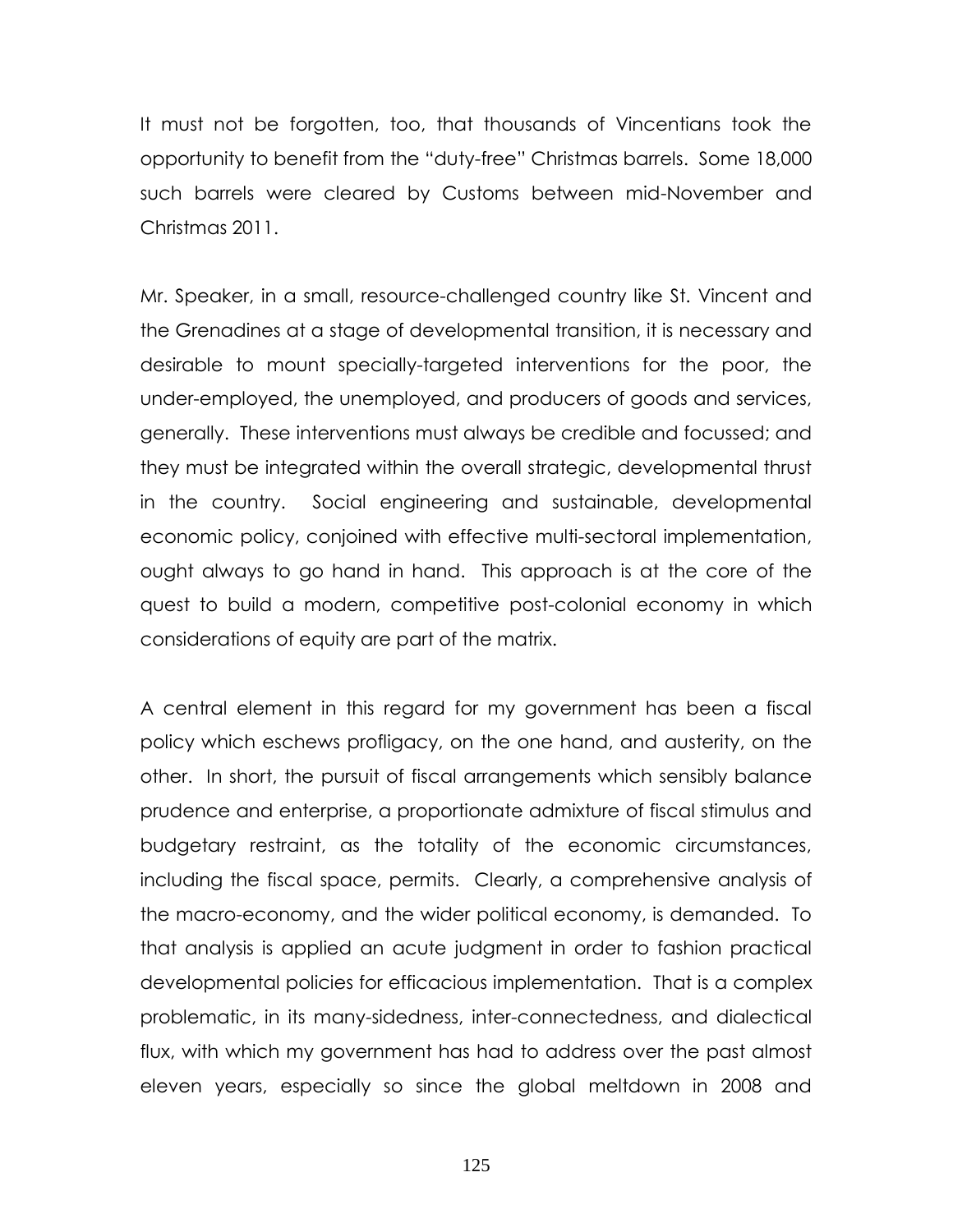It must not be forgotten, too, that thousands of Vincentians took the opportunity to benefit from the "duty-free" Christmas barrels. Some 18,000 such barrels were cleared by Customs between mid-November and Christmas 2011.

Mr. Speaker, in a small, resource-challenged country like St. Vincent and the Grenadines at a stage of developmental transition, it is necessary and desirable to mount specially-targeted interventions for the poor, the under-employed, the unemployed, and producers of goods and services, generally. These interventions must always be credible and focussed; and they must be integrated within the overall strategic, developmental thrust in the country. Social engineering and sustainable, developmental economic policy, conjoined with effective multi-sectoral implementation, ought always to go hand in hand. This approach is at the core of the quest to build a modern, competitive post-colonial economy in which considerations of equity are part of the matrix.

A central element in this regard for my government has been a fiscal policy which eschews profligacy, on the one hand, and austerity, on the other. In short, the pursuit of fiscal arrangements which sensibly balance prudence and enterprise, a proportionate admixture of fiscal stimulus and budgetary restraint, as the totality of the economic circumstances, including the fiscal space, permits. Clearly, a comprehensive analysis of the macro-economy, and the wider political economy, is demanded. To that analysis is applied an acute judgment in order to fashion practical developmental policies for efficacious implementation. That is a complex problematic, in its many-sidedness, inter-connectedness, and dialectical flux, with which my government has had to address over the past almost eleven years, especially so since the global meltdown in 2008 and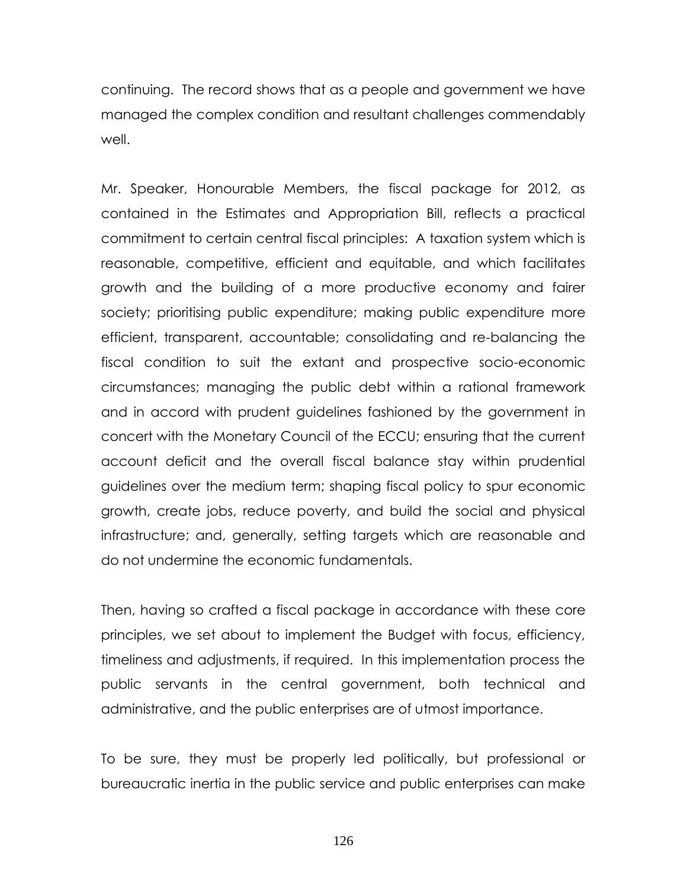continuing. The record shows that as a people and government we have managed the complex condition and resultant challenges commendably well.

Mr. Speaker, Honourable Members, the fiscal package for 2012, as contained in the Estimates and Appropriation Bill, reflects a practical commitment to certain central fiscal principles: A taxation system which is reasonable, competitive, efficient and equitable, and which facilitates growth and the building of a more productive economy and fairer society; prioritising public expenditure; making public expenditure more efficient, transparent, accountable; consolidating and re-balancing the fiscal condition to suit the extant and prospective socio-economic circumstances; managing the public debt within a rational framework and in accord with prudent guidelines fashioned by the government in concert with the Monetary Council of the ECCU; ensuring that the current account deficit and the overall fiscal balance stay within prudential guidelines over the medium term; shaping fiscal policy to spur economic growth, create jobs, reduce poverty, and build the social and physical infrastructure; and, generally, setting targets which are reasonable and do not undermine the economic fundamentals.

Then, having so crafted a fiscal package in accordance with these core principles, we set about to implement the Budget with focus, efficiency, timeliness and adjustments, if required. In this implementation process the public servants in the central government, both technical and administrative, and the public enterprises are of utmost importance.

To be sure, they must be properly led politically, but professional or bureaucratic inertia in the public service and public enterprises can make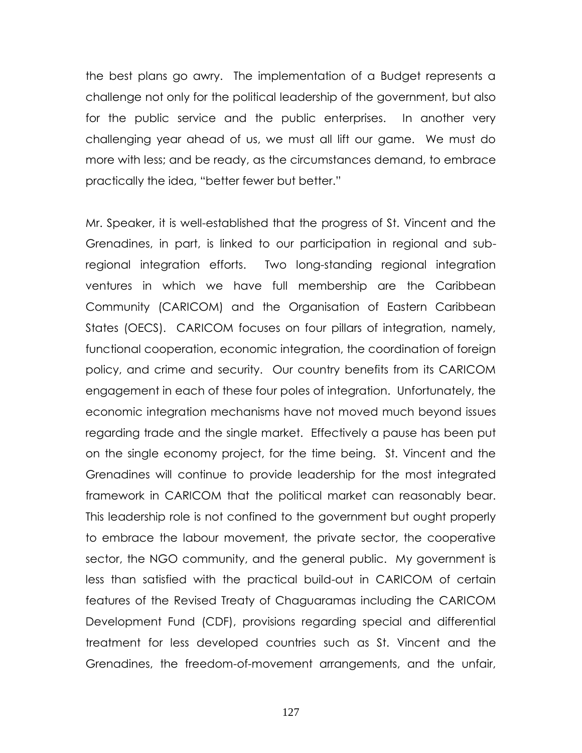the best plans go awry. The implementation of a Budget represents a challenge not only for the political leadership of the government, but also for the public service and the public enterprises. In another very challenging year ahead of us, we must all lift our game. We must do more with less; and be ready, as the circumstances demand, to embrace practically the idea, "better fewer but better."

Mr. Speaker, it is well-established that the progress of St. Vincent and the Grenadines, in part, is linked to our participation in regional and sub-regional integration efforts. Two long-standing regional integration ventures in which we have full membership are the Caribbean Community (CARICOM) and the Organisation of Eastern Caribbean States (OECS). CARICOM focuses on four pillars of integration, namely, functional cooperation, economic integration, the coordination of foreign policy, and crime and security. Our country benefits from its CARICOM engagement in each of these four poles of integration. Unfortunately, the economic integration mechanisms have not moved much beyond issues regarding trade and the single market. Effectively a pause has been put on the single economy project, for the time being. St. Vincent and the Grenadines will continue to provide leadership for the most integrated framework in CARICOM that the political market can reasonably bear. This leadership role is not confined to the government but ought properly to embrace the labour movement, the private sector, the cooperative sector, the NGO community, and the general public. My government is less than satisfied with the practical build-out in CARICOM of certain features of the Revised Treaty of Chaguaramas including the CARICOM Development Fund (CDF), provisions regarding special and differential treatment for less developed countries such as St. Vincent and the Grenadines, the freedom-of-movement arrangements, and the unfair,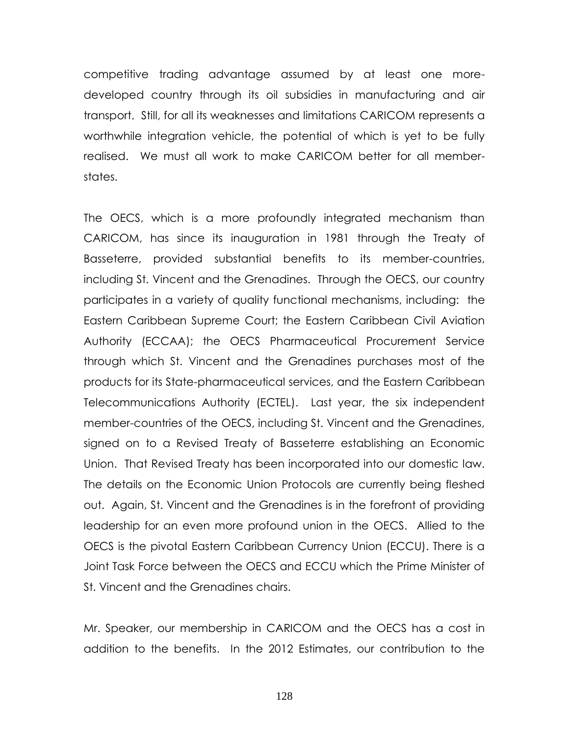competitive trading advantage assumed by at least one more-developed country through its oil subsidies in manufacturing and air transport. Still, for all its weaknesses and limitations CARICOM represents a worthwhile integration vehicle, the potential of which is yet to be fully realised. We must all work to make CARICOM better for all member-states.

The OECS, which is a more profoundly integrated mechanism than CARICOM, has since its inauguration in 1981 through the Treaty of Basseterre, provided substantial benefits to its member-countries, including St. Vincent and the Grenadines. Through the OECS, our country participates in a variety of quality functional mechanisms, including: the Eastern Caribbean Supreme Court; the Eastern Caribbean Civil Aviation Authority (ECCAA); the OECS Pharmaceutical Procurement Service through which St. Vincent and the Grenadines purchases most of the products for its State-pharmaceutical services, and the Eastern Caribbean Telecommunications Authority (ECTEL). Last year, the six independent member-countries of the OECS, including St. Vincent and the Grenadines, signed on to a Revised Treaty of Basseterre establishing an Economic Union. That Revised Treaty has been incorporated into our domestic law. The details on the Economic Union Protocols are currently being fleshed out. Again, St. Vincent and the Grenadines is in the forefront of providing leadership for an even more profound union in the OECS. Allied to the OECS is the pivotal Eastern Caribbean Currency Union (ECCU). There is a Joint Task Force between the OECS and ECCU which the Prime Minister of St. Vincent and the Grenadines chairs.

Mr. Speaker, our membership in CARICOM and the OECS has a cost in addition to the benefits. In the 2012 Estimates, our contribution to the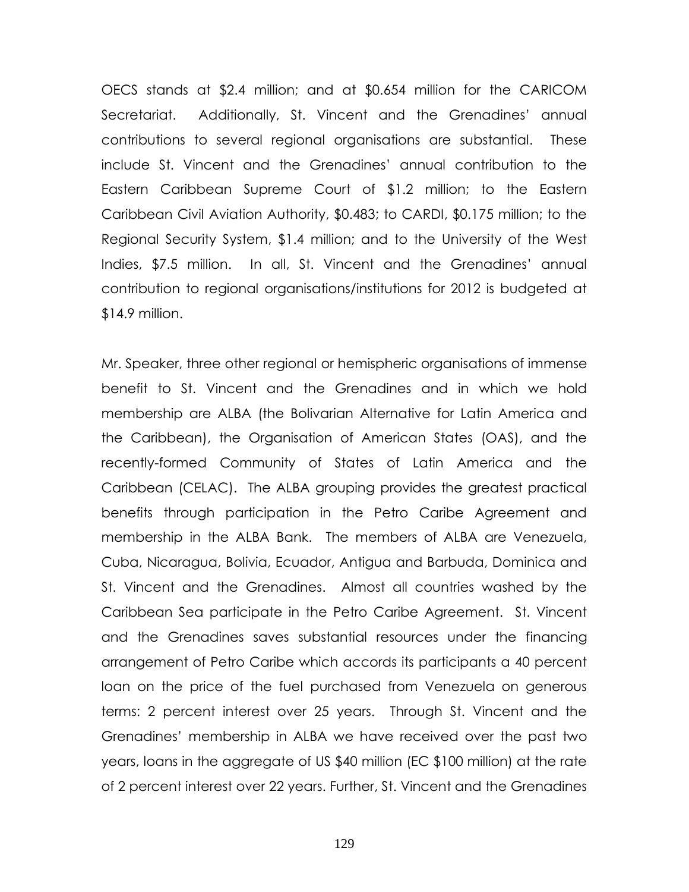OECS stands at $2.4 million; and at $0.654 million for the CARICOM Secretariat. Additionally, St. Vincent and the Grenadines' annual contributions to several regional organisations are substantial. These include St. Vincent and the Grenadines' annual contribution to the Eastern Caribbean Supreme Court of $1.2 million; to the Eastern Caribbean Civil Aviation Authority, $0.483; to CARDI, $0.175 million; to the Regional Security System, $1.4 million; and to the University of the West Indies, $7.5 million. In all, St. Vincent and the Grenadines' annual contribution to regional organisations/institutions for 2012 is budgeted at $14.9 million.

Mr. Speaker, three other regional or hemispheric organisations of immense benefit to St. Vincent and the Grenadines and in which we hold membership are ALBA (the Bolivarian Alternative for Latin America and the Caribbean), the Organisation of American States (OAS), and the recently-formed Community of States of Latin America and the Caribbean (CELAC). The ALBA grouping provides the greatest practical benefits through participation in the Petro Caribe Agreement and membership in the ALBA Bank. The members of ALBA are Venezuela, Cuba, Nicaragua, Bolivia, Ecuador, Antigua and Barbuda, Dominica and St. Vincent and the Grenadines. Almost all countries washed by the Caribbean Sea participate in the Petro Caribe Agreement. St. Vincent and the Grenadines saves substantial resources under the financing arrangement of Petro Caribe which accords its participants a 40 percent loan on the price of the fuel purchased from Venezuela on generous terms: 2 percent interest over 25 years. Through St. Vincent and the Grenadines' membership in ALBA we have received over the past two years, loans in the aggregate of US $40 million (EC $100 million) at the rate of 2 percent interest over 22 years. Further, St. Vincent and the Grenadines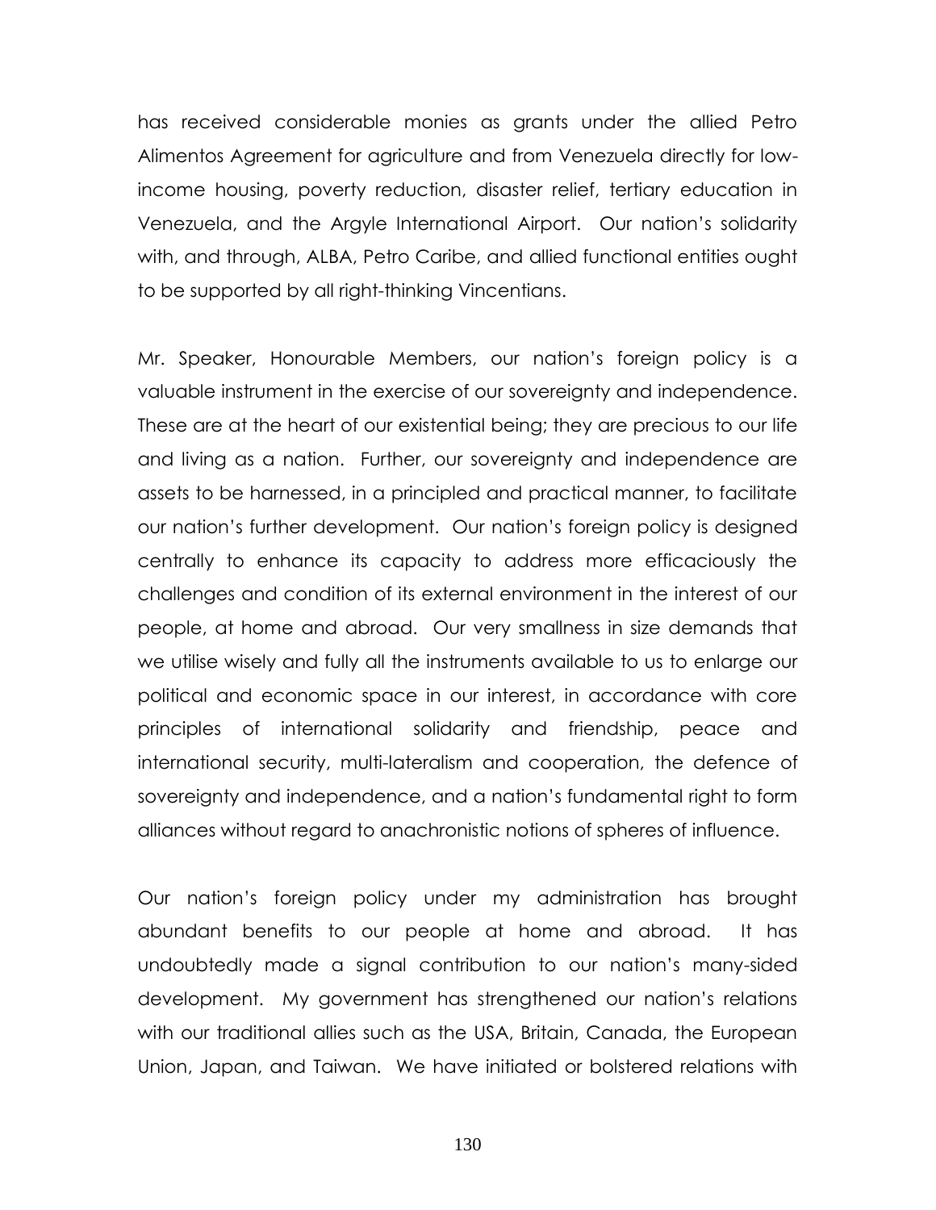has received considerable monies as grants under the allied Petro Alimentos Agreement for agriculture and from Venezuela directly for low-income housing, poverty reduction, disaster relief, tertiary education in Venezuela, and the Argyle International Airport. Our nation's solidarity with, and through, ALBA, Petro Caribe, and allied functional entities ought to be supported by all right-thinking Vincentians.

Mr. Speaker, Honourable Members, our nation's foreign policy is a valuable instrument in the exercise of our sovereignty and independence. These are at the heart of our existential being; they are precious to our life and living as a nation. Further, our sovereignty and independence are assets to be harnessed, in a principled and practical manner, to facilitate our nation's further development. Our nation's foreign policy is designed centrally to enhance its capacity to address more efficaciously the challenges and condition of its external environment in the interest of our people, at home and abroad. Our very smallness in size demands that we utilise wisely and fully all the instruments available to us to enlarge our political and economic space in our interest, in accordance with core principles of international solidarity and friendship, peace and international security, multi-lateralism and cooperation, the defence of sovereignty and independence, and a nation's fundamental right to form alliances without regard to anachronistic notions of spheres of influence.

Our nation's foreign policy under my administration has brought abundant benefits to our people at home and abroad. It has undoubtedly made a signal contribution to our nation's many-sided development. My government has strengthened our nation's relations with our traditional allies such as the USA, Britain, Canada, the European Union, Japan, and Taiwan. We have initiated or bolstered relations with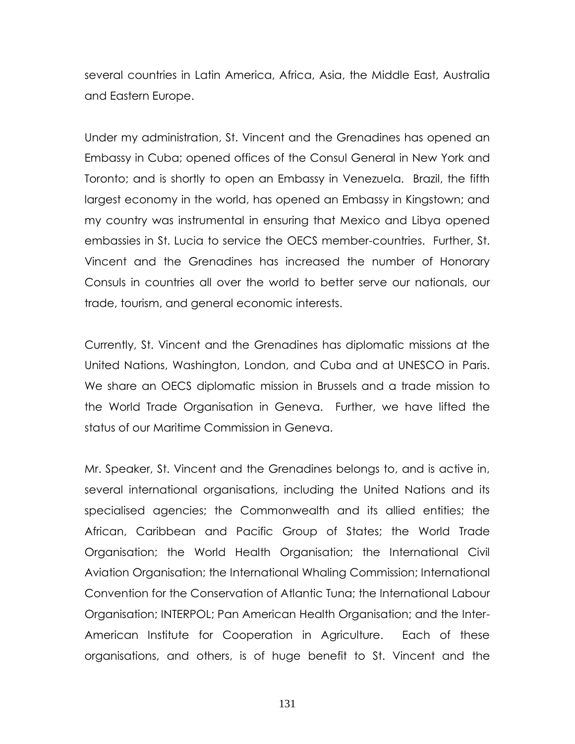several countries in Latin America, Africa, Asia, the Middle East, Australia and Eastern Europe.

Under my administration, St. Vincent and the Grenadines has opened an Embassy in Cuba; opened offices of the Consul General in New York and Toronto; and is shortly to open an Embassy in Venezuela. Brazil, the fifth largest economy in the world, has opened an Embassy in Kingstown; and my country was instrumental in ensuring that Mexico and Libya opened embassies in St. Lucia to service the OECS member-countries. Further, St. Vincent and the Grenadines has increased the number of Honorary Consuls in countries all over the world to better serve our nationals, our trade, tourism, and general economic interests.

Currently, St. Vincent and the Grenadines has diplomatic missions at the United Nations, Washington, London, and Cuba and at UNESCO in Paris. We share an OECS diplomatic mission in Brussels and a trade mission to the World Trade Organisation in Geneva. Further, we have lifted the status of our Maritime Commission in Geneva.

Mr. Speaker, St. Vincent and the Grenadines belongs to, and is active in, several international organisations, including the United Nations and its specialised agencies; the Commonwealth and its allied entities; the African, Caribbean and Pacific Group of States; the World Trade Organisation; the World Health Organisation; the International Civil Aviation Organisation; the International Whaling Commission; International Convention for the Conservation of Atlantic Tuna; the International Labour Organisation; INTERPOL; Pan American Health Organisation; and the Inter-American Institute for Cooperation in Agriculture. Each of these organisations, and others, is of huge benefit to St. Vincent and the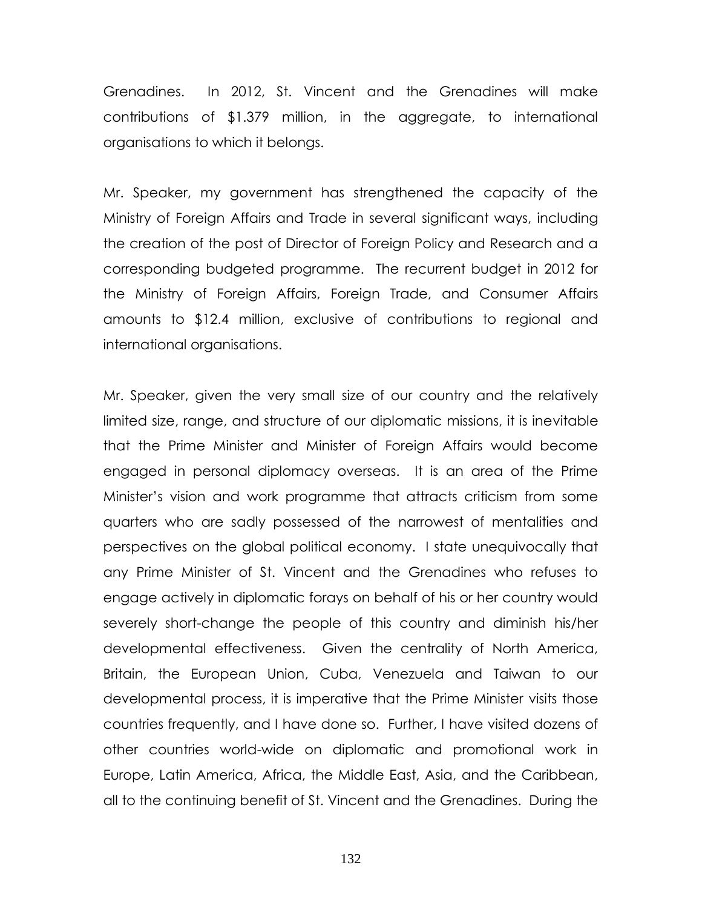Grenadines. In 2012, St. Vincent and the Grenadines will make contributions of $1.379 million, in the aggregate, to international organisations to which it belongs.

Mr. Speaker, my government has strengthened the capacity of the Ministry of Foreign Affairs and Trade in several significant ways, including the creation of the post of Director of Foreign Policy and Research and a corresponding budgeted programme. The recurrent budget in 2012 for the Ministry of Foreign Affairs, Foreign Trade, and Consumer Affairs amounts to $12.4 million, exclusive of contributions to regional and international organisations.

Mr. Speaker, given the very small size of our country and the relatively limited size, range, and structure of our diplomatic missions, it is inevitable that the Prime Minister and Minister of Foreign Affairs would become engaged in personal diplomacy overseas. It is an area of the Prime Minister's vision and work programme that attracts criticism from some quarters who are sadly possessed of the narrowest of mentalities and perspectives on the global political economy. I state unequivocally that any Prime Minister of St. Vincent and the Grenadines who refuses to engage actively in diplomatic forays on behalf of his or her country would severely short-change the people of this country and diminish his/her developmental effectiveness. Given the centrality of North America, Britain, the European Union, Cuba, Venezuela and Taiwan to our developmental process, it is imperative that the Prime Minister visits those countries frequently, and I have done so. Further, I have visited dozens of other countries world-wide on diplomatic and promotional work in Europe, Latin America, Africa, the Middle East, Asia, and the Caribbean, all to the continuing benefit of St. Vincent and the Grenadines. During the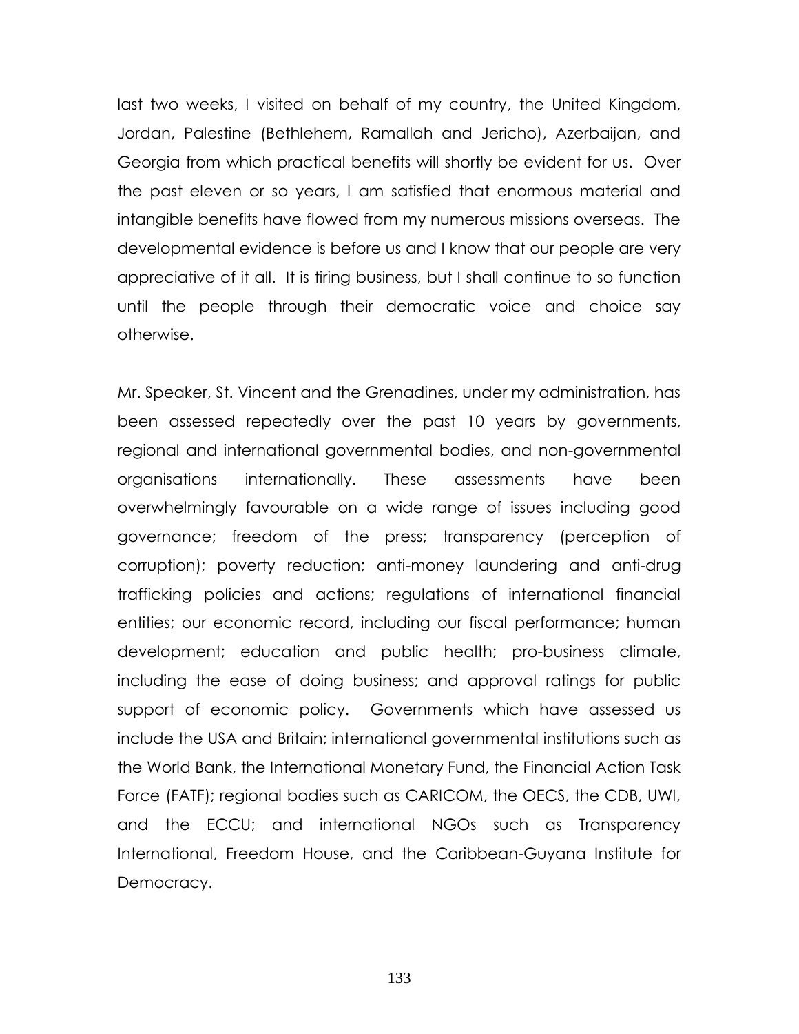last two weeks, I visited on behalf of my country, the United Kingdom, Jordan, Palestine (Bethlehem, Ramallah and Jericho), Azerbaijan, and Georgia from which practical benefits will shortly be evident for us. Over the past eleven or so years, I am satisfied that enormous material and intangible benefits have flowed from my numerous missions overseas. The developmental evidence is before us and I know that our people are very appreciative of it all. It is tiring business, but I shall continue to so function until the people through their democratic voice and choice say otherwise.

Mr. Speaker, St. Vincent and the Grenadines, under my administration, has been assessed repeatedly over the past 10 years by governments, regional and international governmental bodies, and non-governmental organisations internationally. These assessments have been overwhelmingly favourable on a wide range of issues including good governance; freedom of the press; transparency (perception of corruption); poverty reduction; anti-money laundering and anti-drug trafficking policies and actions; regulations of international financial entities; our economic record, including our fiscal performance; human development; education and public health; pro-business climate, including the ease of doing business; and approval ratings for public support of economic policy. Governments which have assessed us include the USA and Britain; international governmental institutions such as the World Bank, the International Monetary Fund, the Financial Action Task Force (FATF); regional bodies such as CARICOM, the OECS, the CDB, UWI, and the ECCU; and international NGOs such as Transparency International, Freedom House, and the Caribbean-Guyana Institute for Democracy.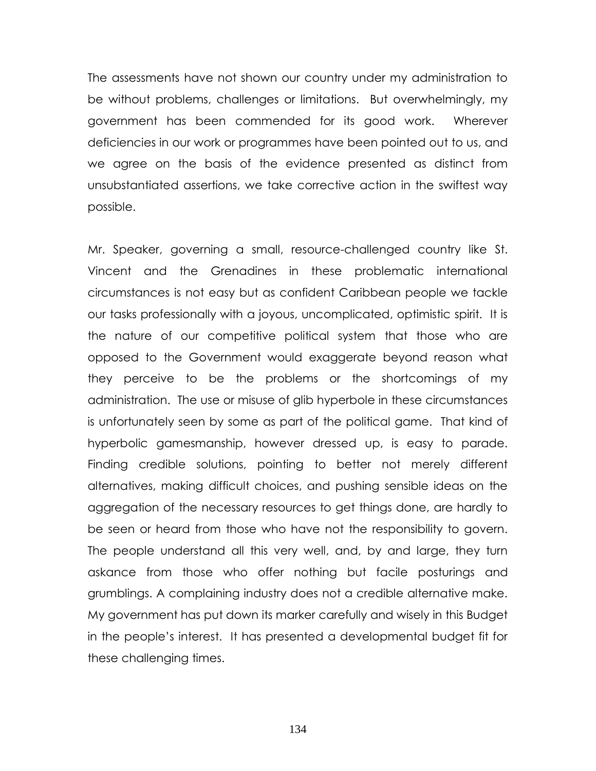The assessments have not shown our country under my administration to be without problems, challenges or limitations. But overwhelmingly, my government has been commended for its good work. Wherever deficiencies in our work or programmes have been pointed out to us, and we agree on the basis of the evidence presented as distinct from unsubstantiated assertions, we take corrective action in the swiftest way possible.

Mr. Speaker, governing a small, resource-challenged country like St. Vincent and the Grenadines in these problematic international circumstances is not easy but as confident Caribbean people we tackle our tasks professionally with a joyous, uncomplicated, optimistic spirit. It is the nature of our competitive political system that those who are opposed to the Government would exaggerate beyond reason what they perceive to be the problems or the shortcomings of my administration. The use or misuse of glib hyperbole in these circumstances is unfortunately seen by some as part of the political game. That kind of hyperbolic gamesmanship, however dressed up, is easy to parade. Finding credible solutions, pointing to better not merely different alternatives, making difficult choices, and pushing sensible ideas on the aggregation of the necessary resources to get things done, are hardly to be seen or heard from those who have not the responsibility to govern. The people understand all this very well, and, by and large, they turn askance from those who offer nothing but facile posturings and grumblings. A complaining industry does not a credible alternative make. My government has put down its marker carefully and wisely in this Budget in the people's interest. It has presented a developmental budget fit for these challenging times.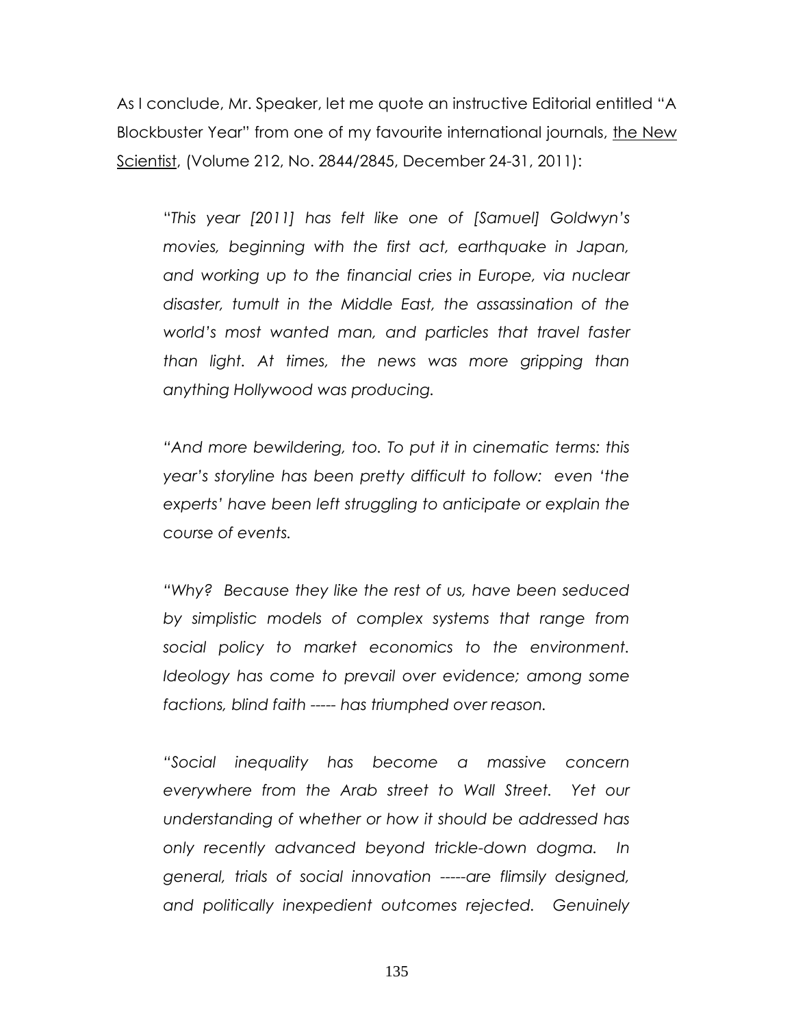As I conclude, Mr. Speaker, let me quote an instructive Editorial entitled "A Blockbuster Year" from one of my favourite international journals, the New Scientist, (Volume 212, No. 2844/2845, December 24-31, 2011):

> *"This year [2011] has felt like one of [Samuel] Goldwyn's movies, beginning with the first act, earthquake in Japan, and working up to the financial cries in Europe, via nuclear disaster, tumult in the Middle East, the assassination of the world's most wanted man, and particles that travel faster than light. At times, the news was more gripping than anything Hollywood was producing.*
>
> *"And more bewildering, too. To put it in cinematic terms: this year's storyline has been pretty difficult to follow: even 'the experts' have been left struggling to anticipate or explain the course of events.*
>
> *"Why? Because they like the rest of us, have been seduced by simplistic models of complex systems that range from social policy to market economics to the environment. Ideology has come to prevail over evidence; among some factions, blind faith ----- has triumphed over reason.*
>
> *"Social inequality has become a massive concern everywhere from the Arab street to Wall Street. Yet our understanding of whether or how it should be addressed has only recently advanced beyond trickle-down dogma. In general, trials of social innovation -----are flimsily designed, and politically inexpedient outcomes rejected. Genuinely*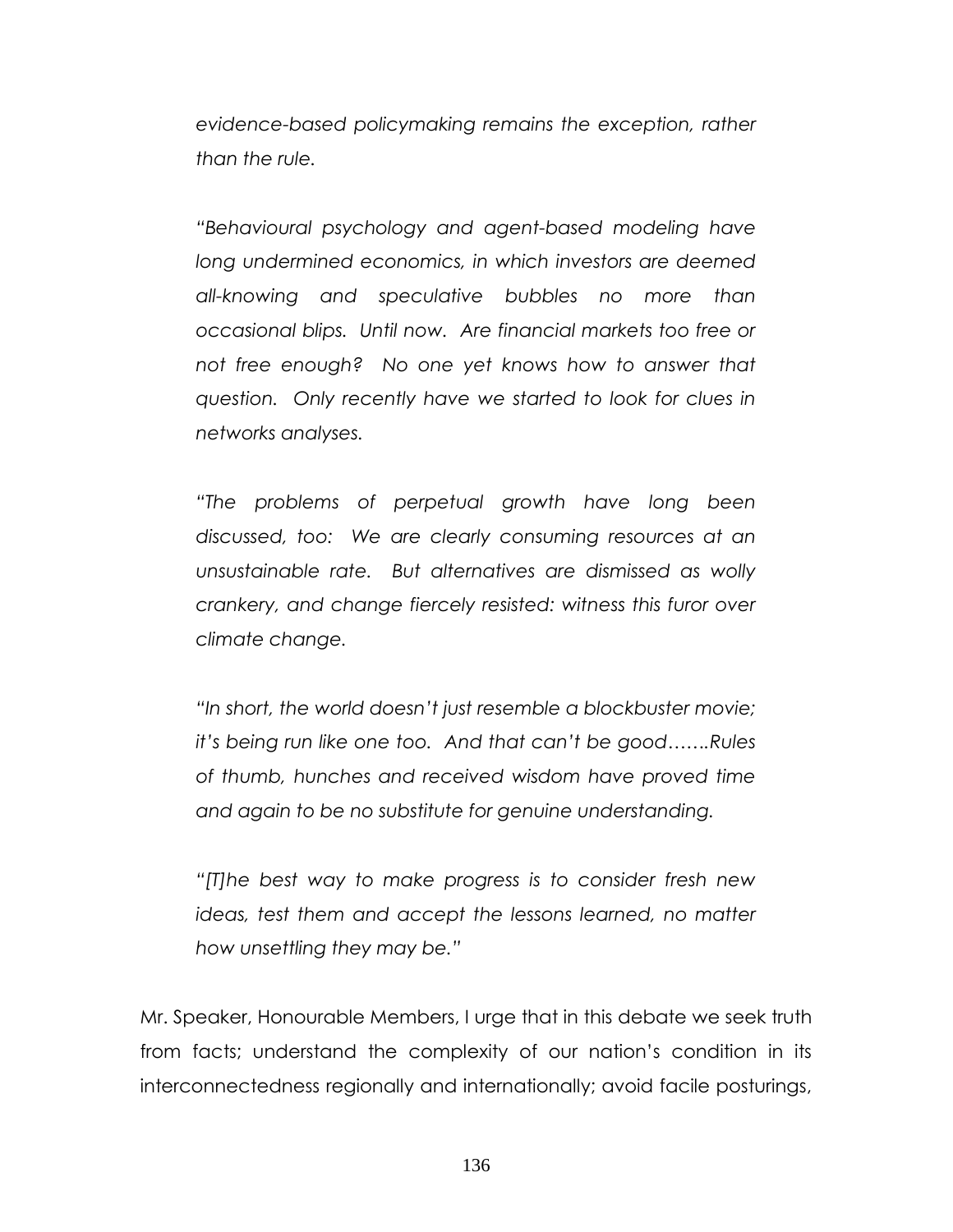*evidence-based policymaking remains the exception, rather than the rule.*

*"Behavioural psychology and agent-based modeling have long undermined economics, in which investors are deemed all-knowing and speculative bubbles no more than occasional blips. Until now. Are financial markets too free or not free enough? No one yet knows how to answer that question. Only recently have we started to look for clues in networks analyses.*

*"The problems of perpetual growth have long been discussed, too: We are clearly consuming resources at an unsustainable rate. But alternatives are dismissed as wolly crankery, and change fiercely resisted: witness this furor over climate change.*

*"In short, the world doesn't just resemble a blockbuster movie; it's being run like one too. And that can't be good…….Rules of thumb, hunches and received wisdom have proved time and again to be no substitute for genuine understanding.*

*"[T]he best way to make progress is to consider fresh new ideas, test them and accept the lessons learned, no matter how unsettling they may be."*

Mr. Speaker, Honourable Members, I urge that in this debate we seek truth from facts; understand the complexity of our nation's condition in its interconnectedness regionally and internationally; avoid facile posturings,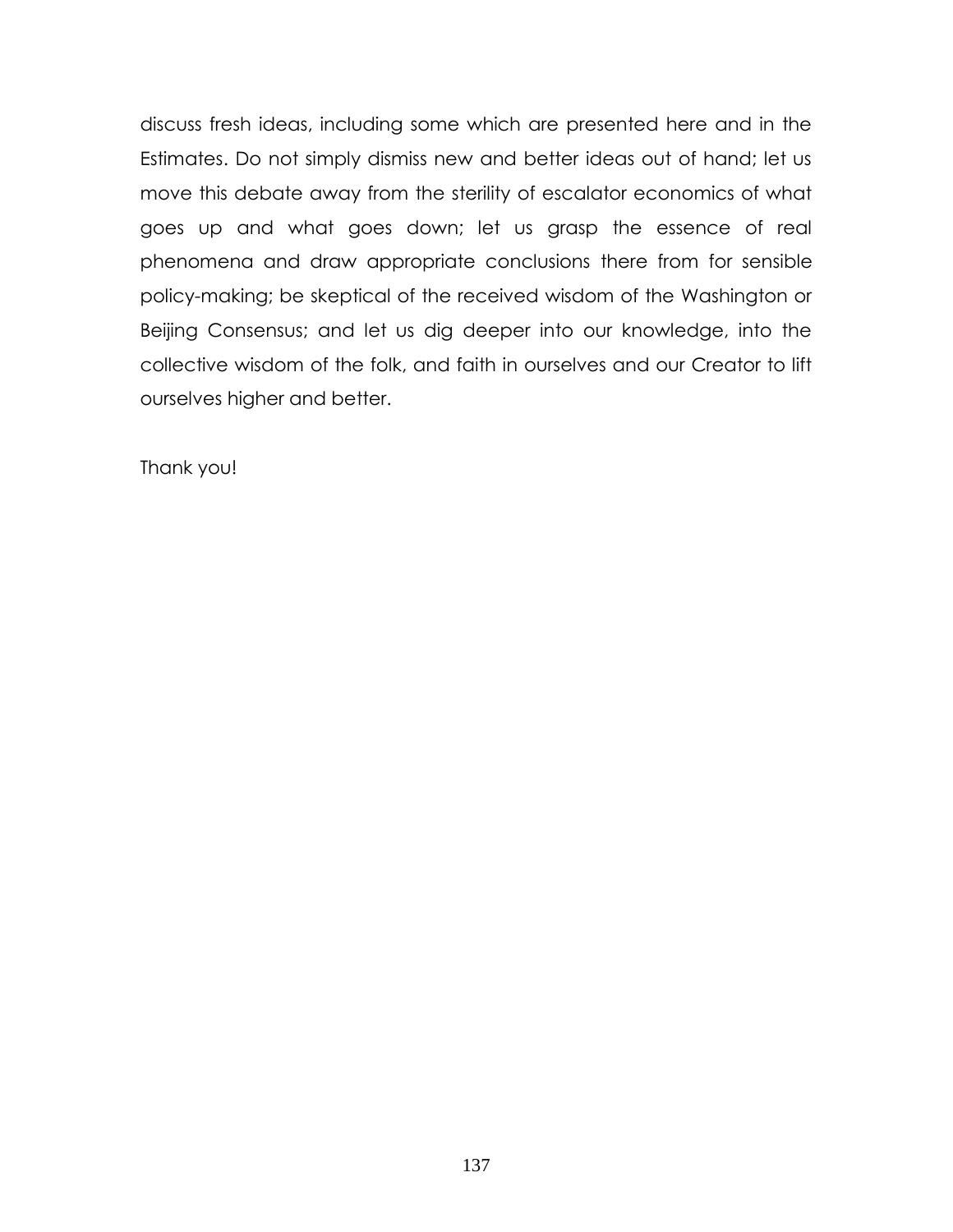discuss fresh ideas, including some which are presented here and in the Estimates. Do not simply dismiss new and better ideas out of hand; let us move this debate away from the sterility of escalator economics of what goes up and what goes down; let us grasp the essence of real phenomena and draw appropriate conclusions there from for sensible policy-making; be skeptical of the received wisdom of the Washington or Beijing Consensus; and let us dig deeper into our knowledge, into the collective wisdom of the folk, and faith in ourselves and our Creator to lift ourselves higher and better.

Thank you!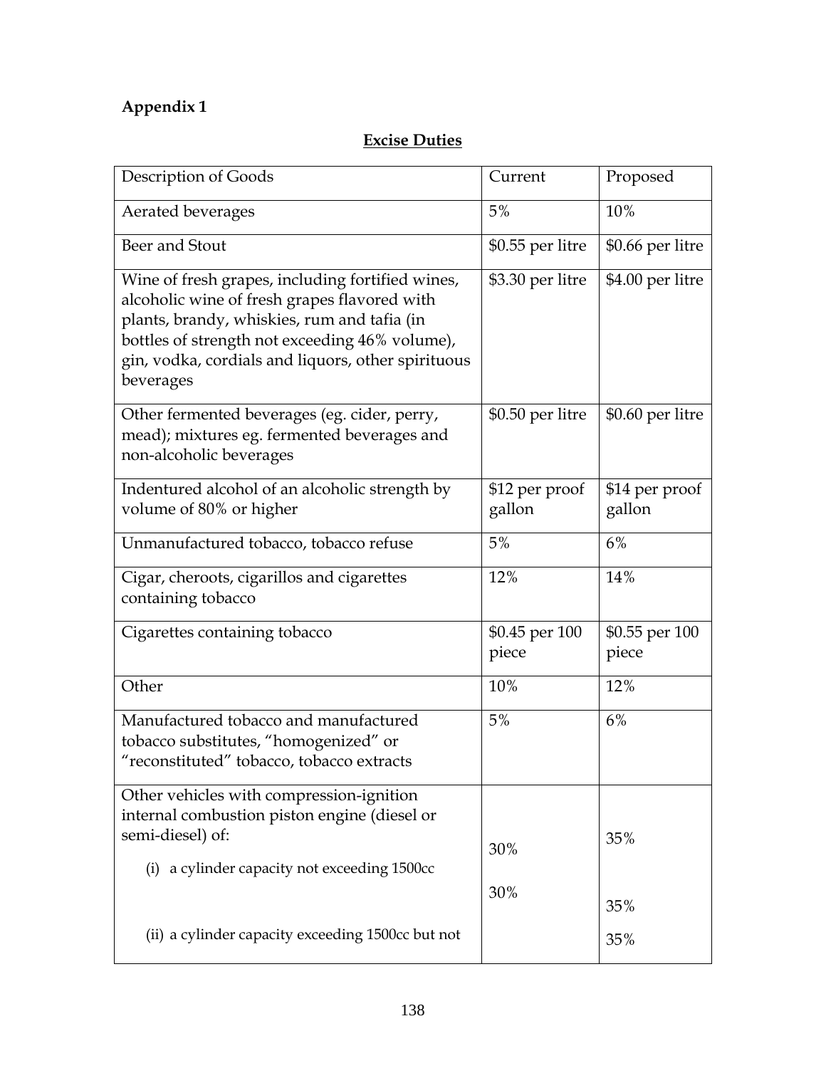## Appendix 1

### Excise Duties

| Description of Goods | Current | Proposed |
|---|---|---|
| Aerated beverages | 5% | 10% |
| Beer and Stout | \$0.55 per litre | \$0.66 per litre |
| Wine of fresh grapes, including fortified wines, alcoholic wine of fresh grapes flavored with plants, brandy, whiskies, rum and tafia (in bottles of strength not exceeding 46% volume), gin, vodka, cordials and liquors, other spirituous beverages | \$3.30 per litre | \$4.00 per litre |
| Other fermented beverages (eg. cider, perry, mead); mixtures eg. fermented beverages and non-alcoholic beverages | \$0.50 per litre | \$0.60 per litre |
| Indentured alcohol of an alcoholic strength by volume of 80% or higher | \$12 per proof gallon | \$14 per proof gallon |
| Unmanufactured tobacco, tobacco refuse | 5% | 6% |
| Cigar, cheroots, cigarillos and cigarettes containing tobacco | 12% | 14% |
| Cigarettes containing tobacco | \$0.45 per 100 piece | \$0.55 per 100 piece |
| Other | 10% | 12% |
| Manufactured tobacco and manufactured tobacco substitutes, "homogenized" or "reconstituted" tobacco, tobacco extracts | 5% | 6% |
| Other vehicles with compression-ignition internal combustion piston engine (diesel or semi-diesel) of: | 30% | 35% |
| (i) a cylinder capacity not exceeding 1500cc | 30% | 35% |
| (ii) a cylinder capacity exceeding 1500cc but not | | 35% |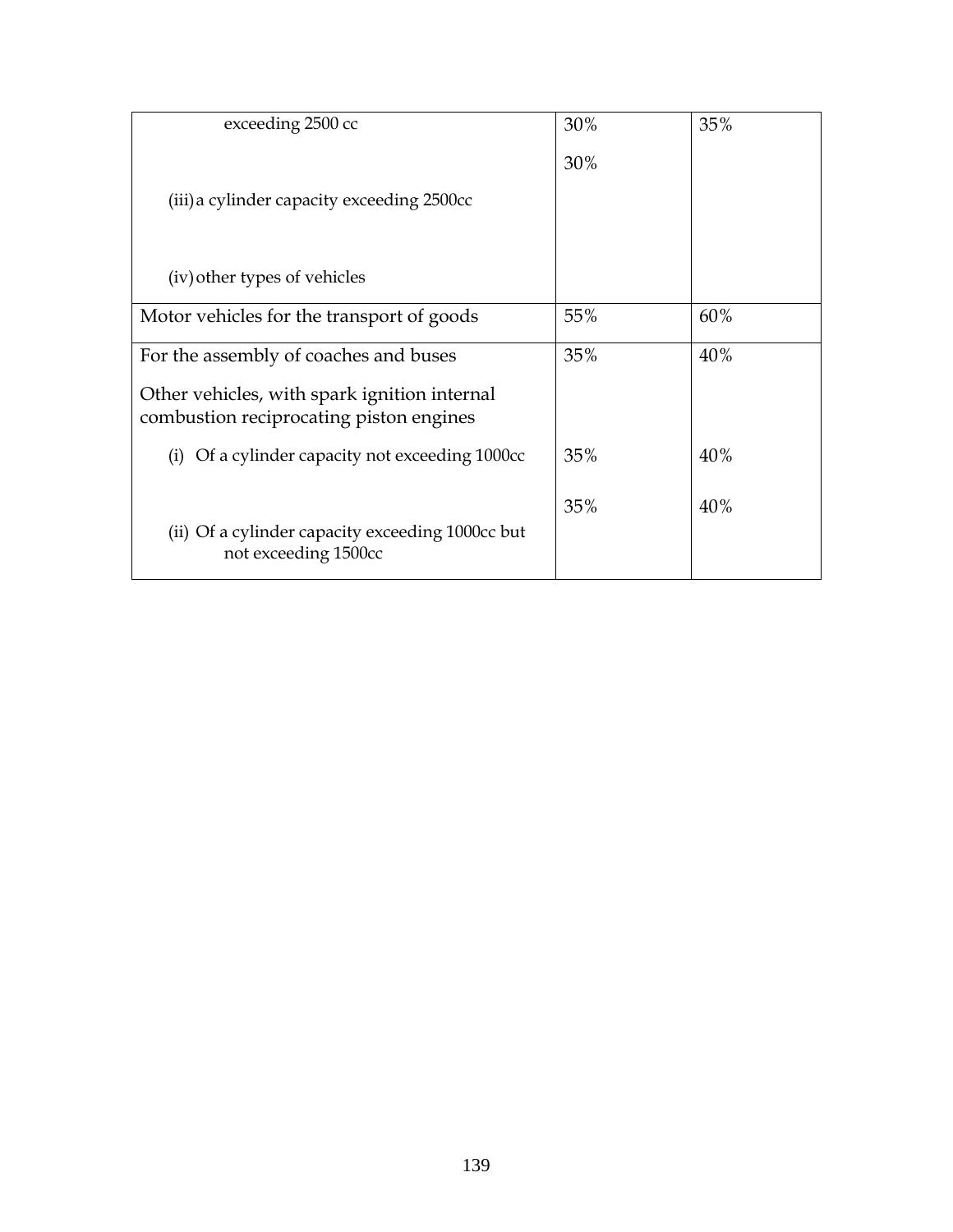| | | |
|---|---|---|
| exceeding 2500 cc | 30% | 35% |
| (iii) a cylinder capacity exceeding 2500cc | 30% | |
| (iv) other types of vehicles | | |
| Motor vehicles for the transport of goods | 55% | 60% |
| For the assembly of coaches and buses | 35% | 40% |
| Other vehicles, with spark ignition internal combustion reciprocating piston engines | | |
| (i) Of a cylinder capacity not exceeding 1000cc | 35% | 40% |
| (ii) Of a cylinder capacity exceeding 1000cc but not exceeding 1500cc | 35% | 40% |